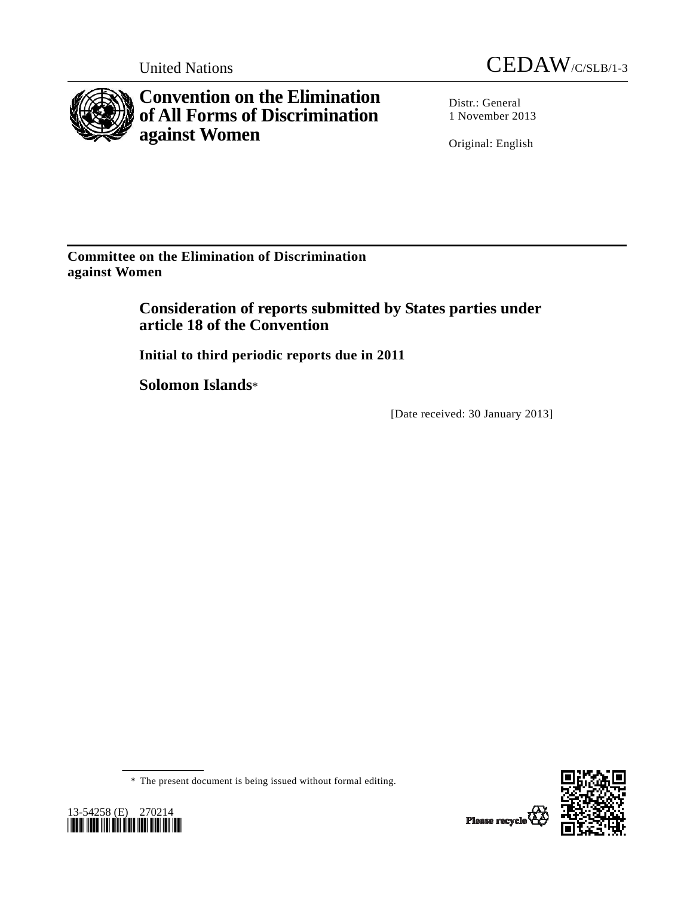United Nations CEDAW/C/SLB/1-3

# Convention on the Elimination of All Forms of Discrimination against Women

Distr.: General
1 November 2013

Original: English

**Committee on the Elimination of Discrimination against Women**

## Consideration of reports submitted by States parties under article 18 of the Convention

### Initial to third periodic reports due in 2011

## Solomon Islands*

[Date received: 30 January 2013]

\* The present document is being issued without formal editing.

13-54258 (E) 270214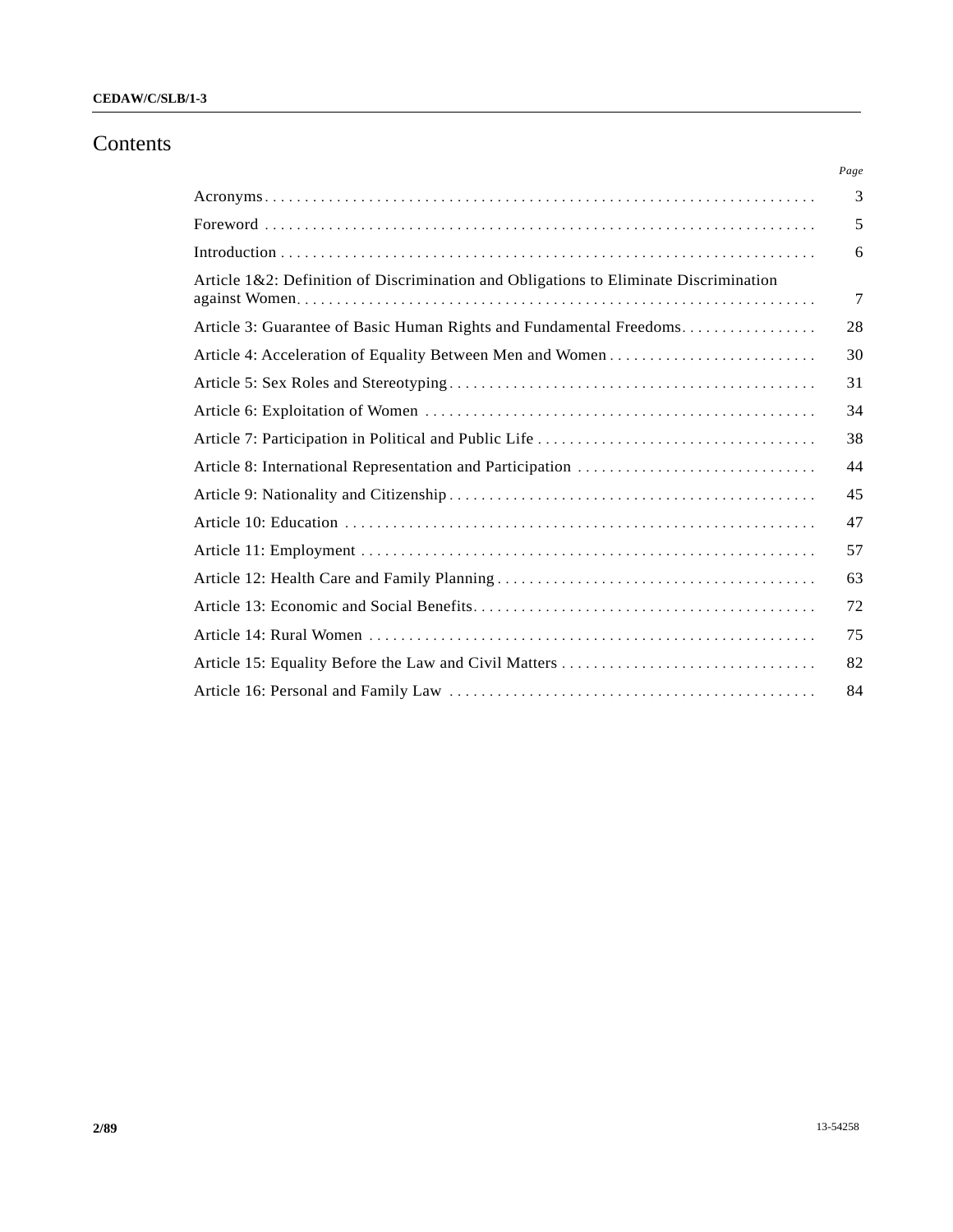# Contents

| | Page |
|---|---|
| Acronyms | 3 |
| Foreword | 5 |
| Introduction | 6 |
| Article 1&2: Definition of Discrimination and Obligations to Eliminate Discrimination against Women | 7 |
| Article 3: Guarantee of Basic Human Rights and Fundamental Freedoms | 28 |
| Article 4: Acceleration of Equality Between Men and Women | 30 |
| Article 5: Sex Roles and Stereotyping | 31 |
| Article 6: Exploitation of Women | 34 |
| Article 7: Participation in Political and Public Life | 38 |
| Article 8: International Representation and Participation | 44 |
| Article 9: Nationality and Citizenship | 45 |
| Article 10: Education | 47 |
| Article 11: Employment | 57 |
| Article 12: Health Care and Family Planning | 63 |
| Article 13: Economic and Social Benefits | 72 |
| Article 14: Rural Women | 75 |
| Article 15: Equality Before the Law and Civil Matters | 82 |
| Article 16: Personal and Family Law | 84 |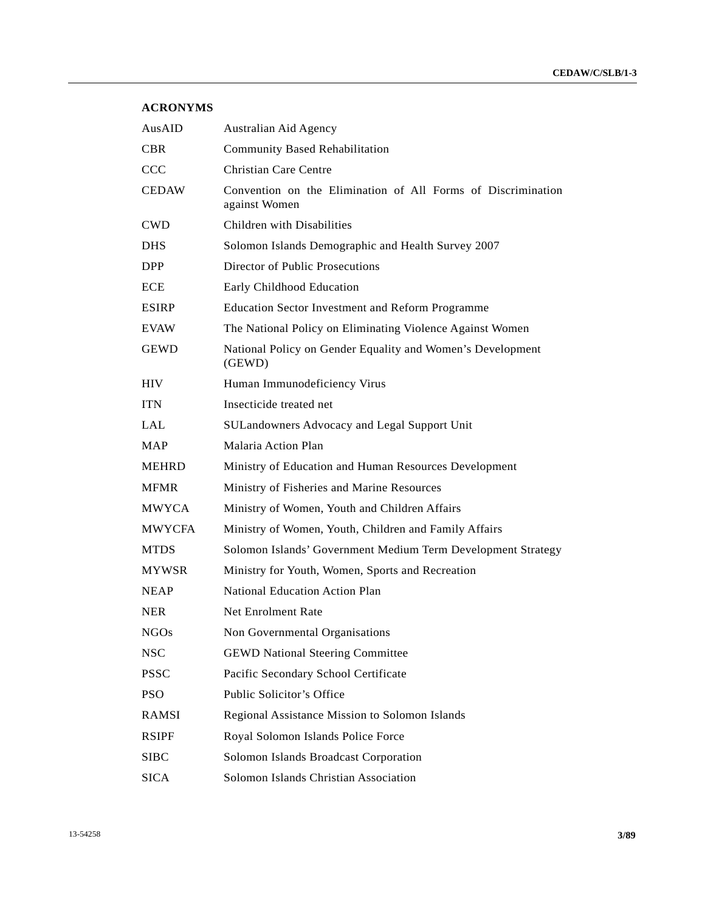## ACRONYMS

| | |
|---|---|
| AusAID | Australian Aid Agency |
| CBR | Community Based Rehabilitation |
| CCC | Christian Care Centre |
| CEDAW | Convention on the Elimination of All Forms of Discrimination against Women |
| CWD | Children with Disabilities |
| DHS | Solomon Islands Demographic and Health Survey 2007 |
| DPP | Director of Public Prosecutions |
| ECE | Early Childhood Education |
| ESIRP | Education Sector Investment and Reform Programme |
| EVAW | The National Policy on Eliminating Violence Against Women |
| GEWD | National Policy on Gender Equality and Women's Development (GEWD) |
| HIV | Human Immunodeficiency Virus |
| ITN | Insecticide treated net |
| LAL | SULandowners Advocacy and Legal Support Unit |
| MAP | Malaria Action Plan |
| MEHRD | Ministry of Education and Human Resources Development |
| MFMR | Ministry of Fisheries and Marine Resources |
| MWYCA | Ministry of Women, Youth and Children Affairs |
| MWYCFA | Ministry of Women, Youth, Children and Family Affairs |
| MTDS | Solomon Islands' Government Medium Term Development Strategy |
| MYWSR | Ministry for Youth, Women, Sports and Recreation |
| NEAP | National Education Action Plan |
| NER | Net Enrolment Rate |
| NGOs | Non Governmental Organisations |
| NSC | GEWD National Steering Committee |
| PSSC | Pacific Secondary School Certificate |
| PSO | Public Solicitor's Office |
| RAMSI | Regional Assistance Mission to Solomon Islands |
| RSIPF | Royal Solomon Islands Police Force |
| SIBC | Solomon Islands Broadcast Corporation |
| SICA | Solomon Islands Christian Association |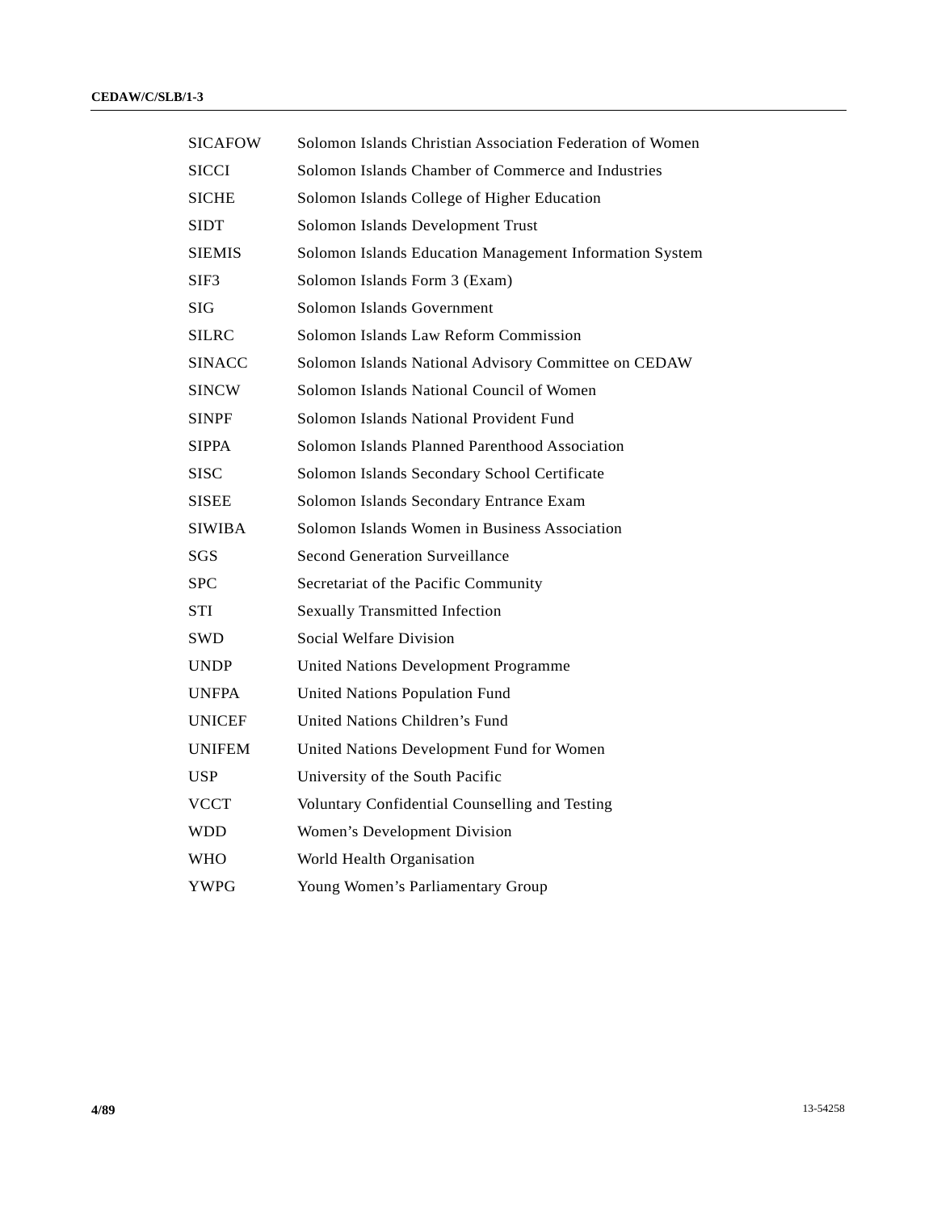| | |
|---|---|
| SICAFOW | Solomon Islands Christian Association Federation of Women |
| SICCI | Solomon Islands Chamber of Commerce and Industries |
| SICHE | Solomon Islands College of Higher Education |
| SIDT | Solomon Islands Development Trust |
| SIEMIS | Solomon Islands Education Management Information System |
| SIF3 | Solomon Islands Form 3 (Exam) |
| SIG | Solomon Islands Government |
| SILRC | Solomon Islands Law Reform Commission |
| SINACC | Solomon Islands National Advisory Committee on CEDAW |
| SINCW | Solomon Islands National Council of Women |
| SINPF | Solomon Islands National Provident Fund |
| SIPPA | Solomon Islands Planned Parenthood Association |
| SISC | Solomon Islands Secondary School Certificate |
| SISEE | Solomon Islands Secondary Entrance Exam |
| SIWIBA | Solomon Islands Women in Business Association |
| SGS | Second Generation Surveillance |
| SPC | Secretariat of the Pacific Community |
| STI | Sexually Transmitted Infection |
| SWD | Social Welfare Division |
| UNDP | United Nations Development Programme |
| UNFPA | United Nations Population Fund |
| UNICEF | United Nations Children's Fund |
| UNIFEM | United Nations Development Fund for Women |
| USP | University of the South Pacific |
| VCCT | Voluntary Confidential Counselling and Testing |
| WDD | Women's Development Division |
| WHO | World Health Organisation |
| YWPG | Young Women's Parliamentary Group |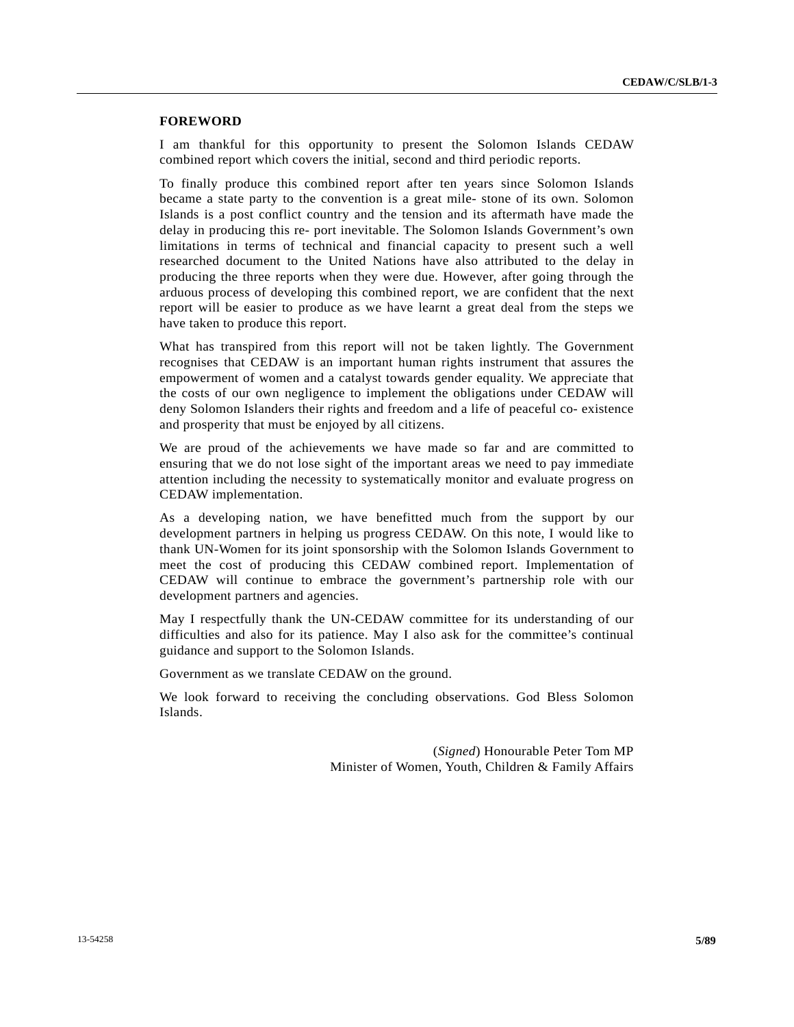## FOREWORD

I am thankful for this opportunity to present the Solomon Islands CEDAW combined report which covers the initial, second and third periodic reports.

To finally produce this combined report after ten years since Solomon Islands became a state party to the convention is a great mile- stone of its own. Solomon Islands is a post conflict country and the tension and its aftermath have made the delay in producing this re- port inevitable. The Solomon Islands Government's own limitations in terms of technical and financial capacity to present such a well researched document to the United Nations have also attributed to the delay in producing the three reports when they were due. However, after going through the arduous process of developing this combined report, we are confident that the next report will be easier to produce as we have learnt a great deal from the steps we have taken to produce this report.

What has transpired from this report will not be taken lightly. The Government recognises that CEDAW is an important human rights instrument that assures the empowerment of women and a catalyst towards gender equality. We appreciate that the costs of our own negligence to implement the obligations under CEDAW will deny Solomon Islanders their rights and freedom and a life of peaceful co- existence and prosperity that must be enjoyed by all citizens.

We are proud of the achievements we have made so far and are committed to ensuring that we do not lose sight of the important areas we need to pay immediate attention including the necessity to systematically monitor and evaluate progress on CEDAW implementation.

As a developing nation, we have benefitted much from the support by our development partners in helping us progress CEDAW. On this note, I would like to thank UN-Women for its joint sponsorship with the Solomon Islands Government to meet the cost of producing this CEDAW combined report. Implementation of CEDAW will continue to embrace the government's partnership role with our development partners and agencies.

May I respectfully thank the UN-CEDAW committee for its understanding of our difficulties and also for its patience. May I also ask for the committee's continual guidance and support to the Solomon Islands.

Government as we translate CEDAW on the ground.

We look forward to receiving the concluding observations. God Bless Solomon Islands.

(*Signed*) Honourable Peter Tom MP
Minister of Women, Youth, Children & Family Affairs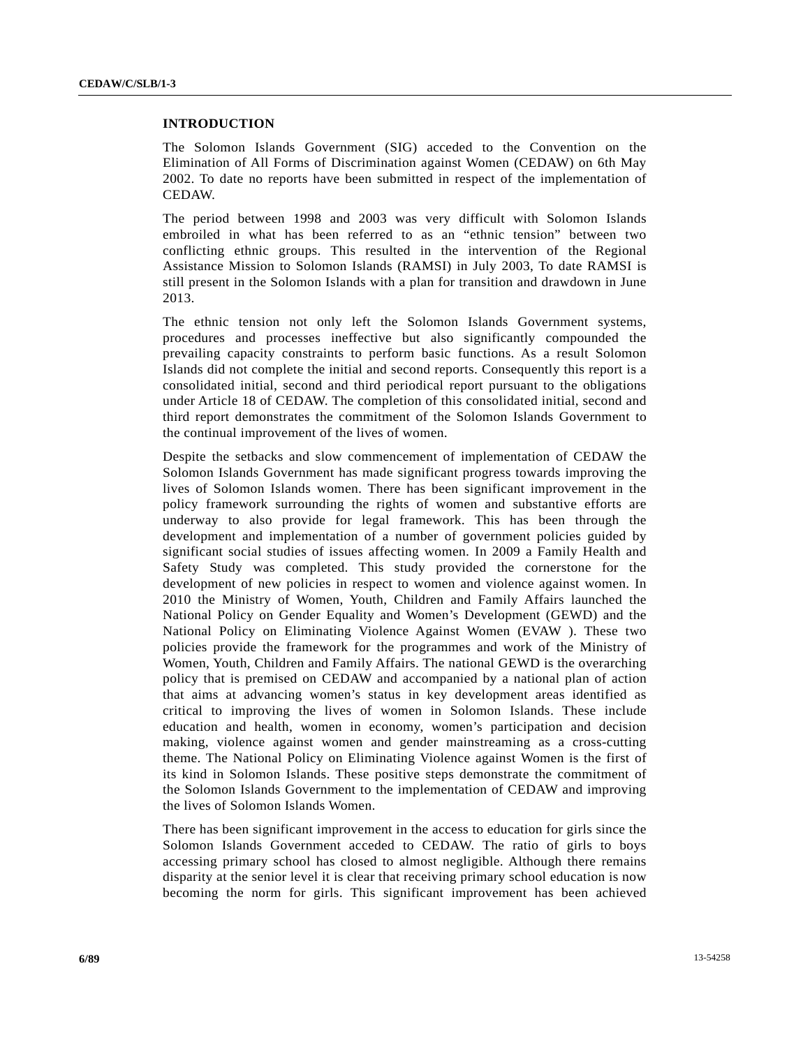## INTRODUCTION

The Solomon Islands Government (SIG) acceded to the Convention on the Elimination of All Forms of Discrimination against Women (CEDAW) on 6th May 2002. To date no reports have been submitted in respect of the implementation of CEDAW.

The period between 1998 and 2003 was very difficult with Solomon Islands embroiled in what has been referred to as an "ethnic tension" between two conflicting ethnic groups. This resulted in the intervention of the Regional Assistance Mission to Solomon Islands (RAMSI) in July 2003, To date RAMSI is still present in the Solomon Islands with a plan for transition and drawdown in June 2013.

The ethnic tension not only left the Solomon Islands Government systems, procedures and processes ineffective but also significantly compounded the prevailing capacity constraints to perform basic functions. As a result Solomon Islands did not complete the initial and second reports. Consequently this report is a consolidated initial, second and third periodical report pursuant to the obligations under Article 18 of CEDAW. The completion of this consolidated initial, second and third report demonstrates the commitment of the Solomon Islands Government to the continual improvement of the lives of women.

Despite the setbacks and slow commencement of implementation of CEDAW the Solomon Islands Government has made significant progress towards improving the lives of Solomon Islands women. There has been significant improvement in the policy framework surrounding the rights of women and substantive efforts are underway to also provide for legal framework. This has been through the development and implementation of a number of government policies guided by significant social studies of issues affecting women. In 2009 a Family Health and Safety Study was completed. This study provided the cornerstone for the development of new policies in respect to women and violence against women. In 2010 the Ministry of Women, Youth, Children and Family Affairs launched the National Policy on Gender Equality and Women's Development (GEWD) and the National Policy on Eliminating Violence Against Women (EVAW ). These two policies provide the framework for the programmes and work of the Ministry of Women, Youth, Children and Family Affairs. The national GEWD is the overarching policy that is premised on CEDAW and accompanied by a national plan of action that aims at advancing women's status in key development areas identified as critical to improving the lives of women in Solomon Islands. These include education and health, women in economy, women's participation and decision making, violence against women and gender mainstreaming as a cross-cutting theme. The National Policy on Eliminating Violence against Women is the first of its kind in Solomon Islands. These positive steps demonstrate the commitment of the Solomon Islands Government to the implementation of CEDAW and improving the lives of Solomon Islands Women.

There has been significant improvement in the access to education for girls since the Solomon Islands Government acceded to CEDAW. The ratio of girls to boys accessing primary school has closed to almost negligible. Although there remains disparity at the senior level it is clear that receiving primary school education is now becoming the norm for girls. This significant improvement has been achieved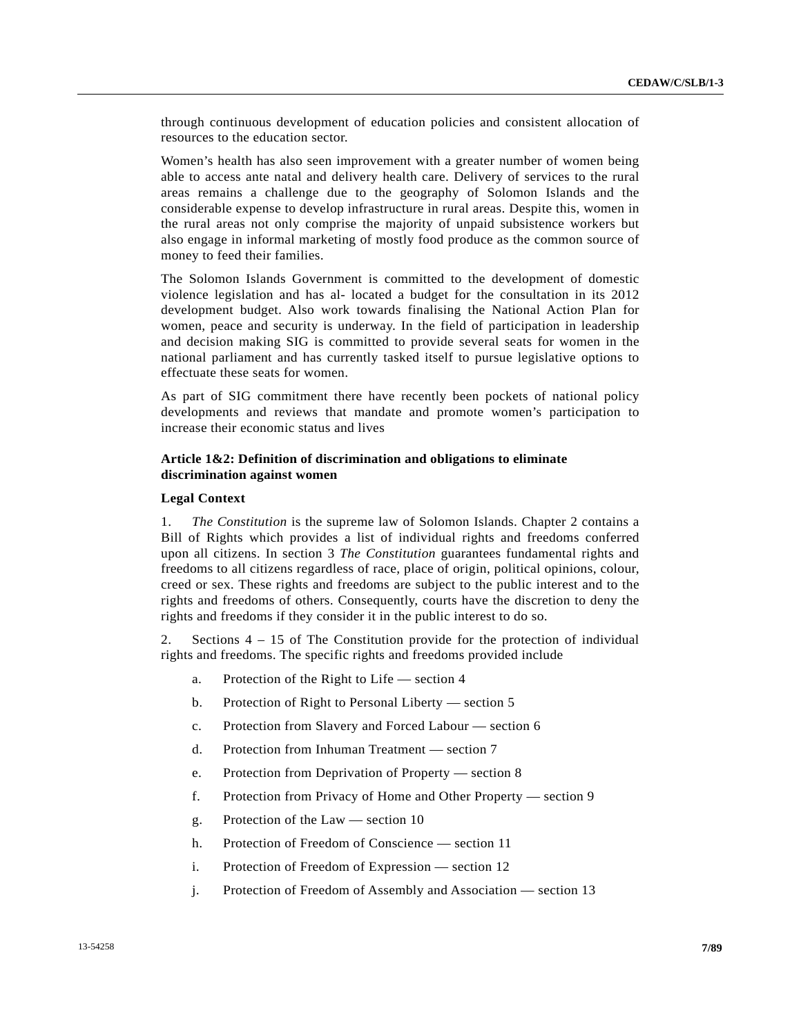through continuous development of education policies and consistent allocation of resources to the education sector.

Women's health has also seen improvement with a greater number of women being able to access ante natal and delivery health care. Delivery of services to the rural areas remains a challenge due to the geography of Solomon Islands and the considerable expense to develop infrastructure in rural areas. Despite this, women in the rural areas not only comprise the majority of unpaid subsistence workers but also engage in informal marketing of mostly food produce as the common source of money to feed their families.

The Solomon Islands Government is committed to the development of domestic violence legislation and has al- located a budget for the consultation in its 2012 development budget. Also work towards finalising the National Action Plan for women, peace and security is underway. In the field of participation in leadership and decision making SIG is committed to provide several seats for women in the national parliament and has currently tasked itself to pursue legislative options to effectuate these seats for women.

As part of SIG commitment there have recently been pockets of national policy developments and reviews that mandate and promote women's participation to increase their economic status and lives

### Article 1&2: Definition of discrimination and obligations to eliminate discrimination against women

#### Legal Context

1. *The Constitution* is the supreme law of Solomon Islands. Chapter 2 contains a Bill of Rights which provides a list of individual rights and freedoms conferred upon all citizens. In section 3 *The Constitution* guarantees fundamental rights and freedoms to all citizens regardless of race, place of origin, political opinions, colour, creed or sex. These rights and freedoms are subject to the public interest and to the rights and freedoms of others. Consequently, courts have the discretion to deny the rights and freedoms if they consider it in the public interest to do so.

2. Sections 4 – 15 of The Constitution provide for the protection of individual rights and freedoms. The specific rights and freedoms provided include

a. Protection of the Right to Life — section 4

b. Protection of Right to Personal Liberty — section 5

c. Protection from Slavery and Forced Labour — section 6

d. Protection from Inhuman Treatment — section 7

e. Protection from Deprivation of Property — section 8

f. Protection from Privacy of Home and Other Property — section 9

g. Protection of the Law — section 10

h. Protection of Freedom of Conscience — section 11

i. Protection of Freedom of Expression — section 12

j. Protection of Freedom of Assembly and Association — section 13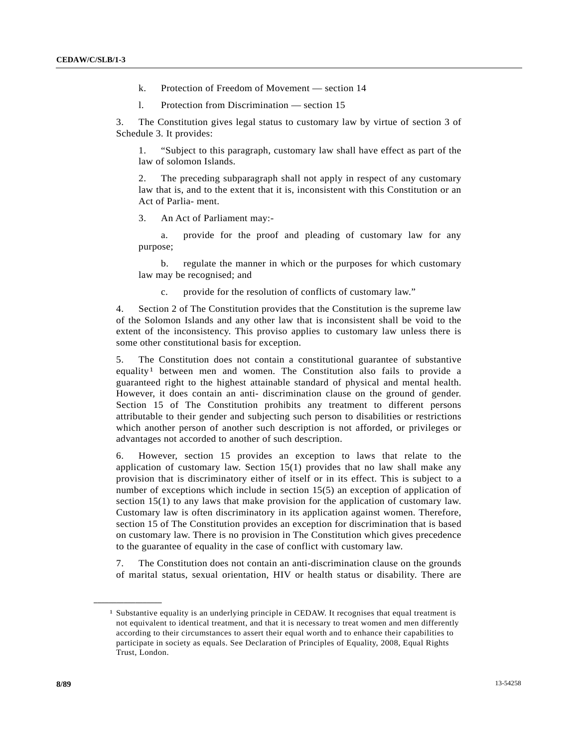k. Protection of Freedom of Movement — section 14

l. Protection from Discrimination — section 15

3. The Constitution gives legal status to customary law by virtue of section 3 of Schedule 3. It provides:

> 1. "Subject to this paragraph, customary law shall have effect as part of the law of solomon Islands.
>
> 2. The preceding subparagraph shall not apply in respect of any customary law that is, and to the extent that it is, inconsistent with this Constitution or an Act of Parlia- ment.
>
> 3. An Act of Parliament may:-
>
> a. provide for the proof and pleading of customary law for any purpose;
>
> b. regulate the manner in which or the purposes for which customary law may be recognised; and
>
> c. provide for the resolution of conflicts of customary law."

4. Section 2 of The Constitution provides that the Constitution is the supreme law of the Solomon Islands and any other law that is inconsistent shall be void to the extent of the inconsistency. This proviso applies to customary law unless there is some other constitutional basis for exception.

5. The Constitution does not contain a constitutional guarantee of substantive equality[1] between men and women. The Constitution also fails to provide a guaranteed right to the highest attainable standard of physical and mental health. However, it does contain an anti- discrimination clause on the ground of gender. Section 15 of The Constitution prohibits any treatment to different persons attributable to their gender and subjecting such person to disabilities or restrictions which another person of another such description is not afforded, or privileges or advantages not accorded to another of such description.

6. However, section 15 provides an exception to laws that relate to the application of customary law. Section 15(1) provides that no law shall make any provision that is discriminatory either of itself or in its effect. This is subject to a number of exceptions which include in section 15(5) an exception of application of section 15(1) to any laws that make provision for the application of customary law. Customary law is often discriminatory in its application against women. Therefore, section 15 of The Constitution provides an exception for discrimination that is based on customary law. There is no provision in The Constitution which gives precedence to the guarantee of equality in the case of conflict with customary law.

7. The Constitution does not contain an anti-discrimination clause on the grounds of marital status, sexual orientation, HIV or health status or disability. There are

---

[1] Substantive equality is an underlying principle in CEDAW. It recognises that equal treatment is not equivalent to identical treatment, and that it is necessary to treat women and men differently according to their circumstances to assert their equal worth and to enhance their capabilities to participate in society as equals. See Declaration of Principles of Equality, 2008, Equal Rights Trust, London.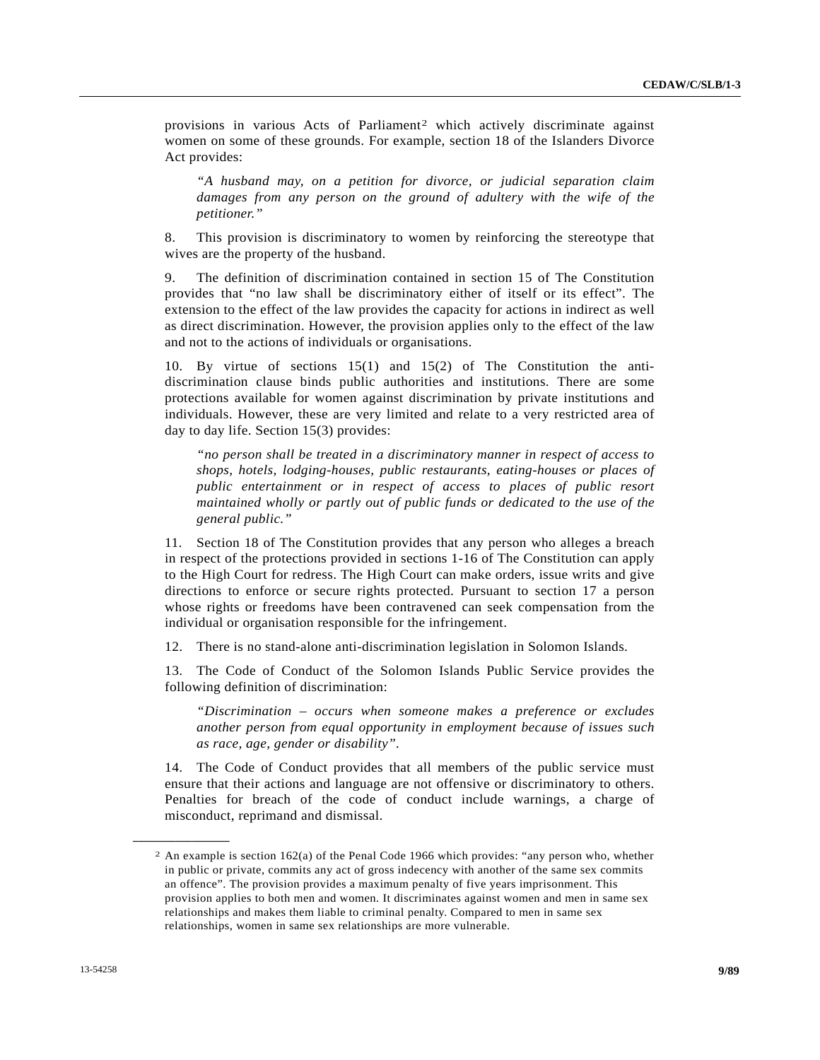provisions in various Acts of Parliament[2] which actively discriminate against women on some of these grounds. For example, section 18 of the Islanders Divorce Act provides:

> *"A husband may, on a petition for divorce, or judicial separation claim damages from any person on the ground of adultery with the wife of the petitioner."*

8. This provision is discriminatory to women by reinforcing the stereotype that wives are the property of the husband.

9. The definition of discrimination contained in section 15 of The Constitution provides that "no law shall be discriminatory either of itself or its effect". The extension to the effect of the law provides the capacity for actions in indirect as well as direct discrimination. However, the provision applies only to the effect of the law and not to the actions of individuals or organisations.

10. By virtue of sections 15(1) and 15(2) of The Constitution the anti-discrimination clause binds public authorities and institutions. There are some protections available for women against discrimination by private institutions and individuals. However, these are very limited and relate to a very restricted area of day to day life. Section 15(3) provides:

> *"no person shall be treated in a discriminatory manner in respect of access to shops, hotels, lodging-houses, public restaurants, eating-houses or places of public entertainment or in respect of access to places of public resort maintained wholly or partly out of public funds or dedicated to the use of the general public."*

11. Section 18 of The Constitution provides that any person who alleges a breach in respect of the protections provided in sections 1-16 of The Constitution can apply to the High Court for redress. The High Court can make orders, issue writs and give directions to enforce or secure rights protected. Pursuant to section 17 a person whose rights or freedoms have been contravened can seek compensation from the individual or organisation responsible for the infringement.

12. There is no stand-alone anti-discrimination legislation in Solomon Islands.

13. The Code of Conduct of the Solomon Islands Public Service provides the following definition of discrimination:

> *"Discrimination – occurs when someone makes a preference or excludes another person from equal opportunity in employment because of issues such as race, age, gender or disability".*

14. The Code of Conduct provides that all members of the public service must ensure that their actions and language are not offensive or discriminatory to others. Penalties for breach of the code of conduct include warnings, a charge of misconduct, reprimand and dismissal.

---

[2] An example is section 162(a) of the Penal Code 1966 which provides: "any person who, whether in public or private, commits any act of gross indecency with another of the same sex commits an offence". The provision provides a maximum penalty of five years imprisonment. This provision applies to both men and women. It discriminates against women and men in same sex relationships and makes them liable to criminal penalty. Compared to men in same sex relationships, women in same sex relationships are more vulnerable.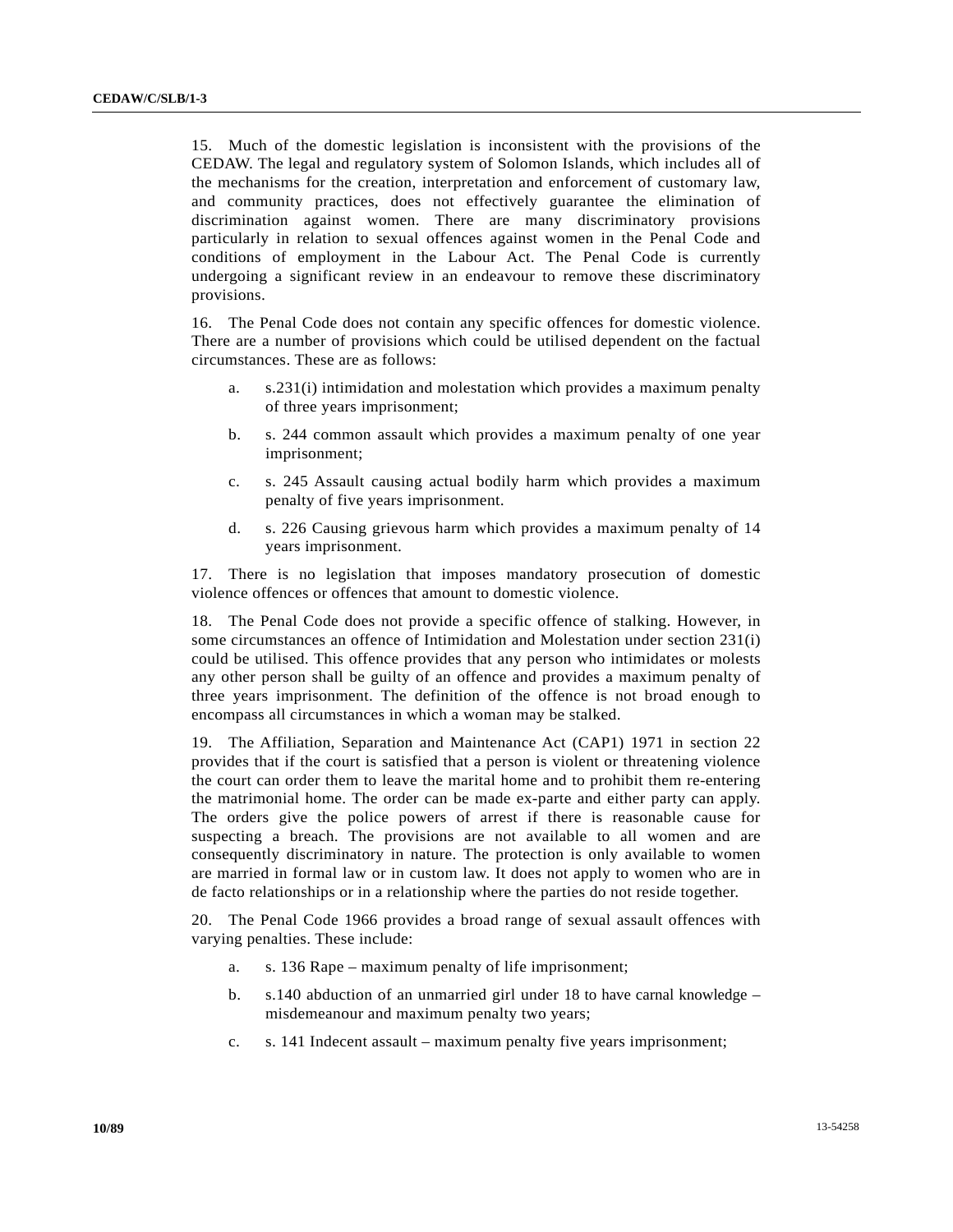15. Much of the domestic legislation is inconsistent with the provisions of the CEDAW. The legal and regulatory system of Solomon Islands, which includes all of the mechanisms for the creation, interpretation and enforcement of customary law, and community practices, does not effectively guarantee the elimination of discrimination against women. There are many discriminatory provisions particularly in relation to sexual offences against women in the Penal Code and conditions of employment in the Labour Act. The Penal Code is currently undergoing a significant review in an endeavour to remove these discriminatory provisions.

16. The Penal Code does not contain any specific offences for domestic violence. There are a number of provisions which could be utilised dependent on the factual circumstances. These are as follows:

a. s.231(i) intimidation and molestation which provides a maximum penalty of three years imprisonment;

b. s. 244 common assault which provides a maximum penalty of one year imprisonment;

c. s. 245 Assault causing actual bodily harm which provides a maximum penalty of five years imprisonment.

d. s. 226 Causing grievous harm which provides a maximum penalty of 14 years imprisonment.

17. There is no legislation that imposes mandatory prosecution of domestic violence offences or offences that amount to domestic violence.

18. The Penal Code does not provide a specific offence of stalking. However, in some circumstances an offence of Intimidation and Molestation under section 231(i) could be utilised. This offence provides that any person who intimidates or molests any other person shall be guilty of an offence and provides a maximum penalty of three years imprisonment. The definition of the offence is not broad enough to encompass all circumstances in which a woman may be stalked.

19. The Affiliation, Separation and Maintenance Act (CAP1) 1971 in section 22 provides that if the court is satisfied that a person is violent or threatening violence the court can order them to leave the marital home and to prohibit them re-entering the matrimonial home. The order can be made ex-parte and either party can apply. The orders give the police powers of arrest if there is reasonable cause for suspecting a breach. The provisions are not available to all women and are consequently discriminatory in nature. The protection is only available to women are married in formal law or in custom law. It does not apply to women who are in de facto relationships or in a relationship where the parties do not reside together.

20. The Penal Code 1966 provides a broad range of sexual assault offences with varying penalties. These include:

a. s. 136 Rape – maximum penalty of life imprisonment;

b. s.140 abduction of an unmarried girl under 18 to have carnal knowledge – misdemeanour and maximum penalty two years;

c. s. 141 Indecent assault – maximum penalty five years imprisonment;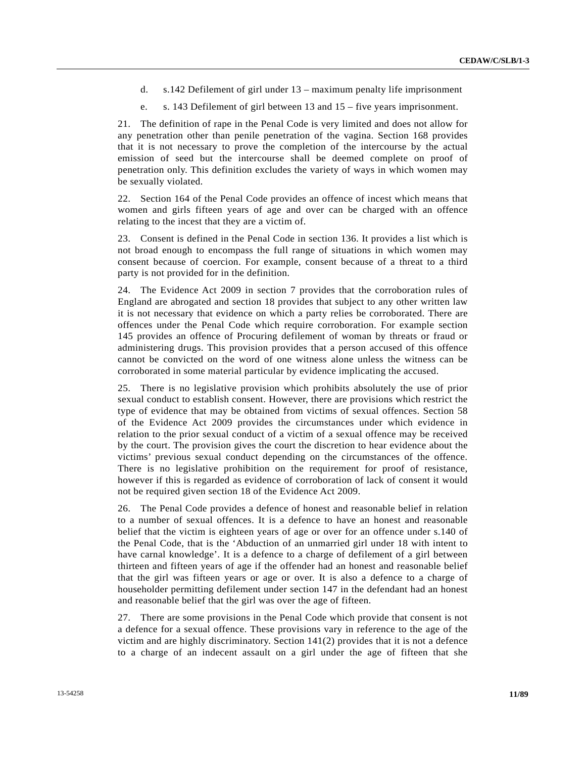d. s.142 Defilement of girl under 13 – maximum penalty life imprisonment

e. s. 143 Defilement of girl between 13 and 15 – five years imprisonment.

21. The definition of rape in the Penal Code is very limited and does not allow for any penetration other than penile penetration of the vagina. Section 168 provides that it is not necessary to prove the completion of the intercourse by the actual emission of seed but the intercourse shall be deemed complete on proof of penetration only. This definition excludes the variety of ways in which women may be sexually violated.

22. Section 164 of the Penal Code provides an offence of incest which means that women and girls fifteen years of age and over can be charged with an offence relating to the incest that they are a victim of.

23. Consent is defined in the Penal Code in section 136. It provides a list which is not broad enough to encompass the full range of situations in which women may consent because of coercion. For example, consent because of a threat to a third party is not provided for in the definition.

24. The Evidence Act 2009 in section 7 provides that the corroboration rules of England are abrogated and section 18 provides that subject to any other written law it is not necessary that evidence on which a party relies be corroborated. There are offences under the Penal Code which require corroboration. For example section 145 provides an offence of Procuring defilement of woman by threats or fraud or administering drugs. This provision provides that a person accused of this offence cannot be convicted on the word of one witness alone unless the witness can be corroborated in some material particular by evidence implicating the accused.

25. There is no legislative provision which prohibits absolutely the use of prior sexual conduct to establish consent. However, there are provisions which restrict the type of evidence that may be obtained from victims of sexual offences. Section 58 of the Evidence Act 2009 provides the circumstances under which evidence in relation to the prior sexual conduct of a victim of a sexual offence may be received by the court. The provision gives the court the discretion to hear evidence about the victims' previous sexual conduct depending on the circumstances of the offence. There is no legislative prohibition on the requirement for proof of resistance, however if this is regarded as evidence of corroboration of lack of consent it would not be required given section 18 of the Evidence Act 2009.

26. The Penal Code provides a defence of honest and reasonable belief in relation to a number of sexual offences. It is a defence to have an honest and reasonable belief that the victim is eighteen years of age or over for an offence under s.140 of the Penal Code, that is the 'Abduction of an unmarried girl under 18 with intent to have carnal knowledge'. It is a defence to a charge of defilement of a girl between thirteen and fifteen years of age if the offender had an honest and reasonable belief that the girl was fifteen years or age or over. It is also a defence to a charge of householder permitting defilement under section 147 in the defendant had an honest and reasonable belief that the girl was over the age of fifteen.

27. There are some provisions in the Penal Code which provide that consent is not a defence for a sexual offence. These provisions vary in reference to the age of the victim and are highly discriminatory. Section 141(2) provides that it is not a defence to a charge of an indecent assault on a girl under the age of fifteen that she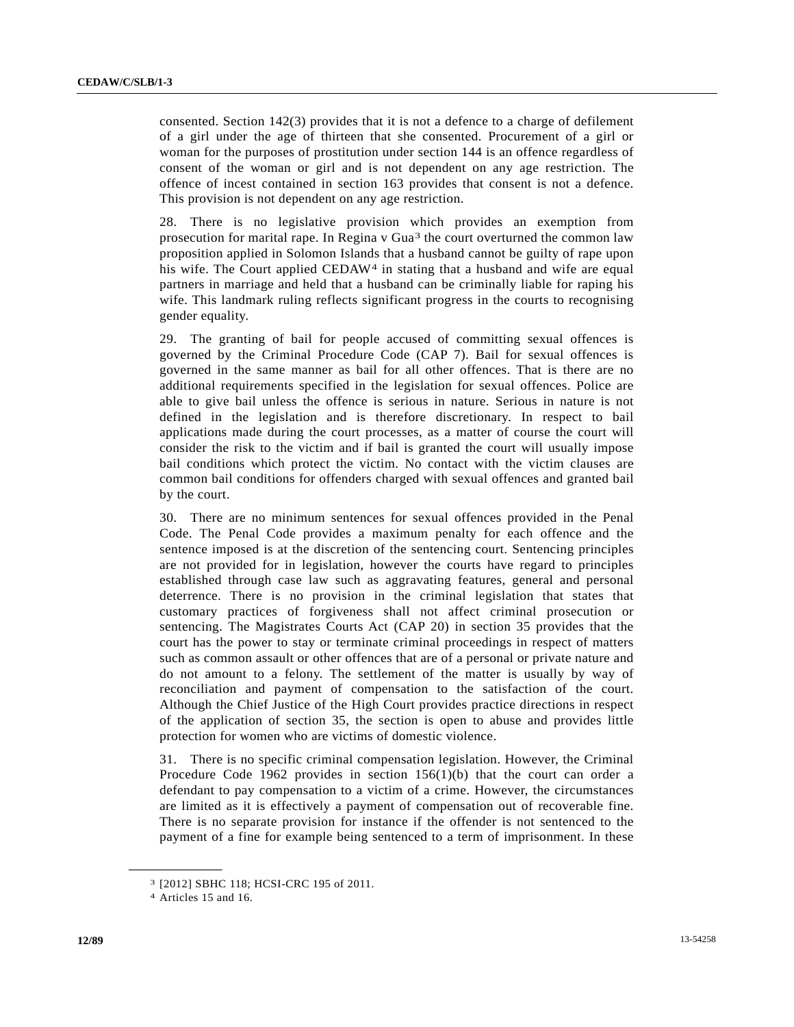consented. Section 142(3) provides that it is not a defence to a charge of defilement of a girl under the age of thirteen that she consented. Procurement of a girl or woman for the purposes of prostitution under section 144 is an offence regardless of consent of the woman or girl and is not dependent on any age restriction. The offence of incest contained in section 163 provides that consent is not a defence. This provision is not dependent on any age restriction.

28. There is no legislative provision which provides an exemption from prosecution for marital rape. In Regina v Gua[3] the court overturned the common law proposition applied in Solomon Islands that a husband cannot be guilty of rape upon his wife. The Court applied CEDAW[4] in stating that a husband and wife are equal partners in marriage and held that a husband can be criminally liable for raping his wife. This landmark ruling reflects significant progress in the courts to recognising gender equality.

29. The granting of bail for people accused of committing sexual offences is governed by the Criminal Procedure Code (CAP 7). Bail for sexual offences is governed in the same manner as bail for all other offences. That is there are no additional requirements specified in the legislation for sexual offences. Police are able to give bail unless the offence is serious in nature. Serious in nature is not defined in the legislation and is therefore discretionary. In respect to bail applications made during the court processes, as a matter of course the court will consider the risk to the victim and if bail is granted the court will usually impose bail conditions which protect the victim. No contact with the victim clauses are common bail conditions for offenders charged with sexual offences and granted bail by the court.

30. There are no minimum sentences for sexual offences provided in the Penal Code. The Penal Code provides a maximum penalty for each offence and the sentence imposed is at the discretion of the sentencing court. Sentencing principles are not provided for in legislation, however the courts have regard to principles established through case law such as aggravating features, general and personal deterrence. There is no provision in the criminal legislation that states that customary practices of forgiveness shall not affect criminal prosecution or sentencing. The Magistrates Courts Act (CAP 20) in section 35 provides that the court has the power to stay or terminate criminal proceedings in respect of matters such as common assault or other offences that are of a personal or private nature and do not amount to a felony. The settlement of the matter is usually by way of reconciliation and payment of compensation to the satisfaction of the court. Although the Chief Justice of the High Court provides practice directions in respect of the application of section 35, the section is open to abuse and provides little protection for women who are victims of domestic violence.

31. There is no specific criminal compensation legislation. However, the Criminal Procedure Code 1962 provides in section 156(1)(b) that the court can order a defendant to pay compensation to a victim of a crime. However, the circumstances are limited as it is effectively a payment of compensation out of recoverable fine. There is no separate provision for instance if the offender is not sentenced to the payment of a fine for example being sentenced to a term of imprisonment. In these

---

[3] [2012] SBHC 118; HCSI-CRC 195 of 2011.

[4] Articles 15 and 16.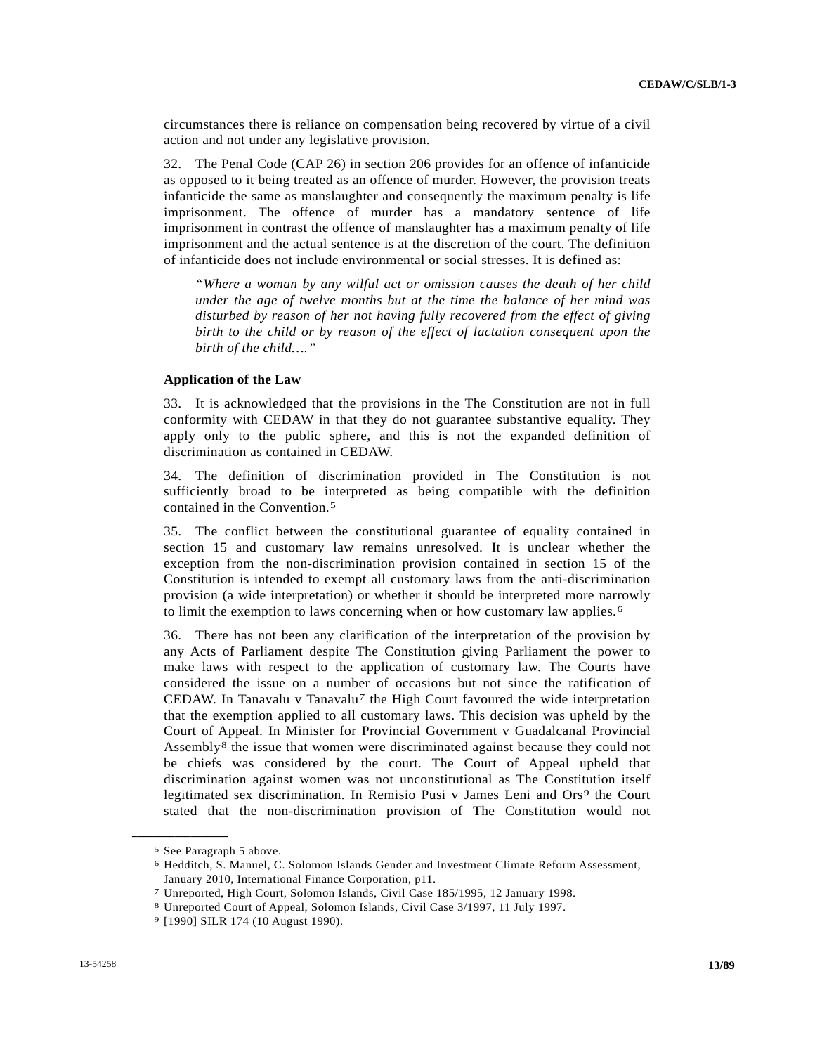circumstances there is reliance on compensation being recovered by virtue of a civil action and not under any legislative provision.

32. The Penal Code (CAP 26) in section 206 provides for an offence of infanticide as opposed to it being treated as an offence of murder. However, the provision treats infanticide the same as manslaughter and consequently the maximum penalty is life imprisonment. The offence of murder has a mandatory sentence of life imprisonment in contrast the offence of manslaughter has a maximum penalty of life imprisonment and the actual sentence is at the discretion of the court. The definition of infanticide does not include environmental or social stresses. It is defined as:

> *"Where a woman by any wilful act or omission causes the death of her child under the age of twelve months but at the time the balance of her mind was disturbed by reason of her not having fully recovered from the effect of giving birth to the child or by reason of the effect of lactation consequent upon the birth of the child…."*

**Application of the Law**

33. It is acknowledged that the provisions in the The Constitution are not in full conformity with CEDAW in that they do not guarantee substantive equality. They apply only to the public sphere, and this is not the expanded definition of discrimination as contained in CEDAW.

34. The definition of discrimination provided in The Constitution is not sufficiently broad to be interpreted as being compatible with the definition contained in the Convention.[5]

35. The conflict between the constitutional guarantee of equality contained in section 15 and customary law remains unresolved. It is unclear whether the exception from the non-discrimination provision contained in section 15 of the Constitution is intended to exempt all customary laws from the anti-discrimination provision (a wide interpretation) or whether it should be interpreted more narrowly to limit the exemption to laws concerning when or how customary law applies.[6]

36. There has not been any clarification of the interpretation of the provision by any Acts of Parliament despite The Constitution giving Parliament the power to make laws with respect to the application of customary law. The Courts have considered the issue on a number of occasions but not since the ratification of CEDAW. In Tanavalu v Tanavalu[7] the High Court favoured the wide interpretation that the exemption applied to all customary laws. This decision was upheld by the Court of Appeal. In Minister for Provincial Government v Guadalcanal Provincial Assembly[8] the issue that women were discriminated against because they could not be chiefs was considered by the court. The Court of Appeal upheld that discrimination against women was not unconstitutional as The Constitution itself legitimated sex discrimination. In Remisio Pusi v James Leni and Ors[9] the Court stated that the non-discrimination provision of The Constitution would not

---

[5] See Paragraph 5 above.

[6] Hedditch, S. Manuel, C. Solomon Islands Gender and Investment Climate Reform Assessment, January 2010, International Finance Corporation, p11.

[7] Unreported, High Court, Solomon Islands, Civil Case 185/1995, 12 January 1998.

[8] Unreported Court of Appeal, Solomon Islands, Civil Case 3/1997, 11 July 1997.

[9] [1990] SILR 174 (10 August 1990).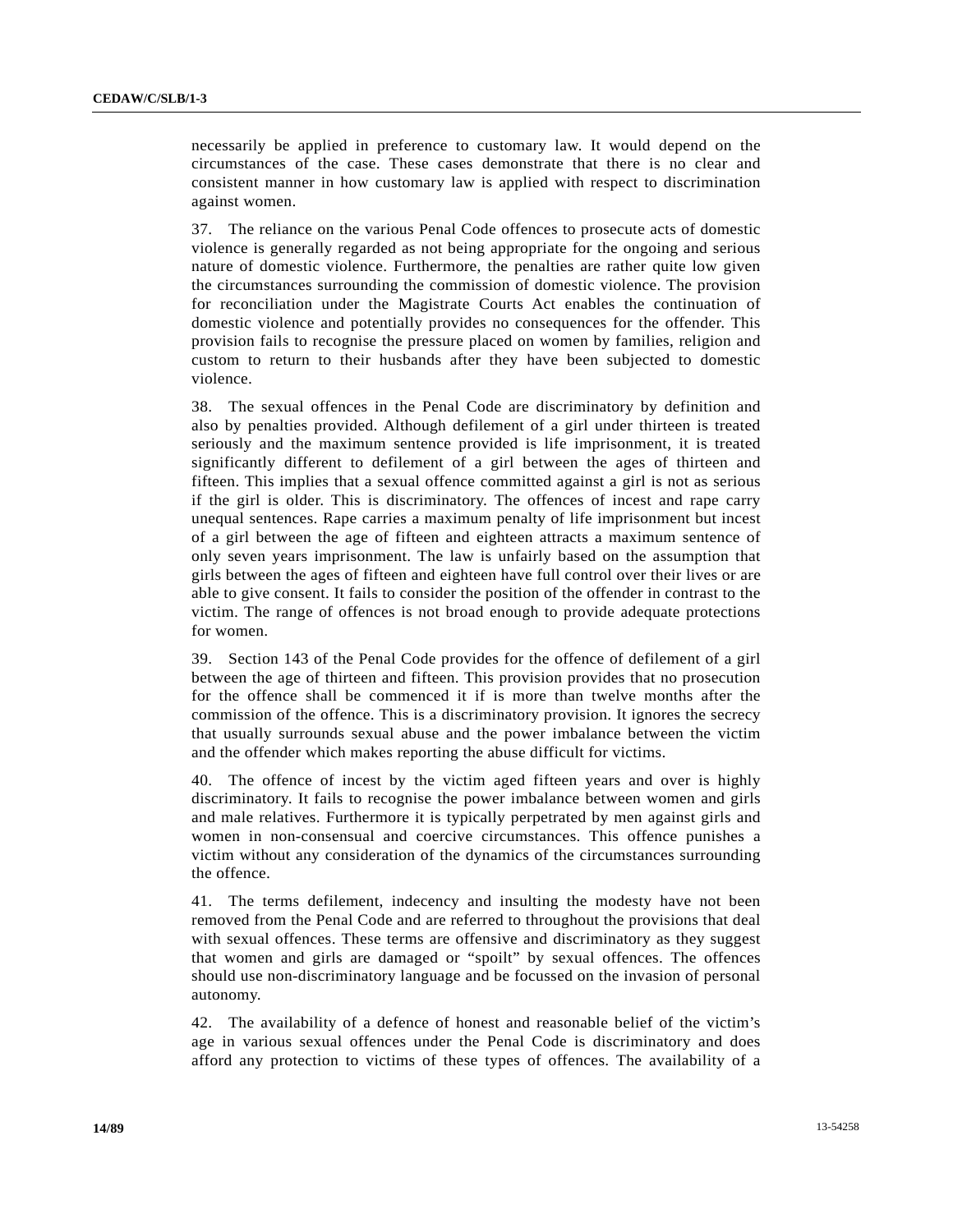necessarily be applied in preference to customary law. It would depend on the circumstances of the case. These cases demonstrate that there is no clear and consistent manner in how customary law is applied with respect to discrimination against women.

37. The reliance on the various Penal Code offences to prosecute acts of domestic violence is generally regarded as not being appropriate for the ongoing and serious nature of domestic violence. Furthermore, the penalties are rather quite low given the circumstances surrounding the commission of domestic violence. The provision for reconciliation under the Magistrate Courts Act enables the continuation of domestic violence and potentially provides no consequences for the offender. This provision fails to recognise the pressure placed on women by families, religion and custom to return to their husbands after they have been subjected to domestic violence.

38. The sexual offences in the Penal Code are discriminatory by definition and also by penalties provided. Although defilement of a girl under thirteen is treated seriously and the maximum sentence provided is life imprisonment, it is treated significantly different to defilement of a girl between the ages of thirteen and fifteen. This implies that a sexual offence committed against a girl is not as serious if the girl is older. This is discriminatory. The offences of incest and rape carry unequal sentences. Rape carries a maximum penalty of life imprisonment but incest of a girl between the age of fifteen and eighteen attracts a maximum sentence of only seven years imprisonment. The law is unfairly based on the assumption that girls between the ages of fifteen and eighteen have full control over their lives or are able to give consent. It fails to consider the position of the offender in contrast to the victim. The range of offences is not broad enough to provide adequate protections for women.

39. Section 143 of the Penal Code provides for the offence of defilement of a girl between the age of thirteen and fifteen. This provision provides that no prosecution for the offence shall be commenced it if is more than twelve months after the commission of the offence. This is a discriminatory provision. It ignores the secrecy that usually surrounds sexual abuse and the power imbalance between the victim and the offender which makes reporting the abuse difficult for victims.

40. The offence of incest by the victim aged fifteen years and over is highly discriminatory. It fails to recognise the power imbalance between women and girls and male relatives. Furthermore it is typically perpetrated by men against girls and women in non-consensual and coercive circumstances. This offence punishes a victim without any consideration of the dynamics of the circumstances surrounding the offence.

41. The terms defilement, indecency and insulting the modesty have not been removed from the Penal Code and are referred to throughout the provisions that deal with sexual offences. These terms are offensive and discriminatory as they suggest that women and girls are damaged or "spoilt" by sexual offences. The offences should use non-discriminatory language and be focussed on the invasion of personal autonomy.

42. The availability of a defence of honest and reasonable belief of the victim's age in various sexual offences under the Penal Code is discriminatory and does afford any protection to victims of these types of offences. The availability of a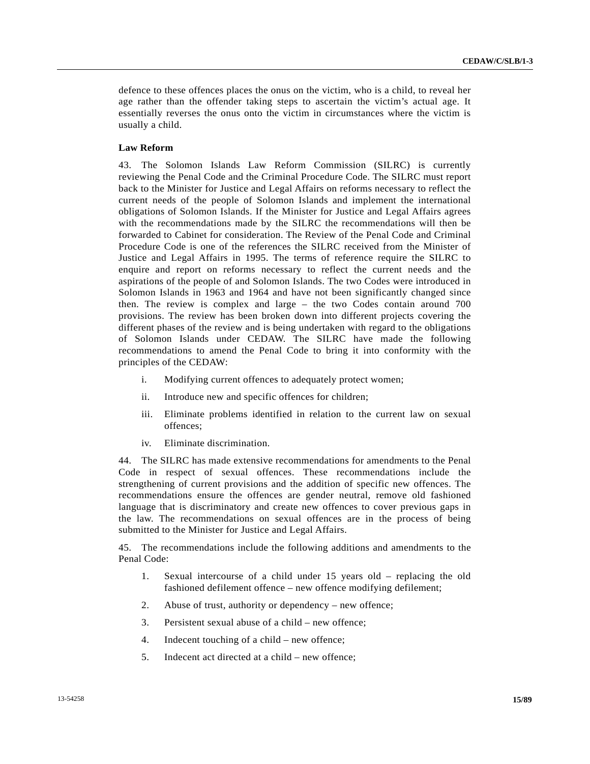defence to these offences places the onus on the victim, who is a child, to reveal her age rather than the offender taking steps to ascertain the victim's actual age. It essentially reverses the onus onto the victim in circumstances where the victim is usually a child.

**Law Reform**

43. The Solomon Islands Law Reform Commission (SILRC) is currently reviewing the Penal Code and the Criminal Procedure Code. The SILRC must report back to the Minister for Justice and Legal Affairs on reforms necessary to reflect the current needs of the people of Solomon Islands and implement the international obligations of Solomon Islands. If the Minister for Justice and Legal Affairs agrees with the recommendations made by the SILRC the recommendations will then be forwarded to Cabinet for consideration. The Review of the Penal Code and Criminal Procedure Code is one of the references the SILRC received from the Minister of Justice and Legal Affairs in 1995. The terms of reference require the SILRC to enquire and report on reforms necessary to reflect the current needs and the aspirations of the people of and Solomon Islands. The two Codes were introduced in Solomon Islands in 1963 and 1964 and have not been significantly changed since then. The review is complex and large – the two Codes contain around 700 provisions. The review has been broken down into different projects covering the different phases of the review and is being undertaken with regard to the obligations of Solomon Islands under CEDAW. The SILRC have made the following recommendations to amend the Penal Code to bring it into conformity with the principles of the CEDAW:

i. Modifying current offences to adequately protect women;

ii. Introduce new and specific offences for children;

iii. Eliminate problems identified in relation to the current law on sexual offences;

iv. Eliminate discrimination.

44. The SILRC has made extensive recommendations for amendments to the Penal Code in respect of sexual offences. These recommendations include the strengthening of current provisions and the addition of specific new offences. The recommendations ensure the offences are gender neutral, remove old fashioned language that is discriminatory and create new offences to cover previous gaps in the law. The recommendations on sexual offences are in the process of being submitted to the Minister for Justice and Legal Affairs.

45. The recommendations include the following additions and amendments to the Penal Code:

1. Sexual intercourse of a child under 15 years old – replacing the old fashioned defilement offence – new offence modifying defilement;

2. Abuse of trust, authority or dependency – new offence;

3. Persistent sexual abuse of a child – new offence;

4. Indecent touching of a child – new offence;

5. Indecent act directed at a child – new offence;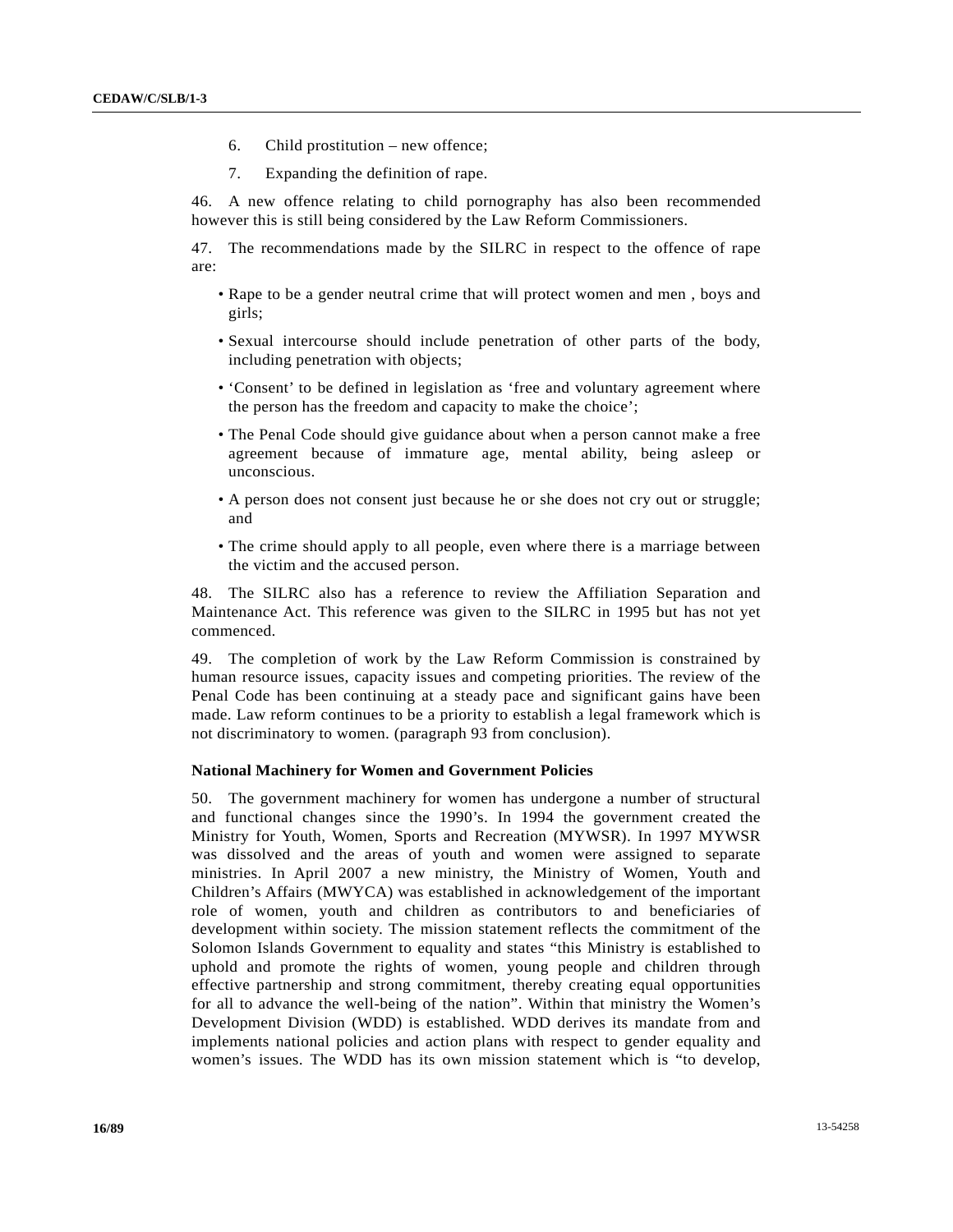6. Child prostitution – new offence;

7. Expanding the definition of rape.

46. A new offence relating to child pornography has also been recommended however this is still being considered by the Law Reform Commissioners.

47. The recommendations made by the SILRC in respect to the offence of rape are:

- Rape to be a gender neutral crime that will protect women and men , boys and girls;
- Sexual intercourse should include penetration of other parts of the body, including penetration with objects;
- ‘Consent’ to be defined in legislation as ‘free and voluntary agreement where the person has the freedom and capacity to make the choice’;
- The Penal Code should give guidance about when a person cannot make a free agreement because of immature age, mental ability, being asleep or unconscious.
- A person does not consent just because he or she does not cry out or struggle; and
- The crime should apply to all people, even where there is a marriage between the victim and the accused person.

48. The SILRC also has a reference to review the Affiliation Separation and Maintenance Act. This reference was given to the SILRC in 1995 but has not yet commenced.

49. The completion of work by the Law Reform Commission is constrained by human resource issues, capacity issues and competing priorities. The review of the Penal Code has been continuing at a steady pace and significant gains have been made. Law reform continues to be a priority to establish a legal framework which is not discriminatory to women. (paragraph 93 from conclusion).

**National Machinery for Women and Government Policies**

50. The government machinery for women has undergone a number of structural and functional changes since the 1990’s. In 1994 the government created the Ministry for Youth, Women, Sports and Recreation (MYWSR). In 1997 MYWSR was dissolved and the areas of youth and women were assigned to separate ministries. In April 2007 a new ministry, the Ministry of Women, Youth and Children’s Affairs (MWYCA) was established in acknowledgement of the important role of women, youth and children as contributors to and beneficiaries of development within society. The mission statement reflects the commitment of the Solomon Islands Government to equality and states “this Ministry is established to uphold and promote the rights of women, young people and children through effective partnership and strong commitment, thereby creating equal opportunities for all to advance the well-being of the nation”. Within that ministry the Women’s Development Division (WDD) is established. WDD derives its mandate from and implements national policies and action plans with respect to gender equality and women’s issues. The WDD has its own mission statement which is “to develop,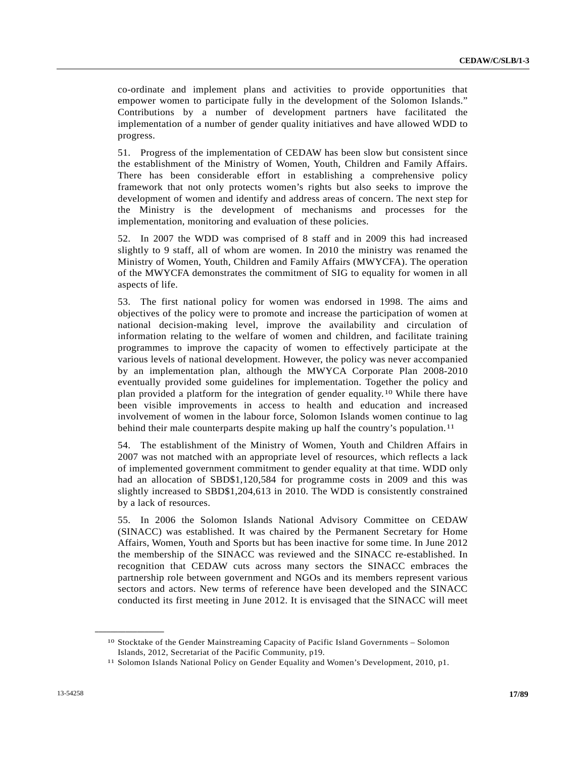co-ordinate and implement plans and activities to provide opportunities that empower women to participate fully in the development of the Solomon Islands." Contributions by a number of development partners have facilitated the implementation of a number of gender quality initiatives and have allowed WDD to progress.

51. Progress of the implementation of CEDAW has been slow but consistent since the establishment of the Ministry of Women, Youth, Children and Family Affairs. There has been considerable effort in establishing a comprehensive policy framework that not only protects women's rights but also seeks to improve the development of women and identify and address areas of concern. The next step for the Ministry is the development of mechanisms and processes for the implementation, monitoring and evaluation of these policies.

52. In 2007 the WDD was comprised of 8 staff and in 2009 this had increased slightly to 9 staff, all of whom are women. In 2010 the ministry was renamed the Ministry of Women, Youth, Children and Family Affairs (MWYCFA). The operation of the MWYCFA demonstrates the commitment of SIG to equality for women in all aspects of life.

53. The first national policy for women was endorsed in 1998. The aims and objectives of the policy were to promote and increase the participation of women at national decision-making level, improve the availability and circulation of information relating to the welfare of women and children, and facilitate training programmes to improve the capacity of women to effectively participate at the various levels of national development. However, the policy was never accompanied by an implementation plan, although the MWYCA Corporate Plan 2008-2010 eventually provided some guidelines for implementation. Together the policy and plan provided a platform for the integration of gender equality.[10] While there have been visible improvements in access to health and education and increased involvement of women in the labour force, Solomon Islands women continue to lag behind their male counterparts despite making up half the country's population.[11]

54. The establishment of the Ministry of Women, Youth and Children Affairs in 2007 was not matched with an appropriate level of resources, which reflects a lack of implemented government commitment to gender equality at that time. WDD only had an allocation of SBD$1,120,584 for programme costs in 2009 and this was slightly increased to SBD$1,204,613 in 2010. The WDD is consistently constrained by a lack of resources.

55. In 2006 the Solomon Islands National Advisory Committee on CEDAW (SINACC) was established. It was chaired by the Permanent Secretary for Home Affairs, Women, Youth and Sports but has been inactive for some time. In June 2012 the membership of the SINACC was reviewed and the SINACC re-established. In recognition that CEDAW cuts across many sectors the SINACC embraces the partnership role between government and NGOs and its members represent various sectors and actors. New terms of reference have been developed and the SINACC conducted its first meeting in June 2012. It is envisaged that the SINACC will meet

---

[10] Stocktake of the Gender Mainstreaming Capacity of Pacific Island Governments – Solomon Islands, 2012, Secretariat of the Pacific Community, p19.

[11] Solomon Islands National Policy on Gender Equality and Women's Development, 2010, p1.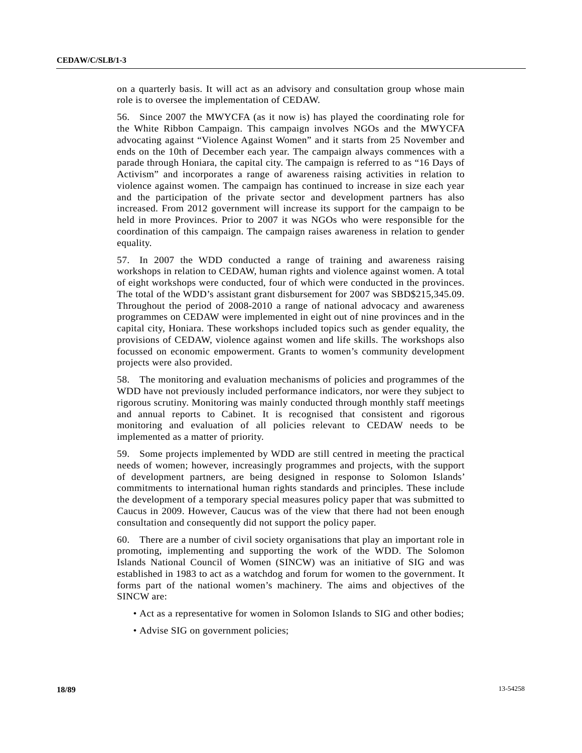on a quarterly basis. It will act as an advisory and consultation group whose main role is to oversee the implementation of CEDAW.

56. Since 2007 the MWYCFA (as it now is) has played the coordinating role for the White Ribbon Campaign. This campaign involves NGOs and the MWYCFA advocating against "Violence Against Women" and it starts from 25 November and ends on the 10th of December each year. The campaign always commences with a parade through Honiara, the capital city. The campaign is referred to as "16 Days of Activism" and incorporates a range of awareness raising activities in relation to violence against women. The campaign has continued to increase in size each year and the participation of the private sector and development partners has also increased. From 2012 government will increase its support for the campaign to be held in more Provinces. Prior to 2007 it was NGOs who were responsible for the coordination of this campaign. The campaign raises awareness in relation to gender equality.

57. In 2007 the WDD conducted a range of training and awareness raising workshops in relation to CEDAW, human rights and violence against women. A total of eight workshops were conducted, four of which were conducted in the provinces. The total of the WDD's assistant grant disbursement for 2007 was SBD$215,345.09. Throughout the period of 2008-2010 a range of national advocacy and awareness programmes on CEDAW were implemented in eight out of nine provinces and in the capital city, Honiara. These workshops included topics such as gender equality, the provisions of CEDAW, violence against women and life skills. The workshops also focussed on economic empowerment. Grants to women's community development projects were also provided.

58. The monitoring and evaluation mechanisms of policies and programmes of the WDD have not previously included performance indicators, nor were they subject to rigorous scrutiny. Monitoring was mainly conducted through monthly staff meetings and annual reports to Cabinet. It is recognised that consistent and rigorous monitoring and evaluation of all policies relevant to CEDAW needs to be implemented as a matter of priority.

59. Some projects implemented by WDD are still centred in meeting the practical needs of women; however, increasingly programmes and projects, with the support of development partners, are being designed in response to Solomon Islands' commitments to international human rights standards and principles. These include the development of a temporary special measures policy paper that was submitted to Caucus in 2009. However, Caucus was of the view that there had not been enough consultation and consequently did not support the policy paper.

60. There are a number of civil society organisations that play an important role in promoting, implementing and supporting the work of the WDD. The Solomon Islands National Council of Women (SINCW) was an initiative of SIG and was established in 1983 to act as a watchdog and forum for women to the government. It forms part of the national women's machinery. The aims and objectives of the SINCW are:

- Act as a representative for women in Solomon Islands to SIG and other bodies;
- Advise SIG on government policies;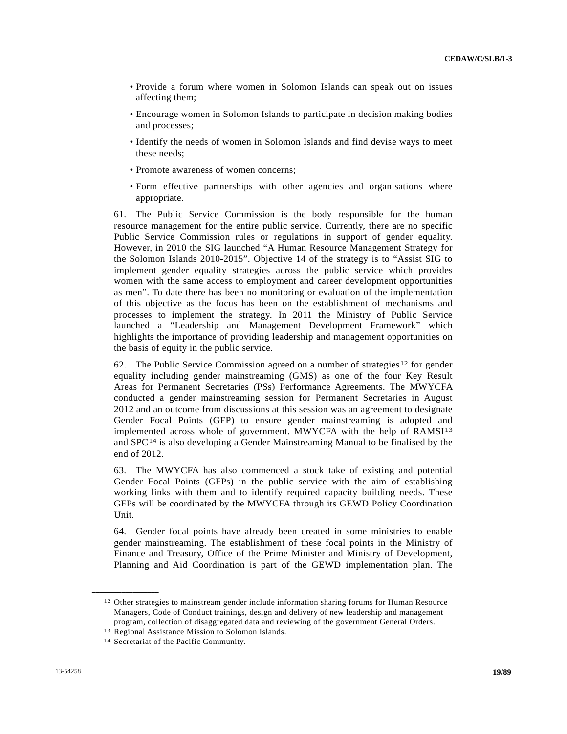- Provide a forum where women in Solomon Islands can speak out on issues affecting them;
- Encourage women in Solomon Islands to participate in decision making bodies and processes;
- Identify the needs of women in Solomon Islands and find devise ways to meet these needs;
- Promote awareness of women concerns;
- Form effective partnerships with other agencies and organisations where appropriate.

61. The Public Service Commission is the body responsible for the human resource management for the entire public service. Currently, there are no specific Public Service Commission rules or regulations in support of gender equality. However, in 2010 the SIG launched "A Human Resource Management Strategy for the Solomon Islands 2010-2015". Objective 14 of the strategy is to "Assist SIG to implement gender equality strategies across the public service which provides women with the same access to employment and career development opportunities as men". To date there has been no monitoring or evaluation of the implementation of this objective as the focus has been on the establishment of mechanisms and processes to implement the strategy. In 2011 the Ministry of Public Service launched a "Leadership and Management Development Framework" which highlights the importance of providing leadership and management opportunities on the basis of equity in the public service.

62. The Public Service Commission agreed on a number of strategies[12] for gender equality including gender mainstreaming (GMS) as one of the four Key Result Areas for Permanent Secretaries (PSs) Performance Agreements. The MWYCFA conducted a gender mainstreaming session for Permanent Secretaries in August 2012 and an outcome from discussions at this session was an agreement to designate Gender Focal Points (GFP) to ensure gender mainstreaming is adopted and implemented across whole of government. MWYCFA with the help of RAMSI[13] and SPC[14] is also developing a Gender Mainstreaming Manual to be finalised by the end of 2012.

63. The MWYCFA has also commenced a stock take of existing and potential Gender Focal Points (GFPs) in the public service with the aim of establishing working links with them and to identify required capacity building needs. These GFPs will be coordinated by the MWYCFA through its GEWD Policy Coordination Unit.

64. Gender focal points have already been created in some ministries to enable gender mainstreaming. The establishment of these focal points in the Ministry of Finance and Treasury, Office of the Prime Minister and Ministry of Development, Planning and Aid Coordination is part of the GEWD implementation plan. The

---

[12] Other strategies to mainstream gender include information sharing forums for Human Resource Managers, Code of Conduct trainings, design and delivery of new leadership and management program, collection of disaggregated data and reviewing of the government General Orders.

[13] Regional Assistance Mission to Solomon Islands.

[14] Secretariat of the Pacific Community.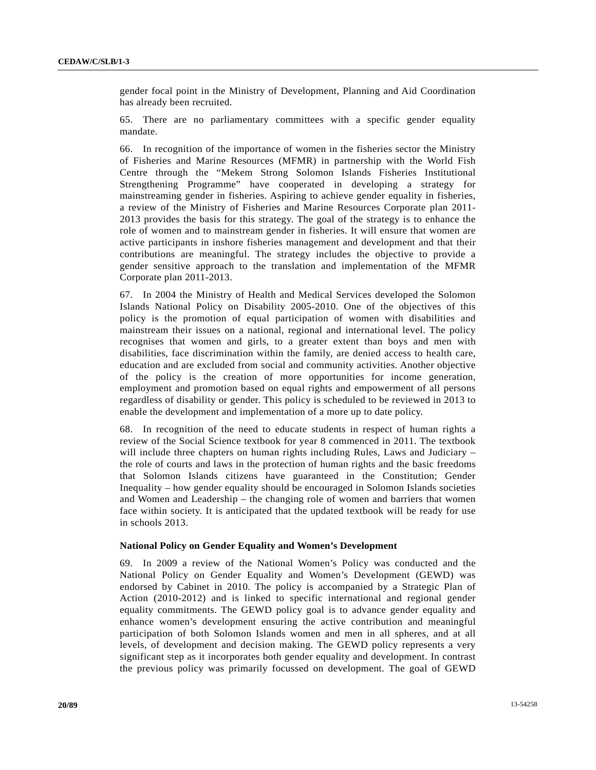gender focal point in the Ministry of Development, Planning and Aid Coordination has already been recruited.

65. There are no parliamentary committees with a specific gender equality mandate.

66. In recognition of the importance of women in the fisheries sector the Ministry of Fisheries and Marine Resources (MFMR) in partnership with the World Fish Centre through the "Mekem Strong Solomon Islands Fisheries Institutional Strengthening Programme" have cooperated in developing a strategy for mainstreaming gender in fisheries. Aspiring to achieve gender equality in fisheries, a review of the Ministry of Fisheries and Marine Resources Corporate plan 2011-2013 provides the basis for this strategy. The goal of the strategy is to enhance the role of women and to mainstream gender in fisheries. It will ensure that women are active participants in inshore fisheries management and development and that their contributions are meaningful. The strategy includes the objective to provide a gender sensitive approach to the translation and implementation of the MFMR Corporate plan 2011-2013.

67. In 2004 the Ministry of Health and Medical Services developed the Solomon Islands National Policy on Disability 2005-2010. One of the objectives of this policy is the promotion of equal participation of women with disabilities and mainstream their issues on a national, regional and international level. The policy recognises that women and girls, to a greater extent than boys and men with disabilities, face discrimination within the family, are denied access to health care, education and are excluded from social and community activities. Another objective of the policy is the creation of more opportunities for income generation, employment and promotion based on equal rights and empowerment of all persons regardless of disability or gender. This policy is scheduled to be reviewed in 2013 to enable the development and implementation of a more up to date policy.

68. In recognition of the need to educate students in respect of human rights a review of the Social Science textbook for year 8 commenced in 2011. The textbook will include three chapters on human rights including Rules, Laws and Judiciary – the role of courts and laws in the protection of human rights and the basic freedoms that Solomon Islands citizens have guaranteed in the Constitution; Gender Inequality – how gender equality should be encouraged in Solomon Islands societies and Women and Leadership – the changing role of women and barriers that women face within society. It is anticipated that the updated textbook will be ready for use in schools 2013.

### National Policy on Gender Equality and Women's Development

69. In 2009 a review of the National Women's Policy was conducted and the National Policy on Gender Equality and Women's Development (GEWD) was endorsed by Cabinet in 2010. The policy is accompanied by a Strategic Plan of Action (2010-2012) and is linked to specific international and regional gender equality commitments. The GEWD policy goal is to advance gender equality and enhance women's development ensuring the active contribution and meaningful participation of both Solomon Islands women and men in all spheres, and at all levels, of development and decision making. The GEWD policy represents a very significant step as it incorporates both gender equality and development. In contrast the previous policy was primarily focussed on development. The goal of GEWD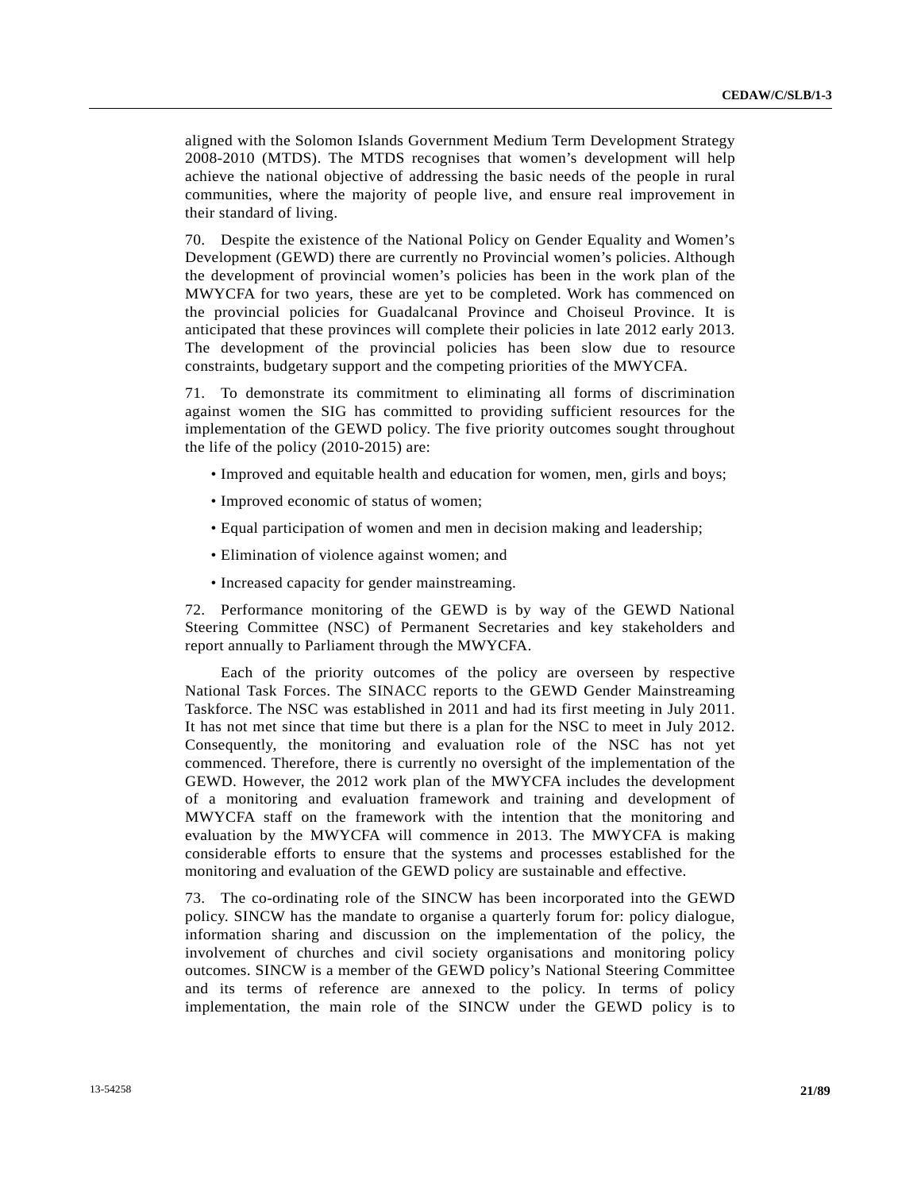aligned with the Solomon Islands Government Medium Term Development Strategy 2008-2010 (MTDS). The MTDS recognises that women's development will help achieve the national objective of addressing the basic needs of the people in rural communities, where the majority of people live, and ensure real improvement in their standard of living.

70. Despite the existence of the National Policy on Gender Equality and Women's Development (GEWD) there are currently no Provincial women's policies. Although the development of provincial women's policies has been in the work plan of the MWYCFA for two years, these are yet to be completed. Work has commenced on the provincial policies for Guadalcanal Province and Choiseul Province. It is anticipated that these provinces will complete their policies in late 2012 early 2013. The development of the provincial policies has been slow due to resource constraints, budgetary support and the competing priorities of the MWYCFA.

71. To demonstrate its commitment to eliminating all forms of discrimination against women the SIG has committed to providing sufficient resources for the implementation of the GEWD policy. The five priority outcomes sought throughout the life of the policy (2010-2015) are:

- Improved and equitable health and education for women, men, girls and boys;
- Improved economic of status of women;
- Equal participation of women and men in decision making and leadership;
- Elimination of violence against women; and
- Increased capacity for gender mainstreaming.

72. Performance monitoring of the GEWD is by way of the GEWD National Steering Committee (NSC) of Permanent Secretaries and key stakeholders and report annually to Parliament through the MWYCFA.

Each of the priority outcomes of the policy are overseen by respective National Task Forces. The SINACC reports to the GEWD Gender Mainstreaming Taskforce. The NSC was established in 2011 and had its first meeting in July 2011. It has not met since that time but there is a plan for the NSC to meet in July 2012. Consequently, the monitoring and evaluation role of the NSC has not yet commenced. Therefore, there is currently no oversight of the implementation of the GEWD. However, the 2012 work plan of the MWYCFA includes the development of a monitoring and evaluation framework and training and development of MWYCFA staff on the framework with the intention that the monitoring and evaluation by the MWYCFA will commence in 2013. The MWYCFA is making considerable efforts to ensure that the systems and processes established for the monitoring and evaluation of the GEWD policy are sustainable and effective.

73. The co-ordinating role of the SINCW has been incorporated into the GEWD policy. SINCW has the mandate to organise a quarterly forum for: policy dialogue, information sharing and discussion on the implementation of the policy, the involvement of churches and civil society organisations and monitoring policy outcomes. SINCW is a member of the GEWD policy's National Steering Committee and its terms of reference are annexed to the policy. In terms of policy implementation, the main role of the SINCW under the GEWD policy is to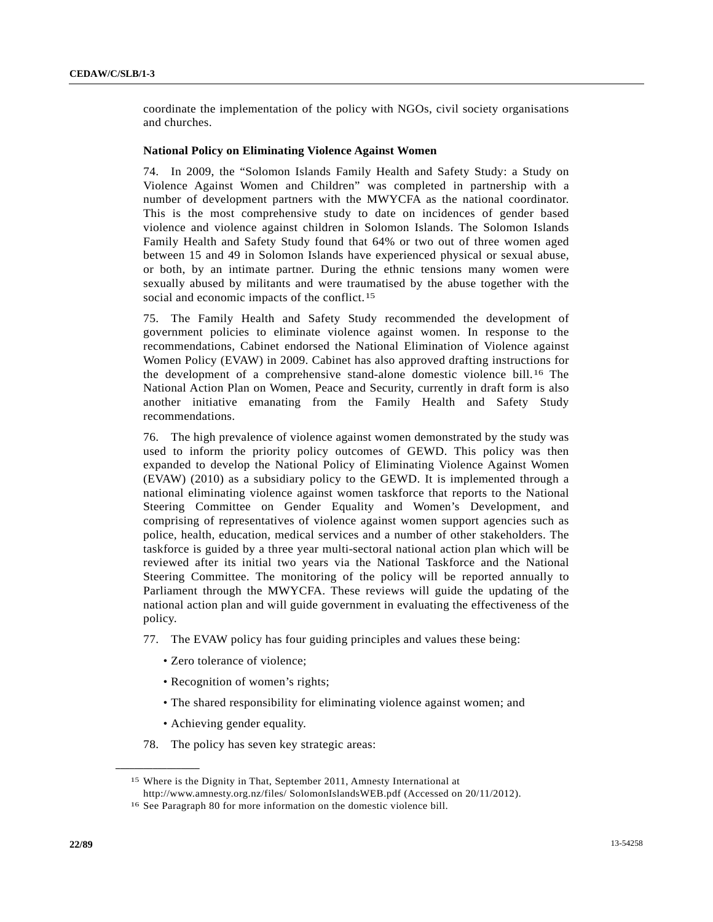coordinate the implementation of the policy with NGOs, civil society organisations and churches.

### National Policy on Eliminating Violence Against Women

74. In 2009, the "Solomon Islands Family Health and Safety Study: a Study on Violence Against Women and Children" was completed in partnership with a number of development partners with the MWYCFA as the national coordinator. This is the most comprehensive study to date on incidences of gender based violence and violence against children in Solomon Islands. The Solomon Islands Family Health and Safety Study found that 64% or two out of three women aged between 15 and 49 in Solomon Islands have experienced physical or sexual abuse, or both, by an intimate partner. During the ethnic tensions many women were sexually abused by militants and were traumatised by the abuse together with the social and economic impacts of the conflict.[15]

75. The Family Health and Safety Study recommended the development of government policies to eliminate violence against women. In response to the recommendations, Cabinet endorsed the National Elimination of Violence against Women Policy (EVAW) in 2009. Cabinet has also approved drafting instructions for the development of a comprehensive stand-alone domestic violence bill.[16] The National Action Plan on Women, Peace and Security, currently in draft form is also another initiative emanating from the Family Health and Safety Study recommendations.

76. The high prevalence of violence against women demonstrated by the study was used to inform the priority policy outcomes of GEWD. This policy was then expanded to develop the National Policy of Eliminating Violence Against Women (EVAW) (2010) as a subsidiary policy to the GEWD. It is implemented through a national eliminating violence against women taskforce that reports to the National Steering Committee on Gender Equality and Women's Development, and comprising of representatives of violence against women support agencies such as police, health, education, medical services and a number of other stakeholders. The taskforce is guided by a three year multi-sectoral national action plan which will be reviewed after its initial two years via the National Taskforce and the National Steering Committee. The monitoring of the policy will be reported annually to Parliament through the MWYCFA. These reviews will guide the updating of the national action plan and will guide government in evaluating the effectiveness of the policy.

77. The EVAW policy has four guiding principles and values these being:

- Zero tolerance of violence;
- Recognition of women's rights;
- The shared responsibility for eliminating violence against women; and
- Achieving gender equality.

78. The policy has seven key strategic areas:

---

[15] Where is the Dignity in That, September 2011, Amnesty International at http://www.amnesty.org.nz/files/ SolomonIslandsWEB.pdf (Accessed on 20/11/2012).

[16] See Paragraph 80 for more information on the domestic violence bill.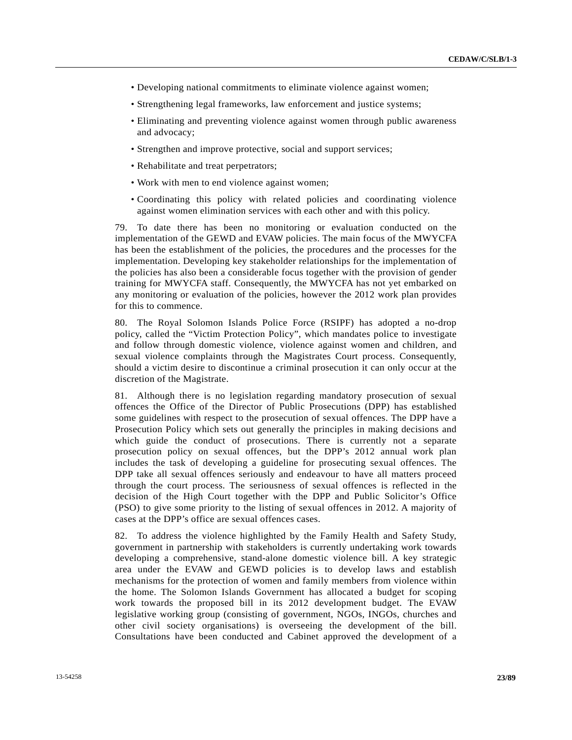- Developing national commitments to eliminate violence against women;
- Strengthening legal frameworks, law enforcement and justice systems;
- Eliminating and preventing violence against women through public awareness and advocacy;
- Strengthen and improve protective, social and support services;
- Rehabilitate and treat perpetrators;
- Work with men to end violence against women;
- Coordinating this policy with related policies and coordinating violence against women elimination services with each other and with this policy.

79. To date there has been no monitoring or evaluation conducted on the implementation of the GEWD and EVAW policies. The main focus of the MWYCFA has been the establishment of the policies, the procedures and the processes for the implementation. Developing key stakeholder relationships for the implementation of the policies has also been a considerable focus together with the provision of gender training for MWYCFA staff. Consequently, the MWYCFA has not yet embarked on any monitoring or evaluation of the policies, however the 2012 work plan provides for this to commence.

80. The Royal Solomon Islands Police Force (RSIPF) has adopted a no-drop policy, called the "Victim Protection Policy", which mandates police to investigate and follow through domestic violence, violence against women and children, and sexual violence complaints through the Magistrates Court process. Consequently, should a victim desire to discontinue a criminal prosecution it can only occur at the discretion of the Magistrate.

81. Although there is no legislation regarding mandatory prosecution of sexual offences the Office of the Director of Public Prosecutions (DPP) has established some guidelines with respect to the prosecution of sexual offences. The DPP have a Prosecution Policy which sets out generally the principles in making decisions and which guide the conduct of prosecutions. There is currently not a separate prosecution policy on sexual offences, but the DPP's 2012 annual work plan includes the task of developing a guideline for prosecuting sexual offences. The DPP take all sexual offences seriously and endeavour to have all matters proceed through the court process. The seriousness of sexual offences is reflected in the decision of the High Court together with the DPP and Public Solicitor's Office (PSO) to give some priority to the listing of sexual offences in 2012. A majority of cases at the DPP's office are sexual offences cases.

82. To address the violence highlighted by the Family Health and Safety Study, government in partnership with stakeholders is currently undertaking work towards developing a comprehensive, stand-alone domestic violence bill. A key strategic area under the EVAW and GEWD policies is to develop laws and establish mechanisms for the protection of women and family members from violence within the home. The Solomon Islands Government has allocated a budget for scoping work towards the proposed bill in its 2012 development budget. The EVAW legislative working group (consisting of government, NGOs, INGOs, churches and other civil society organisations) is overseeing the development of the bill. Consultations have been conducted and Cabinet approved the development of a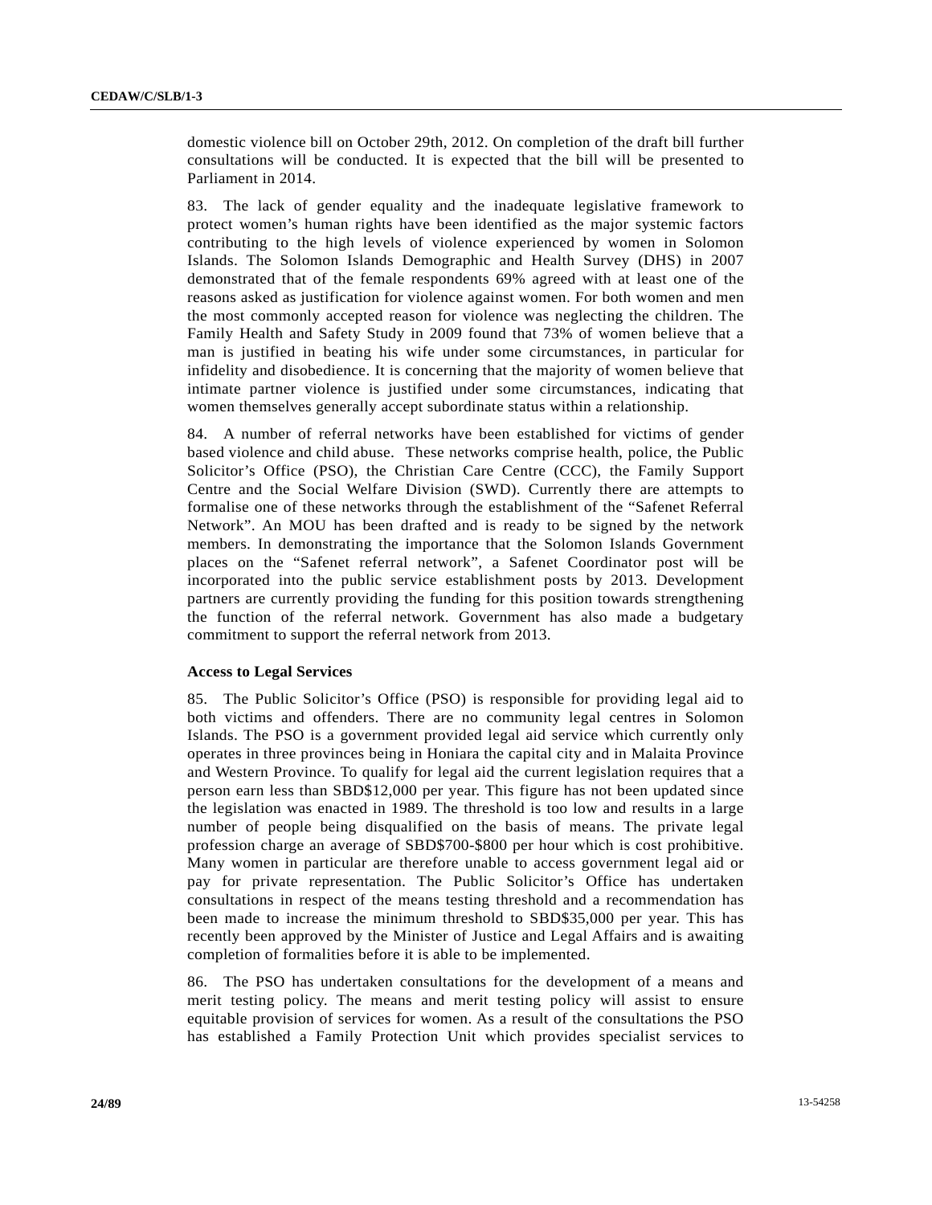domestic violence bill on October 29th, 2012. On completion of the draft bill further consultations will be conducted. It is expected that the bill will be presented to Parliament in 2014.

83. The lack of gender equality and the inadequate legislative framework to protect women's human rights have been identified as the major systemic factors contributing to the high levels of violence experienced by women in Solomon Islands. The Solomon Islands Demographic and Health Survey (DHS) in 2007 demonstrated that of the female respondents 69% agreed with at least one of the reasons asked as justification for violence against women. For both women and men the most commonly accepted reason for violence was neglecting the children. The Family Health and Safety Study in 2009 found that 73% of women believe that a man is justified in beating his wife under some circumstances, in particular for infidelity and disobedience. It is concerning that the majority of women believe that intimate partner violence is justified under some circumstances, indicating that women themselves generally accept subordinate status within a relationship.

84. A number of referral networks have been established for victims of gender based violence and child abuse. These networks comprise health, police, the Public Solicitor's Office (PSO), the Christian Care Centre (CCC), the Family Support Centre and the Social Welfare Division (SWD). Currently there are attempts to formalise one of these networks through the establishment of the "Safenet Referral Network". An MOU has been drafted and is ready to be signed by the network members. In demonstrating the importance that the Solomon Islands Government places on the "Safenet referral network", a Safenet Coordinator post will be incorporated into the public service establishment posts by 2013. Development partners are currently providing the funding for this position towards strengthening the function of the referral network. Government has also made a budgetary commitment to support the referral network from 2013.

**Access to Legal Services**

85. The Public Solicitor's Office (PSO) is responsible for providing legal aid to both victims and offenders. There are no community legal centres in Solomon Islands. The PSO is a government provided legal aid service which currently only operates in three provinces being in Honiara the capital city and in Malaita Province and Western Province. To qualify for legal aid the current legislation requires that a person earn less than SBD$12,000 per year. This figure has not been updated since the legislation was enacted in 1989. The threshold is too low and results in a large number of people being disqualified on the basis of means. The private legal profession charge an average of SBD$700-$800 per hour which is cost prohibitive. Many women in particular are therefore unable to access government legal aid or pay for private representation. The Public Solicitor's Office has undertaken consultations in respect of the means testing threshold and a recommendation has been made to increase the minimum threshold to SBD$35,000 per year. This has recently been approved by the Minister of Justice and Legal Affairs and is awaiting completion of formalities before it is able to be implemented.

86. The PSO has undertaken consultations for the development of a means and merit testing policy. The means and merit testing policy will assist to ensure equitable provision of services for women. As a result of the consultations the PSO has established a Family Protection Unit which provides specialist services to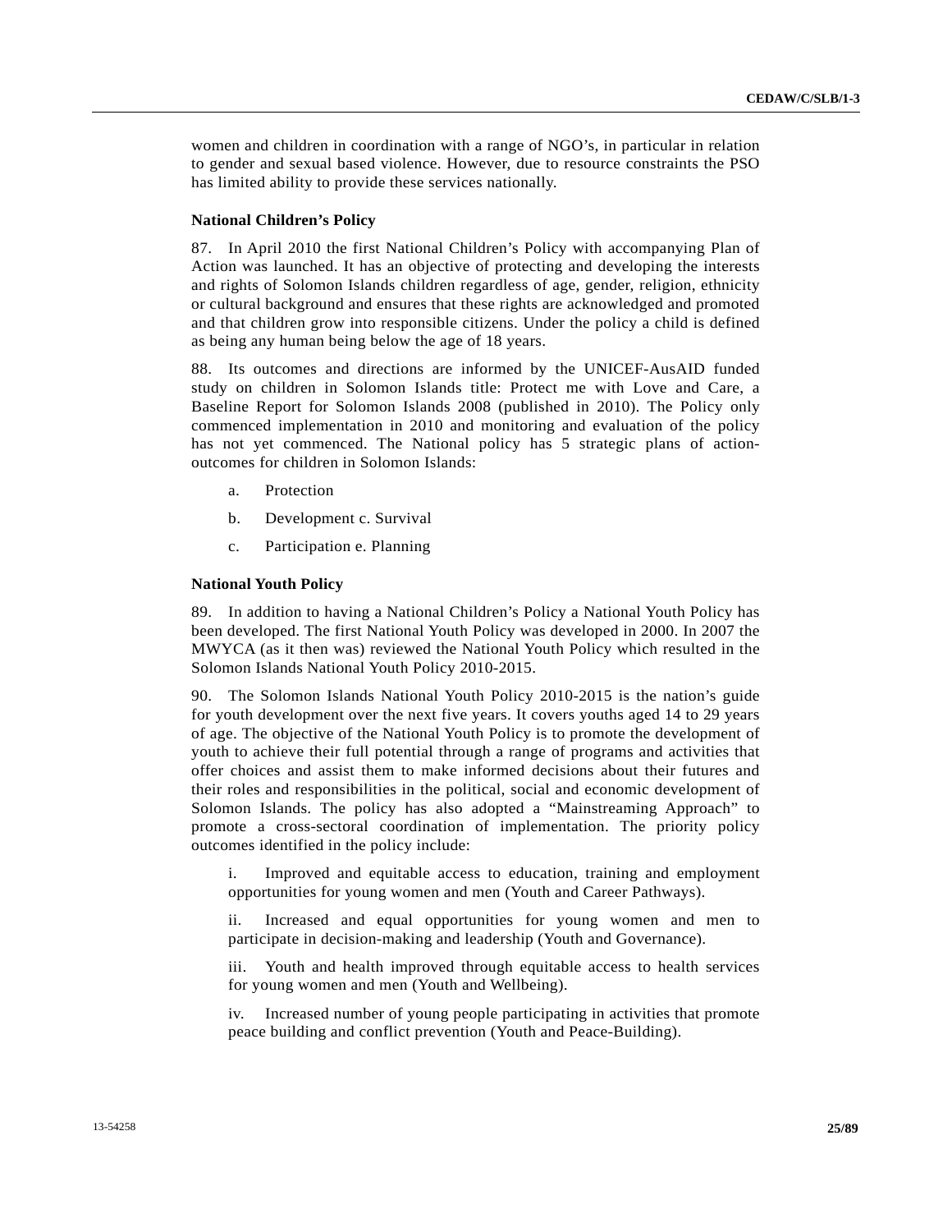women and children in coordination with a range of NGO's, in particular in relation to gender and sexual based violence. However, due to resource constraints the PSO has limited ability to provide these services nationally.

### National Children's Policy

87. In April 2010 the first National Children's Policy with accompanying Plan of Action was launched. It has an objective of protecting and developing the interests and rights of Solomon Islands children regardless of age, gender, religion, ethnicity or cultural background and ensures that these rights are acknowledged and promoted and that children grow into responsible citizens. Under the policy a child is defined as being any human being below the age of 18 years.

88. Its outcomes and directions are informed by the UNICEF-AusAID funded study on children in Solomon Islands title: Protect me with Love and Care, a Baseline Report for Solomon Islands 2008 (published in 2010). The Policy only commenced implementation in 2010 and monitoring and evaluation of the policy has not yet commenced. The National policy has 5 strategic plans of action-outcomes for children in Solomon Islands:

a. Protection

b. Development c. Survival

c. Participation e. Planning

### National Youth Policy

89. In addition to having a National Children's Policy a National Youth Policy has been developed. The first National Youth Policy was developed in 2000. In 2007 the MWYCA (as it then was) reviewed the National Youth Policy which resulted in the Solomon Islands National Youth Policy 2010-2015.

90. The Solomon Islands National Youth Policy 2010-2015 is the nation's guide for youth development over the next five years. It covers youths aged 14 to 29 years of age. The objective of the National Youth Policy is to promote the development of youth to achieve their full potential through a range of programs and activities that offer choices and assist them to make informed decisions about their futures and their roles and responsibilities in the political, social and economic development of Solomon Islands. The policy has also adopted a "Mainstreaming Approach" to promote a cross-sectoral coordination of implementation. The priority policy outcomes identified in the policy include:

i. Improved and equitable access to education, training and employment opportunities for young women and men (Youth and Career Pathways).

ii. Increased and equal opportunities for young women and men to participate in decision-making and leadership (Youth and Governance).

iii. Youth and health improved through equitable access to health services for young women and men (Youth and Wellbeing).

iv. Increased number of young people participating in activities that promote peace building and conflict prevention (Youth and Peace-Building).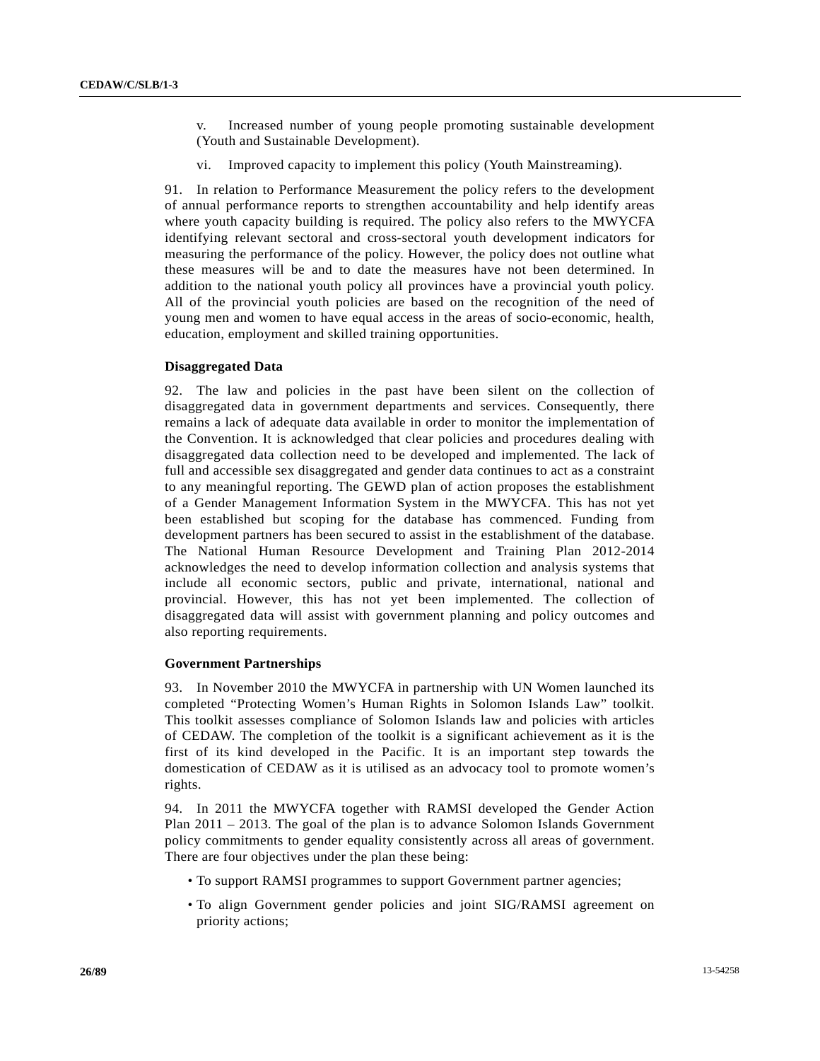v. Increased number of young people promoting sustainable development (Youth and Sustainable Development).

vi. Improved capacity to implement this policy (Youth Mainstreaming).

91. In relation to Performance Measurement the policy refers to the development of annual performance reports to strengthen accountability and help identify areas where youth capacity building is required. The policy also refers to the MWYCFA identifying relevant sectoral and cross-sectoral youth development indicators for measuring the performance of the policy. However, the policy does not outline what these measures will be and to date the measures have not been determined. In addition to the national youth policy all provinces have a provincial youth policy. All of the provincial youth policies are based on the recognition of the need of young men and women to have equal access in the areas of socio-economic, health, education, employment and skilled training opportunities.

**Disaggregated Data**

92. The law and policies in the past have been silent on the collection of disaggregated data in government departments and services. Consequently, there remains a lack of adequate data available in order to monitor the implementation of the Convention. It is acknowledged that clear policies and procedures dealing with disaggregated data collection need to be developed and implemented. The lack of full and accessible sex disaggregated and gender data continues to act as a constraint to any meaningful reporting. The GEWD plan of action proposes the establishment of a Gender Management Information System in the MWYCFA. This has not yet been established but scoping for the database has commenced. Funding from development partners has been secured to assist in the establishment of the database. The National Human Resource Development and Training Plan 2012-2014 acknowledges the need to develop information collection and analysis systems that include all economic sectors, public and private, international, national and provincial. However, this has not yet been implemented. The collection of disaggregated data will assist with government planning and policy outcomes and also reporting requirements.

**Government Partnerships**

93. In November 2010 the MWYCFA in partnership with UN Women launched its completed "Protecting Women's Human Rights in Solomon Islands Law" toolkit. This toolkit assesses compliance of Solomon Islands law and policies with articles of CEDAW. The completion of the toolkit is a significant achievement as it is the first of its kind developed in the Pacific. It is an important step towards the domestication of CEDAW as it is utilised as an advocacy tool to promote women's rights.

94. In 2011 the MWYCFA together with RAMSI developed the Gender Action Plan 2011 – 2013. The goal of the plan is to advance Solomon Islands Government policy commitments to gender equality consistently across all areas of government. There are four objectives under the plan these being:

- To support RAMSI programmes to support Government partner agencies;
- To align Government gender policies and joint SIG/RAMSI agreement on priority actions;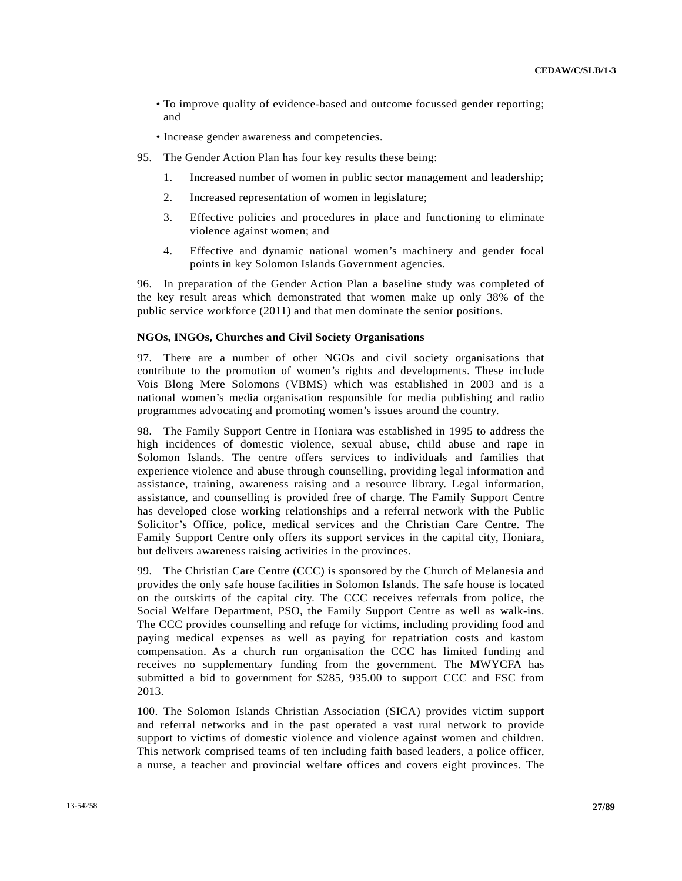- To improve quality of evidence-based and outcome focussed gender reporting; and
- Increase gender awareness and competencies.

95. The Gender Action Plan has four key results these being:

1. Increased number of women in public sector management and leadership;
2. Increased representation of women in legislature;
3. Effective policies and procedures in place and functioning to eliminate violence against women; and
4. Effective and dynamic national women's machinery and gender focal points in key Solomon Islands Government agencies.

96. In preparation of the Gender Action Plan a baseline study was completed of the key result areas which demonstrated that women make up only 38% of the public service workforce (2011) and that men dominate the senior positions.

**NGOs, INGOs, Churches and Civil Society Organisations**

97. There are a number of other NGOs and civil society organisations that contribute to the promotion of women's rights and developments. These include Vois Blong Mere Solomons (VBMS) which was established in 2003 and is a national women's media organisation responsible for media publishing and radio programmes advocating and promoting women's issues around the country.

98. The Family Support Centre in Honiara was established in 1995 to address the high incidences of domestic violence, sexual abuse, child abuse and rape in Solomon Islands. The centre offers services to individuals and families that experience violence and abuse through counselling, providing legal information and assistance, training, awareness raising and a resource library. Legal information, assistance, and counselling is provided free of charge. The Family Support Centre has developed close working relationships and a referral network with the Public Solicitor's Office, police, medical services and the Christian Care Centre. The Family Support Centre only offers its support services in the capital city, Honiara, but delivers awareness raising activities in the provinces.

99. The Christian Care Centre (CCC) is sponsored by the Church of Melanesia and provides the only safe house facilities in Solomon Islands. The safe house is located on the outskirts of the capital city. The CCC receives referrals from police, the Social Welfare Department, PSO, the Family Support Centre as well as walk-ins. The CCC provides counselling and refuge for victims, including providing food and paying medical expenses as well as paying for repatriation costs and kastom compensation. As a church run organisation the CCC has limited funding and receives no supplementary funding from the government. The MWYCFA has submitted a bid to government for $285, 935.00 to support CCC and FSC from 2013.

100. The Solomon Islands Christian Association (SICA) provides victim support and referral networks and in the past operated a vast rural network to provide support to victims of domestic violence and violence against women and children. This network comprised teams of ten including faith based leaders, a police officer, a nurse, a teacher and provincial welfare offices and covers eight provinces. The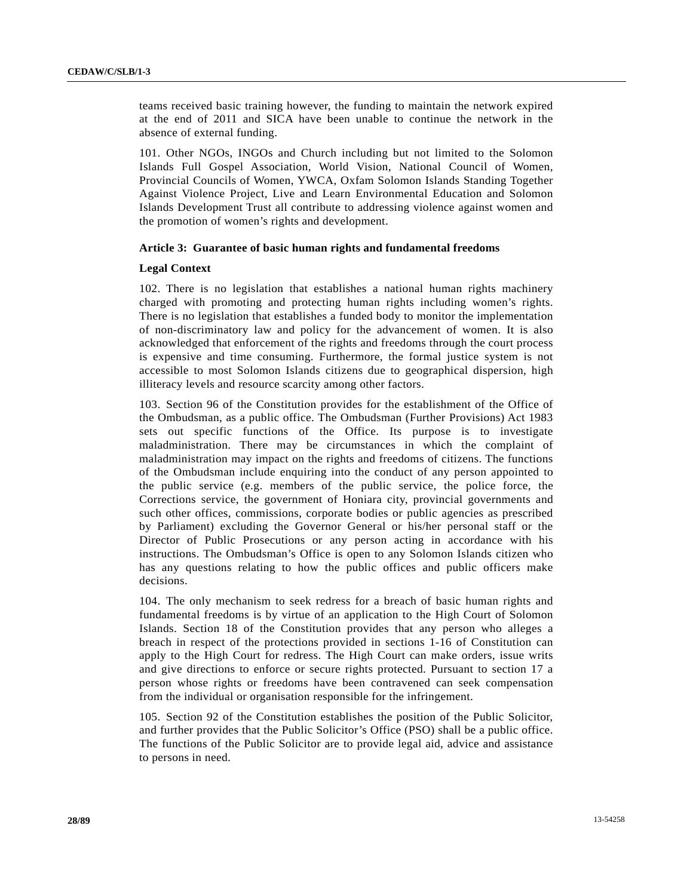teams received basic training however, the funding to maintain the network expired at the end of 2011 and SICA have been unable to continue the network in the absence of external funding.

101. Other NGOs, INGOs and Church including but not limited to the Solomon Islands Full Gospel Association, World Vision, National Council of Women, Provincial Councils of Women, YWCA, Oxfam Solomon Islands Standing Together Against Violence Project, Live and Learn Environmental Education and Solomon Islands Development Trust all contribute to addressing violence against women and the promotion of women's rights and development.

**Article 3: Guarantee of basic human rights and fundamental freedoms**

**Legal Context**

102. There is no legislation that establishes a national human rights machinery charged with promoting and protecting human rights including women's rights. There is no legislation that establishes a funded body to monitor the implementation of non-discriminatory law and policy for the advancement of women. It is also acknowledged that enforcement of the rights and freedoms through the court process is expensive and time consuming. Furthermore, the formal justice system is not accessible to most Solomon Islands citizens due to geographical dispersion, high illiteracy levels and resource scarcity among other factors.

103. Section 96 of the Constitution provides for the establishment of the Office of the Ombudsman, as a public office. The Ombudsman (Further Provisions) Act 1983 sets out specific functions of the Office. Its purpose is to investigate maladministration. There may be circumstances in which the complaint of maladministration may impact on the rights and freedoms of citizens. The functions of the Ombudsman include enquiring into the conduct of any person appointed to the public service (e.g. members of the public service, the police force, the Corrections service, the government of Honiara city, provincial governments and such other offices, commissions, corporate bodies or public agencies as prescribed by Parliament) excluding the Governor General or his/her personal staff or the Director of Public Prosecutions or any person acting in accordance with his instructions. The Ombudsman's Office is open to any Solomon Islands citizen who has any questions relating to how the public offices and public officers make decisions.

104. The only mechanism to seek redress for a breach of basic human rights and fundamental freedoms is by virtue of an application to the High Court of Solomon Islands. Section 18 of the Constitution provides that any person who alleges a breach in respect of the protections provided in sections 1-16 of Constitution can apply to the High Court for redress. The High Court can make orders, issue writs and give directions to enforce or secure rights protected. Pursuant to section 17 a person whose rights or freedoms have been contravened can seek compensation from the individual or organisation responsible for the infringement.

105. Section 92 of the Constitution establishes the position of the Public Solicitor, and further provides that the Public Solicitor's Office (PSO) shall be a public office. The functions of the Public Solicitor are to provide legal aid, advice and assistance to persons in need.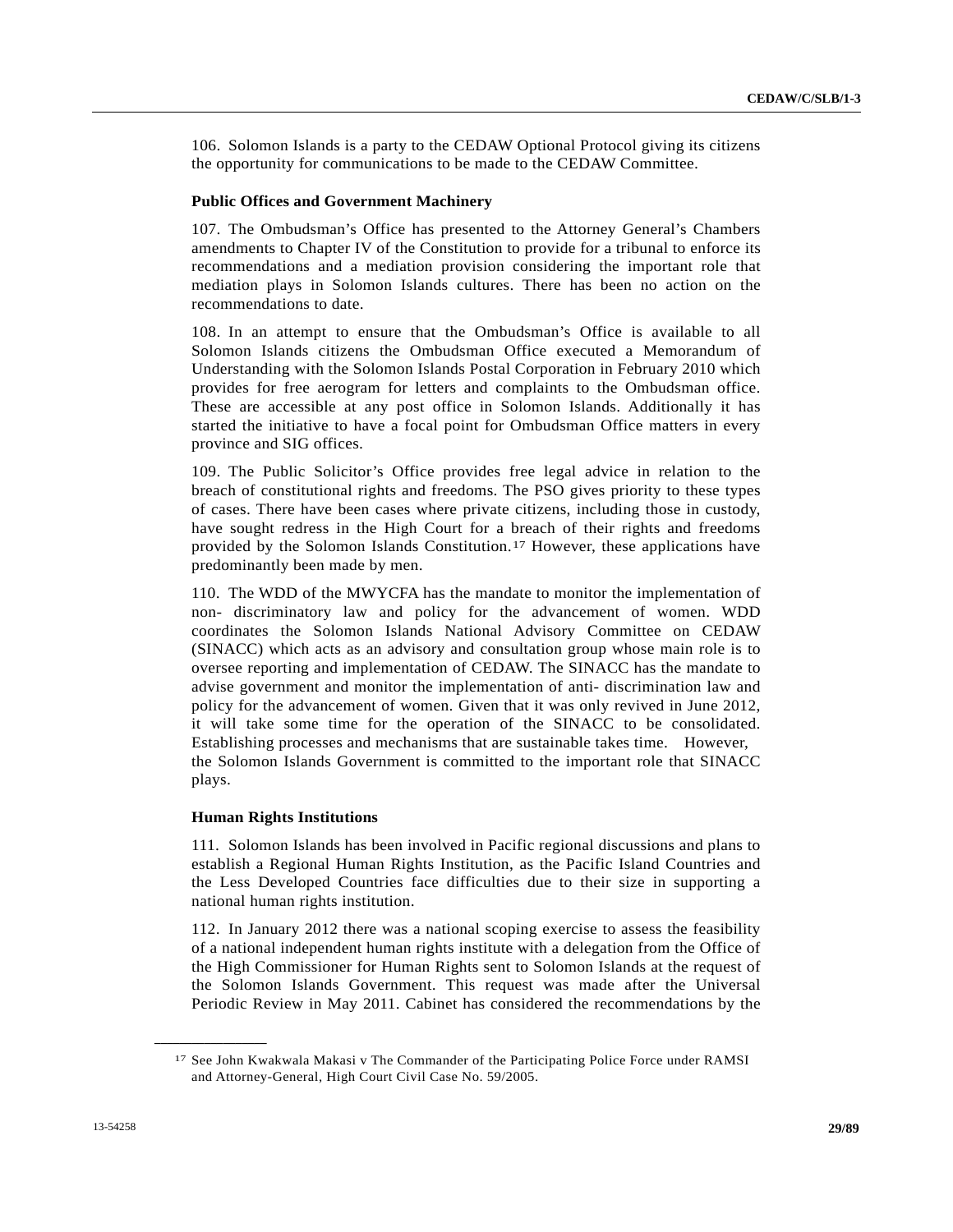106. Solomon Islands is a party to the CEDAW Optional Protocol giving its citizens the opportunity for communications to be made to the CEDAW Committee.

### Public Offices and Government Machinery

107. The Ombudsman's Office has presented to the Attorney General's Chambers amendments to Chapter IV of the Constitution to provide for a tribunal to enforce its recommendations and a mediation provision considering the important role that mediation plays in Solomon Islands cultures. There has been no action on the recommendations to date.

108. In an attempt to ensure that the Ombudsman's Office is available to all Solomon Islands citizens the Ombudsman Office executed a Memorandum of Understanding with the Solomon Islands Postal Corporation in February 2010 which provides for free aerogram for letters and complaints to the Ombudsman office. These are accessible at any post office in Solomon Islands. Additionally it has started the initiative to have a focal point for Ombudsman Office matters in every province and SIG offices.

109. The Public Solicitor's Office provides free legal advice in relation to the breach of constitutional rights and freedoms. The PSO gives priority to these types of cases. There have been cases where private citizens, including those in custody, have sought redress in the High Court for a breach of their rights and freedoms provided by the Solomon Islands Constitution.[17] However, these applications have predominantly been made by men.

110. The WDD of the MWYCFA has the mandate to monitor the implementation of non- discriminatory law and policy for the advancement of women. WDD coordinates the Solomon Islands National Advisory Committee on CEDAW (SINACC) which acts as an advisory and consultation group whose main role is to oversee reporting and implementation of CEDAW. The SINACC has the mandate to advise government and monitor the implementation of anti- discrimination law and policy for the advancement of women. Given that it was only revived in June 2012, it will take some time for the operation of the SINACC to be consolidated. Establishing processes and mechanisms that are sustainable takes time. However, the Solomon Islands Government is committed to the important role that SINACC plays.

### Human Rights Institutions

111. Solomon Islands has been involved in Pacific regional discussions and plans to establish a Regional Human Rights Institution, as the Pacific Island Countries and the Less Developed Countries face difficulties due to their size in supporting a national human rights institution.

112. In January 2012 there was a national scoping exercise to assess the feasibility of a national independent human rights institute with a delegation from the Office of the High Commissioner for Human Rights sent to Solomon Islands at the request of the Solomon Islands Government. This request was made after the Universal Periodic Review in May 2011. Cabinet has considered the recommendations by the

---

[17] See John Kwakwala Makasi v The Commander of the Participating Police Force under RAMSI and Attorney-General, High Court Civil Case No. 59/2005.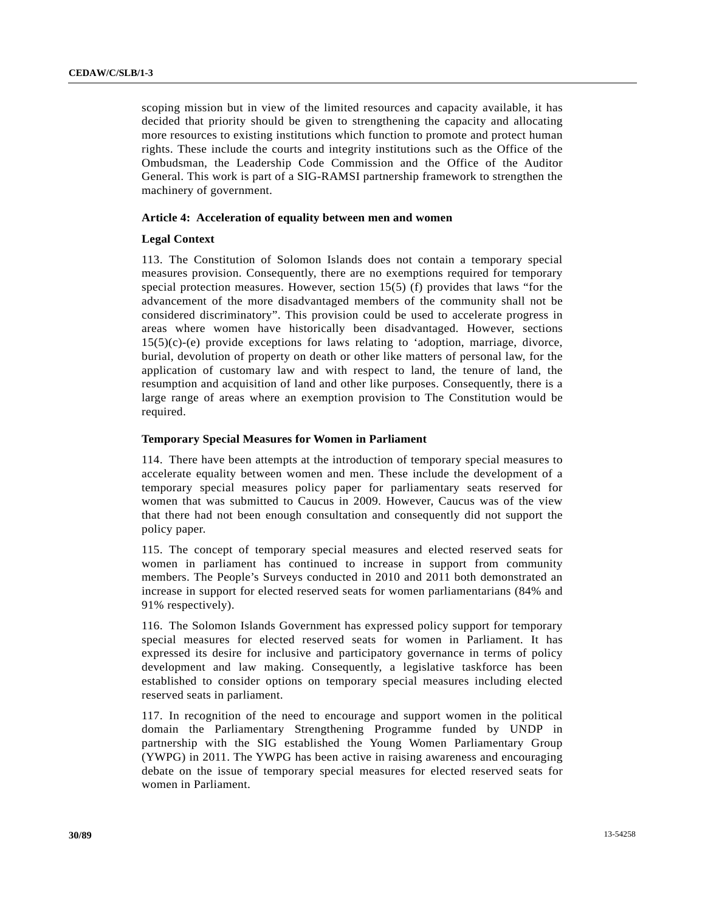scoping mission but in view of the limited resources and capacity available, it has decided that priority should be given to strengthening the capacity and allocating more resources to existing institutions which function to promote and protect human rights. These include the courts and integrity institutions such as the Office of the Ombudsman, the Leadership Code Commission and the Office of the Auditor General. This work is part of a SIG-RAMSI partnership framework to strengthen the machinery of government.

### Article 4: Acceleration of equality between men and women

#### Legal Context

113. The Constitution of Solomon Islands does not contain a temporary special measures provision. Consequently, there are no exemptions required for temporary special protection measures. However, section 15(5) (f) provides that laws "for the advancement of the more disadvantaged members of the community shall not be considered discriminatory". This provision could be used to accelerate progress in areas where women have historically been disadvantaged. However, sections 15(5)(c)-(e) provide exceptions for laws relating to 'adoption, marriage, divorce, burial, devolution of property on death or other like matters of personal law, for the application of customary law and with respect to land, the tenure of land, the resumption and acquisition of land and other like purposes. Consequently, there is a large range of areas where an exemption provision to The Constitution would be required.

#### Temporary Special Measures for Women in Parliament

114. There have been attempts at the introduction of temporary special measures to accelerate equality between women and men. These include the development of a temporary special measures policy paper for parliamentary seats reserved for women that was submitted to Caucus in 2009. However, Caucus was of the view that there had not been enough consultation and consequently did not support the policy paper.

115. The concept of temporary special measures and elected reserved seats for women in parliament has continued to increase in support from community members. The People's Surveys conducted in 2010 and 2011 both demonstrated an increase in support for elected reserved seats for women parliamentarians (84% and 91% respectively).

116. The Solomon Islands Government has expressed policy support for temporary special measures for elected reserved seats for women in Parliament. It has expressed its desire for inclusive and participatory governance in terms of policy development and law making. Consequently, a legislative taskforce has been established to consider options on temporary special measures including elected reserved seats in parliament.

117. In recognition of the need to encourage and support women in the political domain the Parliamentary Strengthening Programme funded by UNDP in partnership with the SIG established the Young Women Parliamentary Group (YWPG) in 2011. The YWPG has been active in raising awareness and encouraging debate on the issue of temporary special measures for elected reserved seats for women in Parliament.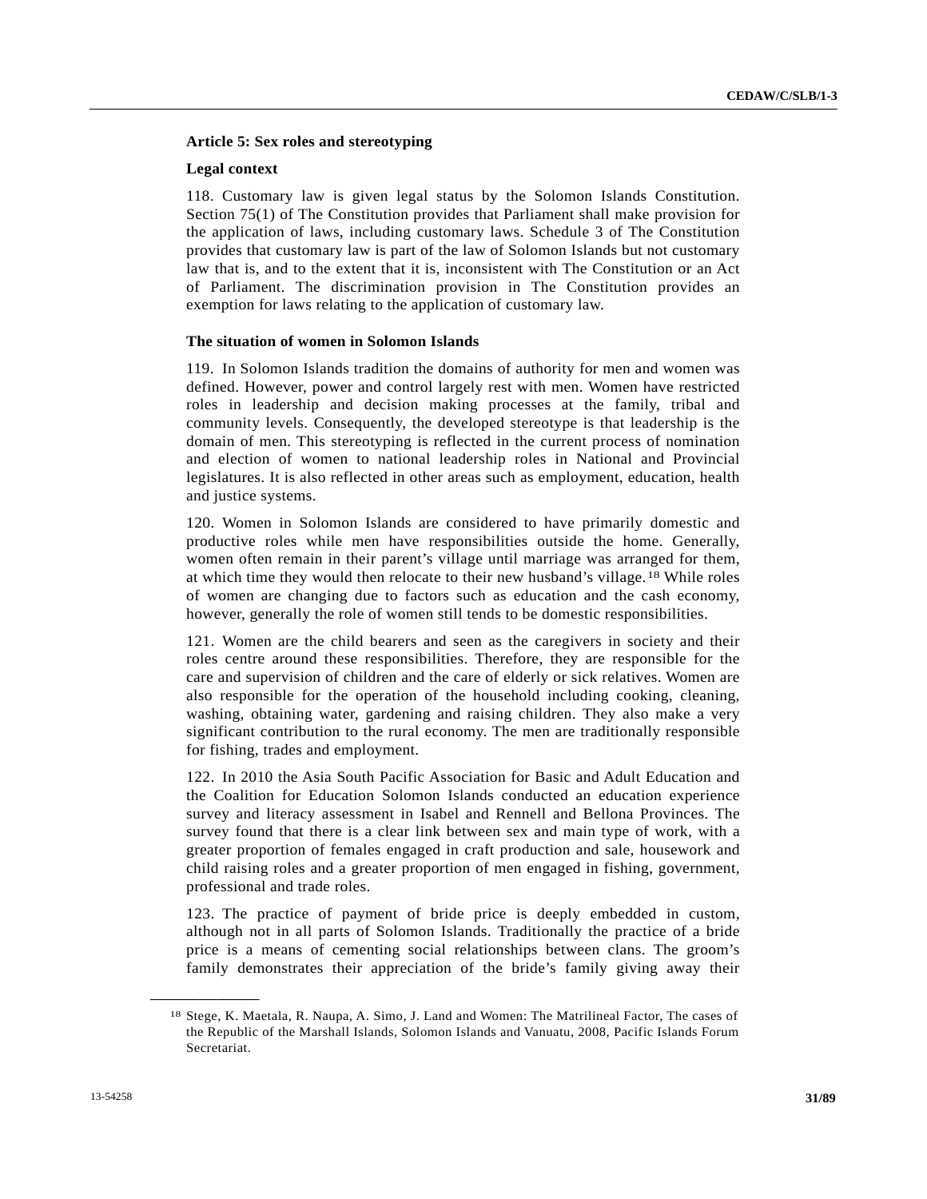### Article 5: Sex roles and stereotyping

#### Legal context

118. Customary law is given legal status by the Solomon Islands Constitution. Section 75(1) of The Constitution provides that Parliament shall make provision for the application of laws, including customary laws. Schedule 3 of The Constitution provides that customary law is part of the law of Solomon Islands but not customary law that is, and to the extent that it is, inconsistent with The Constitution or an Act of Parliament. The discrimination provision in The Constitution provides an exemption for laws relating to the application of customary law.

#### The situation of women in Solomon Islands

119. In Solomon Islands tradition the domains of authority for men and women was defined. However, power and control largely rest with men. Women have restricted roles in leadership and decision making processes at the family, tribal and community levels. Consequently, the developed stereotype is that leadership is the domain of men. This stereotyping is reflected in the current process of nomination and election of women to national leadership roles in National and Provincial legislatures. It is also reflected in other areas such as employment, education, health and justice systems.

120. Women in Solomon Islands are considered to have primarily domestic and productive roles while men have responsibilities outside the home. Generally, women often remain in their parent's village until marriage was arranged for them, at which time they would then relocate to their new husband's village.[18] While roles of women are changing due to factors such as education and the cash economy, however, generally the role of women still tends to be domestic responsibilities.

121. Women are the child bearers and seen as the caregivers in society and their roles centre around these responsibilities. Therefore, they are responsible for the care and supervision of children and the care of elderly or sick relatives. Women are also responsible for the operation of the household including cooking, cleaning, washing, obtaining water, gardening and raising children. They also make a very significant contribution to the rural economy. The men are traditionally responsible for fishing, trades and employment.

122. In 2010 the Asia South Pacific Association for Basic and Adult Education and the Coalition for Education Solomon Islands conducted an education experience survey and literacy assessment in Isabel and Rennell and Bellona Provinces. The survey found that there is a clear link between sex and main type of work, with a greater proportion of females engaged in craft production and sale, housework and child raising roles and a greater proportion of men engaged in fishing, government, professional and trade roles.

123. The practice of payment of bride price is deeply embedded in custom, although not in all parts of Solomon Islands. Traditionally the practice of a bride price is a means of cementing social relationships between clans. The groom's family demonstrates their appreciation of the bride's family giving away their

---

[18] Stege, K. Maetala, R. Naupa, A. Simo, J. Land and Women: The Matrilineal Factor, The cases of the Republic of the Marshall Islands, Solomon Islands and Vanuatu, 2008, Pacific Islands Forum Secretariat.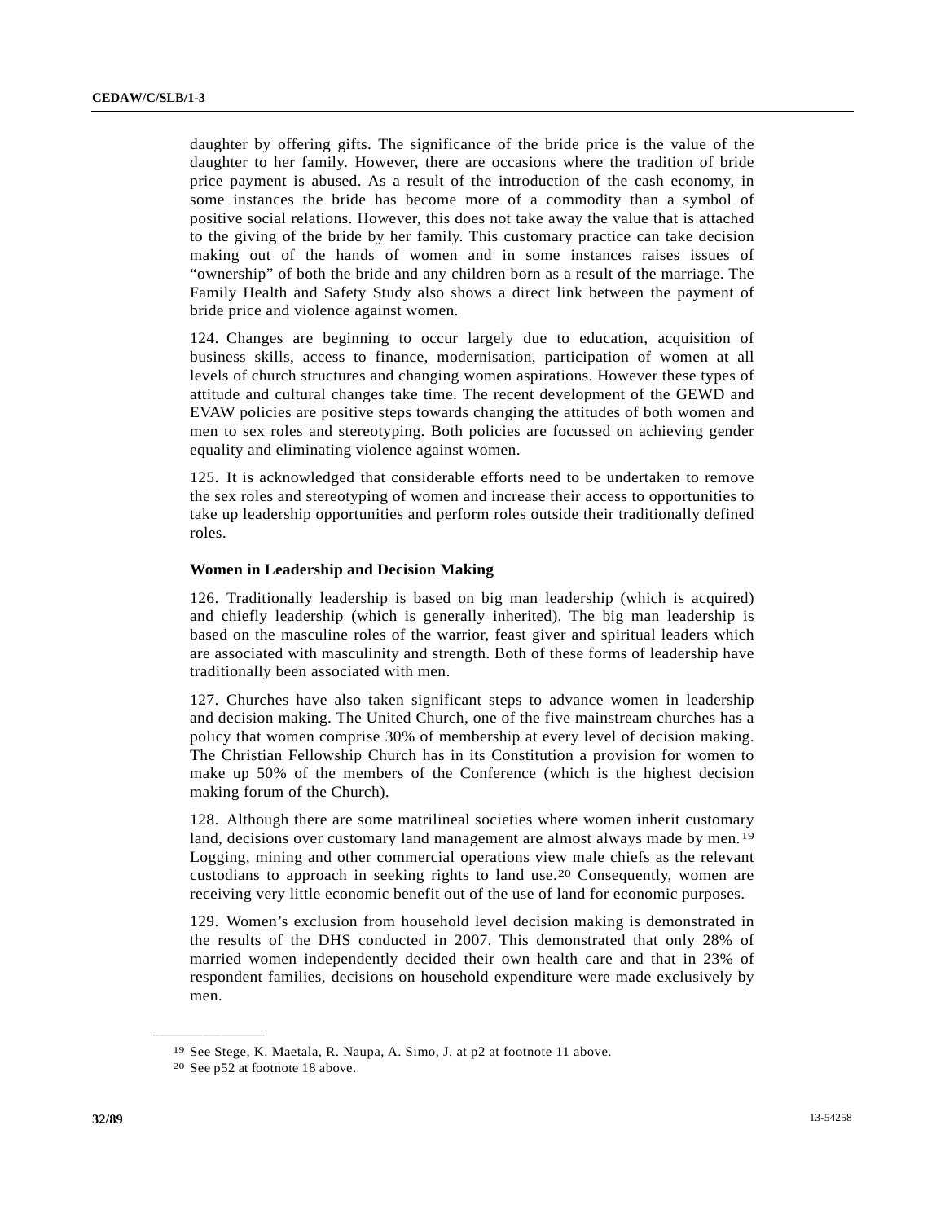daughter by offering gifts. The significance of the bride price is the value of the daughter to her family. However, there are occasions where the tradition of bride price payment is abused. As a result of the introduction of the cash economy, in some instances the bride has become more of a commodity than a symbol of positive social relations. However, this does not take away the value that is attached to the giving of the bride by her family. This customary practice can take decision making out of the hands of women and in some instances raises issues of "ownership" of both the bride and any children born as a result of the marriage. The Family Health and Safety Study also shows a direct link between the payment of bride price and violence against women.

124. Changes are beginning to occur largely due to education, acquisition of business skills, access to finance, modernisation, participation of women at all levels of church structures and changing women aspirations. However these types of attitude and cultural changes take time. The recent development of the GEWD and EVAW policies are positive steps towards changing the attitudes of both women and men to sex roles and stereotyping. Both policies are focussed on achieving gender equality and eliminating violence against women.

125. It is acknowledged that considerable efforts need to be undertaken to remove the sex roles and stereotyping of women and increase their access to opportunities to take up leadership opportunities and perform roles outside their traditionally defined roles.

**Women in Leadership and Decision Making**

126. Traditionally leadership is based on big man leadership (which is acquired) and chiefly leadership (which is generally inherited). The big man leadership is based on the masculine roles of the warrior, feast giver and spiritual leaders which are associated with masculinity and strength. Both of these forms of leadership have traditionally been associated with men.

127. Churches have also taken significant steps to advance women in leadership and decision making. The United Church, one of the five mainstream churches has a policy that women comprise 30% of membership at every level of decision making. The Christian Fellowship Church has in its Constitution a provision for women to make up 50% of the members of the Conference (which is the highest decision making forum of the Church).

128. Although there are some matrilineal societies where women inherit customary land, decisions over customary land management are almost always made by men.[19] Logging, mining and other commercial operations view male chiefs as the relevant custodians to approach in seeking rights to land use.[20] Consequently, women are receiving very little economic benefit out of the use of land for economic purposes.

129. Women's exclusion from household level decision making is demonstrated in the results of the DHS conducted in 2007. This demonstrated that only 28% of married women independently decided their own health care and that in 23% of respondent families, decisions on household expenditure were made exclusively by men.

---

[19] See Stege, K. Maetala, R. Naupa, A. Simo, J. at p2 at footnote 11 above.

[20] See p52 at footnote 18 above.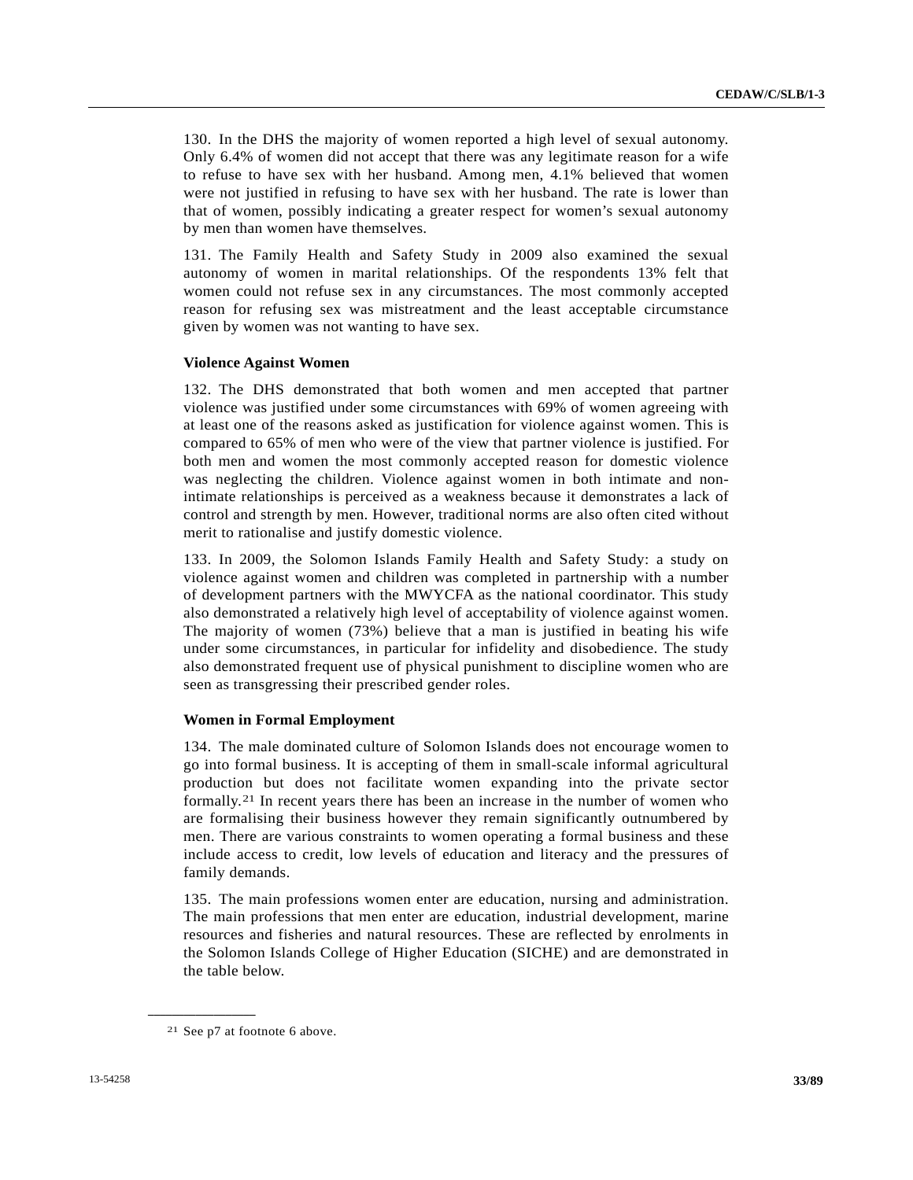130. In the DHS the majority of women reported a high level of sexual autonomy. Only 6.4% of women did not accept that there was any legitimate reason for a wife to refuse to have sex with her husband. Among men, 4.1% believed that women were not justified in refusing to have sex with her husband. The rate is lower than that of women, possibly indicating a greater respect for women's sexual autonomy by men than women have themselves.

131. The Family Health and Safety Study in 2009 also examined the sexual autonomy of women in marital relationships. Of the respondents 13% felt that women could not refuse sex in any circumstances. The most commonly accepted reason for refusing sex was mistreatment and the least acceptable circumstance given by women was not wanting to have sex.

### Violence Against Women

132. The DHS demonstrated that both women and men accepted that partner violence was justified under some circumstances with 69% of women agreeing with at least one of the reasons asked as justification for violence against women. This is compared to 65% of men who were of the view that partner violence is justified. For both men and women the most commonly accepted reason for domestic violence was neglecting the children. Violence against women in both intimate and non-intimate relationships is perceived as a weakness because it demonstrates a lack of control and strength by men. However, traditional norms are also often cited without merit to rationalise and justify domestic violence.

133. In 2009, the Solomon Islands Family Health and Safety Study: a study on violence against women and children was completed in partnership with a number of development partners with the MWYCFA as the national coordinator. This study also demonstrated a relatively high level of acceptability of violence against women. The majority of women (73%) believe that a man is justified in beating his wife under some circumstances, in particular for infidelity and disobedience. The study also demonstrated frequent use of physical punishment to discipline women who are seen as transgressing their prescribed gender roles.

### Women in Formal Employment

134. The male dominated culture of Solomon Islands does not encourage women to go into formal business. It is accepting of them in small-scale informal agricultural production but does not facilitate women expanding into the private sector formally.[21] In recent years there has been an increase in the number of women who are formalising their business however they remain significantly outnumbered by men. There are various constraints to women operating a formal business and these include access to credit, low levels of education and literacy and the pressures of family demands.

135. The main professions women enter are education, nursing and administration. The main professions that men enter are education, industrial development, marine resources and fisheries and natural resources. These are reflected by enrolments in the Solomon Islands College of Higher Education (SICHE) and are demonstrated in the table below.

---

[21] See p7 at footnote 6 above.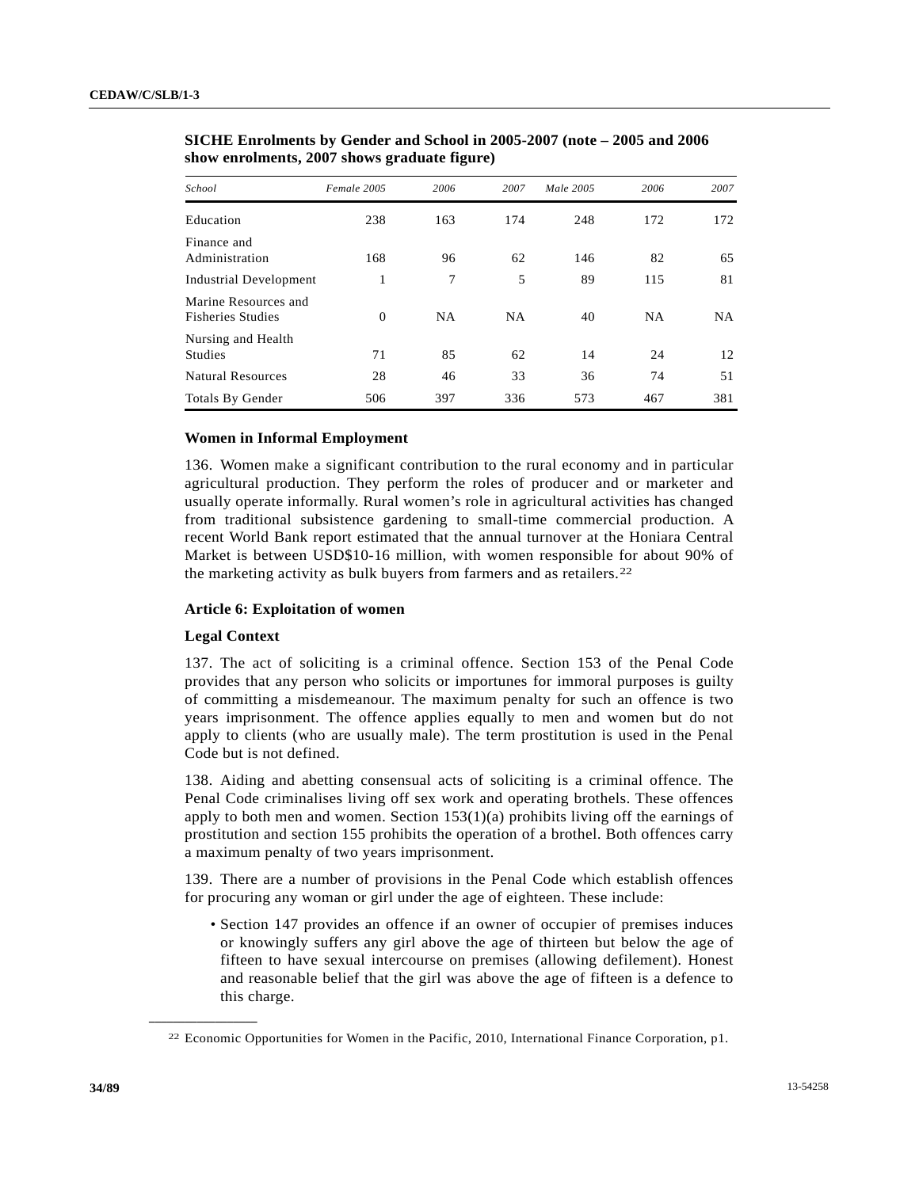**SICHE Enrolments by Gender and School in 2005-2007 (note – 2005 and 2006 show enrolments, 2007 shows graduate figure)**

| *School* | *Female 2005* | *2006* | *2007* | *Male 2005* | *2006* | *2007* |
|---|---|---|---|---|---|---|
| Education | 238 | 163 | 174 | 248 | 172 | 172 |
| Finance and Administration | 168 | 96 | 62 | 146 | 82 | 65 |
| Industrial Development | 1 | 7 | 5 | 89 | 115 | 81 |
| Marine Resources and Fisheries Studies | 0 | NA | NA | 40 | NA | NA |
| Nursing and Health Studies | 71 | 85 | 62 | 14 | 24 | 12 |
| Natural Resources | 28 | 46 | 33 | 36 | 74 | 51 |
| Totals By Gender | 506 | 397 | 336 | 573 | 467 | 381 |

**Women in Informal Employment**

136. Women make a significant contribution to the rural economy and in particular agricultural production. They perform the roles of producer and or marketer and usually operate informally. Rural women's role in agricultural activities has changed from traditional subsistence gardening to small-time commercial production. A recent World Bank report estimated that the annual turnover at the Honiara Central Market is between USD$10-16 million, with women responsible for about 90% of the marketing activity as bulk buyers from farmers and as retailers.[22]

**Article 6: Exploitation of women**

**Legal Context**

137. The act of soliciting is a criminal offence. Section 153 of the Penal Code provides that any person who solicits or importunes for immoral purposes is guilty of committing a misdemeanour. The maximum penalty for such an offence is two years imprisonment. The offence applies equally to men and women but do not apply to clients (who are usually male). The term prostitution is used in the Penal Code but is not defined.

138. Aiding and abetting consensual acts of soliciting is a criminal offence. The Penal Code criminalises living off sex work and operating brothels. These offences apply to both men and women. Section 153(1)(a) prohibits living off the earnings of prostitution and section 155 prohibits the operation of a brothel. Both offences carry a maximum penalty of two years imprisonment.

139. There are a number of provisions in the Penal Code which establish offences for procuring any woman or girl under the age of eighteen. These include:

- Section 147 provides an offence if an owner of occupier of premises induces or knowingly suffers any girl above the age of thirteen but below the age of fifteen to have sexual intercourse on premises (allowing defilement). Honest and reasonable belief that the girl was above the age of fifteen is a defence to this charge.

[22] Economic Opportunities for Women in the Pacific, 2010, International Finance Corporation, p1.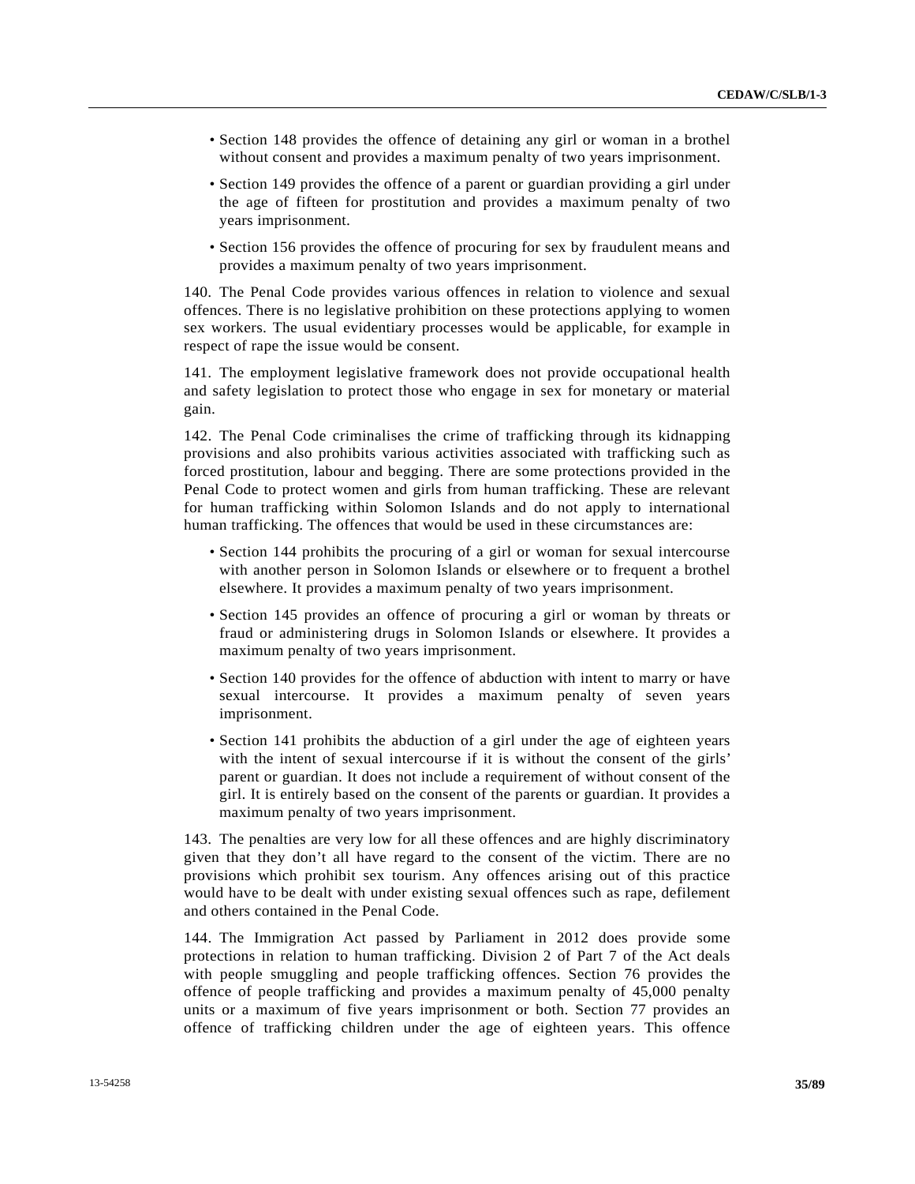- Section 148 provides the offence of detaining any girl or woman in a brothel without consent and provides a maximum penalty of two years imprisonment.
- Section 149 provides the offence of a parent or guardian providing a girl under the age of fifteen for prostitution and provides a maximum penalty of two years imprisonment.
- Section 156 provides the offence of procuring for sex by fraudulent means and provides a maximum penalty of two years imprisonment.

140. The Penal Code provides various offences in relation to violence and sexual offences. There is no legislative prohibition on these protections applying to women sex workers. The usual evidentiary processes would be applicable, for example in respect of rape the issue would be consent.

141. The employment legislative framework does not provide occupational health and safety legislation to protect those who engage in sex for monetary or material gain.

142. The Penal Code criminalises the crime of trafficking through its kidnapping provisions and also prohibits various activities associated with trafficking such as forced prostitution, labour and begging. There are some protections provided in the Penal Code to protect women and girls from human trafficking. These are relevant for human trafficking within Solomon Islands and do not apply to international human trafficking. The offences that would be used in these circumstances are:

- Section 144 prohibits the procuring of a girl or woman for sexual intercourse with another person in Solomon Islands or elsewhere or to frequent a brothel elsewhere. It provides a maximum penalty of two years imprisonment.
- Section 145 provides an offence of procuring a girl or woman by threats or fraud or administering drugs in Solomon Islands or elsewhere. It provides a maximum penalty of two years imprisonment.
- Section 140 provides for the offence of abduction with intent to marry or have sexual intercourse. It provides a maximum penalty of seven years imprisonment.
- Section 141 prohibits the abduction of a girl under the age of eighteen years with the intent of sexual intercourse if it is without the consent of the girls' parent or guardian. It does not include a requirement of without consent of the girl. It is entirely based on the consent of the parents or guardian. It provides a maximum penalty of two years imprisonment.

143. The penalties are very low for all these offences and are highly discriminatory given that they don't all have regard to the consent of the victim. There are no provisions which prohibit sex tourism. Any offences arising out of this practice would have to be dealt with under existing sexual offences such as rape, defilement and others contained in the Penal Code.

144. The Immigration Act passed by Parliament in 2012 does provide some protections in relation to human trafficking. Division 2 of Part 7 of the Act deals with people smuggling and people trafficking offences. Section 76 provides the offence of people trafficking and provides a maximum penalty of 45,000 penalty units or a maximum of five years imprisonment or both. Section 77 provides an offence of trafficking children under the age of eighteen years. This offence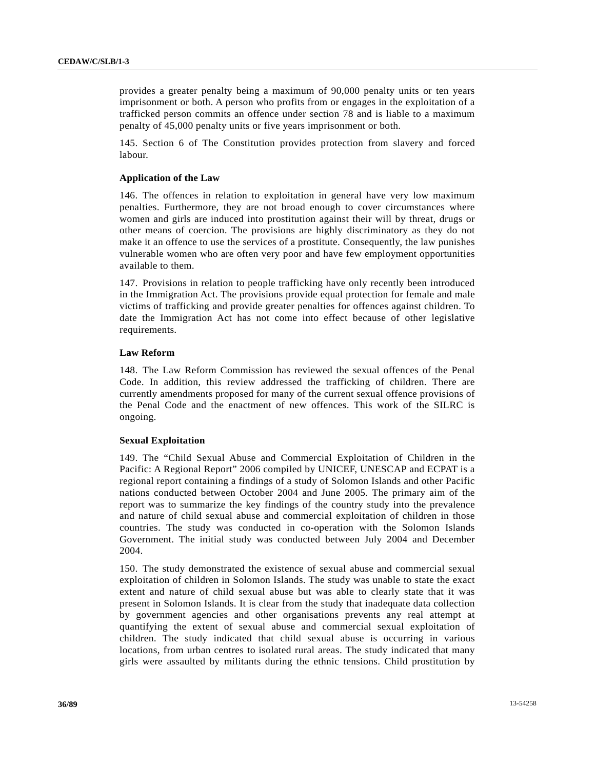provides a greater penalty being a maximum of 90,000 penalty units or ten years imprisonment or both. A person who profits from or engages in the exploitation of a trafficked person commits an offence under section 78 and is liable to a maximum penalty of 45,000 penalty units or five years imprisonment or both.

145. Section 6 of The Constitution provides protection from slavery and forced labour.

**Application of the Law**

146. The offences in relation to exploitation in general have very low maximum penalties. Furthermore, they are not broad enough to cover circumstances where women and girls are induced into prostitution against their will by threat, drugs or other means of coercion. The provisions are highly discriminatory as they do not make it an offence to use the services of a prostitute. Consequently, the law punishes vulnerable women who are often very poor and have few employment opportunities available to them.

147. Provisions in relation to people trafficking have only recently been introduced in the Immigration Act. The provisions provide equal protection for female and male victims of trafficking and provide greater penalties for offences against children. To date the Immigration Act has not come into effect because of other legislative requirements.

**Law Reform**

148. The Law Reform Commission has reviewed the sexual offences of the Penal Code. In addition, this review addressed the trafficking of children. There are currently amendments proposed for many of the current sexual offence provisions of the Penal Code and the enactment of new offences. This work of the SILRC is ongoing.

**Sexual Exploitation**

149. The "Child Sexual Abuse and Commercial Exploitation of Children in the Pacific: A Regional Report" 2006 compiled by UNICEF, UNESCAP and ECPAT is a regional report containing a findings of a study of Solomon Islands and other Pacific nations conducted between October 2004 and June 2005. The primary aim of the report was to summarize the key findings of the country study into the prevalence and nature of child sexual abuse and commercial exploitation of children in those countries. The study was conducted in co-operation with the Solomon Islands Government. The initial study was conducted between July 2004 and December 2004.

150. The study demonstrated the existence of sexual abuse and commercial sexual exploitation of children in Solomon Islands. The study was unable to state the exact extent and nature of child sexual abuse but was able to clearly state that it was present in Solomon Islands. It is clear from the study that inadequate data collection by government agencies and other organisations prevents any real attempt at quantifying the extent of sexual abuse and commercial sexual exploitation of children. The study indicated that child sexual abuse is occurring in various locations, from urban centres to isolated rural areas. The study indicated that many girls were assaulted by militants during the ethnic tensions. Child prostitution by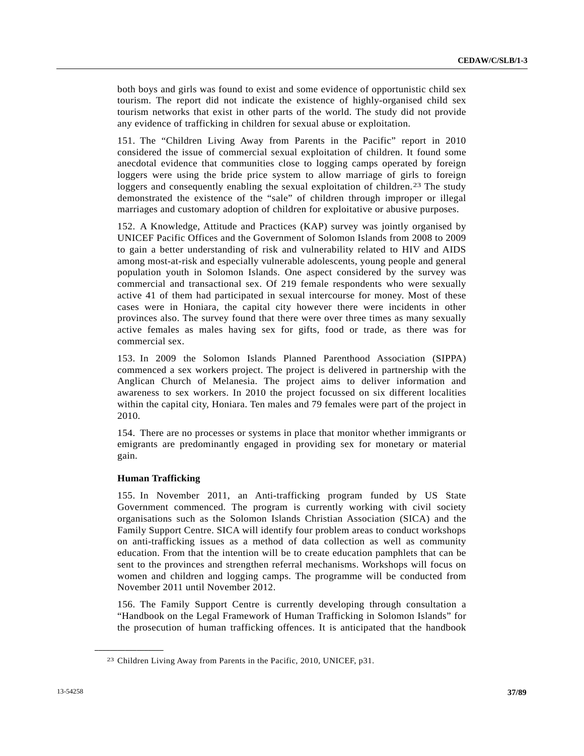both boys and girls was found to exist and some evidence of opportunistic child sex tourism. The report did not indicate the existence of highly-organised child sex tourism networks that exist in other parts of the world. The study did not provide any evidence of trafficking in children for sexual abuse or exploitation.

151. The "Children Living Away from Parents in the Pacific" report in 2010 considered the issue of commercial sexual exploitation of children. It found some anecdotal evidence that communities close to logging camps operated by foreign loggers were using the bride price system to allow marriage of girls to foreign loggers and consequently enabling the sexual exploitation of children.[23] The study demonstrated the existence of the "sale" of children through improper or illegal marriages and customary adoption of children for exploitative or abusive purposes.

152. A Knowledge, Attitude and Practices (KAP) survey was jointly organised by UNICEF Pacific Offices and the Government of Solomon Islands from 2008 to 2009 to gain a better understanding of risk and vulnerability related to HIV and AIDS among most-at-risk and especially vulnerable adolescents, young people and general population youth in Solomon Islands. One aspect considered by the survey was commercial and transactional sex. Of 219 female respondents who were sexually active 41 of them had participated in sexual intercourse for money. Most of these cases were in Honiara, the capital city however there were incidents in other provinces also. The survey found that there were over three times as many sexually active females as males having sex for gifts, food or trade, as there was for commercial sex.

153. In 2009 the Solomon Islands Planned Parenthood Association (SIPPA) commenced a sex workers project. The project is delivered in partnership with the Anglican Church of Melanesia. The project aims to deliver information and awareness to sex workers. In 2010 the project focussed on six different localities within the capital city, Honiara. Ten males and 79 females were part of the project in 2010.

154. There are no processes or systems in place that monitor whether immigrants or emigrants are predominantly engaged in providing sex for monetary or material gain.

**Human Trafficking**

155. In November 2011, an Anti-trafficking program funded by US State Government commenced. The program is currently working with civil society organisations such as the Solomon Islands Christian Association (SICA) and the Family Support Centre. SICA will identify four problem areas to conduct workshops on anti-trafficking issues as a method of data collection as well as community education. From that the intention will be to create education pamphlets that can be sent to the provinces and strengthen referral mechanisms. Workshops will focus on women and children and logging camps. The programme will be conducted from November 2011 until November 2012.

156. The Family Support Centre is currently developing through consultation a "Handbook on the Legal Framework of Human Trafficking in Solomon Islands" for the prosecution of human trafficking offences. It is anticipated that the handbook

---

[23] Children Living Away from Parents in the Pacific, 2010, UNICEF, p31.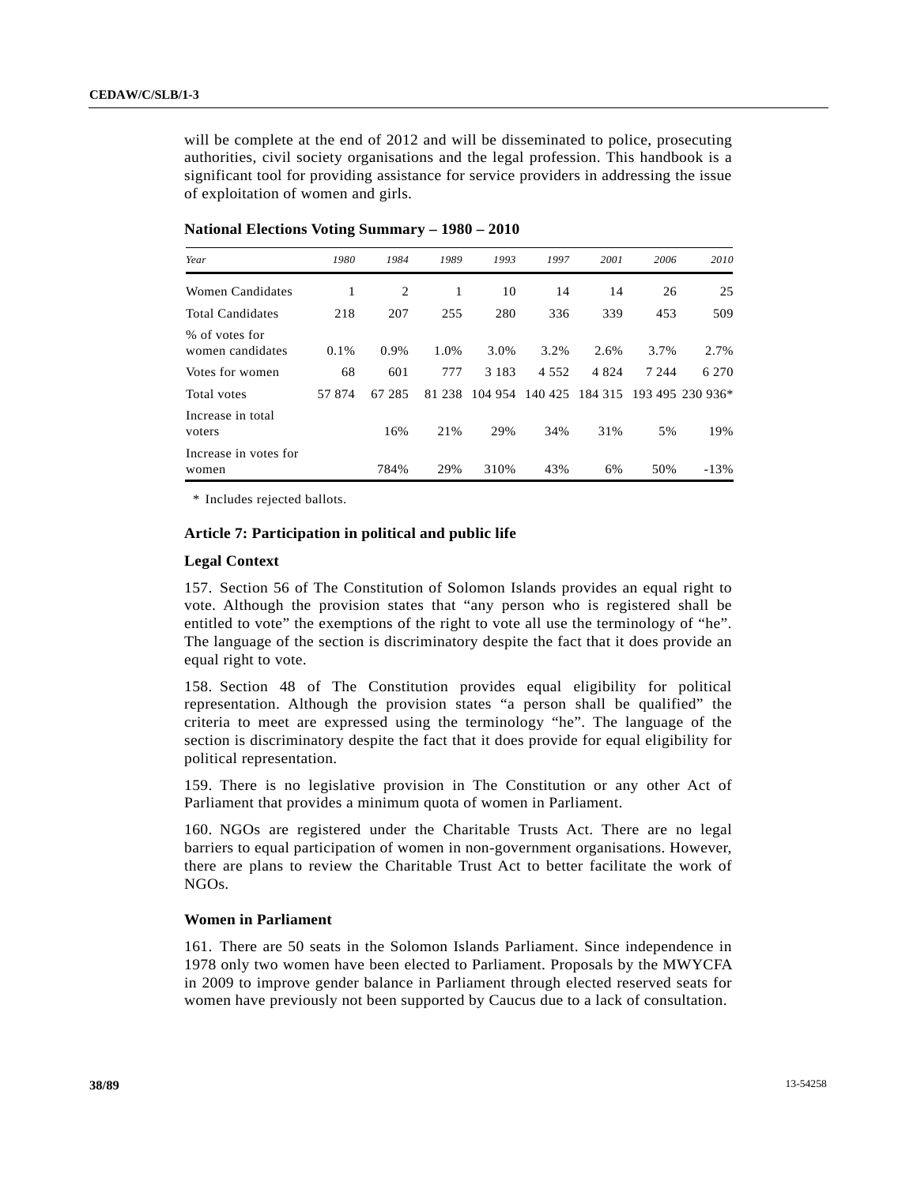will be complete at the end of 2012 and will be disseminated to police, prosecuting authorities, civil society organisations and the legal profession. This handbook is a significant tool for providing assistance for service providers in addressing the issue of exploitation of women and girls.

**National Elections Voting Summary – 1980 – 2010**

| *Year* | *1980* | *1984* | *1989* | *1993* | *1997* | *2001* | *2006* | *2010* |
|---|---|---|---|---|---|---|---|---|
| Women Candidates | 1 | 2 | 1 | 10 | 14 | 14 | 26 | 25 |
| Total Candidates | 218 | 207 | 255 | 280 | 336 | 339 | 453 | 509 |
| % of votes for women candidates | 0.1% | 0.9% | 1.0% | 3.0% | 3.2% | 2.6% | 3.7% | 2.7% |
| Votes for women | 68 | 601 | 777 | 3 183 | 4 552 | 4 824 | 7 244 | 6 270 |
| Total votes | 57 874 | 67 285 | 81 238 | 104 954 | 140 425 | 184 315 | 193 495 | 230 936* |
| Increase in total voters | | 16% | 21% | 29% | 34% | 31% | 5% | 19% |
| Increase in votes for women | | 784% | 29% | 310% | 43% | 6% | 50% | -13% |

\* Includes rejected ballots.

### Article 7: Participation in political and public life

#### Legal Context

157. Section 56 of The Constitution of Solomon Islands provides an equal right to vote. Although the provision states that "any person who is registered shall be entitled to vote" the exemptions of the right to vote all use the terminology of "he". The language of the section is discriminatory despite the fact that it does provide an equal right to vote.

158. Section 48 of The Constitution provides equal eligibility for political representation. Although the provision states "a person shall be qualified" the criteria to meet are expressed using the terminology "he". The language of the section is discriminatory despite the fact that it does provide for equal eligibility for political representation.

159. There is no legislative provision in The Constitution or any other Act of Parliament that provides a minimum quota of women in Parliament.

160. NGOs are registered under the Charitable Trusts Act. There are no legal barriers to equal participation of women in non-government organisations. However, there are plans to review the Charitable Trust Act to better facilitate the work of NGOs.

#### Women in Parliament

161. There are 50 seats in the Solomon Islands Parliament. Since independence in 1978 only two women have been elected to Parliament. Proposals by the MWYCFA in 2009 to improve gender balance in Parliament through elected reserved seats for women have previously not been supported by Caucus due to a lack of consultation.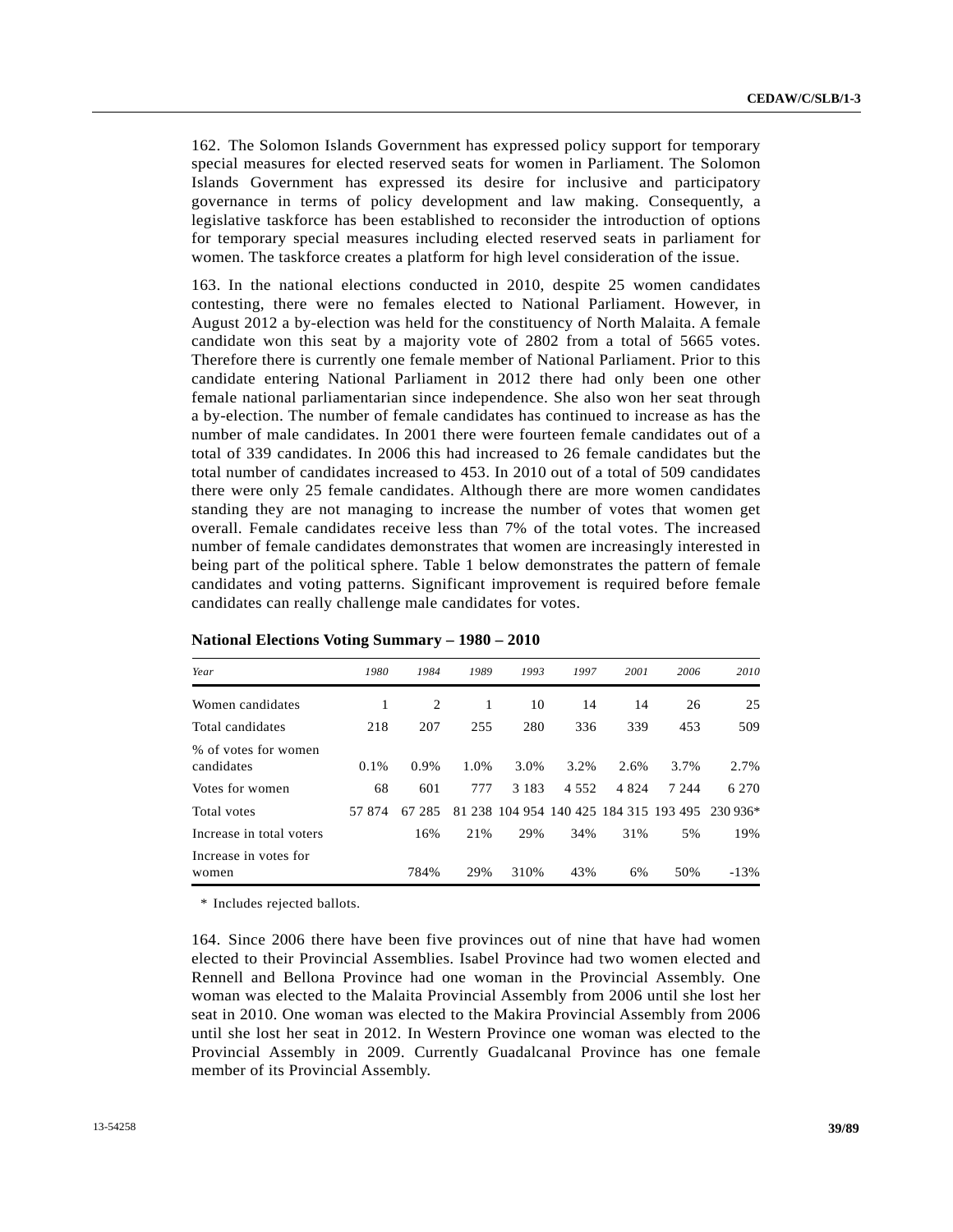162. The Solomon Islands Government has expressed policy support for temporary special measures for elected reserved seats for women in Parliament. The Solomon Islands Government has expressed its desire for inclusive and participatory governance in terms of policy development and law making. Consequently, a legislative taskforce has been established to reconsider the introduction of options for temporary special measures including elected reserved seats in parliament for women. The taskforce creates a platform for high level consideration of the issue.

163. In the national elections conducted in 2010, despite 25 women candidates contesting, there were no females elected to National Parliament. However, in August 2012 a by-election was held for the constituency of North Malaita. A female candidate won this seat by a majority vote of 2802 from a total of 5665 votes. Therefore there is currently one female member of National Parliament. Prior to this candidate entering National Parliament in 2012 there had only been one other female national parliamentarian since independence. She also won her seat through a by-election. The number of female candidates has continued to increase as has the number of male candidates. In 2001 there were fourteen female candidates out of a total of 339 candidates. In 2006 this had increased to 26 female candidates but the total number of candidates increased to 453. In 2010 out of a total of 509 candidates there were only 25 female candidates. Although there are more women candidates standing they are not managing to increase the number of votes that women get overall. Female candidates receive less than 7% of the total votes. The increased number of female candidates demonstrates that women are increasingly interested in being part of the political sphere. Table 1 below demonstrates the pattern of female candidates and voting patterns. Significant improvement is required before female candidates can really challenge male candidates for votes.

**National Elections Voting Summary – 1980 – 2010**

| *Year* | *1980* | *1984* | *1989* | *1993* | *1997* | *2001* | *2006* | *2010* |
|---|---|---|---|---|---|---|---|---|
| Women candidates | 1 | 2 | 1 | 10 | 14 | 14 | 26 | 25 |
| Total candidates | 218 | 207 | 255 | 280 | 336 | 339 | 453 | 509 |
| % of votes for women candidates | 0.1% | 0.9% | 1.0% | 3.0% | 3.2% | 2.6% | 3.7% | 2.7% |
| Votes for women | 68 | 601 | 777 | 3 183 | 4 552 | 4 824 | 7 244 | 6 270 |
| Total votes | 57 874 | 67 285 | 81 238 | 104 954 | 140 425 | 184 315 | 193 495 | 230 936* |
| Increase in total voters | | 16% | 21% | 29% | 34% | 31% | 5% | 19% |
| Increase in votes for women | | 784% | 29% | 310% | 43% | 6% | 50% | -13% |

\* Includes rejected ballots.

164. Since 2006 there have been five provinces out of nine that have had women elected to their Provincial Assemblies. Isabel Province had two women elected and Rennell and Bellona Province had one woman in the Provincial Assembly. One woman was elected to the Malaita Provincial Assembly from 2006 until she lost her seat in 2010. One woman was elected to the Makira Provincial Assembly from 2006 until she lost her seat in 2012. In Western Province one woman was elected to the Provincial Assembly in 2009. Currently Guadalcanal Province has one female member of its Provincial Assembly.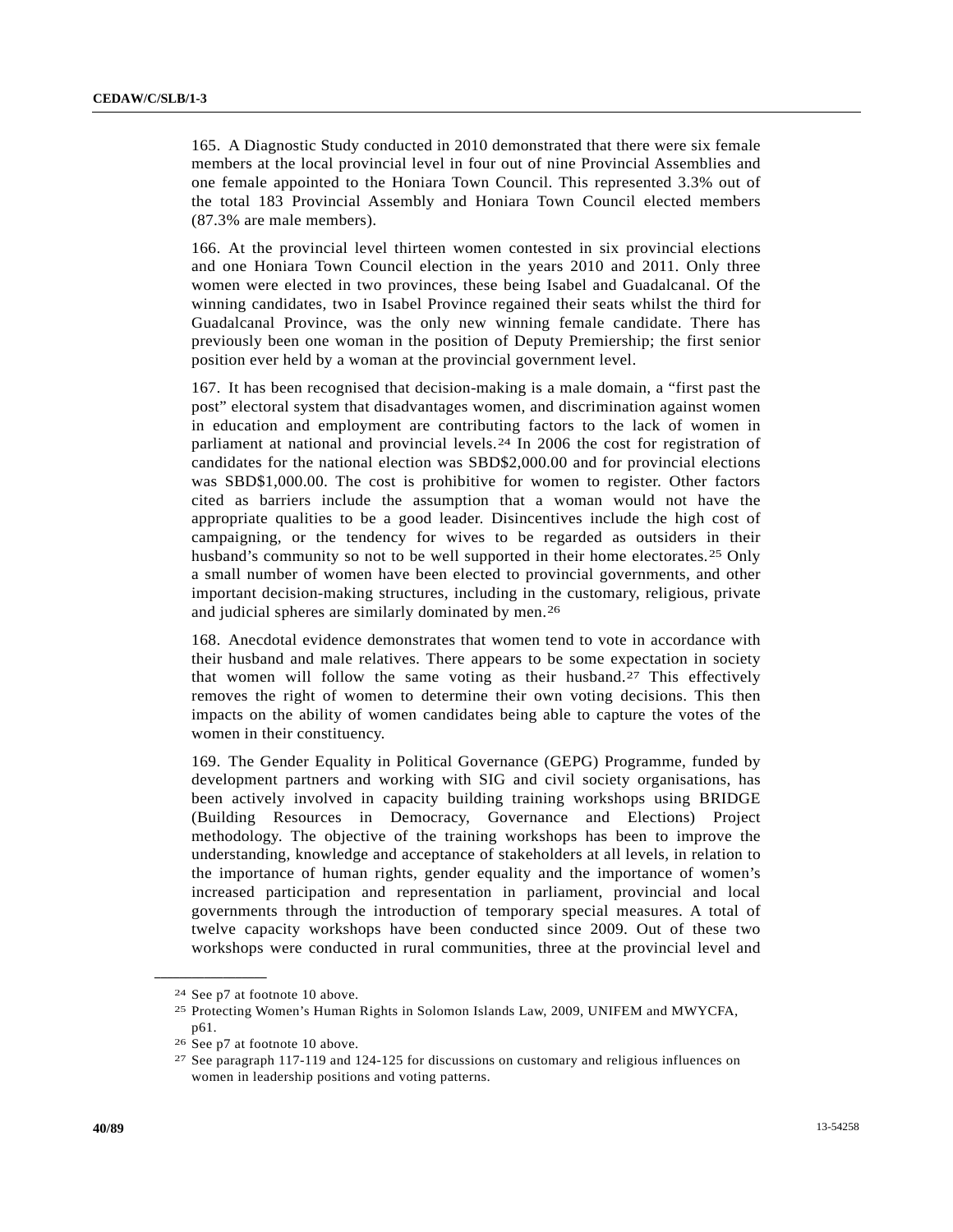165. A Diagnostic Study conducted in 2010 demonstrated that there were six female members at the local provincial level in four out of nine Provincial Assemblies and one female appointed to the Honiara Town Council. This represented 3.3% out of the total 183 Provincial Assembly and Honiara Town Council elected members (87.3% are male members).

166. At the provincial level thirteen women contested in six provincial elections and one Honiara Town Council election in the years 2010 and 2011. Only three women were elected in two provinces, these being Isabel and Guadalcanal. Of the winning candidates, two in Isabel Province regained their seats whilst the third for Guadalcanal Province, was the only new winning female candidate. There has previously been one woman in the position of Deputy Premiership; the first senior position ever held by a woman at the provincial government level.

167. It has been recognised that decision-making is a male domain, a "first past the post" electoral system that disadvantages women, and discrimination against women in education and employment are contributing factors to the lack of women in parliament at national and provincial levels.[24] In 2006 the cost for registration of candidates for the national election was SBD$2,000.00 and for provincial elections was SBD$1,000.00. The cost is prohibitive for women to register. Other factors cited as barriers include the assumption that a woman would not have the appropriate qualities to be a good leader. Disincentives include the high cost of campaigning, or the tendency for wives to be regarded as outsiders in their husband's community so not to be well supported in their home electorates.[25] Only a small number of women have been elected to provincial governments, and other important decision-making structures, including in the customary, religious, private and judicial spheres are similarly dominated by men.[26]

168. Anecdotal evidence demonstrates that women tend to vote in accordance with their husband and male relatives. There appears to be some expectation in society that women will follow the same voting as their husband.[27] This effectively removes the right of women to determine their own voting decisions. This then impacts on the ability of women candidates being able to capture the votes of the women in their constituency.

169. The Gender Equality in Political Governance (GEPG) Programme, funded by development partners and working with SIG and civil society organisations, has been actively involved in capacity building training workshops using BRIDGE (Building Resources in Democracy, Governance and Elections) Project methodology. The objective of the training workshops has been to improve the understanding, knowledge and acceptance of stakeholders at all levels, in relation to the importance of human rights, gender equality and the importance of women's increased participation and representation in parliament, provincial and local governments through the introduction of temporary special measures. A total of twelve capacity workshops have been conducted since 2009. Out of these two workshops were conducted in rural communities, three at the provincial level and

---

[24] See p7 at footnote 10 above.

[25] Protecting Women's Human Rights in Solomon Islands Law, 2009, UNIFEM and MWYCFA, p61.

[26] See p7 at footnote 10 above.

[27] See paragraph 117-119 and 124-125 for discussions on customary and religious influences on women in leadership positions and voting patterns.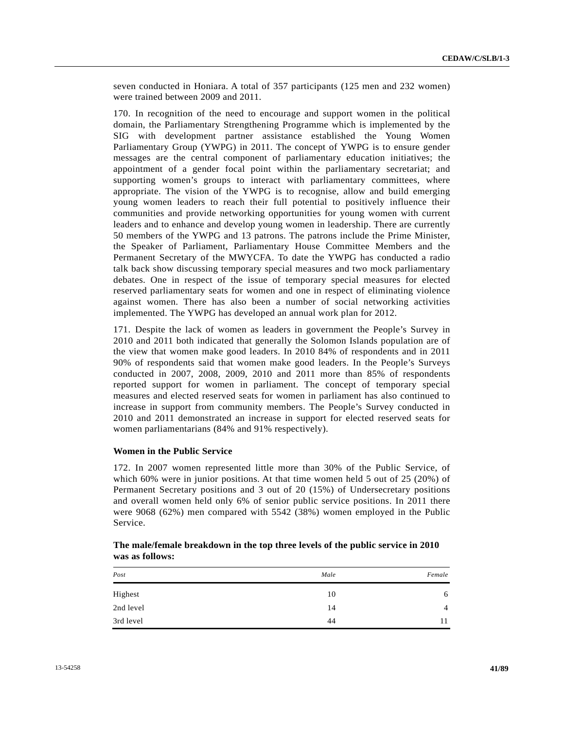seven conducted in Honiara. A total of 357 participants (125 men and 232 women) were trained between 2009 and 2011.

170. In recognition of the need to encourage and support women in the political domain, the Parliamentary Strengthening Programme which is implemented by the SIG with development partner assistance established the Young Women Parliamentary Group (YWPG) in 2011. The concept of YWPG is to ensure gender messages are the central component of parliamentary education initiatives; the appointment of a gender focal point within the parliamentary secretariat; and supporting women's groups to interact with parliamentary committees, where appropriate. The vision of the YWPG is to recognise, allow and build emerging young women leaders to reach their full potential to positively influence their communities and provide networking opportunities for young women with current leaders and to enhance and develop young women in leadership. There are currently 50 members of the YWPG and 13 patrons. The patrons include the Prime Minister, the Speaker of Parliament, Parliamentary House Committee Members and the Permanent Secretary of the MWYCFA. To date the YWPG has conducted a radio talk back show discussing temporary special measures and two mock parliamentary debates. One in respect of the issue of temporary special measures for elected reserved parliamentary seats for women and one in respect of eliminating violence against women. There has also been a number of social networking activities implemented. The YWPG has developed an annual work plan for 2012.

171. Despite the lack of women as leaders in government the People's Survey in 2010 and 2011 both indicated that generally the Solomon Islands population are of the view that women make good leaders. In 2010 84% of respondents and in 2011 90% of respondents said that women make good leaders. In the People's Surveys conducted in 2007, 2008, 2009, 2010 and 2011 more than 85% of respondents reported support for women in parliament. The concept of temporary special measures and elected reserved seats for women in parliament has also continued to increase in support from community members. The People's Survey conducted in 2010 and 2011 demonstrated an increase in support for elected reserved seats for women parliamentarians (84% and 91% respectively).

**Women in the Public Service**

172. In 2007 women represented little more than 30% of the Public Service, of which 60% were in junior positions. At that time women held 5 out of 25 (20%) of Permanent Secretary positions and 3 out of 20 (15%) of Undersecretary positions and overall women held only 6% of senior public service positions. In 2011 there were 9068 (62%) men compared with 5542 (38%) women employed in the Public Service.

**The male/female breakdown in the top three levels of the public service in 2010 was as follows:**

| *Post* | *Male* | *Female* |
|---|---|---|
| Highest | 10 | 6 |
| 2nd level | 14 | 4 |
| 3rd level | 44 | 11 |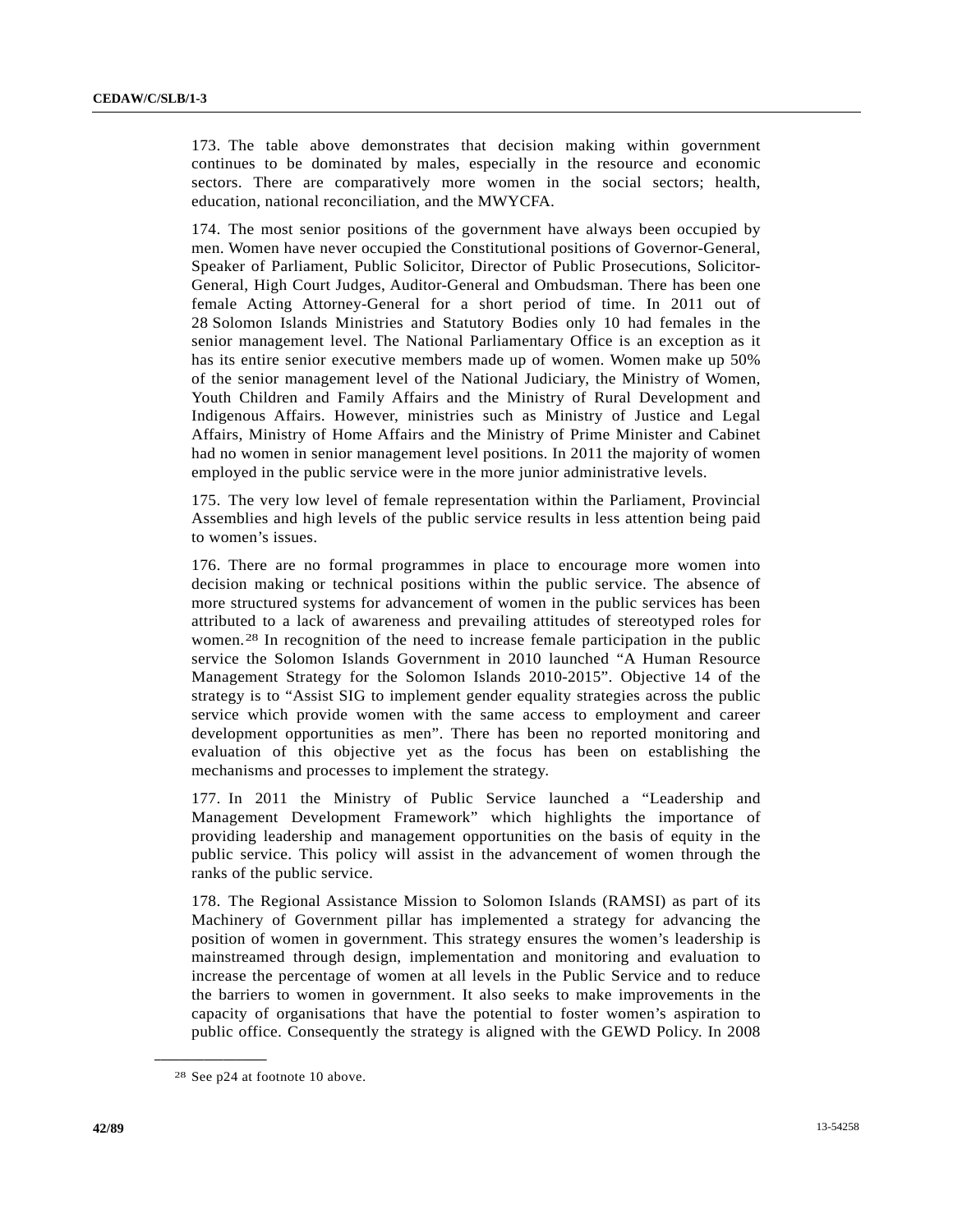173. The table above demonstrates that decision making within government continues to be dominated by males, especially in the resource and economic sectors. There are comparatively more women in the social sectors; health, education, national reconciliation, and the MWYCFA.

174. The most senior positions of the government have always been occupied by men. Women have never occupied the Constitutional positions of Governor-General, Speaker of Parliament, Public Solicitor, Director of Public Prosecutions, Solicitor-General, High Court Judges, Auditor-General and Ombudsman. There has been one female Acting Attorney-General for a short period of time. In 2011 out of 28 Solomon Islands Ministries and Statutory Bodies only 10 had females in the senior management level. The National Parliamentary Office is an exception as it has its entire senior executive members made up of women. Women make up 50% of the senior management level of the National Judiciary, the Ministry of Women, Youth Children and Family Affairs and the Ministry of Rural Development and Indigenous Affairs. However, ministries such as Ministry of Justice and Legal Affairs, Ministry of Home Affairs and the Ministry of Prime Minister and Cabinet had no women in senior management level positions. In 2011 the majority of women employed in the public service were in the more junior administrative levels.

175. The very low level of female representation within the Parliament, Provincial Assemblies and high levels of the public service results in less attention being paid to women's issues.

176. There are no formal programmes in place to encourage more women into decision making or technical positions within the public service. The absence of more structured systems for advancement of women in the public services has been attributed to a lack of awareness and prevailing attitudes of stereotyped roles for women.[28] In recognition of the need to increase female participation in the public service the Solomon Islands Government in 2010 launched "A Human Resource Management Strategy for the Solomon Islands 2010-2015". Objective 14 of the strategy is to "Assist SIG to implement gender equality strategies across the public service which provide women with the same access to employment and career development opportunities as men". There has been no reported monitoring and evaluation of this objective yet as the focus has been on establishing the mechanisms and processes to implement the strategy.

177. In 2011 the Ministry of Public Service launched a "Leadership and Management Development Framework" which highlights the importance of providing leadership and management opportunities on the basis of equity in the public service. This policy will assist in the advancement of women through the ranks of the public service.

178. The Regional Assistance Mission to Solomon Islands (RAMSI) as part of its Machinery of Government pillar has implemented a strategy for advancing the position of women in government. This strategy ensures the women's leadership is mainstreamed through design, implementation and monitoring and evaluation to increase the percentage of women at all levels in the Public Service and to reduce the barriers to women in government. It also seeks to make improvements in the capacity of organisations that have the potential to foster women's aspiration to public office. Consequently the strategy is aligned with the GEWD Policy. In 2008

[28] See p24 at footnote 10 above.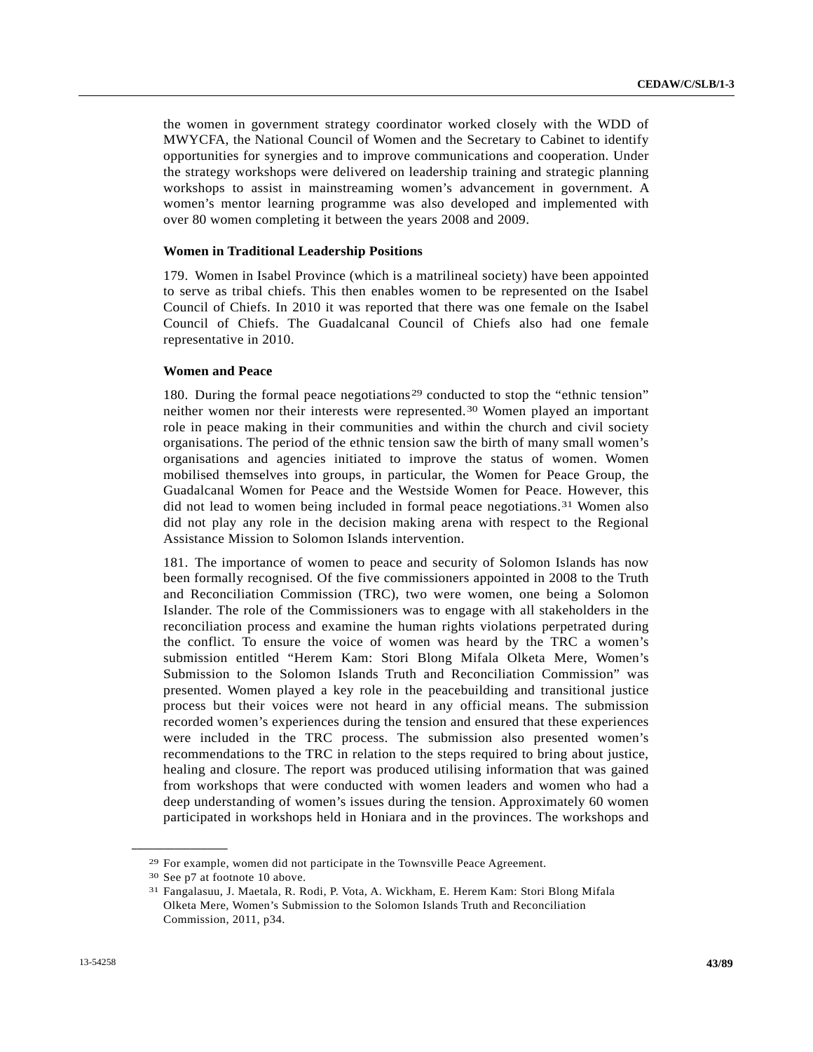the women in government strategy coordinator worked closely with the WDD of MWYCFA, the National Council of Women and the Secretary to Cabinet to identify opportunities for synergies and to improve communications and cooperation. Under the strategy workshops were delivered on leadership training and strategic planning workshops to assist in mainstreaming women's advancement in government. A women's mentor learning programme was also developed and implemented with over 80 women completing it between the years 2008 and 2009.

**Women in Traditional Leadership Positions**

179. Women in Isabel Province (which is a matrilineal society) have been appointed to serve as tribal chiefs. This then enables women to be represented on the Isabel Council of Chiefs. In 2010 it was reported that there was one female on the Isabel Council of Chiefs. The Guadalcanal Council of Chiefs also had one female representative in 2010.

**Women and Peace**

180. During the formal peace negotiations[29] conducted to stop the "ethnic tension" neither women nor their interests were represented.[30] Women played an important role in peace making in their communities and within the church and civil society organisations. The period of the ethnic tension saw the birth of many small women's organisations and agencies initiated to improve the status of women. Women mobilised themselves into groups, in particular, the Women for Peace Group, the Guadalcanal Women for Peace and the Westside Women for Peace. However, this did not lead to women being included in formal peace negotiations.[31] Women also did not play any role in the decision making arena with respect to the Regional Assistance Mission to Solomon Islands intervention.

181. The importance of women to peace and security of Solomon Islands has now been formally recognised. Of the five commissioners appointed in 2008 to the Truth and Reconciliation Commission (TRC), two were women, one being a Solomon Islander. The role of the Commissioners was to engage with all stakeholders in the reconciliation process and examine the human rights violations perpetrated during the conflict. To ensure the voice of women was heard by the TRC a women's submission entitled "Herem Kam: Stori Blong Mifala Olketa Mere, Women's Submission to the Solomon Islands Truth and Reconciliation Commission" was presented. Women played a key role in the peacebuilding and transitional justice process but their voices were not heard in any official means. The submission recorded women's experiences during the tension and ensured that these experiences were included in the TRC process. The submission also presented women's recommendations to the TRC in relation to the steps required to bring about justice, healing and closure. The report was produced utilising information that was gained from workshops that were conducted with women leaders and women who had a deep understanding of women's issues during the tension. Approximately 60 women participated in workshops held in Honiara and in the provinces. The workshops and

---

[29] For example, women did not participate in the Townsville Peace Agreement.

[30] See p7 at footnote 10 above.

[31] Fangalasuu, J. Maetala, R. Rodi, P. Vota, A. Wickham, E. Herem Kam: Stori Blong Mifala Olketa Mere, Women's Submission to the Solomon Islands Truth and Reconciliation Commission, 2011, p34.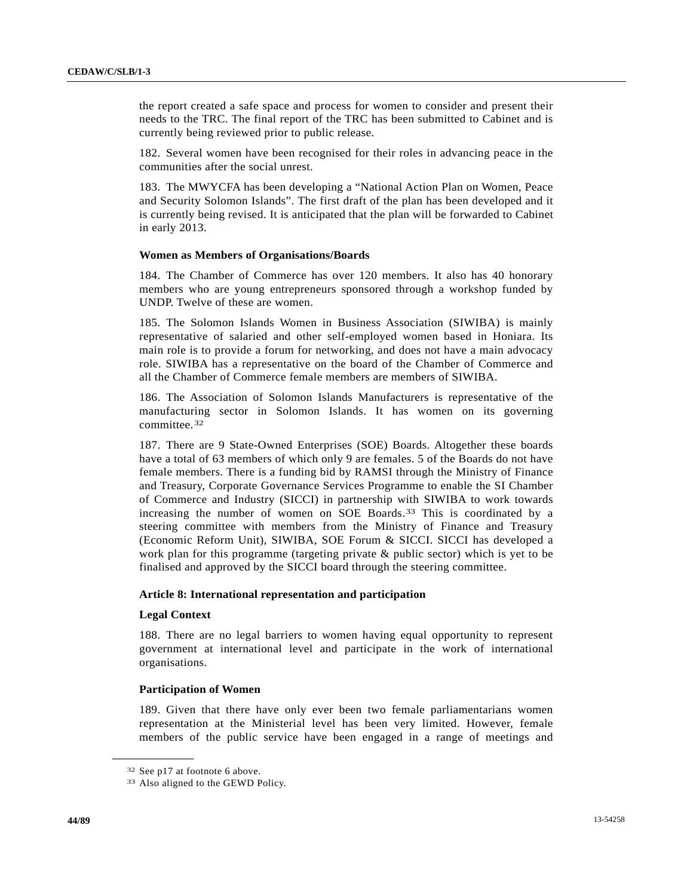the report created a safe space and process for women to consider and present their needs to the TRC. The final report of the TRC has been submitted to Cabinet and is currently being reviewed prior to public release.

182. Several women have been recognised for their roles in advancing peace in the communities after the social unrest.

183. The MWYCFA has been developing a “National Action Plan on Women, Peace and Security Solomon Islands”. The first draft of the plan has been developed and it is currently being revised. It is anticipated that the plan will be forwarded to Cabinet in early 2013.

### Women as Members of Organisations/Boards

184. The Chamber of Commerce has over 120 members. It also has 40 honorary members who are young entrepreneurs sponsored through a workshop funded by UNDP. Twelve of these are women.

185. The Solomon Islands Women in Business Association (SIWIBA) is mainly representative of salaried and other self-employed women based in Honiara. Its main role is to provide a forum for networking, and does not have a main advocacy role. SIWIBA has a representative on the board of the Chamber of Commerce and all the Chamber of Commerce female members are members of SIWIBA.

186. The Association of Solomon Islands Manufacturers is representative of the manufacturing sector in Solomon Islands. It has women on its governing committee.[32]

187. There are 9 State-Owned Enterprises (SOE) Boards. Altogether these boards have a total of 63 members of which only 9 are females. 5 of the Boards do not have female members. There is a funding bid by RAMSI through the Ministry of Finance and Treasury, Corporate Governance Services Programme to enable the SI Chamber of Commerce and Industry (SICCI) in partnership with SIWIBA to work towards increasing the number of women on SOE Boards.[33] This is coordinated by a steering committee with members from the Ministry of Finance and Treasury (Economic Reform Unit), SIWIBA, SOE Forum & SICCI. SICCI has developed a work plan for this programme (targeting private & public sector) which is yet to be finalised and approved by the SICCI board through the steering committee.

## Article 8: International representation and participation

### Legal Context

188. There are no legal barriers to women having equal opportunity to represent government at international level and participate in the work of international organisations.

### Participation of Women

189. Given that there have only ever been two female parliamentarians women representation at the Ministerial level has been very limited. However, female members of the public service have been engaged in a range of meetings and

---

[32] See p17 at footnote 6 above.

[33] Also aligned to the GEWD Policy.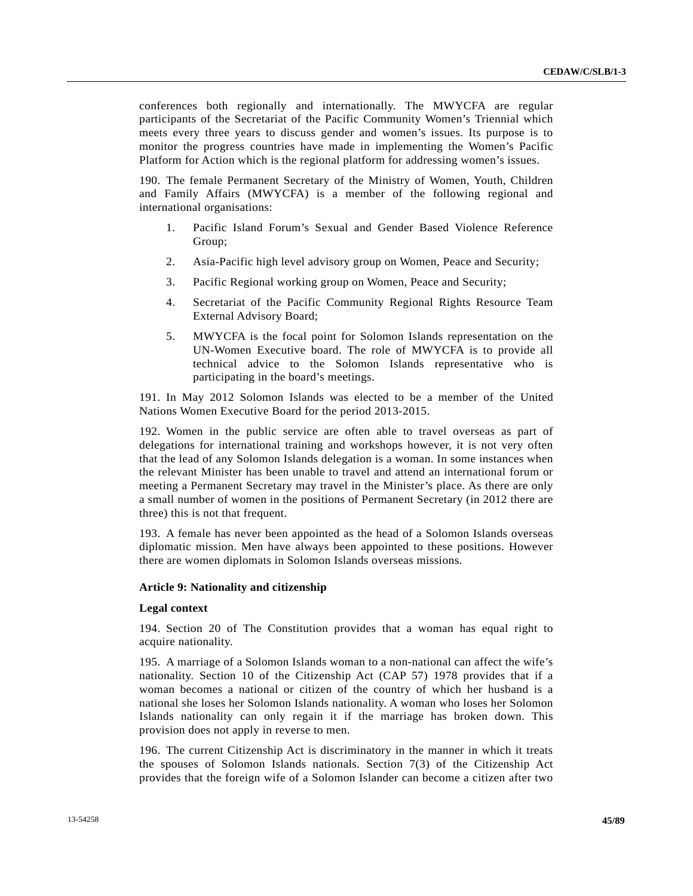conferences both regionally and internationally. The MWYCFA are regular participants of the Secretariat of the Pacific Community Women's Triennial which meets every three years to discuss gender and women's issues. Its purpose is to monitor the progress countries have made in implementing the Women's Pacific Platform for Action which is the regional platform for addressing women's issues.

190. The female Permanent Secretary of the Ministry of Women, Youth, Children and Family Affairs (MWYCFA) is a member of the following regional and international organisations:

1. Pacific Island Forum's Sexual and Gender Based Violence Reference Group;
2. Asia-Pacific high level advisory group on Women, Peace and Security;
3. Pacific Regional working group on Women, Peace and Security;
4. Secretariat of the Pacific Community Regional Rights Resource Team External Advisory Board;
5. MWYCFA is the focal point for Solomon Islands representation on the UN-Women Executive board. The role of MWYCFA is to provide all technical advice to the Solomon Islands representative who is participating in the board's meetings.

191. In May 2012 Solomon Islands was elected to be a member of the United Nations Women Executive Board for the period 2013-2015.

192. Women in the public service are often able to travel overseas as part of delegations for international training and workshops however, it is not very often that the lead of any Solomon Islands delegation is a woman. In some instances when the relevant Minister has been unable to travel and attend an international forum or meeting a Permanent Secretary may travel in the Minister's place. As there are only a small number of women in the positions of Permanent Secretary (in 2012 there are three) this is not that frequent.

193. A female has never been appointed as the head of a Solomon Islands overseas diplomatic mission. Men have always been appointed to these positions. However there are women diplomats in Solomon Islands overseas missions.

**Article 9: Nationality and citizenship**

**Legal context**

194. Section 20 of The Constitution provides that a woman has equal right to acquire nationality.

195. A marriage of a Solomon Islands woman to a non-national can affect the wife's nationality. Section 10 of the Citizenship Act (CAP 57) 1978 provides that if a woman becomes a national or citizen of the country of which her husband is a national she loses her Solomon Islands nationality. A woman who loses her Solomon Islands nationality can only regain it if the marriage has broken down. This provision does not apply in reverse to men.

196. The current Citizenship Act is discriminatory in the manner in which it treats the spouses of Solomon Islands nationals. Section 7(3) of the Citizenship Act provides that the foreign wife of a Solomon Islander can become a citizen after two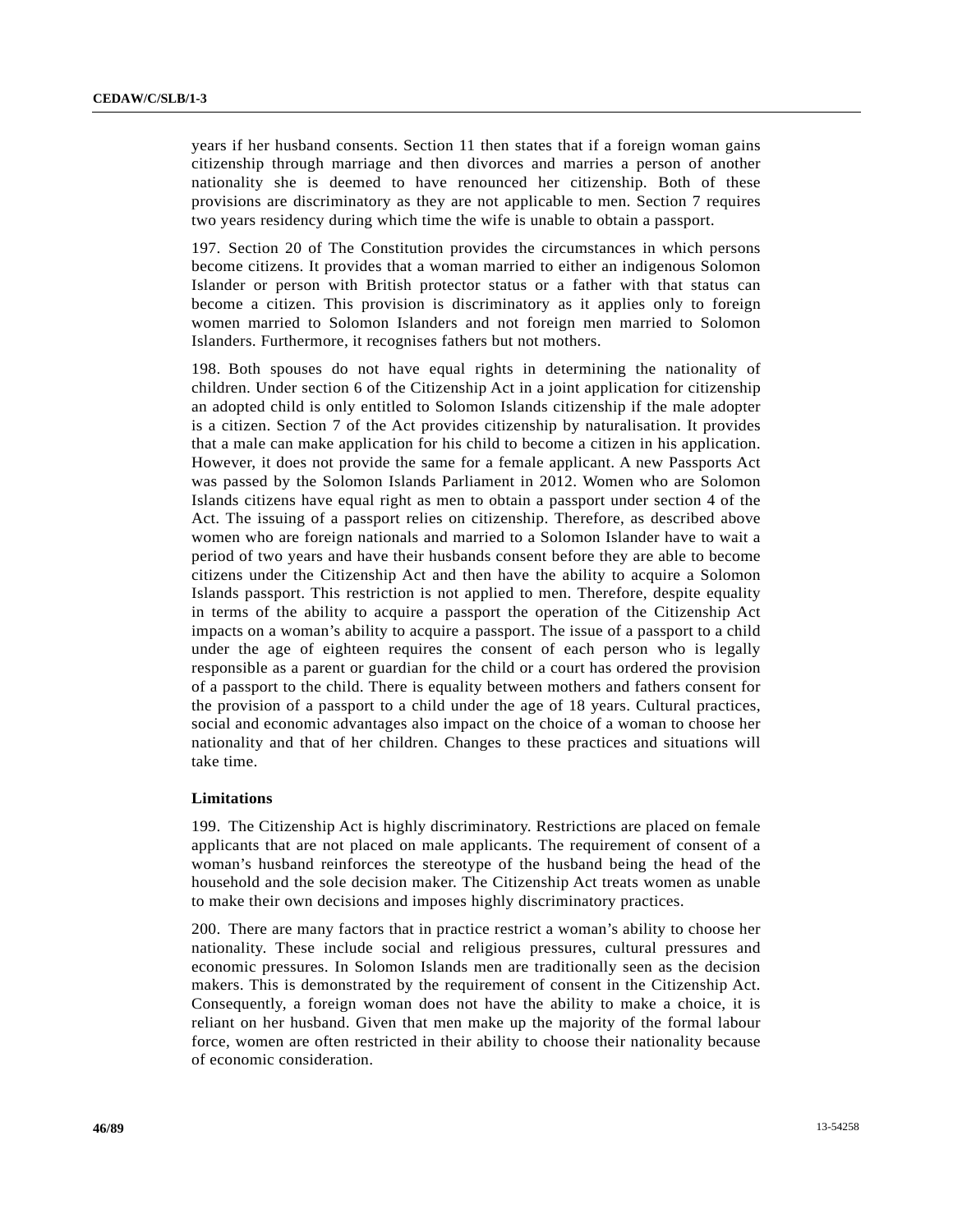years if her husband consents. Section 11 then states that if a foreign woman gains citizenship through marriage and then divorces and marries a person of another nationality she is deemed to have renounced her citizenship. Both of these provisions are discriminatory as they are not applicable to men. Section 7 requires two years residency during which time the wife is unable to obtain a passport.

197. Section 20 of The Constitution provides the circumstances in which persons become citizens. It provides that a woman married to either an indigenous Solomon Islander or person with British protector status or a father with that status can become a citizen. This provision is discriminatory as it applies only to foreign women married to Solomon Islanders and not foreign men married to Solomon Islanders. Furthermore, it recognises fathers but not mothers.

198. Both spouses do not have equal rights in determining the nationality of children. Under section 6 of the Citizenship Act in a joint application for citizenship an adopted child is only entitled to Solomon Islands citizenship if the male adopter is a citizen. Section 7 of the Act provides citizenship by naturalisation. It provides that a male can make application for his child to become a citizen in his application. However, it does not provide the same for a female applicant. A new Passports Act was passed by the Solomon Islands Parliament in 2012. Women who are Solomon Islands citizens have equal right as men to obtain a passport under section 4 of the Act. The issuing of a passport relies on citizenship. Therefore, as described above women who are foreign nationals and married to a Solomon Islander have to wait a period of two years and have their husbands consent before they are able to become citizens under the Citizenship Act and then have the ability to acquire a Solomon Islands passport. This restriction is not applied to men. Therefore, despite equality in terms of the ability to acquire a passport the operation of the Citizenship Act impacts on a woman's ability to acquire a passport. The issue of a passport to a child under the age of eighteen requires the consent of each person who is legally responsible as a parent or guardian for the child or a court has ordered the provision of a passport to the child. There is equality between mothers and fathers consent for the provision of a passport to a child under the age of 18 years. Cultural practices, social and economic advantages also impact on the choice of a woman to choose her nationality and that of her children. Changes to these practices and situations will take time.

### Limitations

199. The Citizenship Act is highly discriminatory. Restrictions are placed on female applicants that are not placed on male applicants. The requirement of consent of a woman's husband reinforces the stereotype of the husband being the head of the household and the sole decision maker. The Citizenship Act treats women as unable to make their own decisions and imposes highly discriminatory practices.

200. There are many factors that in practice restrict a woman's ability to choose her nationality. These include social and religious pressures, cultural pressures and economic pressures. In Solomon Islands men are traditionally seen as the decision makers. This is demonstrated by the requirement of consent in the Citizenship Act. Consequently, a foreign woman does not have the ability to make a choice, it is reliant on her husband. Given that men make up the majority of the formal labour force, women are often restricted in their ability to choose their nationality because of economic consideration.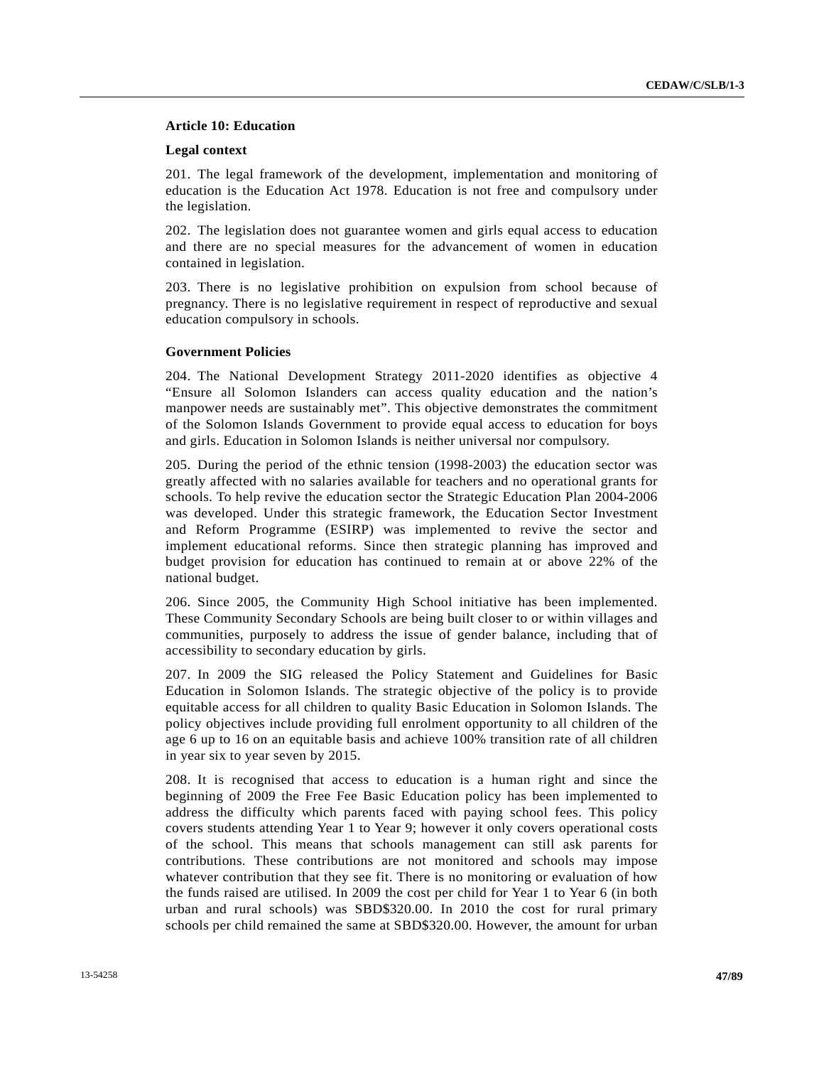### Article 10: Education

#### Legal context

201. The legal framework of the development, implementation and monitoring of education is the Education Act 1978. Education is not free and compulsory under the legislation.

202. The legislation does not guarantee women and girls equal access to education and there are no special measures for the advancement of women in education contained in legislation.

203. There is no legislative prohibition on expulsion from school because of pregnancy. There is no legislative requirement in respect of reproductive and sexual education compulsory in schools.

#### Government Policies

204. The National Development Strategy 2011-2020 identifies as objective 4 “Ensure all Solomon Islanders can access quality education and the nation’s manpower needs are sustainably met”. This objective demonstrates the commitment of the Solomon Islands Government to provide equal access to education for boys and girls. Education in Solomon Islands is neither universal nor compulsory.

205. During the period of the ethnic tension (1998-2003) the education sector was greatly affected with no salaries available for teachers and no operational grants for schools. To help revive the education sector the Strategic Education Plan 2004-2006 was developed. Under this strategic framework, the Education Sector Investment and Reform Programme (ESIRP) was implemented to revive the sector and implement educational reforms. Since then strategic planning has improved and budget provision for education has continued to remain at or above 22% of the national budget.

206. Since 2005, the Community High School initiative has been implemented. These Community Secondary Schools are being built closer to or within villages and communities, purposely to address the issue of gender balance, including that of accessibility to secondary education by girls.

207. In 2009 the SIG released the Policy Statement and Guidelines for Basic Education in Solomon Islands. The strategic objective of the policy is to provide equitable access for all children to quality Basic Education in Solomon Islands. The policy objectives include providing full enrolment opportunity to all children of the age 6 up to 16 on an equitable basis and achieve 100% transition rate of all children in year six to year seven by 2015.

208. It is recognised that access to education is a human right and since the beginning of 2009 the Free Fee Basic Education policy has been implemented to address the difficulty which parents faced with paying school fees. This policy covers students attending Year 1 to Year 9; however it only covers operational costs of the school. This means that schools management can still ask parents for contributions. These contributions are not monitored and schools may impose whatever contribution that they see fit. There is no monitoring or evaluation of how the funds raised are utilised. In 2009 the cost per child for Year 1 to Year 6 (in both urban and rural schools) was SBD$320.00. In 2010 the cost for rural primary schools per child remained the same at SBD$320.00. However, the amount for urban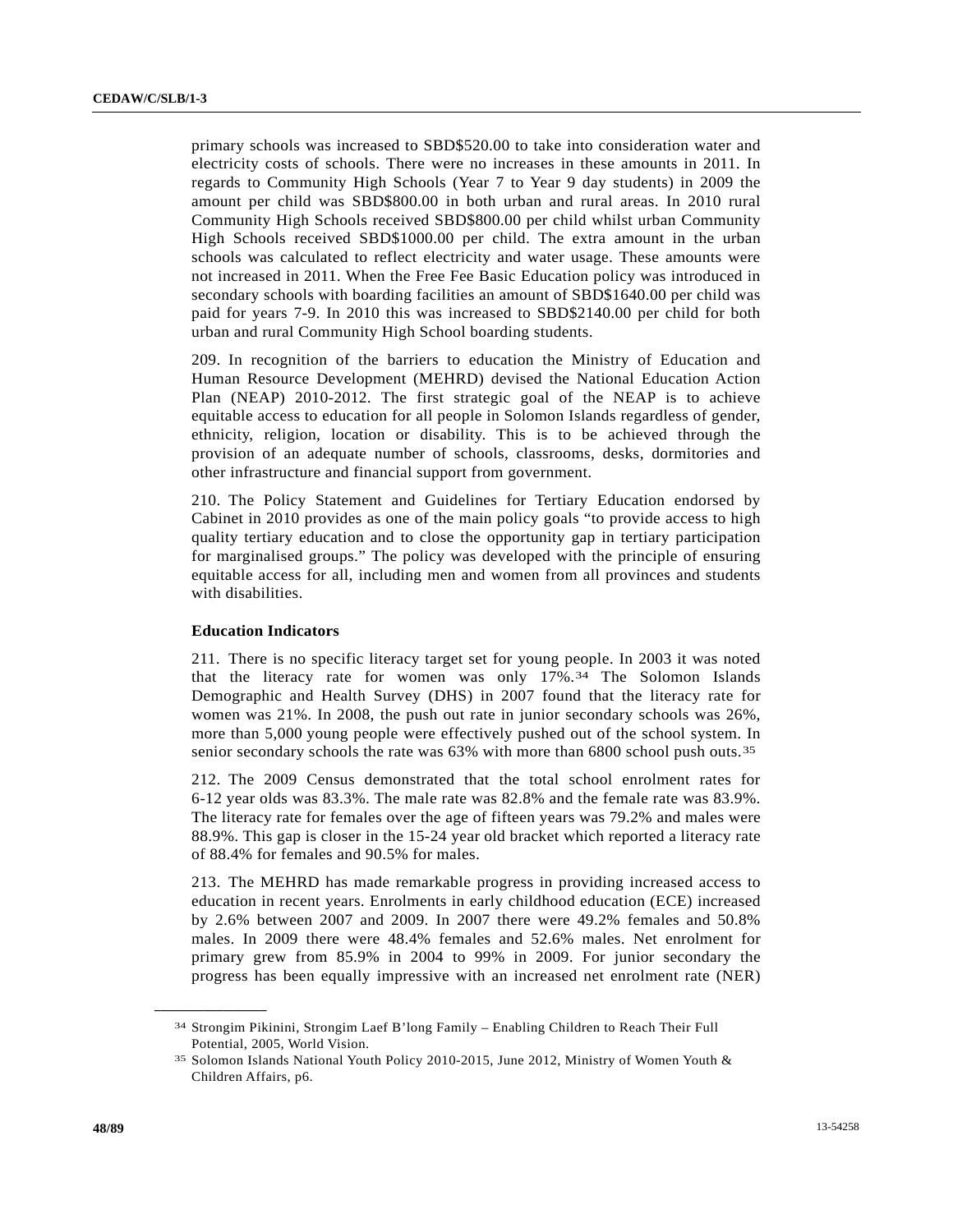primary schools was increased to SBD$520.00 to take into consideration water and electricity costs of schools. There were no increases in these amounts in 2011. In regards to Community High Schools (Year 7 to Year 9 day students) in 2009 the amount per child was SBD$800.00 in both urban and rural areas. In 2010 rural Community High Schools received SBD$800.00 per child whilst urban Community High Schools received SBD$1000.00 per child. The extra amount in the urban schools was calculated to reflect electricity and water usage. These amounts were not increased in 2011. When the Free Fee Basic Education policy was introduced in secondary schools with boarding facilities an amount of SBD$1640.00 per child was paid for years 7-9. In 2010 this was increased to SBD$2140.00 per child for both urban and rural Community High School boarding students.

209. In recognition of the barriers to education the Ministry of Education and Human Resource Development (MEHRD) devised the National Education Action Plan (NEAP) 2010-2012. The first strategic goal of the NEAP is to achieve equitable access to education for all people in Solomon Islands regardless of gender, ethnicity, religion, location or disability. This is to be achieved through the provision of an adequate number of schools, classrooms, desks, dormitories and other infrastructure and financial support from government.

210. The Policy Statement and Guidelines for Tertiary Education endorsed by Cabinet in 2010 provides as one of the main policy goals "to provide access to high quality tertiary education and to close the opportunity gap in tertiary participation for marginalised groups." The policy was developed with the principle of ensuring equitable access for all, including men and women from all provinces and students with disabilities.

**Education Indicators**

211. There is no specific literacy target set for young people. In 2003 it was noted that the literacy rate for women was only 17%.[34] The Solomon Islands Demographic and Health Survey (DHS) in 2007 found that the literacy rate for women was 21%. In 2008, the push out rate in junior secondary schools was 26%, more than 5,000 young people were effectively pushed out of the school system. In senior secondary schools the rate was 63% with more than 6800 school push outs.[35]

212. The 2009 Census demonstrated that the total school enrolment rates for 6-12 year olds was 83.3%. The male rate was 82.8% and the female rate was 83.9%. The literacy rate for females over the age of fifteen years was 79.2% and males were 88.9%. This gap is closer in the 15-24 year old bracket which reported a literacy rate of 88.4% for females and 90.5% for males.

213. The MEHRD has made remarkable progress in providing increased access to education in recent years. Enrolments in early childhood education (ECE) increased by 2.6% between 2007 and 2009. In 2007 there were 49.2% females and 50.8% males. In 2009 there were 48.4% females and 52.6% males. Net enrolment for primary grew from 85.9% in 2004 to 99% in 2009. For junior secondary the progress has been equally impressive with an increased net enrolment rate (NER)

---

[34] Strongim Pikinini, Strongim Laef B'long Family – Enabling Children to Reach Their Full Potential, 2005, World Vision.

[35] Solomon Islands National Youth Policy 2010-2015, June 2012, Ministry of Women Youth & Children Affairs, p6.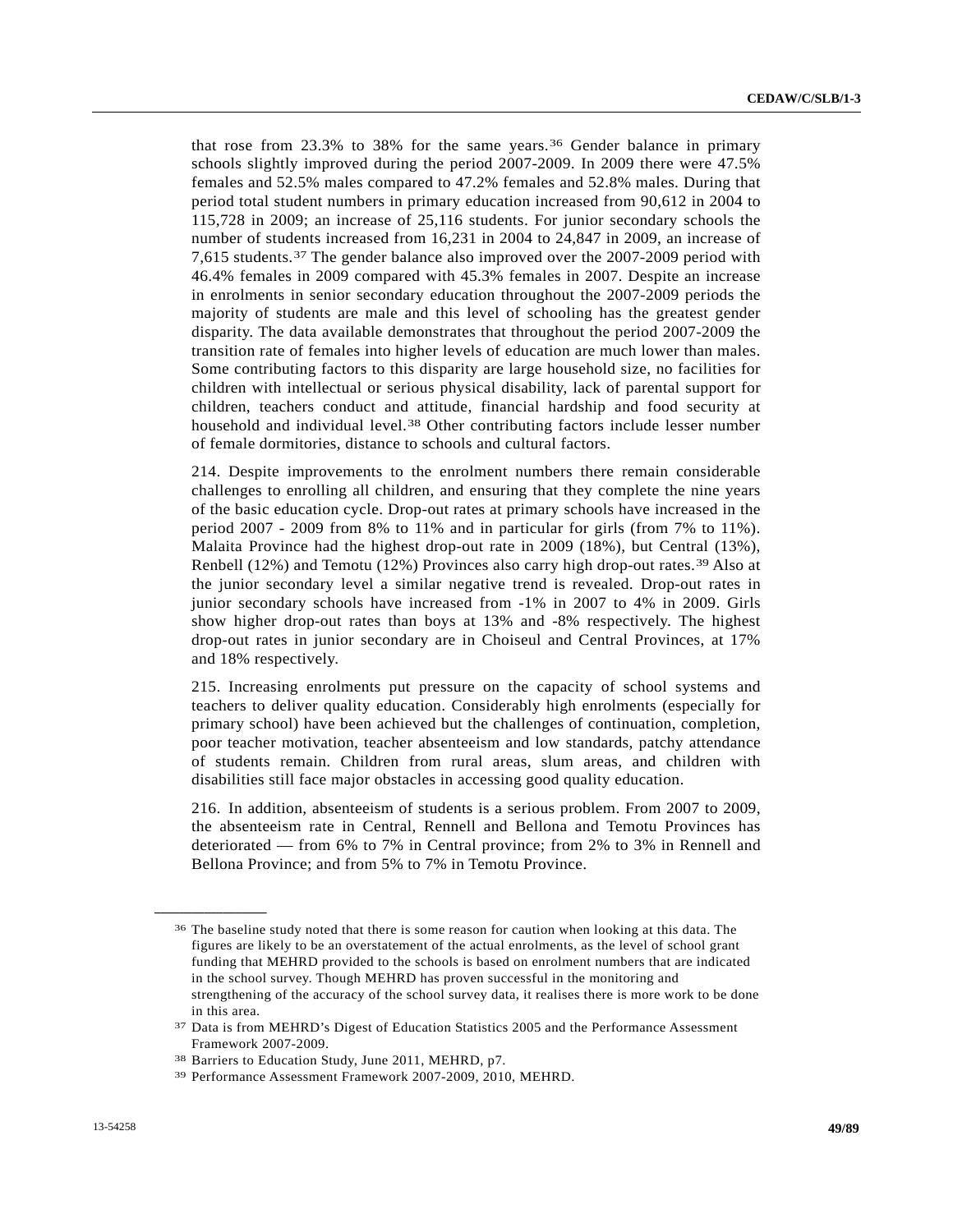that rose from 23.3% to 38% for the same years.[36] Gender balance in primary schools slightly improved during the period 2007-2009. In 2009 there were 47.5% females and 52.5% males compared to 47.2% females and 52.8% males. During that period total student numbers in primary education increased from 90,612 in 2004 to 115,728 in 2009; an increase of 25,116 students. For junior secondary schools the number of students increased from 16,231 in 2004 to 24,847 in 2009, an increase of 7,615 students.[37] The gender balance also improved over the 2007-2009 period with 46.4% females in 2009 compared with 45.3% females in 2007. Despite an increase in enrolments in senior secondary education throughout the 2007-2009 periods the majority of students are male and this level of schooling has the greatest gender disparity. The data available demonstrates that throughout the period 2007-2009 the transition rate of females into higher levels of education are much lower than males. Some contributing factors to this disparity are large household size, no facilities for children with intellectual or serious physical disability, lack of parental support for children, teachers conduct and attitude, financial hardship and food security at household and individual level.[38] Other contributing factors include lesser number of female dormitories, distance to schools and cultural factors.

214. Despite improvements to the enrolment numbers there remain considerable challenges to enrolling all children, and ensuring that they complete the nine years of the basic education cycle. Drop-out rates at primary schools have increased in the period 2007 - 2009 from 8% to 11% and in particular for girls (from 7% to 11%). Malaita Province had the highest drop-out rate in 2009 (18%), but Central (13%), Renbell (12%) and Temotu (12%) Provinces also carry high drop-out rates.[39] Also at the junior secondary level a similar negative trend is revealed. Drop-out rates in junior secondary schools have increased from -1% in 2007 to 4% in 2009. Girls show higher drop-out rates than boys at 13% and -8% respectively. The highest drop-out rates in junior secondary are in Choiseul and Central Provinces, at 17% and 18% respectively.

215. Increasing enrolments put pressure on the capacity of school systems and teachers to deliver quality education. Considerably high enrolments (especially for primary school) have been achieved but the challenges of continuation, completion, poor teacher motivation, teacher absenteeism and low standards, patchy attendance of students remain. Children from rural areas, slum areas, and children with disabilities still face major obstacles in accessing good quality education.

216. In addition, absenteeism of students is a serious problem. From 2007 to 2009, the absenteeism rate in Central, Rennell and Bellona and Temotu Provinces has deteriorated — from 6% to 7% in Central province; from 2% to 3% in Rennell and Bellona Province; and from 5% to 7% in Temotu Province.

---

[36] The baseline study noted that there is some reason for caution when looking at this data. The figures are likely to be an overstatement of the actual enrolments, as the level of school grant funding that MEHRD provided to the schools is based on enrolment numbers that are indicated in the school survey. Though MEHRD has proven successful in the monitoring and strengthening of the accuracy of the school survey data, it realises there is more work to be done in this area.

[37] Data is from MEHRD's Digest of Education Statistics 2005 and the Performance Assessment Framework 2007-2009.

[38] Barriers to Education Study, June 2011, MEHRD, p7.

[39] Performance Assessment Framework 2007-2009, 2010, MEHRD.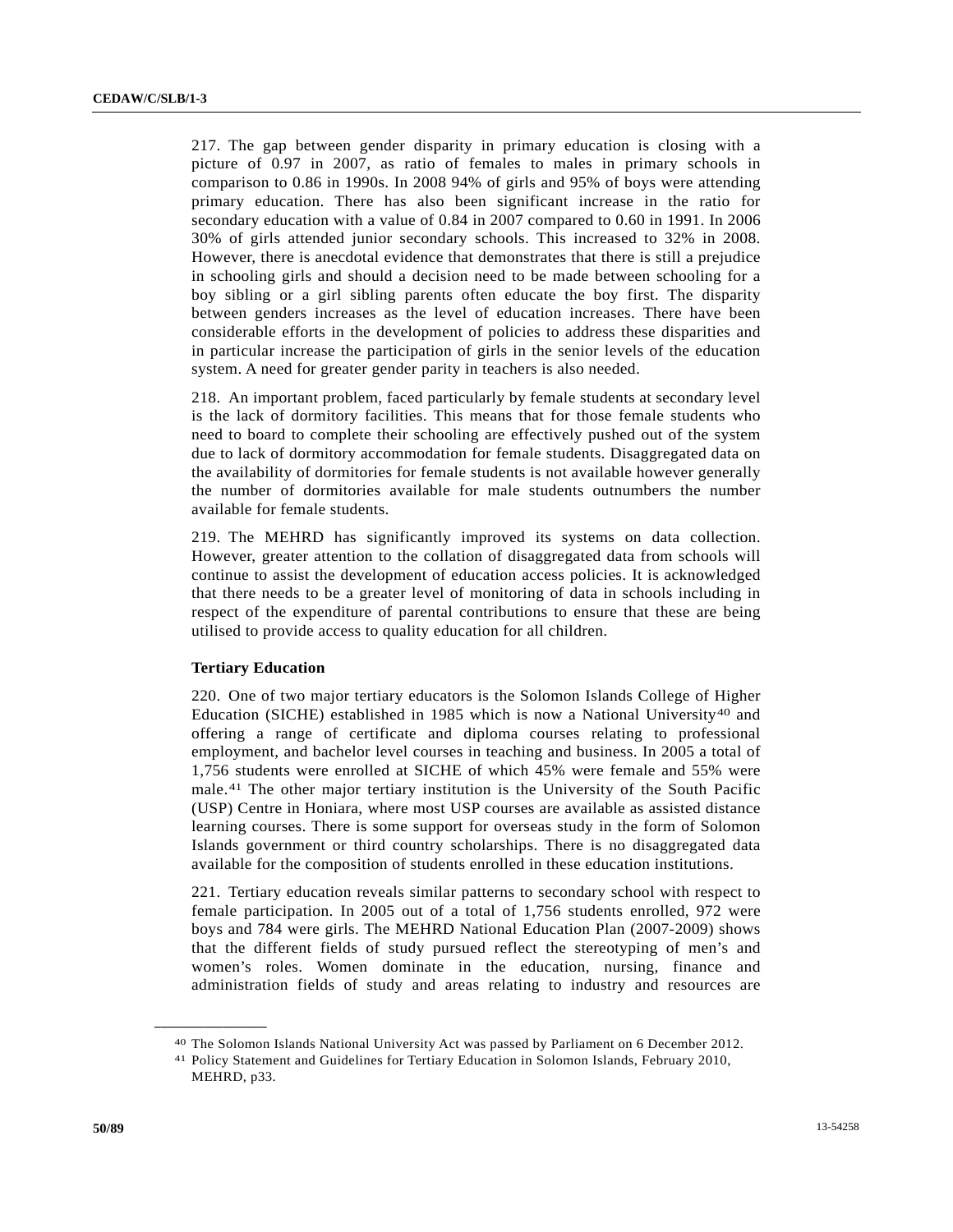217. The gap between gender disparity in primary education is closing with a picture of 0.97 in 2007, as ratio of females to males in primary schools in comparison to 0.86 in 1990s. In 2008 94% of girls and 95% of boys were attending primary education. There has also been significant increase in the ratio for secondary education with a value of 0.84 in 2007 compared to 0.60 in 1991. In 2006 30% of girls attended junior secondary schools. This increased to 32% in 2008. However, there is anecdotal evidence that demonstrates that there is still a prejudice in schooling girls and should a decision need to be made between schooling for a boy sibling or a girl sibling parents often educate the boy first. The disparity between genders increases as the level of education increases. There have been considerable efforts in the development of policies to address these disparities and in particular increase the participation of girls in the senior levels of the education system. A need for greater gender parity in teachers is also needed.

218. An important problem, faced particularly by female students at secondary level is the lack of dormitory facilities. This means that for those female students who need to board to complete their schooling are effectively pushed out of the system due to lack of dormitory accommodation for female students. Disaggregated data on the availability of dormitories for female students is not available however generally the number of dormitories available for male students outnumbers the number available for female students.

219. The MEHRD has significantly improved its systems on data collection. However, greater attention to the collation of disaggregated data from schools will continue to assist the development of education access policies. It is acknowledged that there needs to be a greater level of monitoring of data in schools including in respect of the expenditure of parental contributions to ensure that these are being utilised to provide access to quality education for all children.

**Tertiary Education**

220. One of two major tertiary educators is the Solomon Islands College of Higher Education (SICHE) established in 1985 which is now a National University[40] and offering a range of certificate and diploma courses relating to professional employment, and bachelor level courses in teaching and business. In 2005 a total of 1,756 students were enrolled at SICHE of which 45% were female and 55% were male.[41] The other major tertiary institution is the University of the South Pacific (USP) Centre in Honiara, where most USP courses are available as assisted distance learning courses. There is some support for overseas study in the form of Solomon Islands government or third country scholarships. There is no disaggregated data available for the composition of students enrolled in these education institutions.

221. Tertiary education reveals similar patterns to secondary school with respect to female participation. In 2005 out of a total of 1,756 students enrolled, 972 were boys and 784 were girls. The MEHRD National Education Plan (2007-2009) shows that the different fields of study pursued reflect the stereotyping of men's and women's roles. Women dominate in the education, nursing, finance and administration fields of study and areas relating to industry and resources are

---

[40] The Solomon Islands National University Act was passed by Parliament on 6 December 2012.

[41] Policy Statement and Guidelines for Tertiary Education in Solomon Islands, February 2010, MEHRD, p33.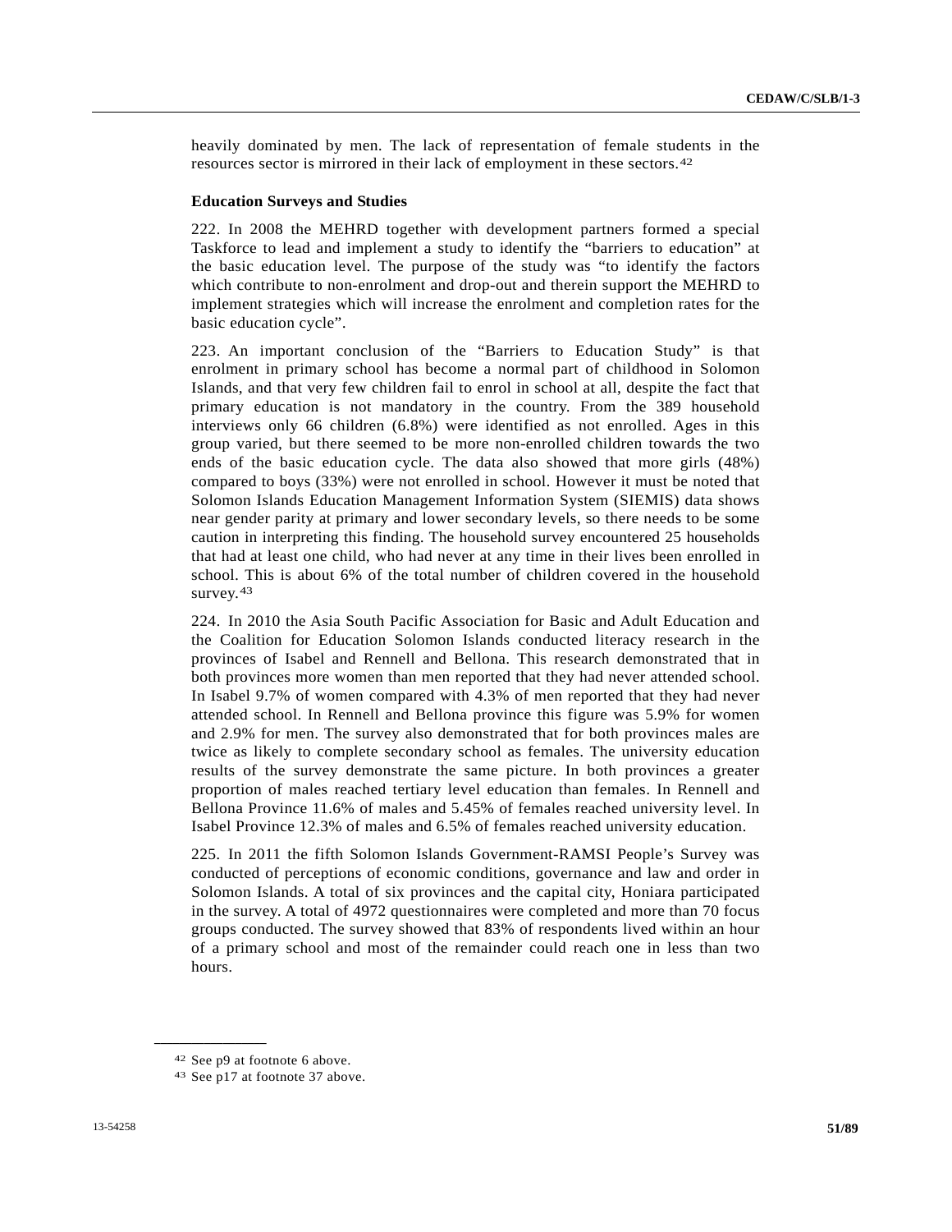heavily dominated by men. The lack of representation of female students in the resources sector is mirrored in their lack of employment in these sectors.[42]

**Education Surveys and Studies**

222. In 2008 the MEHRD together with development partners formed a special Taskforce to lead and implement a study to identify the "barriers to education" at the basic education level. The purpose of the study was "to identify the factors which contribute to non-enrolment and drop-out and therein support the MEHRD to implement strategies which will increase the enrolment and completion rates for the basic education cycle".

223. An important conclusion of the "Barriers to Education Study" is that enrolment in primary school has become a normal part of childhood in Solomon Islands, and that very few children fail to enrol in school at all, despite the fact that primary education is not mandatory in the country. From the 389 household interviews only 66 children (6.8%) were identified as not enrolled. Ages in this group varied, but there seemed to be more non-enrolled children towards the two ends of the basic education cycle. The data also showed that more girls (48%) compared to boys (33%) were not enrolled in school. However it must be noted that Solomon Islands Education Management Information System (SIEMIS) data shows near gender parity at primary and lower secondary levels, so there needs to be some caution in interpreting this finding. The household survey encountered 25 households that had at least one child, who had never at any time in their lives been enrolled in school. This is about 6% of the total number of children covered in the household survey.[43]

224. In 2010 the Asia South Pacific Association for Basic and Adult Education and the Coalition for Education Solomon Islands conducted literacy research in the provinces of Isabel and Rennell and Bellona. This research demonstrated that in both provinces more women than men reported that they had never attended school. In Isabel 9.7% of women compared with 4.3% of men reported that they had never attended school. In Rennell and Bellona province this figure was 5.9% for women and 2.9% for men. The survey also demonstrated that for both provinces males are twice as likely to complete secondary school as females. The university education results of the survey demonstrate the same picture. In both provinces a greater proportion of males reached tertiary level education than females. In Rennell and Bellona Province 11.6% of males and 5.45% of females reached university level. In Isabel Province 12.3% of males and 6.5% of females reached university education.

225. In 2011 the fifth Solomon Islands Government-RAMSI People's Survey was conducted of perceptions of economic conditions, governance and law and order in Solomon Islands. A total of six provinces and the capital city, Honiara participated in the survey. A total of 4972 questionnaires were completed and more than 70 focus groups conducted. The survey showed that 83% of respondents lived within an hour of a primary school and most of the remainder could reach one in less than two hours.

---

[42] See p9 at footnote 6 above.

[43] See p17 at footnote 37 above.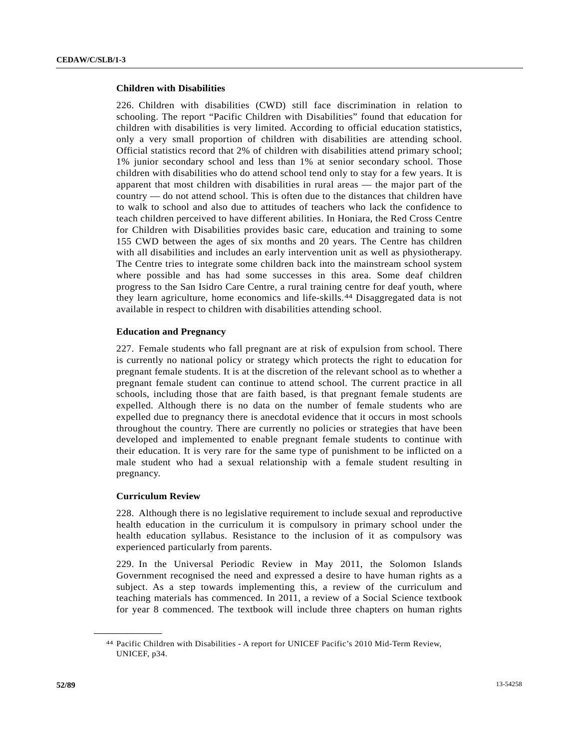### Children with Disabilities

226. Children with disabilities (CWD) still face discrimination in relation to schooling. The report "Pacific Children with Disabilities" found that education for children with disabilities is very limited. According to official education statistics, only a very small proportion of children with disabilities are attending school. Official statistics record that 2% of children with disabilities attend primary school; 1% junior secondary school and less than 1% at senior secondary school. Those children with disabilities who do attend school tend only to stay for a few years. It is apparent that most children with disabilities in rural areas — the major part of the country — do not attend school. This is often due to the distances that children have to walk to school and also due to attitudes of teachers who lack the confidence to teach children perceived to have different abilities. In Honiara, the Red Cross Centre for Children with Disabilities provides basic care, education and training to some 155 CWD between the ages of six months and 20 years. The Centre has children with all disabilities and includes an early intervention unit as well as physiotherapy. The Centre tries to integrate some children back into the mainstream school system where possible and has had some successes in this area. Some deaf children progress to the San Isidro Care Centre, a rural training centre for deaf youth, where they learn agriculture, home economics and life-skills.[44] Disaggregated data is not available in respect to children with disabilities attending school.

### Education and Pregnancy

227. Female students who fall pregnant are at risk of expulsion from school. There is currently no national policy or strategy which protects the right to education for pregnant female students. It is at the discretion of the relevant school as to whether a pregnant female student can continue to attend school. The current practice in all schools, including those that are faith based, is that pregnant female students are expelled. Although there is no data on the number of female students who are expelled due to pregnancy there is anecdotal evidence that it occurs in most schools throughout the country. There are currently no policies or strategies that have been developed and implemented to enable pregnant female students to continue with their education. It is very rare for the same type of punishment to be inflicted on a male student who had a sexual relationship with a female student resulting in pregnancy.

### Curriculum Review

228. Although there is no legislative requirement to include sexual and reproductive health education in the curriculum it is compulsory in primary school under the health education syllabus. Resistance to the inclusion of it as compulsory was experienced particularly from parents.

229. In the Universal Periodic Review in May 2011, the Solomon Islands Government recognised the need and expressed a desire to have human rights as a subject. As a step towards implementing this, a review of the curriculum and teaching materials has commenced. In 2011, a review of a Social Science textbook for year 8 commenced. The textbook will include three chapters on human rights

---

[44] Pacific Children with Disabilities - A report for UNICEF Pacific's 2010 Mid-Term Review, UNICEF, p34.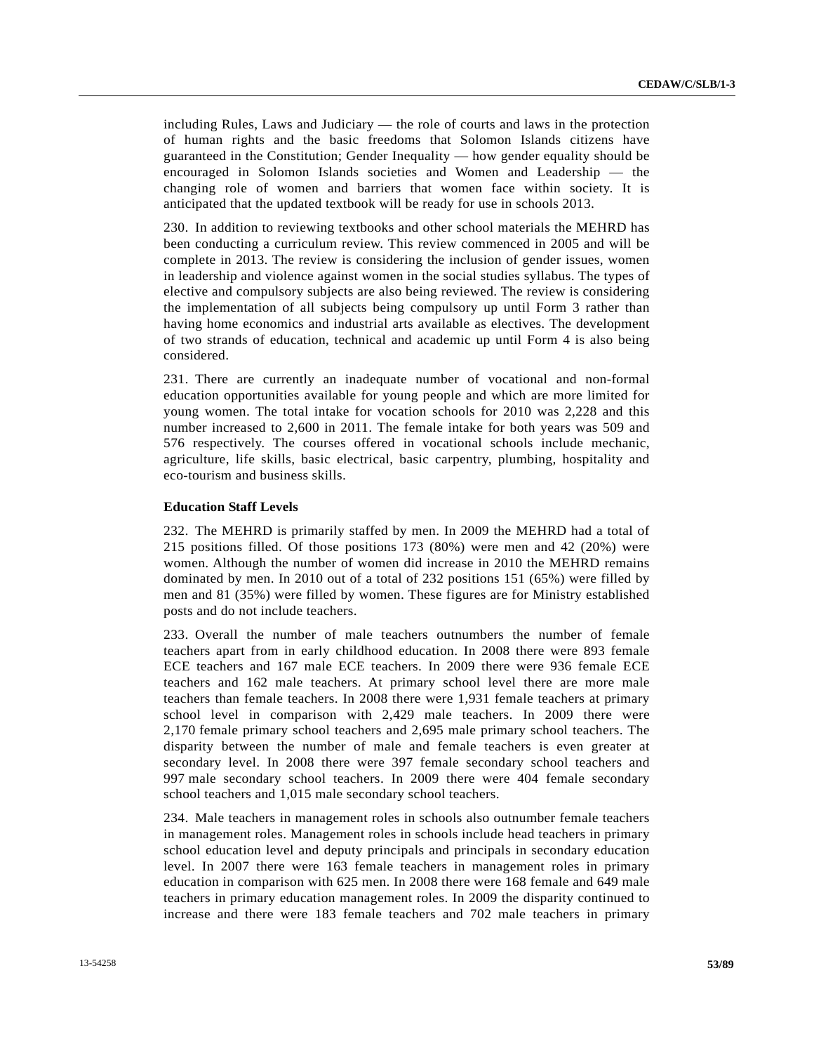including Rules, Laws and Judiciary — the role of courts and laws in the protection of human rights and the basic freedoms that Solomon Islands citizens have guaranteed in the Constitution; Gender Inequality — how gender equality should be encouraged in Solomon Islands societies and Women and Leadership — the changing role of women and barriers that women face within society. It is anticipated that the updated textbook will be ready for use in schools 2013.

230. In addition to reviewing textbooks and other school materials the MEHRD has been conducting a curriculum review. This review commenced in 2005 and will be complete in 2013. The review is considering the inclusion of gender issues, women in leadership and violence against women in the social studies syllabus. The types of elective and compulsory subjects are also being reviewed. The review is considering the implementation of all subjects being compulsory up until Form 3 rather than having home economics and industrial arts available as electives. The development of two strands of education, technical and academic up until Form 4 is also being considered.

231. There are currently an inadequate number of vocational and non-formal education opportunities available for young people and which are more limited for young women. The total intake for vocation schools for 2010 was 2,228 and this number increased to 2,600 in 2011. The female intake for both years was 509 and 576 respectively. The courses offered in vocational schools include mechanic, agriculture, life skills, basic electrical, basic carpentry, plumbing, hospitality and eco-tourism and business skills.

**Education Staff Levels**

232. The MEHRD is primarily staffed by men. In 2009 the MEHRD had a total of 215 positions filled. Of those positions 173 (80%) were men and 42 (20%) were women. Although the number of women did increase in 2010 the MEHRD remains dominated by men. In 2010 out of a total of 232 positions 151 (65%) were filled by men and 81 (35%) were filled by women. These figures are for Ministry established posts and do not include teachers.

233. Overall the number of male teachers outnumbers the number of female teachers apart from in early childhood education. In 2008 there were 893 female ECE teachers and 167 male ECE teachers. In 2009 there were 936 female ECE teachers and 162 male teachers. At primary school level there are more male teachers than female teachers. In 2008 there were 1,931 female teachers at primary school level in comparison with 2,429 male teachers. In 2009 there were 2,170 female primary school teachers and 2,695 male primary school teachers. The disparity between the number of male and female teachers is even greater at secondary level. In 2008 there were 397 female secondary school teachers and 997 male secondary school teachers. In 2009 there were 404 female secondary school teachers and 1,015 male secondary school teachers.

234. Male teachers in management roles in schools also outnumber female teachers in management roles. Management roles in schools include head teachers in primary school education level and deputy principals and principals in secondary education level. In 2007 there were 163 female teachers in management roles in primary education in comparison with 625 men. In 2008 there were 168 female and 649 male teachers in primary education management roles. In 2009 the disparity continued to increase and there were 183 female teachers and 702 male teachers in primary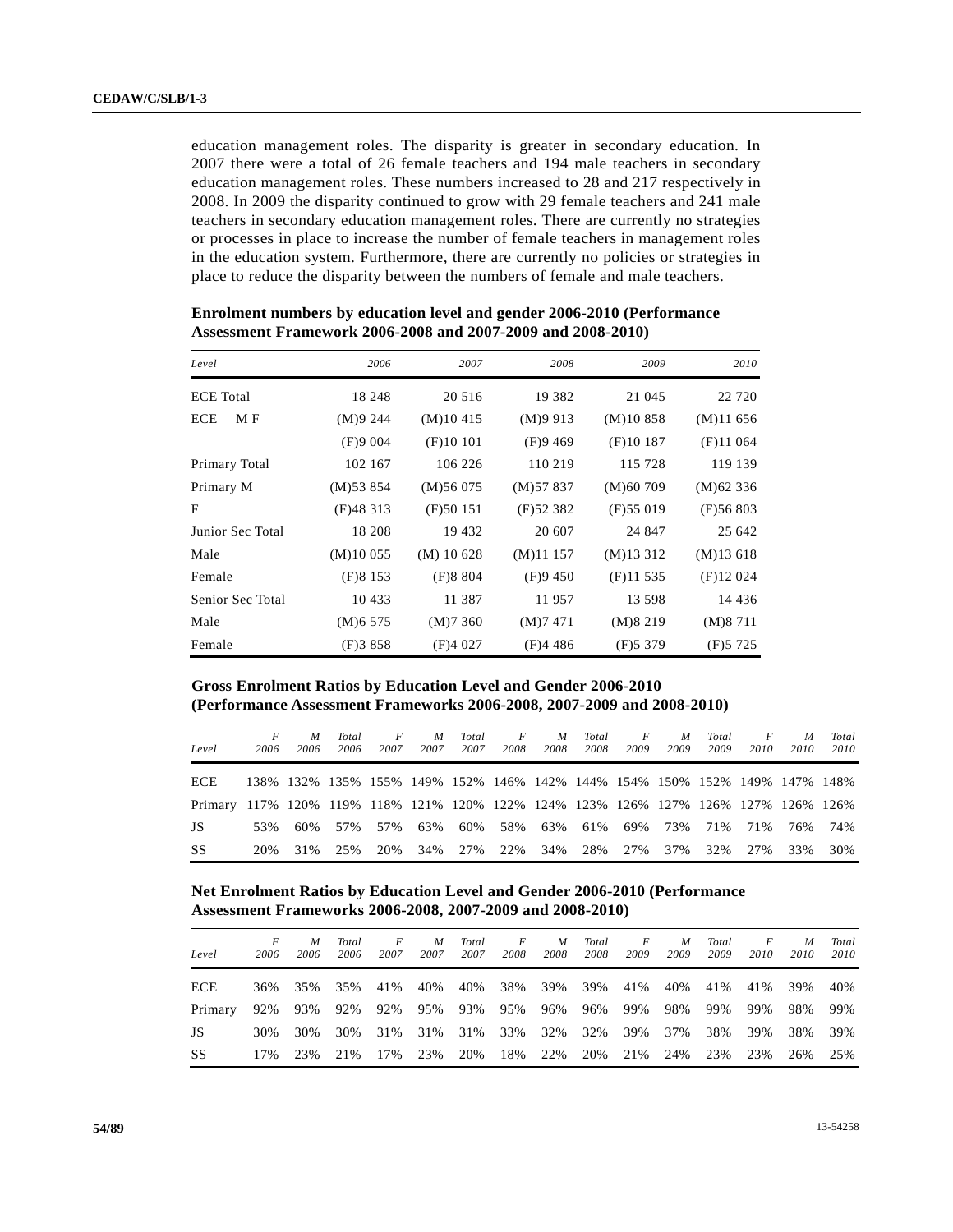education management roles. The disparity is greater in secondary education. In 2007 there were a total of 26 female teachers and 194 male teachers in secondary education management roles. These numbers increased to 28 and 217 respectively in 2008. In 2009 the disparity continued to grow with 29 female teachers and 241 male teachers in secondary education management roles. There are currently no strategies or processes in place to increase the number of female teachers in management roles in the education system. Furthermore, there are currently no policies or strategies in place to reduce the disparity between the numbers of female and male teachers.

**Enrolment numbers by education level and gender 2006-2010 (Performance Assessment Framework 2006-2008 and 2007-2009 and 2008-2010)**

| Level | 2006 | 2007 | 2008 | 2009 | 2010 |
|---|---|---|---|---|---|
| ECE Total | 18 248 | 20 516 | 19 382 | 21 045 | 22 720 |
| ECE M F | (M)9 244 | (M)10 415 | (M)9 913 | (M)10 858 | (M)11 656 |
| | (F)9 004 | (F)10 101 | (F)9 469 | (F)10 187 | (F)11 064 |
| Primary Total | 102 167 | 106 226 | 110 219 | 115 728 | 119 139 |
| Primary M | (M)53 854 | (M)56 075 | (M)57 837 | (M)60 709 | (M)62 336 |
| F | (F)48 313 | (F)50 151 | (F)52 382 | (F)55 019 | (F)56 803 |
| Junior Sec Total | 18 208 | 19 432 | 20 607 | 24 847 | 25 642 |
| Male | (M)10 055 | (M) 10 628 | (M)11 157 | (M)13 312 | (M)13 618 |
| Female | (F)8 153 | (F)8 804 | (F)9 450 | (F)11 535 | (F)12 024 |
| Senior Sec Total | 10 433 | 11 387 | 11 957 | 13 598 | 14 436 |
| Male | (M)6 575 | (M)7 360 | (M)7 471 | (M)8 219 | (M)8 711 |
| Female | (F)3 858 | (F)4 027 | (F)4 486 | (F)5 379 | (F)5 725 |

**Gross Enrolment Ratios by Education Level and Gender 2006-2010 (Performance Assessment Frameworks 2006-2008, 2007-2009 and 2008-2010)**

| Level | F 2006 | M 2006 | Total 2006 | F 2007 | M 2007 | Total 2007 | F 2008 | M 2008 | Total 2008 | F 2009 | M 2009 | Total 2009 | F 2010 | M 2010 | Total 2010 |
|---|---|---|---|---|---|---|---|---|---|---|---|---|---|---|---|
| ECE | 138% | 132% | 135% | 155% | 149% | 152% | 146% | 142% | 144% | 154% | 150% | 152% | 149% | 147% | 148% |
| Primary | 117% | 120% | 119% | 118% | 121% | 120% | 122% | 124% | 123% | 126% | 127% | 126% | 127% | 126% | 126% |
| JS | 53% | 60% | 57% | 57% | 63% | 60% | 58% | 63% | 61% | 69% | 73% | 71% | 71% | 76% | 74% |
| SS | 20% | 31% | 25% | 20% | 34% | 27% | 22% | 34% | 28% | 27% | 37% | 32% | 27% | 33% | 30% |

**Net Enrolment Ratios by Education Level and Gender 2006-2010 (Performance Assessment Frameworks 2006-2008, 2007-2009 and 2008-2010)**

| Level | F 2006 | M 2006 | Total 2006 | F 2007 | M 2007 | Total 2007 | F 2008 | M 2008 | Total 2008 | F 2009 | M 2009 | Total 2009 | F 2010 | M 2010 | Total 2010 |
|---|---|---|---|---|---|---|---|---|---|---|---|---|---|---|---|
| ECE | 36% | 35% | 35% | 41% | 40% | 40% | 38% | 39% | 39% | 41% | 40% | 41% | 41% | 39% | 40% |
| Primary | 92% | 93% | 92% | 92% | 95% | 93% | 95% | 96% | 96% | 99% | 98% | 99% | 99% | 98% | 99% |
| JS | 30% | 30% | 30% | 31% | 31% | 31% | 33% | 32% | 32% | 39% | 37% | 38% | 39% | 38% | 39% |
| SS | 17% | 23% | 21% | 17% | 23% | 20% | 18% | 22% | 20% | 21% | 24% | 23% | 23% | 26% | 25% |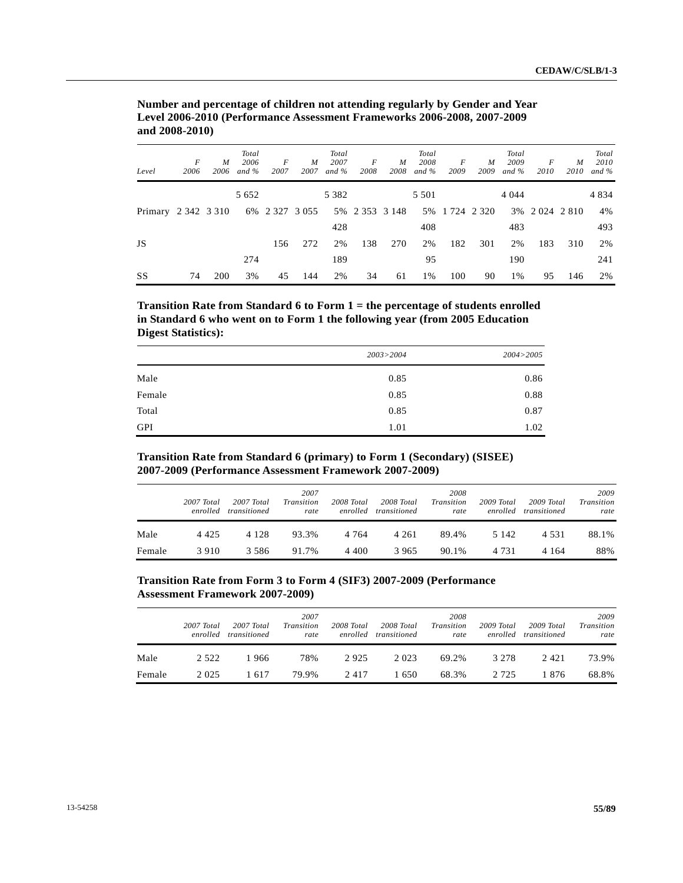**Number and percentage of children not attending regularly by Gender and Year Level 2006-2010 (Performance Assessment Frameworks 2006-2008, 2007-2009 and 2008-2010)**

| Level | F 2006 | M 2006 | Total 2006 and % | F 2007 | M 2007 | Total 2007 and % | F 2008 | M 2008 | Total 2008 and % | F 2009 | M 2009 | Total 2009 and % | F 2010 | M 2010 | Total 2010 and % |
|---|---|---|---|---|---|---|---|---|---|---|---|---|---|---|---|
| Primary | 2 342 | 3 310 | 5 652 6% | 2 327 | 3 055 | 5 382 5% | 2 353 | 3 148 | 5 501 5% | 1 724 | 2 320 | 4 044 3% | 2 024 | 2 810 | 4 834 4% |
| JS | | | | 156 | 272 | 428 2% | 138 | 270 | 408 2% | 182 | 301 | 483 2% | 183 | 310 | 493 2% |
| SS | 74 | 200 | 274 3% | 45 | 144 | 189 2% | 34 | 61 | 95 1% | 100 | 90 | 190 1% | 95 | 146 | 241 2% |

**Transition Rate from Standard 6 to Form 1 = the percentage of students enrolled in Standard 6 who went on to Form 1 the following year (from 2005 Education Digest Statistics):**

| | 2003>2004 | 2004>2005 |
|---|---|---|
| Male | 0.85 | 0.86 |
| Female | 0.85 | 0.88 |
| Total | 0.85 | 0.87 |
| GPI | 1.01 | 1.02 |

**Transition Rate from Standard 6 (primary) to Form 1 (Secondary) (SISEE) 2007-2009 (Performance Assessment Framework 2007-2009)**

| | 2007 Total enrolled | 2007 Total transitioned | 2007 Transition rate | 2008 Total enrolled | 2008 Total transitioned | 2008 Transition rate | 2009 Total enrolled | 2009 Total transitioned | 2009 Transition rate |
|---|---|---|---|---|---|---|---|---|---|
| Male | 4 425 | 4 128 | 93.3% | 4 764 | 4 261 | 89.4% | 5 142 | 4 531 | 88.1% |
| Female | 3 910 | 3 586 | 91.7% | 4 400 | 3 965 | 90.1% | 4 731 | 4 164 | 88% |

**Transition Rate from Form 3 to Form 4 (SIF3) 2007-2009 (Performance Assessment Framework 2007-2009)**

| | 2007 Total enrolled | 2007 Total transitioned | 2007 Transition rate | 2008 Total enrolled | 2008 Total transitioned | 2008 Transition rate | 2009 Total enrolled | 2009 Total transitioned | 2009 Transition rate |
|---|---|---|---|---|---|---|---|---|---|
| Male | 2 522 | 1 966 | 78% | 2 925 | 2 023 | 69.2% | 3 278 | 2 421 | 73.9% |
| Female | 2 025 | 1 617 | 79.9% | 2 417 | 1 650 | 68.3% | 2 725 | 1 876 | 68.8% |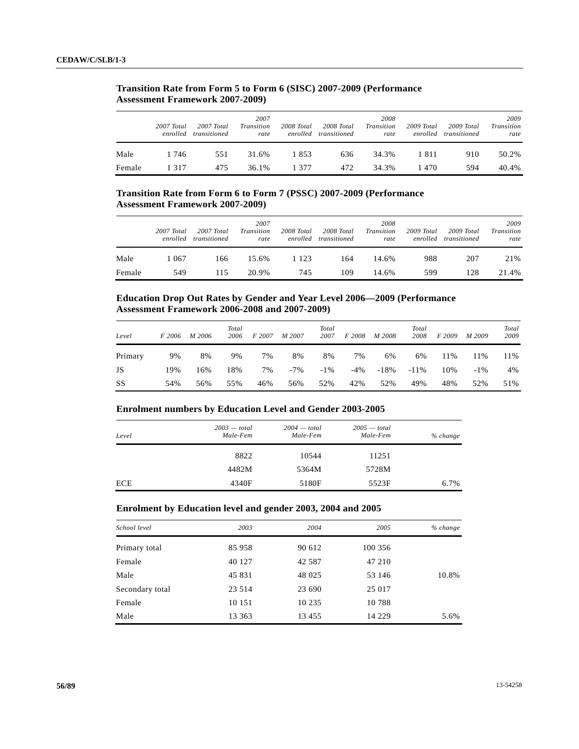**Transition Rate from Form 5 to Form 6 (SISC) 2007-2009 (Performance Assessment Framework 2007-2009)**

| | *2007 Total enrolled* | *2007 Total transitioned* | *2007 Transition rate* | *2008 Total enrolled* | *2008 Total transitioned* | *2008 Transition rate* | *2009 Total enrolled* | *2009 Total transitioned* | *2009 Transition rate* |
|---|---|---|---|---|---|---|---|---|---|
| Male | 1 746 | 551 | 31.6% | 1 853 | 636 | 34.3% | 1 811 | 910 | 50.2% |
| Female | 1 317 | 475 | 36.1% | 1 377 | 472 | 34.3% | 1 470 | 594 | 40.4% |

**Transition Rate from Form 6 to Form 7 (PSSC) 2007-2009 (Performance Assessment Framework 2007-2009)**

| | *2007 Total enrolled* | *2007 Total transitioned* | *2007 Transition rate* | *2008 Total enrolled* | *2008 Total transitioned* | *2008 Transition rate* | *2009 Total enrolled* | *2009 Total transitioned* | *2009 Transition rate* |
|---|---|---|---|---|---|---|---|---|---|
| Male | 1 067 | 166 | 15.6% | 1 123 | 164 | 14.6% | 988 | 207 | 21% |
| Female | 549 | 115 | 20.9% | 745 | 109 | 14.6% | 599 | 128 | 21.4% |

**Education Drop Out Rates by Gender and Year Level 2006—2009 (Performance Assessment Framework 2006-2008 and 2007-2009)**

| *Level* | *F 2006* | *M 2006* | *Total 2006* | *F 2007* | *M 2007* | *Total 2007* | *F 2008* | *M 2008* | *Total 2008* | *F 2009* | *M 2009* | *Total 2009* |
|---|---|---|---|---|---|---|---|---|---|---|---|---|
| Primary | 9% | 8% | 9% | 7% | 8% | 8% | 7% | 6% | 6% | 11% | 11% | 11% |
| JS | 19% | 16% | 18% | 7% | -7% | -1% | -4% | -18% | -11% | 10% | -1% | 4% |
| SS | 54% | 56% | 55% | 46% | 56% | 52% | 42% | 52% | 49% | 48% | 52% | 51% |

**Enrolment numbers by Education Level and Gender 2003-2005**

| *Level* | *2003 — total Male-Fem* | *2004 — total Male-Fem* | *2005 — total Male-Fem* | *% change* |
|---|---|---|---|---|
| | 8822 | 10544 | 11251 | |
| | 4482M | 5364M | 5728M | |
| ECE | 4340F | 5180F | 5523F | 6.7% |

**Enrolment by Education level and gender 2003, 2004 and 2005**

| *School level* | *2003* | *2004* | *2005* | *% change* |
|---|---|---|---|---|
| Primary total | 85 958 | 90 612 | 100 356 | |
| Female | 40 127 | 42 587 | 47 210 | |
| Male | 45 831 | 48 025 | 53 146 | 10.8% |
| Secondary total | 23 514 | 23 690 | 25 017 | |
| Female | 10 151 | 10 235 | 10 788 | |
| Male | 13 363 | 13 455 | 14 229 | 5.6% |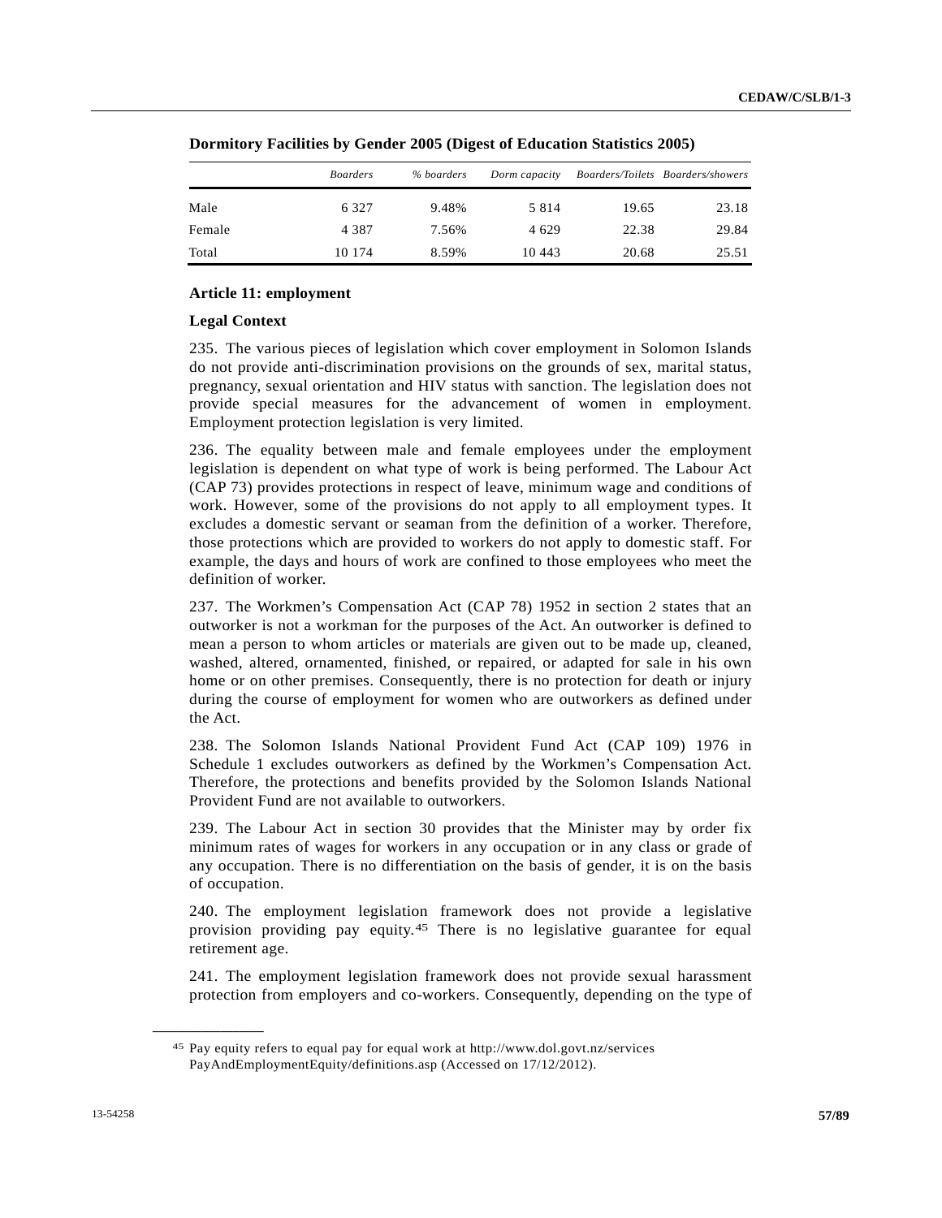**Dormitory Facilities by Gender 2005 (Digest of Education Statistics 2005)**

| | *Boarders* | *% boarders* | *Dorm capacity* | *Boarders/Toilets* | *Boarders/showers* |
|---|---|---|---|---|---|
| Male | 6 327 | 9.48% | 5 814 | 19.65 | 23.18 |
| Female | 4 387 | 7.56% | 4 629 | 22.38 | 29.84 |
| Total | 10 174 | 8.59% | 10 443 | 20.68 | 25.51 |

**Article 11: employment**

**Legal Context**

235. The various pieces of legislation which cover employment in Solomon Islands do not provide anti-discrimination provisions on the grounds of sex, marital status, pregnancy, sexual orientation and HIV status with sanction. The legislation does not provide special measures for the advancement of women in employment. Employment protection legislation is very limited.

236. The equality between male and female employees under the employment legislation is dependent on what type of work is being performed. The Labour Act (CAP 73) provides protections in respect of leave, minimum wage and conditions of work. However, some of the provisions do not apply to all employment types. It excludes a domestic servant or seaman from the definition of a worker. Therefore, those protections which are provided to workers do not apply to domestic staff. For example, the days and hours of work are confined to those employees who meet the definition of worker.

237. The Workmen's Compensation Act (CAP 78) 1952 in section 2 states that an outworker is not a workman for the purposes of the Act. An outworker is defined to mean a person to whom articles or materials are given out to be made up, cleaned, washed, altered, ornamented, finished, or repaired, or adapted for sale in his own home or on other premises. Consequently, there is no protection for death or injury during the course of employment for women who are outworkers as defined under the Act.

238. The Solomon Islands National Provident Fund Act (CAP 109) 1976 in Schedule 1 excludes outworkers as defined by the Workmen's Compensation Act. Therefore, the protections and benefits provided by the Solomon Islands National Provident Fund are not available to outworkers.

239. The Labour Act in section 30 provides that the Minister may by order fix minimum rates of wages for workers in any occupation or in any class or grade of any occupation. There is no differentiation on the basis of gender, it is on the basis of occupation.

240. The employment legislation framework does not provide a legislative provision providing pay equity.[45] There is no legislative guarantee for equal retirement age.

241. The employment legislation framework does not provide sexual harassment protection from employers and co-workers. Consequently, depending on the type of

---

[45] Pay equity refers to equal pay for equal work at http://www.dol.govt.nz/services PayAndEmploymentEquity/definitions.asp (Accessed on 17/12/2012).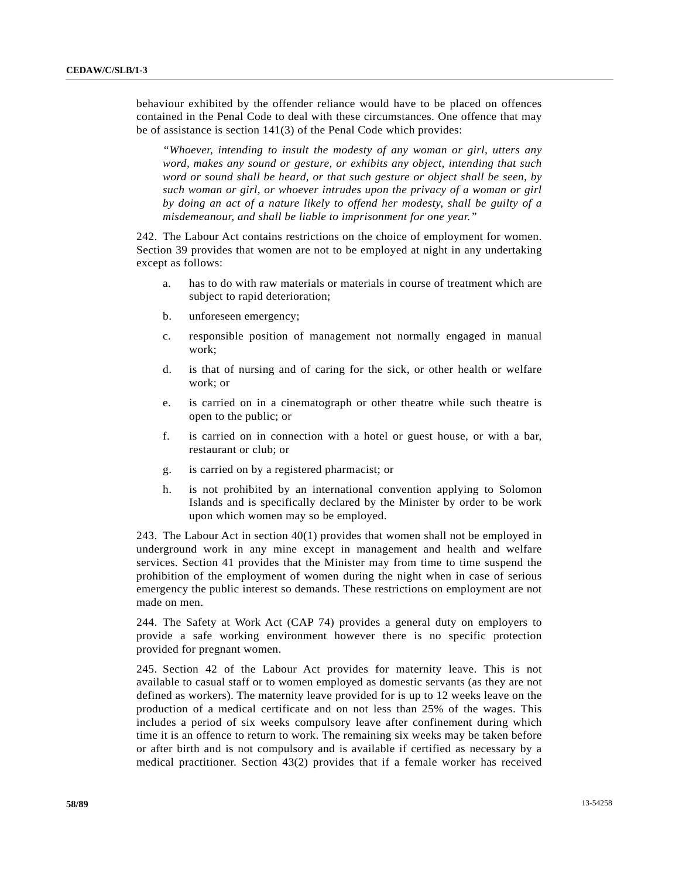behaviour exhibited by the offender reliance would have to be placed on offences contained in the Penal Code to deal with these circumstances. One offence that may be of assistance is section 141(3) of the Penal Code which provides:

> *"Whoever, intending to insult the modesty of any woman or girl, utters any word, makes any sound or gesture, or exhibits any object, intending that such word or sound shall be heard, or that such gesture or object shall be seen, by such woman or girl, or whoever intrudes upon the privacy of a woman or girl by doing an act of a nature likely to offend her modesty, shall be guilty of a misdemeanour, and shall be liable to imprisonment for one year."*

242. The Labour Act contains restrictions on the choice of employment for women. Section 39 provides that women are not to be employed at night in any undertaking except as follows:

a. has to do with raw materials or materials in course of treatment which are subject to rapid deterioration;

b. unforeseen emergency;

c. responsible position of management not normally engaged in manual work;

d. is that of nursing and of caring for the sick, or other health or welfare work; or

e. is carried on in a cinematograph or other theatre while such theatre is open to the public; or

f. is carried on in connection with a hotel or guest house, or with a bar, restaurant or club; or

g. is carried on by a registered pharmacist; or

h. is not prohibited by an international convention applying to Solomon Islands and is specifically declared by the Minister by order to be work upon which women may so be employed.

243. The Labour Act in section 40(1) provides that women shall not be employed in underground work in any mine except in management and health and welfare services. Section 41 provides that the Minister may from time to time suspend the prohibition of the employment of women during the night when in case of serious emergency the public interest so demands. These restrictions on employment are not made on men.

244. The Safety at Work Act (CAP 74) provides a general duty on employers to provide a safe working environment however there is no specific protection provided for pregnant women.

245. Section 42 of the Labour Act provides for maternity leave. This is not available to casual staff or to women employed as domestic servants (as they are not defined as workers). The maternity leave provided for is up to 12 weeks leave on the production of a medical certificate and on not less than 25% of the wages. This includes a period of six weeks compulsory leave after confinement during which time it is an offence to return to work. The remaining six weeks may be taken before or after birth and is not compulsory and is available if certified as necessary by a medical practitioner. Section 43(2) provides that if a female worker has received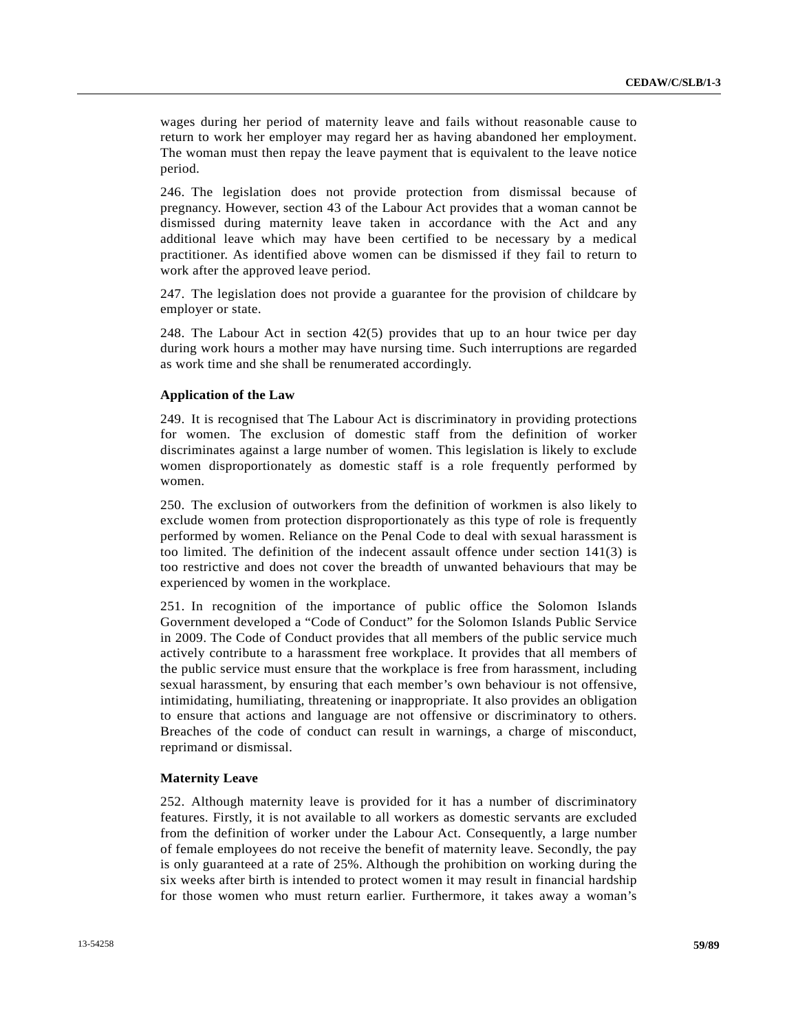wages during her period of maternity leave and fails without reasonable cause to return to work her employer may regard her as having abandoned her employment. The woman must then repay the leave payment that is equivalent to the leave notice period.

246. The legislation does not provide protection from dismissal because of pregnancy. However, section 43 of the Labour Act provides that a woman cannot be dismissed during maternity leave taken in accordance with the Act and any additional leave which may have been certified to be necessary by a medical practitioner. As identified above women can be dismissed if they fail to return to work after the approved leave period.

247. The legislation does not provide a guarantee for the provision of childcare by employer or state.

248. The Labour Act in section 42(5) provides that up to an hour twice per day during work hours a mother may have nursing time. Such interruptions are regarded as work time and she shall be renumerated accordingly.

**Application of the Law**

249. It is recognised that The Labour Act is discriminatory in providing protections for women. The exclusion of domestic staff from the definition of worker discriminates against a large number of women. This legislation is likely to exclude women disproportionately as domestic staff is a role frequently performed by women.

250. The exclusion of outworkers from the definition of workmen is also likely to exclude women from protection disproportionately as this type of role is frequently performed by women. Reliance on the Penal Code to deal with sexual harassment is too limited. The definition of the indecent assault offence under section 141(3) is too restrictive and does not cover the breadth of unwanted behaviours that may be experienced by women in the workplace.

251. In recognition of the importance of public office the Solomon Islands Government developed a “Code of Conduct” for the Solomon Islands Public Service in 2009. The Code of Conduct provides that all members of the public service much actively contribute to a harassment free workplace. It provides that all members of the public service must ensure that the workplace is free from harassment, including sexual harassment, by ensuring that each member’s own behaviour is not offensive, intimidating, humiliating, threatening or inappropriate. It also provides an obligation to ensure that actions and language are not offensive or discriminatory to others. Breaches of the code of conduct can result in warnings, a charge of misconduct, reprimand or dismissal.

**Maternity Leave**

252. Although maternity leave is provided for it has a number of discriminatory features. Firstly, it is not available to all workers as domestic servants are excluded from the definition of worker under the Labour Act. Consequently, a large number of female employees do not receive the benefit of maternity leave. Secondly, the pay is only guaranteed at a rate of 25%. Although the prohibition on working during the six weeks after birth is intended to protect women it may result in financial hardship for those women who must return earlier. Furthermore, it takes away a woman’s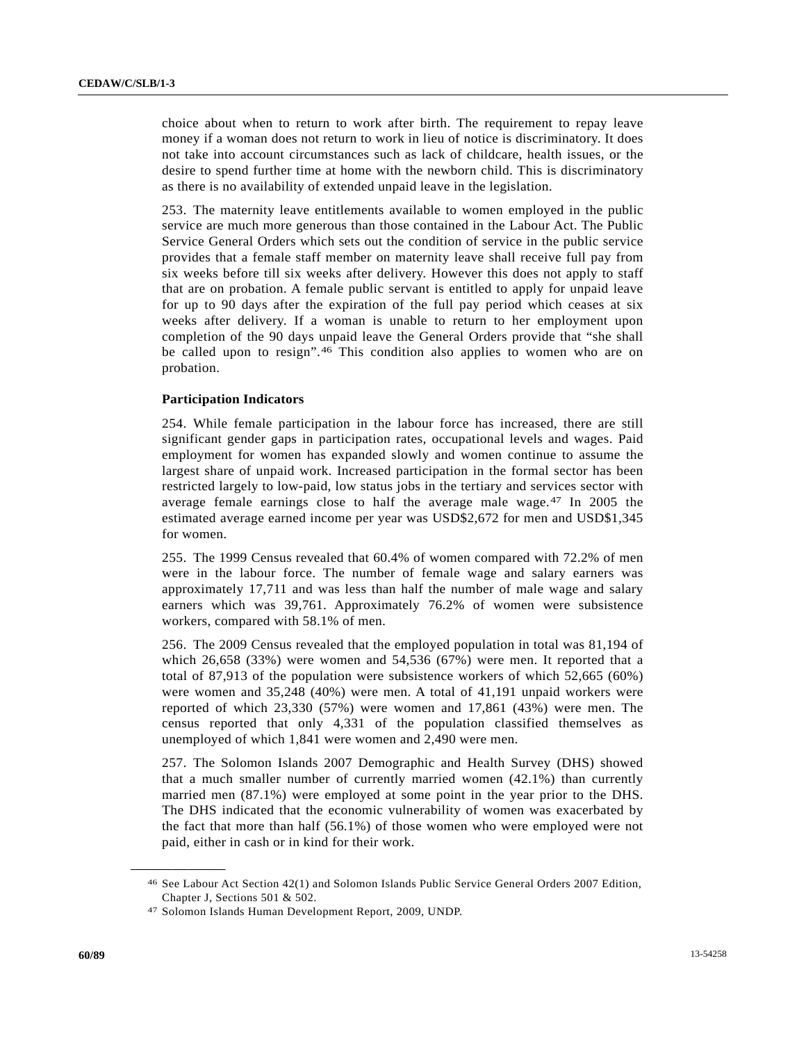choice about when to return to work after birth. The requirement to repay leave money if a woman does not return to work in lieu of notice is discriminatory. It does not take into account circumstances such as lack of childcare, health issues, or the desire to spend further time at home with the newborn child. This is discriminatory as there is no availability of extended unpaid leave in the legislation.

253. The maternity leave entitlements available to women employed in the public service are much more generous than those contained in the Labour Act. The Public Service General Orders which sets out the condition of service in the public service provides that a female staff member on maternity leave shall receive full pay from six weeks before till six weeks after delivery. However this does not apply to staff that are on probation. A female public servant is entitled to apply for unpaid leave for up to 90 days after the expiration of the full pay period which ceases at six weeks after delivery. If a woman is unable to return to her employment upon completion of the 90 days unpaid leave the General Orders provide that "she shall be called upon to resign".[46] This condition also applies to women who are on probation.

**Participation Indicators**

254. While female participation in the labour force has increased, there are still significant gender gaps in participation rates, occupational levels and wages. Paid employment for women has expanded slowly and women continue to assume the largest share of unpaid work. Increased participation in the formal sector has been restricted largely to low-paid, low status jobs in the tertiary and services sector with average female earnings close to half the average male wage.[47] In 2005 the estimated average earned income per year was USD$2,672 for men and USD$1,345 for women.

255. The 1999 Census revealed that 60.4% of women compared with 72.2% of men were in the labour force. The number of female wage and salary earners was approximately 17,711 and was less than half the number of male wage and salary earners which was 39,761. Approximately 76.2% of women were subsistence workers, compared with 58.1% of men.

256. The 2009 Census revealed that the employed population in total was 81,194 of which 26,658 (33%) were women and 54,536 (67%) were men. It reported that a total of 87,913 of the population were subsistence workers of which 52,665 (60%) were women and 35,248 (40%) were men. A total of 41,191 unpaid workers were reported of which 23,330 (57%) were women and 17,861 (43%) were men. The census reported that only 4,331 of the population classified themselves as unemployed of which 1,841 were women and 2,490 were men.

257. The Solomon Islands 2007 Demographic and Health Survey (DHS) showed that a much smaller number of currently married women (42.1%) than currently married men (87.1%) were employed at some point in the year prior to the DHS. The DHS indicated that the economic vulnerability of women was exacerbated by the fact that more than half (56.1%) of those women who were employed were not paid, either in cash or in kind for their work.

---

[46] See Labour Act Section 42(1) and Solomon Islands Public Service General Orders 2007 Edition, Chapter J, Sections 501 & 502.

[47] Solomon Islands Human Development Report, 2009, UNDP.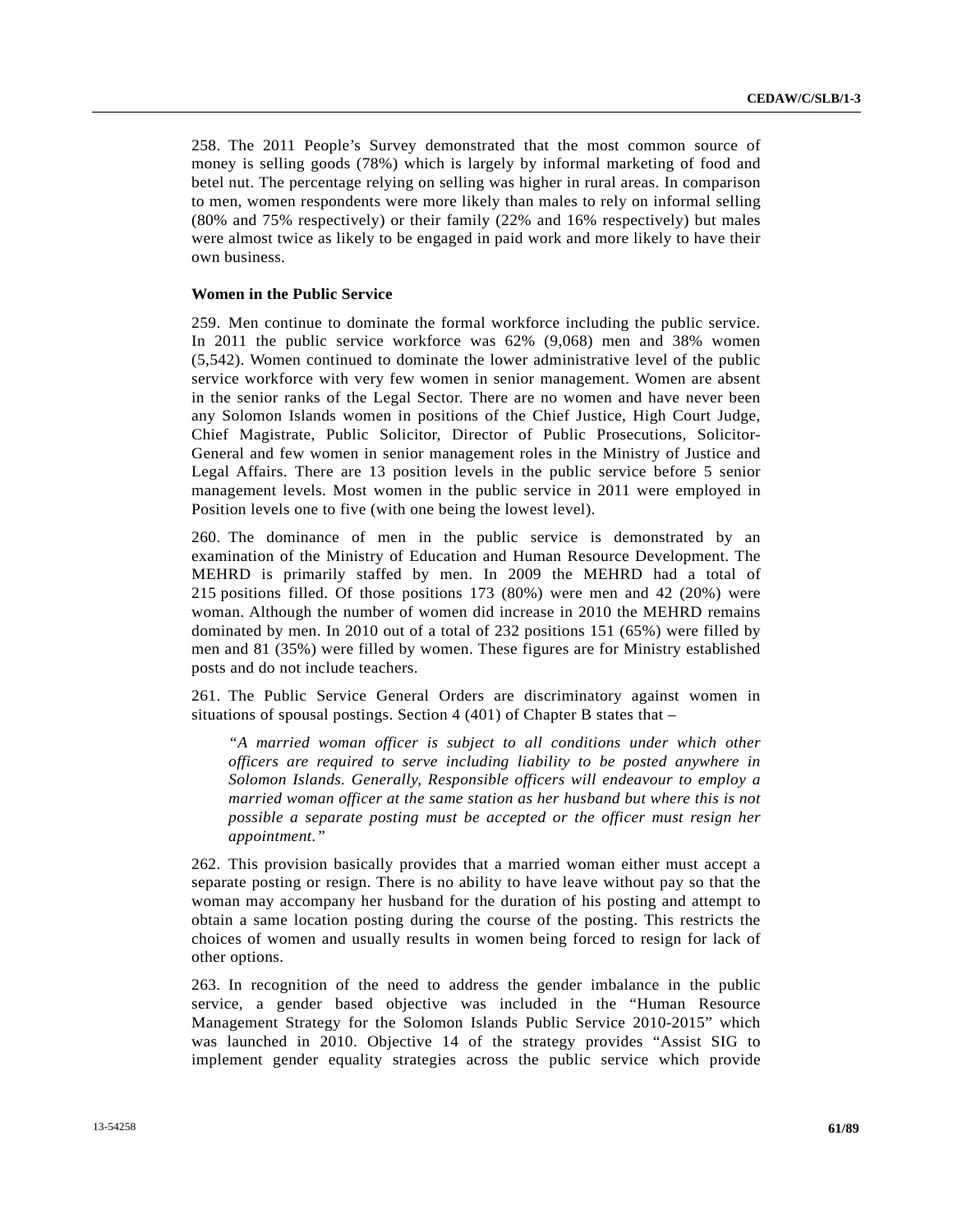258. The 2011 People's Survey demonstrated that the most common source of money is selling goods (78%) which is largely by informal marketing of food and betel nut. The percentage relying on selling was higher in rural areas. In comparison to men, women respondents were more likely than males to rely on informal selling (80% and 75% respectively) or their family (22% and 16% respectively) but males were almost twice as likely to be engaged in paid work and more likely to have their own business.

**Women in the Public Service**

259. Men continue to dominate the formal workforce including the public service. In 2011 the public service workforce was 62% (9,068) men and 38% women (5,542). Women continued to dominate the lower administrative level of the public service workforce with very few women in senior management. Women are absent in the senior ranks of the Legal Sector. There are no women and have never been any Solomon Islands women in positions of the Chief Justice, High Court Judge, Chief Magistrate, Public Solicitor, Director of Public Prosecutions, Solicitor-General and few women in senior management roles in the Ministry of Justice and Legal Affairs. There are 13 position levels in the public service before 5 senior management levels. Most women in the public service in 2011 were employed in Position levels one to five (with one being the lowest level).

260. The dominance of men in the public service is demonstrated by an examination of the Ministry of Education and Human Resource Development. The MEHRD is primarily staffed by men. In 2009 the MEHRD had a total of 215 positions filled. Of those positions 173 (80%) were men and 42 (20%) were woman. Although the number of women did increase in 2010 the MEHRD remains dominated by men. In 2010 out of a total of 232 positions 151 (65%) were filled by men and 81 (35%) were filled by women. These figures are for Ministry established posts and do not include teachers.

261. The Public Service General Orders are discriminatory against women in situations of spousal postings. Section 4 (401) of Chapter B states that –

> *"A married woman officer is subject to all conditions under which other officers are required to serve including liability to be posted anywhere in Solomon Islands. Generally, Responsible officers will endeavour to employ a married woman officer at the same station as her husband but where this is not possible a separate posting must be accepted or the officer must resign her appointment."*

262. This provision basically provides that a married woman either must accept a separate posting or resign. There is no ability to have leave without pay so that the woman may accompany her husband for the duration of his posting and attempt to obtain a same location posting during the course of the posting. This restricts the choices of women and usually results in women being forced to resign for lack of other options.

263. In recognition of the need to address the gender imbalance in the public service, a gender based objective was included in the "Human Resource Management Strategy for the Solomon Islands Public Service 2010-2015" which was launched in 2010. Objective 14 of the strategy provides "Assist SIG to implement gender equality strategies across the public service which provide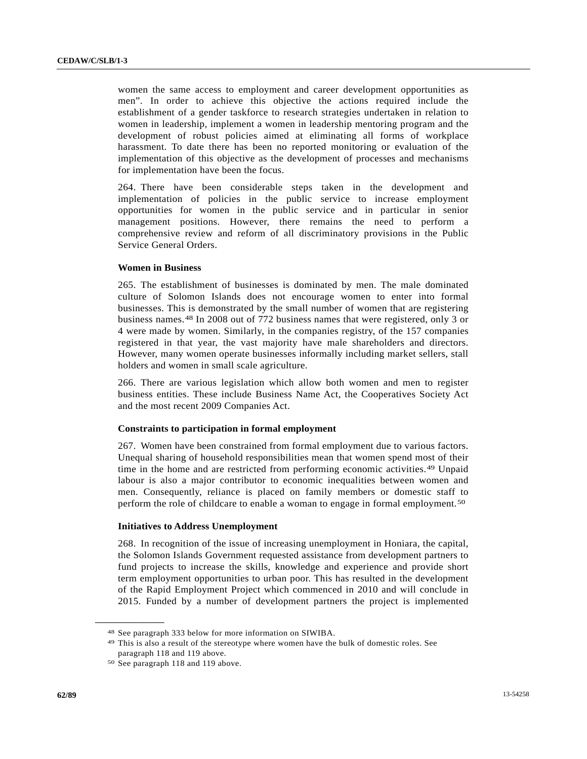women the same access to employment and career development opportunities as men". In order to achieve this objective the actions required include the establishment of a gender taskforce to research strategies undertaken in relation to women in leadership, implement a women in leadership mentoring program and the development of robust policies aimed at eliminating all forms of workplace harassment. To date there has been no reported monitoring or evaluation of the implementation of this objective as the development of processes and mechanisms for implementation have been the focus.

264. There have been considerable steps taken in the development and implementation of policies in the public service to increase employment opportunities for women in the public service and in particular in senior management positions. However, there remains the need to perform a comprehensive review and reform of all discriminatory provisions in the Public Service General Orders.

**Women in Business**

265. The establishment of businesses is dominated by men. The male dominated culture of Solomon Islands does not encourage women to enter into formal businesses. This is demonstrated by the small number of women that are registering business names.[48] In 2008 out of 772 business names that were registered, only 3 or 4 were made by women. Similarly, in the companies registry, of the 157 companies registered in that year, the vast majority have male shareholders and directors. However, many women operate businesses informally including market sellers, stall holders and women in small scale agriculture.

266. There are various legislation which allow both women and men to register business entities. These include Business Name Act, the Cooperatives Society Act and the most recent 2009 Companies Act.

**Constraints to participation in formal employment**

267. Women have been constrained from formal employment due to various factors. Unequal sharing of household responsibilities mean that women spend most of their time in the home and are restricted from performing economic activities.[49] Unpaid labour is also a major contributor to economic inequalities between women and men. Consequently, reliance is placed on family members or domestic staff to perform the role of childcare to enable a woman to engage in formal employment.[50]

**Initiatives to Address Unemployment**

268. In recognition of the issue of increasing unemployment in Honiara, the capital, the Solomon Islands Government requested assistance from development partners to fund projects to increase the skills, knowledge and experience and provide short term employment opportunities to urban poor. This has resulted in the development of the Rapid Employment Project which commenced in 2010 and will conclude in 2015. Funded by a number of development partners the project is implemented

---

[48] See paragraph 333 below for more information on SIWIBA.

[49] This is also a result of the stereotype where women have the bulk of domestic roles. See paragraph 118 and 119 above.

[50] See paragraph 118 and 119 above.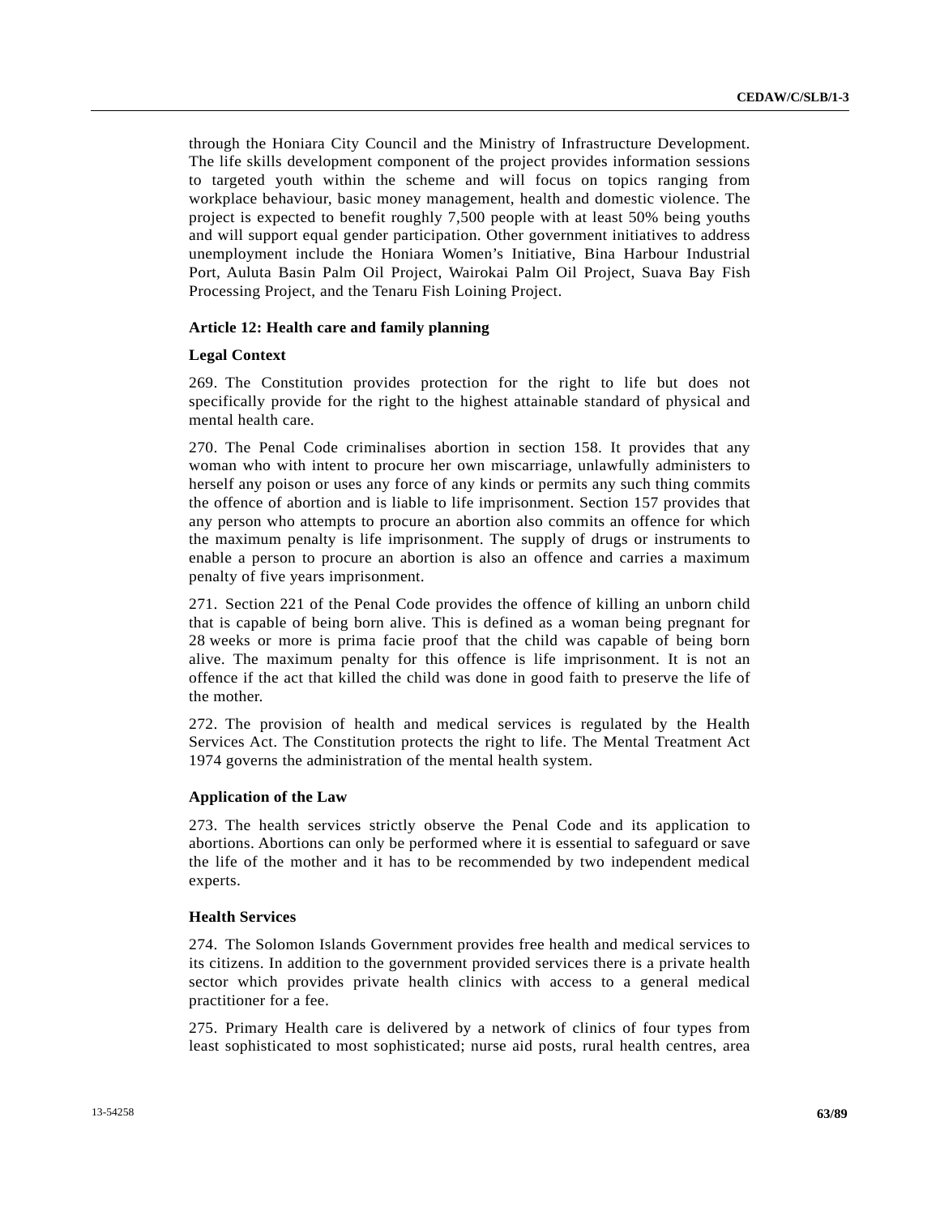through the Honiara City Council and the Ministry of Infrastructure Development. The life skills development component of the project provides information sessions to targeted youth within the scheme and will focus on topics ranging from workplace behaviour, basic money management, health and domestic violence. The project is expected to benefit roughly 7,500 people with at least 50% being youths and will support equal gender participation. Other government initiatives to address unemployment include the Honiara Women's Initiative, Bina Harbour Industrial Port, Auluta Basin Palm Oil Project, Wairokai Palm Oil Project, Suava Bay Fish Processing Project, and the Tenaru Fish Loining Project.

### Article 12: Health care and family planning

#### Legal Context

269. The Constitution provides protection for the right to life but does not specifically provide for the right to the highest attainable standard of physical and mental health care.

270. The Penal Code criminalises abortion in section 158. It provides that any woman who with intent to procure her own miscarriage, unlawfully administers to herself any poison or uses any force of any kinds or permits any such thing commits the offence of abortion and is liable to life imprisonment. Section 157 provides that any person who attempts to procure an abortion also commits an offence for which the maximum penalty is life imprisonment. The supply of drugs or instruments to enable a person to procure an abortion is also an offence and carries a maximum penalty of five years imprisonment.

271. Section 221 of the Penal Code provides the offence of killing an unborn child that is capable of being born alive. This is defined as a woman being pregnant for 28 weeks or more is prima facie proof that the child was capable of being born alive. The maximum penalty for this offence is life imprisonment. It is not an offence if the act that killed the child was done in good faith to preserve the life of the mother.

272. The provision of health and medical services is regulated by the Health Services Act. The Constitution protects the right to life. The Mental Treatment Act 1974 governs the administration of the mental health system.

#### Application of the Law

273. The health services strictly observe the Penal Code and its application to abortions. Abortions can only be performed where it is essential to safeguard or save the life of the mother and it has to be recommended by two independent medical experts.

#### Health Services

274. The Solomon Islands Government provides free health and medical services to its citizens. In addition to the government provided services there is a private health sector which provides private health clinics with access to a general medical practitioner for a fee.

275. Primary Health care is delivered by a network of clinics of four types from least sophisticated to most sophisticated; nurse aid posts, rural health centres, area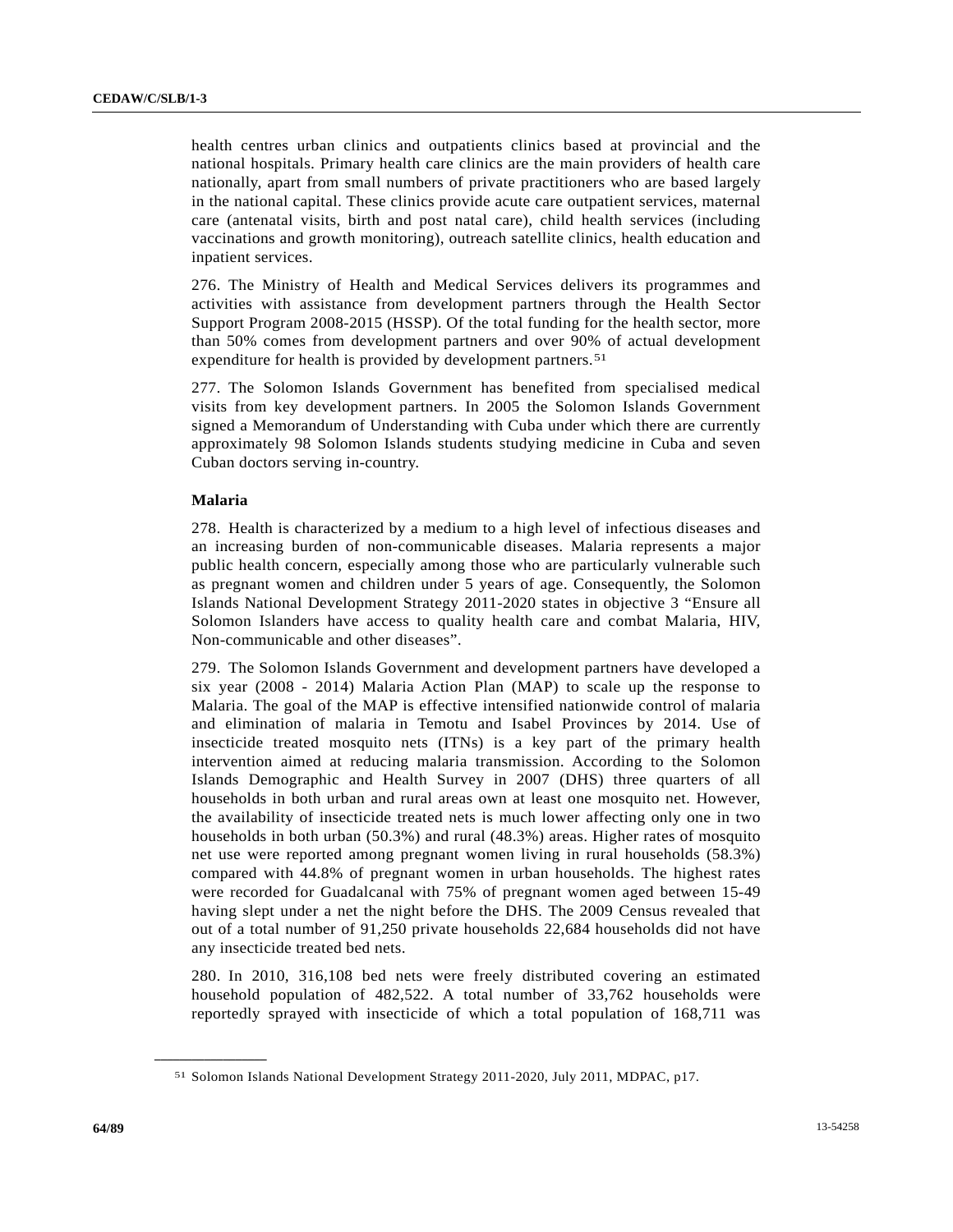health centres urban clinics and outpatients clinics based at provincial and the national hospitals. Primary health care clinics are the main providers of health care nationally, apart from small numbers of private practitioners who are based largely in the national capital. These clinics provide acute care outpatient services, maternal care (antenatal visits, birth and post natal care), child health services (including vaccinations and growth monitoring), outreach satellite clinics, health education and inpatient services.

276. The Ministry of Health and Medical Services delivers its programmes and activities with assistance from development partners through the Health Sector Support Program 2008-2015 (HSSP). Of the total funding for the health sector, more than 50% comes from development partners and over 90% of actual development expenditure for health is provided by development partners.[51]

277. The Solomon Islands Government has benefited from specialised medical visits from key development partners. In 2005 the Solomon Islands Government signed a Memorandum of Understanding with Cuba under which there are currently approximately 98 Solomon Islands students studying medicine in Cuba and seven Cuban doctors serving in-country.

**Malaria**

278. Health is characterized by a medium to a high level of infectious diseases and an increasing burden of non-communicable diseases. Malaria represents a major public health concern, especially among those who are particularly vulnerable such as pregnant women and children under 5 years of age. Consequently, the Solomon Islands National Development Strategy 2011-2020 states in objective 3 "Ensure all Solomon Islanders have access to quality health care and combat Malaria, HIV, Non-communicable and other diseases".

279. The Solomon Islands Government and development partners have developed a six year (2008 - 2014) Malaria Action Plan (MAP) to scale up the response to Malaria. The goal of the MAP is effective intensified nationwide control of malaria and elimination of malaria in Temotu and Isabel Provinces by 2014. Use of insecticide treated mosquito nets (ITNs) is a key part of the primary health intervention aimed at reducing malaria transmission. According to the Solomon Islands Demographic and Health Survey in 2007 (DHS) three quarters of all households in both urban and rural areas own at least one mosquito net. However, the availability of insecticide treated nets is much lower affecting only one in two households in both urban (50.3%) and rural (48.3%) areas. Higher rates of mosquito net use were reported among pregnant women living in rural households (58.3%) compared with 44.8% of pregnant women in urban households. The highest rates were recorded for Guadalcanal with 75% of pregnant women aged between 15-49 having slept under a net the night before the DHS. The 2009 Census revealed that out of a total number of 91,250 private households 22,684 households did not have any insecticide treated bed nets.

280. In 2010, 316,108 bed nets were freely distributed covering an estimated household population of 482,522. A total number of 33,762 households were reportedly sprayed with insecticide of which a total population of 168,711 was

---

[51] Solomon Islands National Development Strategy 2011-2020, July 2011, MDPAC, p17.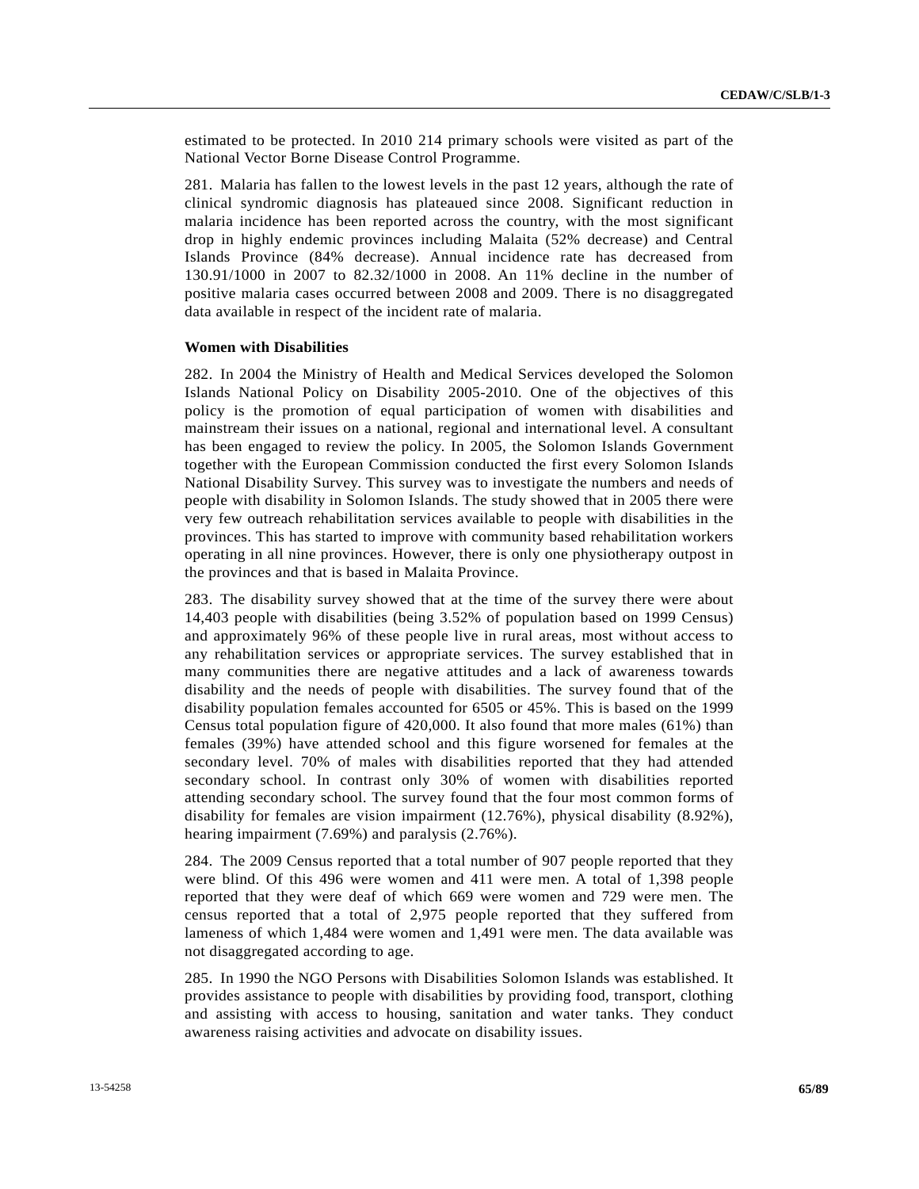estimated to be protected. In 2010 214 primary schools were visited as part of the National Vector Borne Disease Control Programme.

281. Malaria has fallen to the lowest levels in the past 12 years, although the rate of clinical syndromic diagnosis has plateaued since 2008. Significant reduction in malaria incidence has been reported across the country, with the most significant drop in highly endemic provinces including Malaita (52% decrease) and Central Islands Province (84% decrease). Annual incidence rate has decreased from 130.91/1000 in 2007 to 82.32/1000 in 2008. An 11% decline in the number of positive malaria cases occurred between 2008 and 2009. There is no disaggregated data available in respect of the incident rate of malaria.

**Women with Disabilities**

282. In 2004 the Ministry of Health and Medical Services developed the Solomon Islands National Policy on Disability 2005-2010. One of the objectives of this policy is the promotion of equal participation of women with disabilities and mainstream their issues on a national, regional and international level. A consultant has been engaged to review the policy. In 2005, the Solomon Islands Government together with the European Commission conducted the first every Solomon Islands National Disability Survey. This survey was to investigate the numbers and needs of people with disability in Solomon Islands. The study showed that in 2005 there were very few outreach rehabilitation services available to people with disabilities in the provinces. This has started to improve with community based rehabilitation workers operating in all nine provinces. However, there is only one physiotherapy outpost in the provinces and that is based in Malaita Province.

283. The disability survey showed that at the time of the survey there were about 14,403 people with disabilities (being 3.52% of population based on 1999 Census) and approximately 96% of these people live in rural areas, most without access to any rehabilitation services or appropriate services. The survey established that in many communities there are negative attitudes and a lack of awareness towards disability and the needs of people with disabilities. The survey found that of the disability population females accounted for 6505 or 45%. This is based on the 1999 Census total population figure of 420,000. It also found that more males (61%) than females (39%) have attended school and this figure worsened for females at the secondary level. 70% of males with disabilities reported that they had attended secondary school. In contrast only 30% of women with disabilities reported attending secondary school. The survey found that the four most common forms of disability for females are vision impairment (12.76%), physical disability (8.92%), hearing impairment (7.69%) and paralysis (2.76%).

284. The 2009 Census reported that a total number of 907 people reported that they were blind. Of this 496 were women and 411 were men. A total of 1,398 people reported that they were deaf of which 669 were women and 729 were men. The census reported that a total of 2,975 people reported that they suffered from lameness of which 1,484 were women and 1,491 were men. The data available was not disaggregated according to age.

285. In 1990 the NGO Persons with Disabilities Solomon Islands was established. It provides assistance to people with disabilities by providing food, transport, clothing and assisting with access to housing, sanitation and water tanks. They conduct awareness raising activities and advocate on disability issues.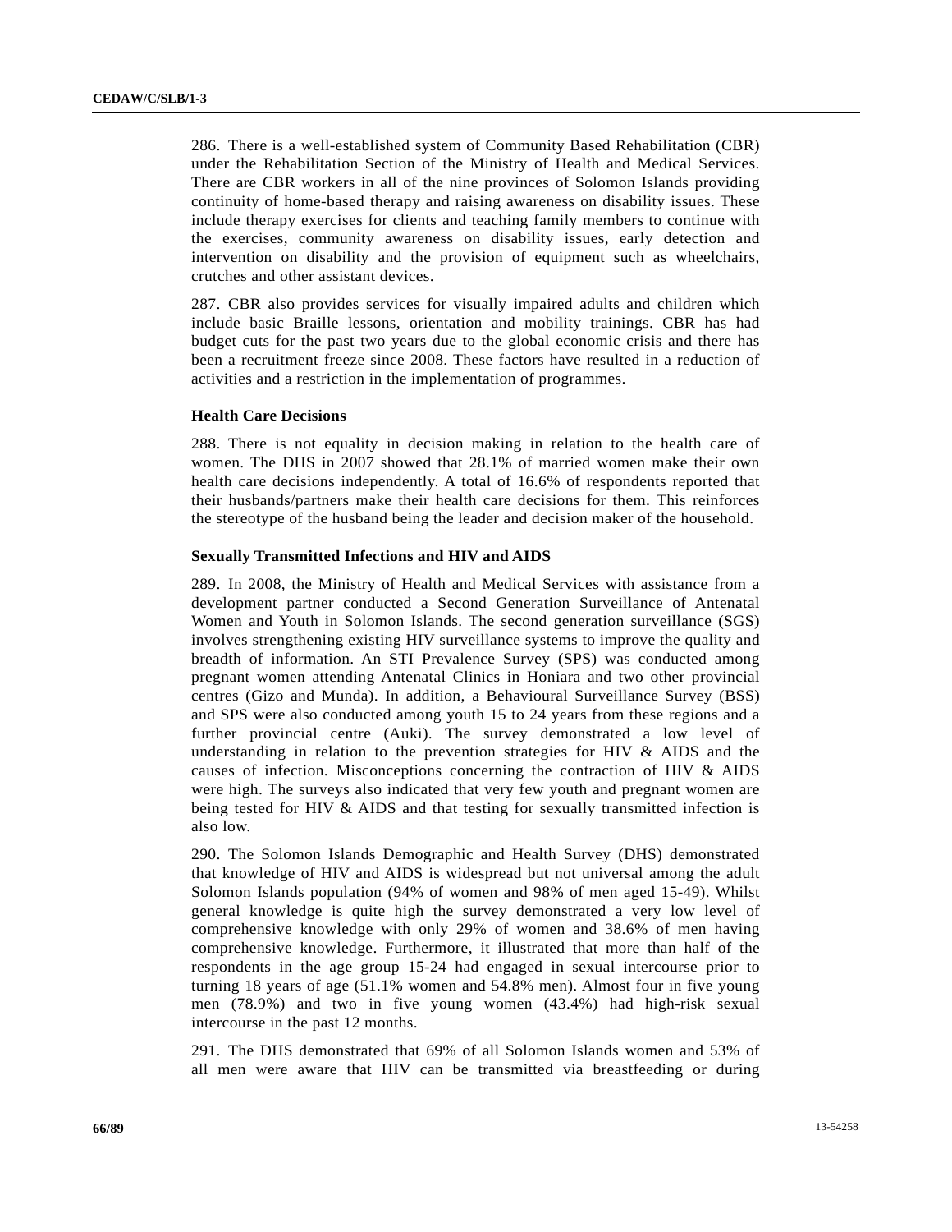286. There is a well-established system of Community Based Rehabilitation (CBR) under the Rehabilitation Section of the Ministry of Health and Medical Services. There are CBR workers in all of the nine provinces of Solomon Islands providing continuity of home-based therapy and raising awareness on disability issues. These include therapy exercises for clients and teaching family members to continue with the exercises, community awareness on disability issues, early detection and intervention on disability and the provision of equipment such as wheelchairs, crutches and other assistant devices.

287. CBR also provides services for visually impaired adults and children which include basic Braille lessons, orientation and mobility trainings. CBR has had budget cuts for the past two years due to the global economic crisis and there has been a recruitment freeze since 2008. These factors have resulted in a reduction of activities and a restriction in the implementation of programmes.

**Health Care Decisions**

288. There is not equality in decision making in relation to the health care of women. The DHS in 2007 showed that 28.1% of married women make their own health care decisions independently. A total of 16.6% of respondents reported that their husbands/partners make their health care decisions for them. This reinforces the stereotype of the husband being the leader and decision maker of the household.

**Sexually Transmitted Infections and HIV and AIDS**

289. In 2008, the Ministry of Health and Medical Services with assistance from a development partner conducted a Second Generation Surveillance of Antenatal Women and Youth in Solomon Islands. The second generation surveillance (SGS) involves strengthening existing HIV surveillance systems to improve the quality and breadth of information. An STI Prevalence Survey (SPS) was conducted among pregnant women attending Antenatal Clinics in Honiara and two other provincial centres (Gizo and Munda). In addition, a Behavioural Surveillance Survey (BSS) and SPS were also conducted among youth 15 to 24 years from these regions and a further provincial centre (Auki). The survey demonstrated a low level of understanding in relation to the prevention strategies for HIV & AIDS and the causes of infection. Misconceptions concerning the contraction of HIV & AIDS were high. The surveys also indicated that very few youth and pregnant women are being tested for HIV & AIDS and that testing for sexually transmitted infection is also low.

290. The Solomon Islands Demographic and Health Survey (DHS) demonstrated that knowledge of HIV and AIDS is widespread but not universal among the adult Solomon Islands population (94% of women and 98% of men aged 15-49). Whilst general knowledge is quite high the survey demonstrated a very low level of comprehensive knowledge with only 29% of women and 38.6% of men having comprehensive knowledge. Furthermore, it illustrated that more than half of the respondents in the age group 15-24 had engaged in sexual intercourse prior to turning 18 years of age (51.1% women and 54.8% men). Almost four in five young men (78.9%) and two in five young women (43.4%) had high-risk sexual intercourse in the past 12 months.

291. The DHS demonstrated that 69% of all Solomon Islands women and 53% of all men were aware that HIV can be transmitted via breastfeeding or during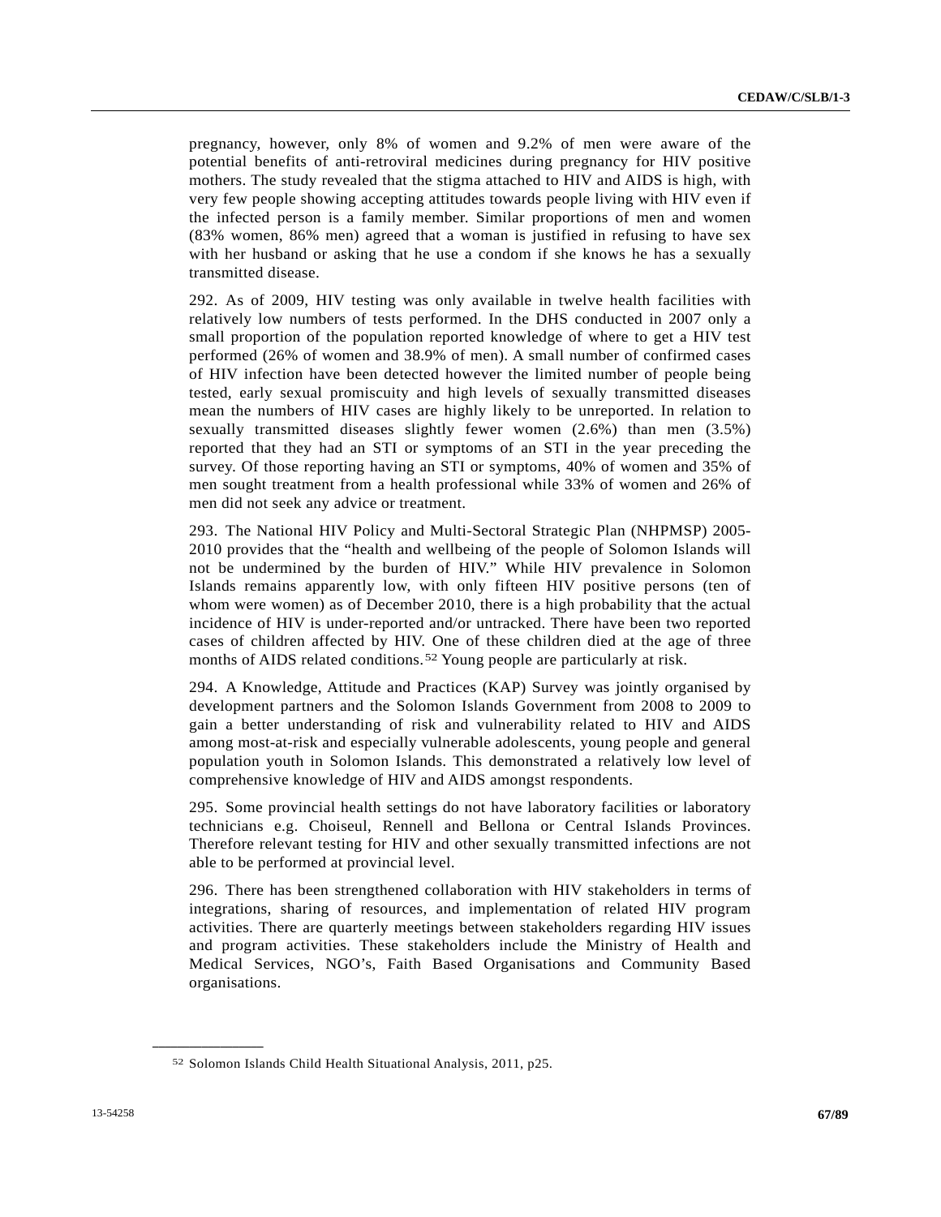pregnancy, however, only 8% of women and 9.2% of men were aware of the potential benefits of anti-retroviral medicines during pregnancy for HIV positive mothers. The study revealed that the stigma attached to HIV and AIDS is high, with very few people showing accepting attitudes towards people living with HIV even if the infected person is a family member. Similar proportions of men and women (83% women, 86% men) agreed that a woman is justified in refusing to have sex with her husband or asking that he use a condom if she knows he has a sexually transmitted disease.

292. As of 2009, HIV testing was only available in twelve health facilities with relatively low numbers of tests performed. In the DHS conducted in 2007 only a small proportion of the population reported knowledge of where to get a HIV test performed (26% of women and 38.9% of men). A small number of confirmed cases of HIV infection have been detected however the limited number of people being tested, early sexual promiscuity and high levels of sexually transmitted diseases mean the numbers of HIV cases are highly likely to be unreported. In relation to sexually transmitted diseases slightly fewer women (2.6%) than men (3.5%) reported that they had an STI or symptoms of an STI in the year preceding the survey. Of those reporting having an STI or symptoms, 40% of women and 35% of men sought treatment from a health professional while 33% of women and 26% of men did not seek any advice or treatment.

293. The National HIV Policy and Multi-Sectoral Strategic Plan (NHPMSP) 2005-2010 provides that the "health and wellbeing of the people of Solomon Islands will not be undermined by the burden of HIV." While HIV prevalence in Solomon Islands remains apparently low, with only fifteen HIV positive persons (ten of whom were women) as of December 2010, there is a high probability that the actual incidence of HIV is under-reported and/or untracked. There have been two reported cases of children affected by HIV. One of these children died at the age of three months of AIDS related conditions.[52] Young people are particularly at risk.

294. A Knowledge, Attitude and Practices (KAP) Survey was jointly organised by development partners and the Solomon Islands Government from 2008 to 2009 to gain a better understanding of risk and vulnerability related to HIV and AIDS among most-at-risk and especially vulnerable adolescents, young people and general population youth in Solomon Islands. This demonstrated a relatively low level of comprehensive knowledge of HIV and AIDS amongst respondents.

295. Some provincial health settings do not have laboratory facilities or laboratory technicians e.g. Choiseul, Rennell and Bellona or Central Islands Provinces. Therefore relevant testing for HIV and other sexually transmitted infections are not able to be performed at provincial level.

296. There has been strengthened collaboration with HIV stakeholders in terms of integrations, sharing of resources, and implementation of related HIV program activities. There are quarterly meetings between stakeholders regarding HIV issues and program activities. These stakeholders include the Ministry of Health and Medical Services, NGO's, Faith Based Organisations and Community Based organisations.

---

[52] Solomon Islands Child Health Situational Analysis, 2011, p25.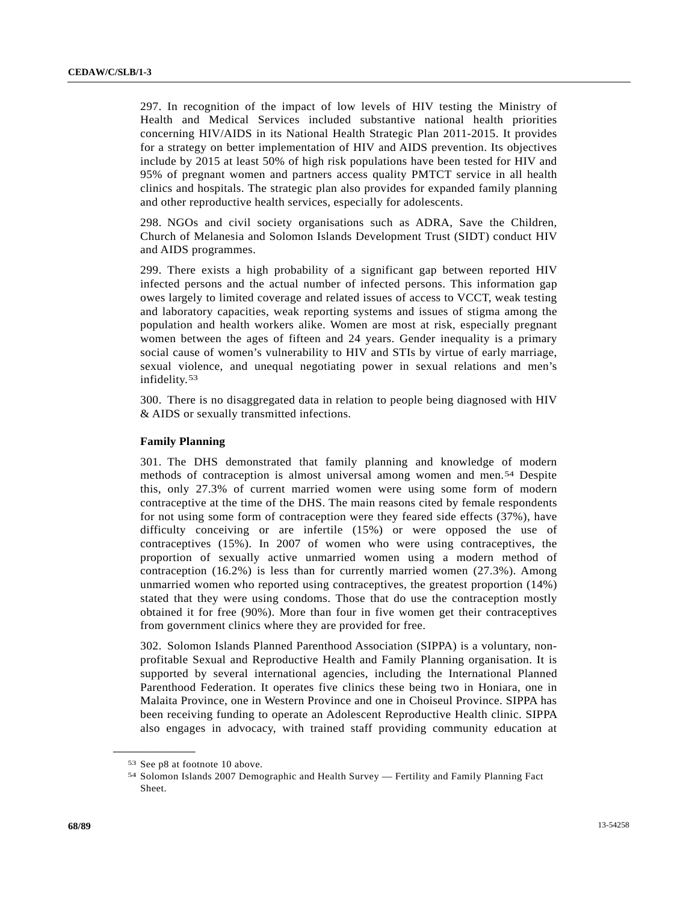297. In recognition of the impact of low levels of HIV testing the Ministry of Health and Medical Services included substantive national health priorities concerning HIV/AIDS in its National Health Strategic Plan 2011-2015. It provides for a strategy on better implementation of HIV and AIDS prevention. Its objectives include by 2015 at least 50% of high risk populations have been tested for HIV and 95% of pregnant women and partners access quality PMTCT service in all health clinics and hospitals. The strategic plan also provides for expanded family planning and other reproductive health services, especially for adolescents.

298. NGOs and civil society organisations such as ADRA, Save the Children, Church of Melanesia and Solomon Islands Development Trust (SIDT) conduct HIV and AIDS programmes.

299. There exists a high probability of a significant gap between reported HIV infected persons and the actual number of infected persons. This information gap owes largely to limited coverage and related issues of access to VCCT, weak testing and laboratory capacities, weak reporting systems and issues of stigma among the population and health workers alike. Women are most at risk, especially pregnant women between the ages of fifteen and 24 years. Gender inequality is a primary social cause of women's vulnerability to HIV and STIs by virtue of early marriage, sexual violence, and unequal negotiating power in sexual relations and men's infidelity.[53]

300. There is no disaggregated data in relation to people being diagnosed with HIV & AIDS or sexually transmitted infections.

### Family Planning

301. The DHS demonstrated that family planning and knowledge of modern methods of contraception is almost universal among women and men.[54] Despite this, only 27.3% of current married women were using some form of modern contraceptive at the time of the DHS. The main reasons cited by female respondents for not using some form of contraception were they feared side effects (37%), have difficulty conceiving or are infertile (15%) or were opposed the use of contraceptives (15%). In 2007 of women who were using contraceptives, the proportion of sexually active unmarried women using a modern method of contraception (16.2%) is less than for currently married women (27.3%). Among unmarried women who reported using contraceptives, the greatest proportion (14%) stated that they were using condoms. Those that do use the contraception mostly obtained it for free (90%). More than four in five women get their contraceptives from government clinics where they are provided for free.

302. Solomon Islands Planned Parenthood Association (SIPPA) is a voluntary, non-profitable Sexual and Reproductive Health and Family Planning organisation. It is supported by several international agencies, including the International Planned Parenthood Federation. It operates five clinics these being two in Honiara, one in Malaita Province, one in Western Province and one in Choiseul Province. SIPPA has been receiving funding to operate an Adolescent Reproductive Health clinic. SIPPA also engages in advocacy, with trained staff providing community education at

---

[53] See p8 at footnote 10 above.

[54] Solomon Islands 2007 Demographic and Health Survey — Fertility and Family Planning Fact Sheet.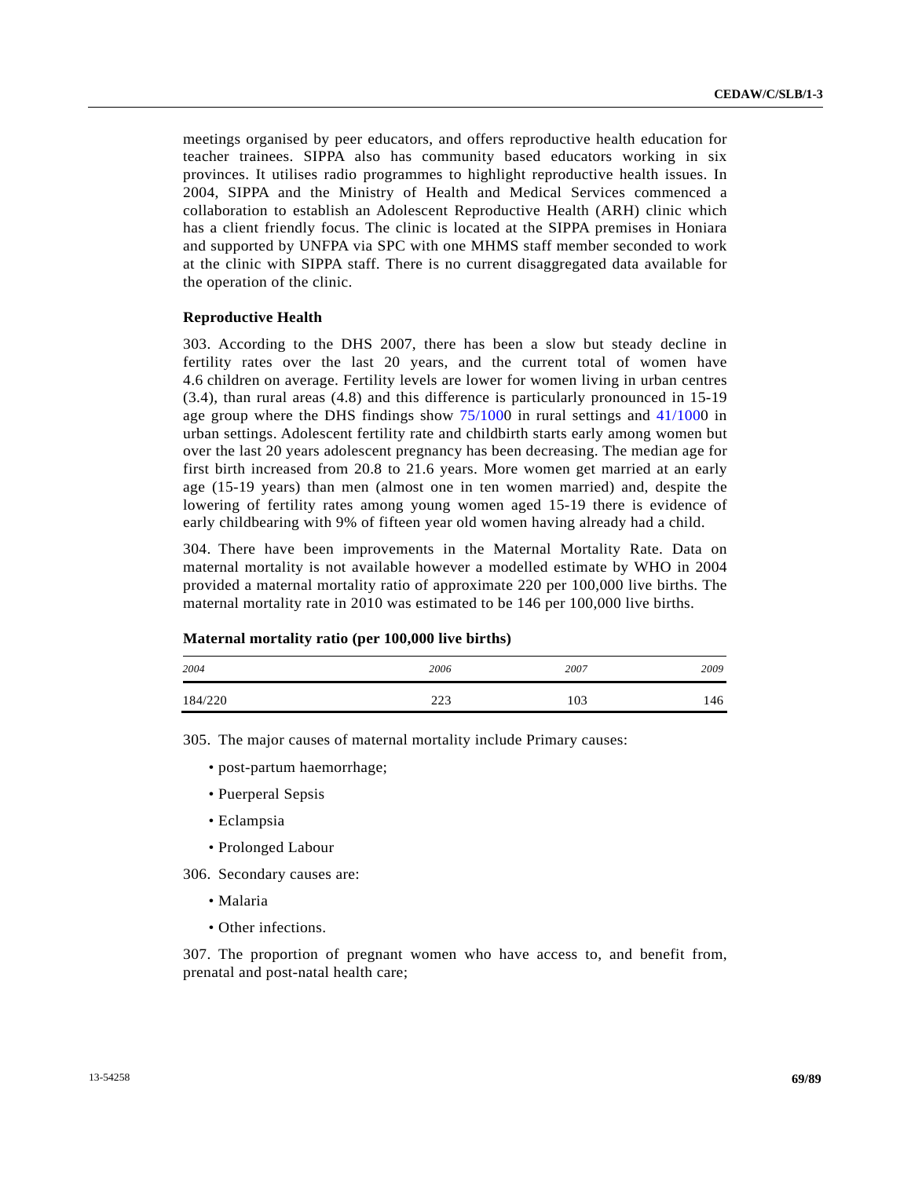meetings organised by peer educators, and offers reproductive health education for teacher trainees. SIPPA also has community based educators working in six provinces. It utilises radio programmes to highlight reproductive health issues. In 2004, SIPPA and the Ministry of Health and Medical Services commenced a collaboration to establish an Adolescent Reproductive Health (ARH) clinic which has a client friendly focus. The clinic is located at the SIPPA premises in Honiara and supported by UNFPA via SPC with one MHMS staff member seconded to work at the clinic with SIPPA staff. There is no current disaggregated data available for the operation of the clinic.

**Reproductive Health**

303. According to the DHS 2007, there has been a slow but steady decline in fertility rates over the last 20 years, and the current total of women have 4.6 children on average. Fertility levels are lower for women living in urban centres (3.4), than rural areas (4.8) and this difference is particularly pronounced in 15-19 age group where the DHS findings show 75/1000 in rural settings and 41/1000 in urban settings. Adolescent fertility rate and childbirth starts early among women but over the last 20 years adolescent pregnancy has been decreasing. The median age for first birth increased from 20.8 to 21.6 years. More women get married at an early age (15-19 years) than men (almost one in ten women married) and, despite the lowering of fertility rates among young women aged 15-19 there is evidence of early childbearing with 9% of fifteen year old women having already had a child.

304. There have been improvements in the Maternal Mortality Rate. Data on maternal mortality is not available however a modelled estimate by WHO in 2004 provided a maternal mortality ratio of approximate 220 per 100,000 live births. The maternal mortality rate in 2010 was estimated to be 146 per 100,000 live births.

**Maternal mortality ratio (per 100,000 live births)**

| *2004* | *2006* | *2007* | *2009* |
|---|---|---|---|
| 184/220 | 223 | 103 | 146 |

305. The major causes of maternal mortality include Primary causes:

- post-partum haemorrhage;
- Puerperal Sepsis
- Eclampsia
- Prolonged Labour

306. Secondary causes are:

- Malaria
- Other infections.

307. The proportion of pregnant women who have access to, and benefit from, prenatal and post-natal health care;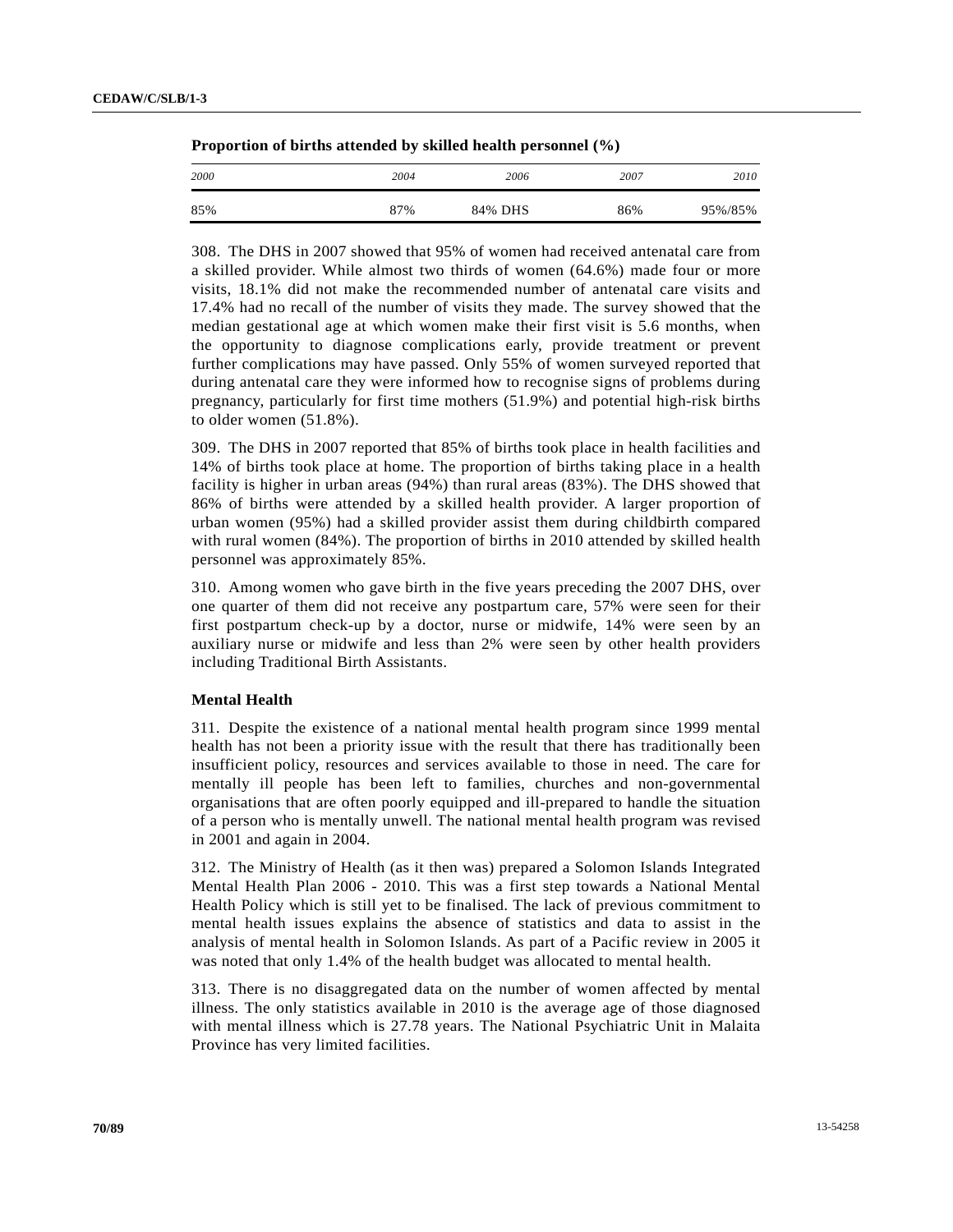**Proportion of births attended by skilled health personnel (%)**

| 2000 | 2004 | 2006 | 2007 | 2010 |
|---|---|---|---|---|
| 85% | 87% | 84% DHS | 86% | 95%/85% |

308. The DHS in 2007 showed that 95% of women had received antenatal care from a skilled provider. While almost two thirds of women (64.6%) made four or more visits, 18.1% did not make the recommended number of antenatal care visits and 17.4% had no recall of the number of visits they made. The survey showed that the median gestational age at which women make their first visit is 5.6 months, when the opportunity to diagnose complications early, provide treatment or prevent further complications may have passed. Only 55% of women surveyed reported that during antenatal care they were informed how to recognise signs of problems during pregnancy, particularly for first time mothers (51.9%) and potential high-risk births to older women (51.8%).

309. The DHS in 2007 reported that 85% of births took place in health facilities and 14% of births took place at home. The proportion of births taking place in a health facility is higher in urban areas (94%) than rural areas (83%). The DHS showed that 86% of births were attended by a skilled health provider. A larger proportion of urban women (95%) had a skilled provider assist them during childbirth compared with rural women (84%). The proportion of births in 2010 attended by skilled health personnel was approximately 85%.

310. Among women who gave birth in the five years preceding the 2007 DHS, over one quarter of them did not receive any postpartum care, 57% were seen for their first postpartum check-up by a doctor, nurse or midwife, 14% were seen by an auxiliary nurse or midwife and less than 2% were seen by other health providers including Traditional Birth Assistants.

### Mental Health

311. Despite the existence of a national mental health program since 1999 mental health has not been a priority issue with the result that there has traditionally been insufficient policy, resources and services available to those in need. The care for mentally ill people has been left to families, churches and non-governmental organisations that are often poorly equipped and ill-prepared to handle the situation of a person who is mentally unwell. The national mental health program was revised in 2001 and again in 2004.

312. The Ministry of Health (as it then was) prepared a Solomon Islands Integrated Mental Health Plan 2006 - 2010. This was a first step towards a National Mental Health Policy which is still yet to be finalised. The lack of previous commitment to mental health issues explains the absence of statistics and data to assist in the analysis of mental health in Solomon Islands. As part of a Pacific review in 2005 it was noted that only 1.4% of the health budget was allocated to mental health.

313. There is no disaggregated data on the number of women affected by mental illness. The only statistics available in 2010 is the average age of those diagnosed with mental illness which is 27.78 years. The National Psychiatric Unit in Malaita Province has very limited facilities.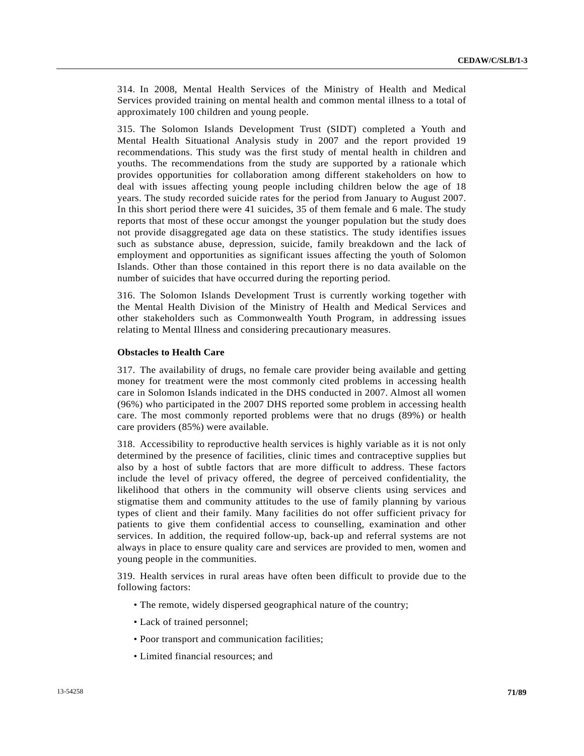314. In 2008, Mental Health Services of the Ministry of Health and Medical Services provided training on mental health and common mental illness to a total of approximately 100 children and young people.

315. The Solomon Islands Development Trust (SIDT) completed a Youth and Mental Health Situational Analysis study in 2007 and the report provided 19 recommendations. This study was the first study of mental health in children and youths. The recommendations from the study are supported by a rationale which provides opportunities for collaboration among different stakeholders on how to deal with issues affecting young people including children below the age of 18 years. The study recorded suicide rates for the period from January to August 2007. In this short period there were 41 suicides, 35 of them female and 6 male. The study reports that most of these occur amongst the younger population but the study does not provide disaggregated age data on these statistics. The study identifies issues such as substance abuse, depression, suicide, family breakdown and the lack of employment and opportunities as significant issues affecting the youth of Solomon Islands. Other than those contained in this report there is no data available on the number of suicides that have occurred during the reporting period.

316. The Solomon Islands Development Trust is currently working together with the Mental Health Division of the Ministry of Health and Medical Services and other stakeholders such as Commonwealth Youth Program, in addressing issues relating to Mental Illness and considering precautionary measures.

**Obstacles to Health Care**

317. The availability of drugs, no female care provider being available and getting money for treatment were the most commonly cited problems in accessing health care in Solomon Islands indicated in the DHS conducted in 2007. Almost all women (96%) who participated in the 2007 DHS reported some problem in accessing health care. The most commonly reported problems were that no drugs (89%) or health care providers (85%) were available.

318. Accessibility to reproductive health services is highly variable as it is not only determined by the presence of facilities, clinic times and contraceptive supplies but also by a host of subtle factors that are more difficult to address. These factors include the level of privacy offered, the degree of perceived confidentiality, the likelihood that others in the community will observe clients using services and stigmatise them and community attitudes to the use of family planning by various types of client and their family. Many facilities do not offer sufficient privacy for patients to give them confidential access to counselling, examination and other services. In addition, the required follow-up, back-up and referral systems are not always in place to ensure quality care and services are provided to men, women and young people in the communities.

319. Health services in rural areas have often been difficult to provide due to the following factors:

- The remote, widely dispersed geographical nature of the country;
- Lack of trained personnel;
- Poor transport and communication facilities;
- Limited financial resources; and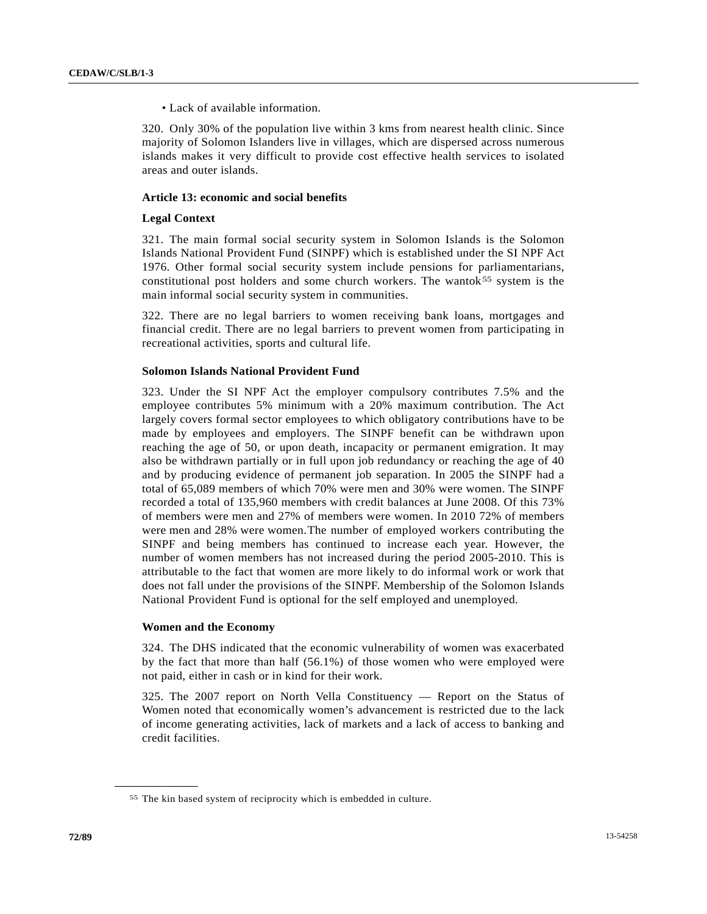• Lack of available information.

320. Only 30% of the population live within 3 kms from nearest health clinic. Since majority of Solomon Islanders live in villages, which are dispersed across numerous islands makes it very difficult to provide cost effective health services to isolated areas and outer islands.

### Article 13: economic and social benefits

### Legal Context

321. The main formal social security system in Solomon Islands is the Solomon Islands National Provident Fund (SINPF) which is established under the SI NPF Act 1976. Other formal social security system include pensions for parliamentarians, constitutional post holders and some church workers. The wantok[55] system is the main informal social security system in communities.

322. There are no legal barriers to women receiving bank loans, mortgages and financial credit. There are no legal barriers to prevent women from participating in recreational activities, sports and cultural life.

### Solomon Islands National Provident Fund

323. Under the SI NPF Act the employer compulsory contributes 7.5% and the employee contributes 5% minimum with a 20% maximum contribution. The Act largely covers formal sector employees to which obligatory contributions have to be made by employees and employers. The SINPF benefit can be withdrawn upon reaching the age of 50, or upon death, incapacity or permanent emigration. It may also be withdrawn partially or in full upon job redundancy or reaching the age of 40 and by producing evidence of permanent job separation. In 2005 the SINPF had a total of 65,089 members of which 70% were men and 30% were women. The SINPF recorded a total of 135,960 members with credit balances at June 2008. Of this 73% of members were men and 27% of members were women. In 2010 72% of members were men and 28% were women.The number of employed workers contributing the SINPF and being members has continued to increase each year. However, the number of women members has not increased during the period 2005-2010. This is attributable to the fact that women are more likely to do informal work or work that does not fall under the provisions of the SINPF. Membership of the Solomon Islands National Provident Fund is optional for the self employed and unemployed.

### Women and the Economy

324. The DHS indicated that the economic vulnerability of women was exacerbated by the fact that more than half (56.1%) of those women who were employed were not paid, either in cash or in kind for their work.

325. The 2007 report on North Vella Constituency — Report on the Status of Women noted that economically women's advancement is restricted due to the lack of income generating activities, lack of markets and a lack of access to banking and credit facilities.

---

[55] The kin based system of reciprocity which is embedded in culture.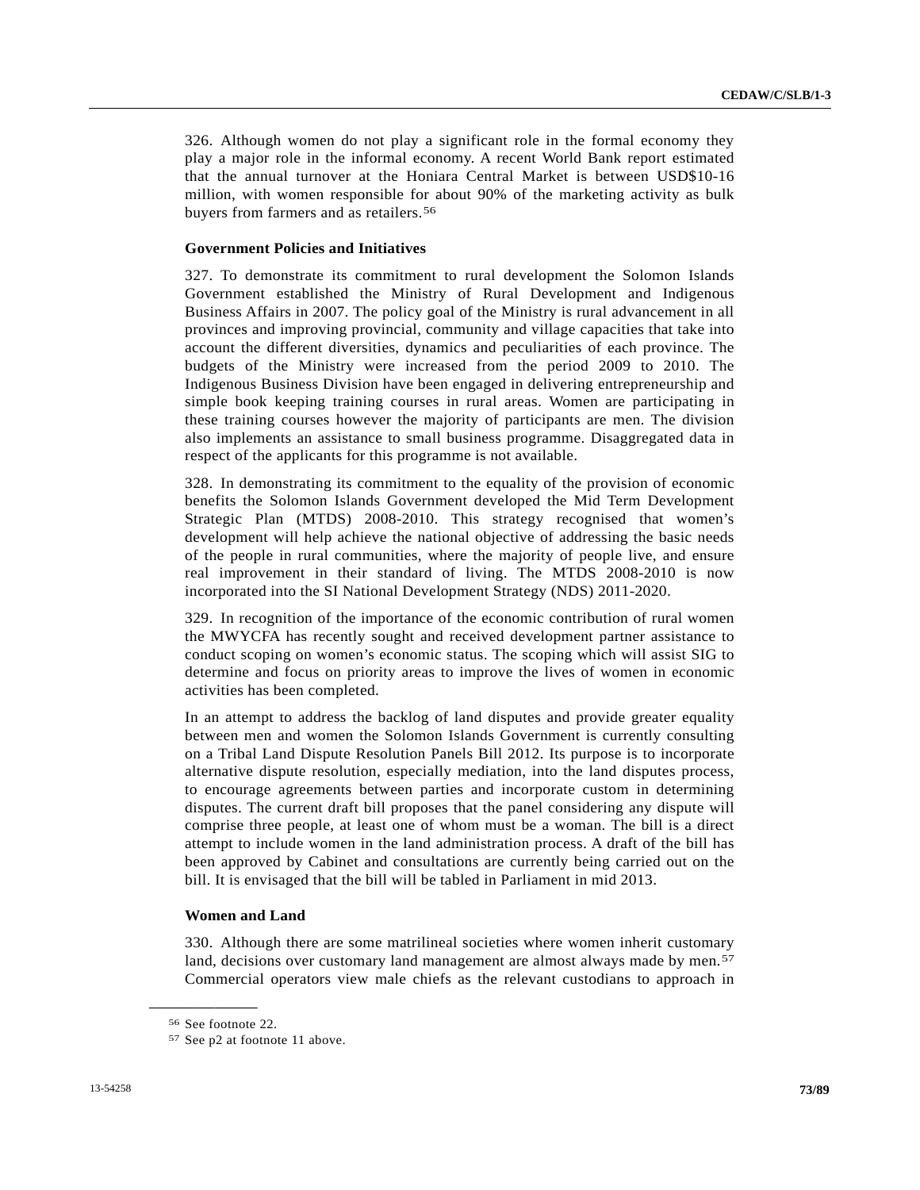326. Although women do not play a significant role in the formal economy they play a major role in the informal economy. A recent World Bank report estimated that the annual turnover at the Honiara Central Market is between USD$10-16 million, with women responsible for about 90% of the marketing activity as bulk buyers from farmers and as retailers.[56]

**Government Policies and Initiatives**

327. To demonstrate its commitment to rural development the Solomon Islands Government established the Ministry of Rural Development and Indigenous Business Affairs in 2007. The policy goal of the Ministry is rural advancement in all provinces and improving provincial, community and village capacities that take into account the different diversities, dynamics and peculiarities of each province. The budgets of the Ministry were increased from the period 2009 to 2010. The Indigenous Business Division have been engaged in delivering entrepreneurship and simple book keeping training courses in rural areas. Women are participating in these training courses however the majority of participants are men. The division also implements an assistance to small business programme. Disaggregated data in respect of the applicants for this programme is not available.

328. In demonstrating its commitment to the equality of the provision of economic benefits the Solomon Islands Government developed the Mid Term Development Strategic Plan (MTDS) 2008-2010. This strategy recognised that women's development will help achieve the national objective of addressing the basic needs of the people in rural communities, where the majority of people live, and ensure real improvement in their standard of living. The MTDS 2008-2010 is now incorporated into the SI National Development Strategy (NDS) 2011-2020.

329. In recognition of the importance of the economic contribution of rural women the MWYCFA has recently sought and received development partner assistance to conduct scoping on women's economic status. The scoping which will assist SIG to determine and focus on priority areas to improve the lives of women in economic activities has been completed.

In an attempt to address the backlog of land disputes and provide greater equality between men and women the Solomon Islands Government is currently consulting on a Tribal Land Dispute Resolution Panels Bill 2012. Its purpose is to incorporate alternative dispute resolution, especially mediation, into the land disputes process, to encourage agreements between parties and incorporate custom in determining disputes. The current draft bill proposes that the panel considering any dispute will comprise three people, at least one of whom must be a woman. The bill is a direct attempt to include women in the land administration process. A draft of the bill has been approved by Cabinet and consultations are currently being carried out on the bill. It is envisaged that the bill will be tabled in Parliament in mid 2013.

**Women and Land**

330. Although there are some matrilineal societies where women inherit customary land, decisions over customary land management are almost always made by men.[57] Commercial operators view male chiefs as the relevant custodians to approach in

---

[56] See footnote 22.

[57] See p2 at footnote 11 above.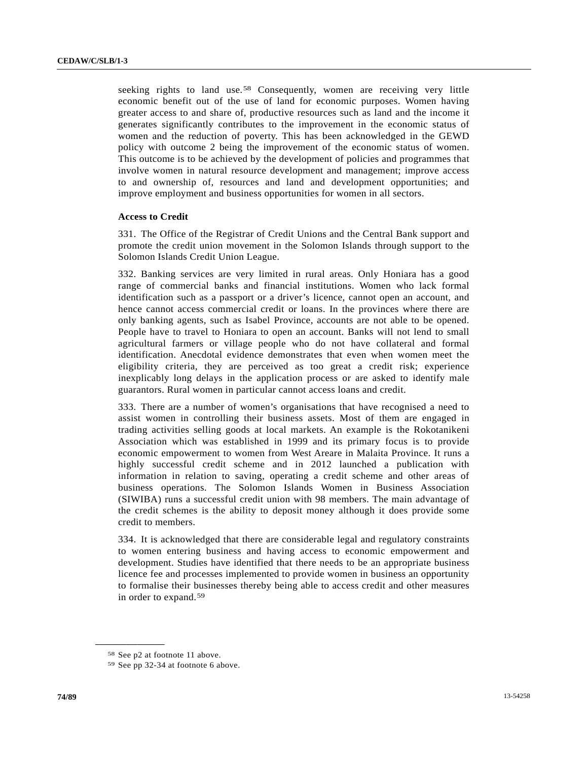seeking rights to land use.[58] Consequently, women are receiving very little economic benefit out of the use of land for economic purposes. Women having greater access to and share of, productive resources such as land and the income it generates significantly contributes to the improvement in the economic status of women and the reduction of poverty. This has been acknowledged in the GEWD policy with outcome 2 being the improvement of the economic status of women. This outcome is to be achieved by the development of policies and programmes that involve women in natural resource development and management; improve access to and ownership of, resources and land and development opportunities; and improve employment and business opportunities for women in all sectors.

**Access to Credit**

331. The Office of the Registrar of Credit Unions and the Central Bank support and promote the credit union movement in the Solomon Islands through support to the Solomon Islands Credit Union League.

332. Banking services are very limited in rural areas. Only Honiara has a good range of commercial banks and financial institutions. Women who lack formal identification such as a passport or a driver's licence, cannot open an account, and hence cannot access commercial credit or loans. In the provinces where there are only banking agents, such as Isabel Province, accounts are not able to be opened. People have to travel to Honiara to open an account. Banks will not lend to small agricultural farmers or village people who do not have collateral and formal identification. Anecdotal evidence demonstrates that even when women meet the eligibility criteria, they are perceived as too great a credit risk; experience inexplicably long delays in the application process or are asked to identify male guarantors. Rural women in particular cannot access loans and credit.

333. There are a number of women's organisations that have recognised a need to assist women in controlling their business assets. Most of them are engaged in trading activities selling goods at local markets. An example is the Rokotanikeni Association which was established in 1999 and its primary focus is to provide economic empowerment to women from West Areare in Malaita Province. It runs a highly successful credit scheme and in 2012 launched a publication with information in relation to saving, operating a credit scheme and other areas of business operations. The Solomon Islands Women in Business Association (SIWIBA) runs a successful credit union with 98 members. The main advantage of the credit schemes is the ability to deposit money although it does provide some credit to members.

334. It is acknowledged that there are considerable legal and regulatory constraints to women entering business and having access to economic empowerment and development. Studies have identified that there needs to be an appropriate business licence fee and processes implemented to provide women in business an opportunity to formalise their businesses thereby being able to access credit and other measures in order to expand.[59]

---

[58] See p2 at footnote 11 above.

[59] See pp 32-34 at footnote 6 above.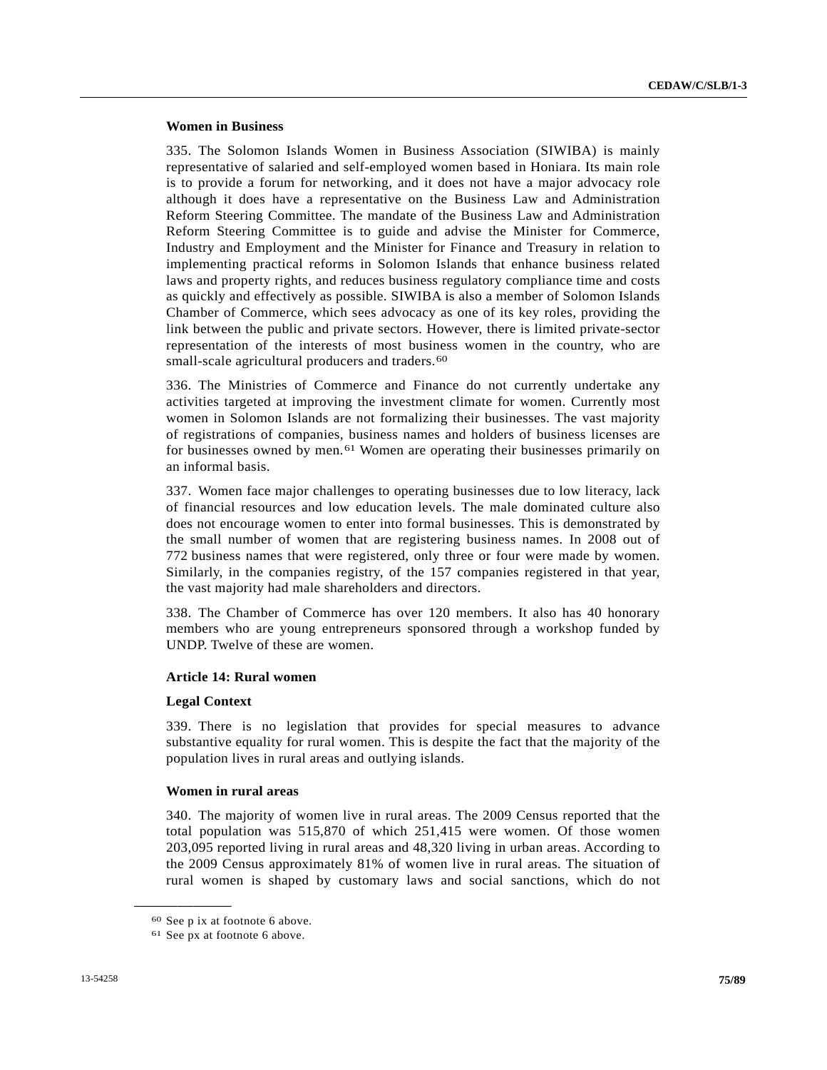### Women in Business

335. The Solomon Islands Women in Business Association (SIWIBA) is mainly representative of salaried and self-employed women based in Honiara. Its main role is to provide a forum for networking, and it does not have a major advocacy role although it does have a representative on the Business Law and Administration Reform Steering Committee. The mandate of the Business Law and Administration Reform Steering Committee is to guide and advise the Minister for Commerce, Industry and Employment and the Minister for Finance and Treasury in relation to implementing practical reforms in Solomon Islands that enhance business related laws and property rights, and reduces business regulatory compliance time and costs as quickly and effectively as possible. SIWIBA is also a member of Solomon Islands Chamber of Commerce, which sees advocacy as one of its key roles, providing the link between the public and private sectors. However, there is limited private-sector representation of the interests of most business women in the country, who are small-scale agricultural producers and traders.[60]

336. The Ministries of Commerce and Finance do not currently undertake any activities targeted at improving the investment climate for women. Currently most women in Solomon Islands are not formalizing their businesses. The vast majority of registrations of companies, business names and holders of business licenses are for businesses owned by men.[61] Women are operating their businesses primarily on an informal basis.

337. Women face major challenges to operating businesses due to low literacy, lack of financial resources and low education levels. The male dominated culture also does not encourage women to enter into formal businesses. This is demonstrated by the small number of women that are registering business names. In 2008 out of 772 business names that were registered, only three or four were made by women. Similarly, in the companies registry, of the 157 companies registered in that year, the vast majority had male shareholders and directors.

338. The Chamber of Commerce has over 120 members. It also has 40 honorary members who are young entrepreneurs sponsored through a workshop funded by UNDP. Twelve of these are women.

## Article 14: Rural women

### Legal Context

339. There is no legislation that provides for special measures to advance substantive equality for rural women. This is despite the fact that the majority of the population lives in rural areas and outlying islands.

### Women in rural areas

340. The majority of women live in rural areas. The 2009 Census reported that the total population was 515,870 of which 251,415 were women. Of those women 203,095 reported living in rural areas and 48,320 living in urban areas. According to the 2009 Census approximately 81% of women live in rural areas. The situation of rural women is shaped by customary laws and social sanctions, which do not

---

[60] See p ix at footnote 6 above.

[61] See px at footnote 6 above.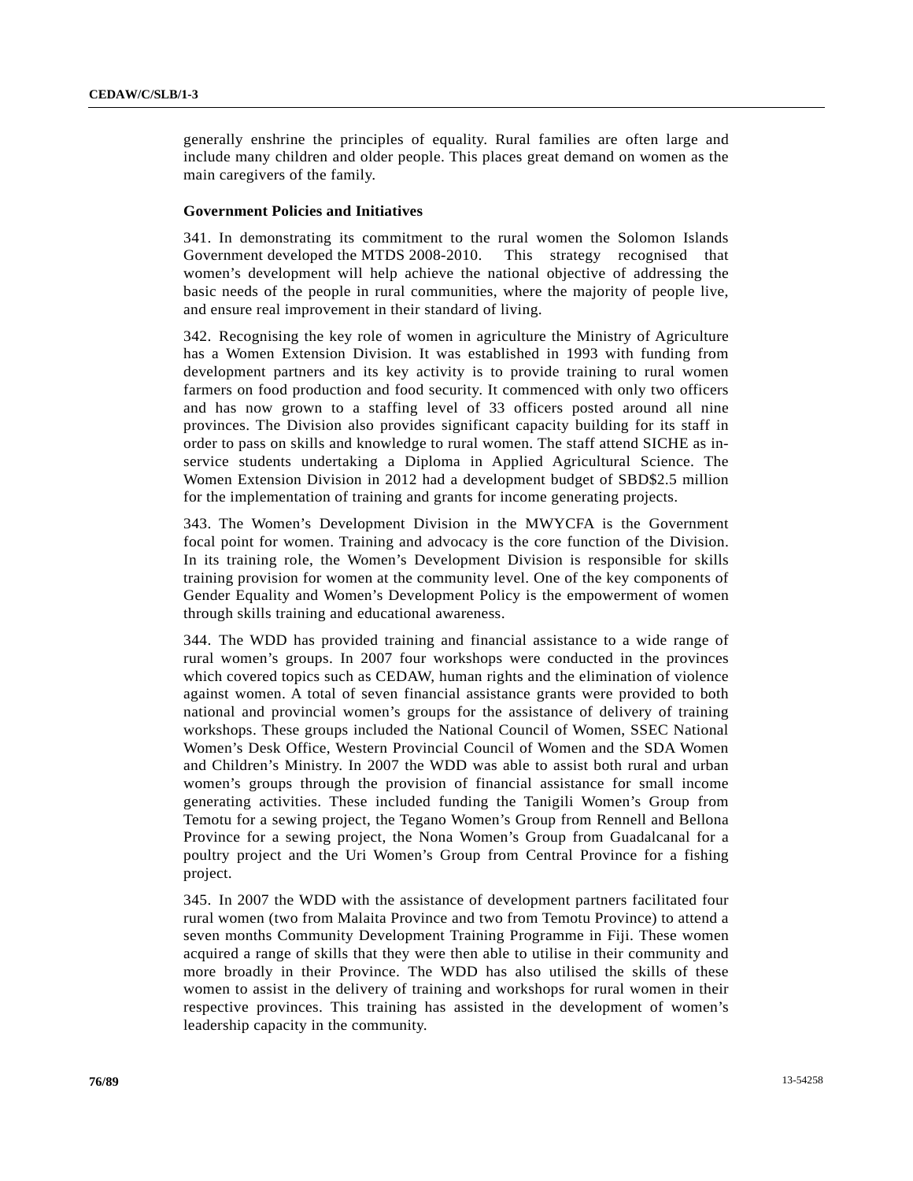generally enshrine the principles of equality. Rural families are often large and include many children and older people. This places great demand on women as the main caregivers of the family.

**Government Policies and Initiatives**

341. In demonstrating its commitment to the rural women the Solomon Islands Government developed the MTDS 2008-2010. This strategy recognised that women's development will help achieve the national objective of addressing the basic needs of the people in rural communities, where the majority of people live, and ensure real improvement in their standard of living.

342. Recognising the key role of women in agriculture the Ministry of Agriculture has a Women Extension Division. It was established in 1993 with funding from development partners and its key activity is to provide training to rural women farmers on food production and food security. It commenced with only two officers and has now grown to a staffing level of 33 officers posted around all nine provinces. The Division also provides significant capacity building for its staff in order to pass on skills and knowledge to rural women. The staff attend SICHE as in-service students undertaking a Diploma in Applied Agricultural Science. The Women Extension Division in 2012 had a development budget of SBD$2.5 million for the implementation of training and grants for income generating projects.

343. The Women's Development Division in the MWYCFA is the Government focal point for women. Training and advocacy is the core function of the Division. In its training role, the Women's Development Division is responsible for skills training provision for women at the community level. One of the key components of Gender Equality and Women's Development Policy is the empowerment of women through skills training and educational awareness.

344. The WDD has provided training and financial assistance to a wide range of rural women's groups. In 2007 four workshops were conducted in the provinces which covered topics such as CEDAW, human rights and the elimination of violence against women. A total of seven financial assistance grants were provided to both national and provincial women's groups for the assistance of delivery of training workshops. These groups included the National Council of Women, SSEC National Women's Desk Office, Western Provincial Council of Women and the SDA Women and Children's Ministry. In 2007 the WDD was able to assist both rural and urban women's groups through the provision of financial assistance for small income generating activities. These included funding the Tanigili Women's Group from Temotu for a sewing project, the Tegano Women's Group from Rennell and Bellona Province for a sewing project, the Nona Women's Group from Guadalcanal for a poultry project and the Uri Women's Group from Central Province for a fishing project.

345. In 2007 the WDD with the assistance of development partners facilitated four rural women (two from Malaita Province and two from Temotu Province) to attend a seven months Community Development Training Programme in Fiji. These women acquired a range of skills that they were then able to utilise in their community and more broadly in their Province. The WDD has also utilised the skills of these women to assist in the delivery of training and workshops for rural women in their respective provinces. This training has assisted in the development of women's leadership capacity in the community.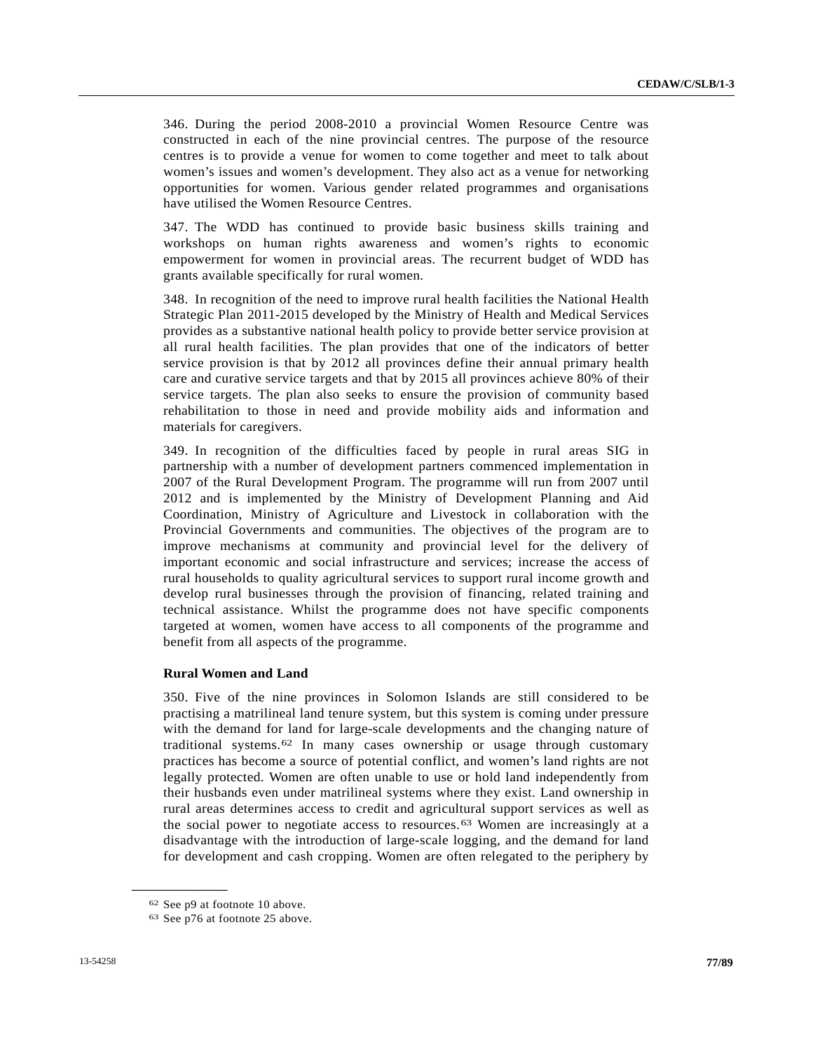346. During the period 2008-2010 a provincial Women Resource Centre was constructed in each of the nine provincial centres. The purpose of the resource centres is to provide a venue for women to come together and meet to talk about women's issues and women's development. They also act as a venue for networking opportunities for women. Various gender related programmes and organisations have utilised the Women Resource Centres.

347. The WDD has continued to provide basic business skills training and workshops on human rights awareness and women's rights to economic empowerment for women in provincial areas. The recurrent budget of WDD has grants available specifically for rural women.

348. In recognition of the need to improve rural health facilities the National Health Strategic Plan 2011-2015 developed by the Ministry of Health and Medical Services provides as a substantive national health policy to provide better service provision at all rural health facilities. The plan provides that one of the indicators of better service provision is that by 2012 all provinces define their annual primary health care and curative service targets and that by 2015 all provinces achieve 80% of their service targets. The plan also seeks to ensure the provision of community based rehabilitation to those in need and provide mobility aids and information and materials for caregivers.

349. In recognition of the difficulties faced by people in rural areas SIG in partnership with a number of development partners commenced implementation in 2007 of the Rural Development Program. The programme will run from 2007 until 2012 and is implemented by the Ministry of Development Planning and Aid Coordination, Ministry of Agriculture and Livestock in collaboration with the Provincial Governments and communities. The objectives of the program are to improve mechanisms at community and provincial level for the delivery of important economic and social infrastructure and services; increase the access of rural households to quality agricultural services to support rural income growth and develop rural businesses through the provision of financing, related training and technical assistance. Whilst the programme does not have specific components targeted at women, women have access to all components of the programme and benefit from all aspects of the programme.

**Rural Women and Land**

350. Five of the nine provinces in Solomon Islands are still considered to be practising a matrilineal land tenure system, but this system is coming under pressure with the demand for land for large-scale developments and the changing nature of traditional systems.[62] In many cases ownership or usage through customary practices has become a source of potential conflict, and women's land rights are not legally protected. Women are often unable to use or hold land independently from their husbands even under matrilineal systems where they exist. Land ownership in rural areas determines access to credit and agricultural support services as well as the social power to negotiate access to resources.[63] Women are increasingly at a disadvantage with the introduction of large-scale logging, and the demand for land for development and cash cropping. Women are often relegated to the periphery by

---

[62] See p9 at footnote 10 above.

[63] See p76 at footnote 25 above.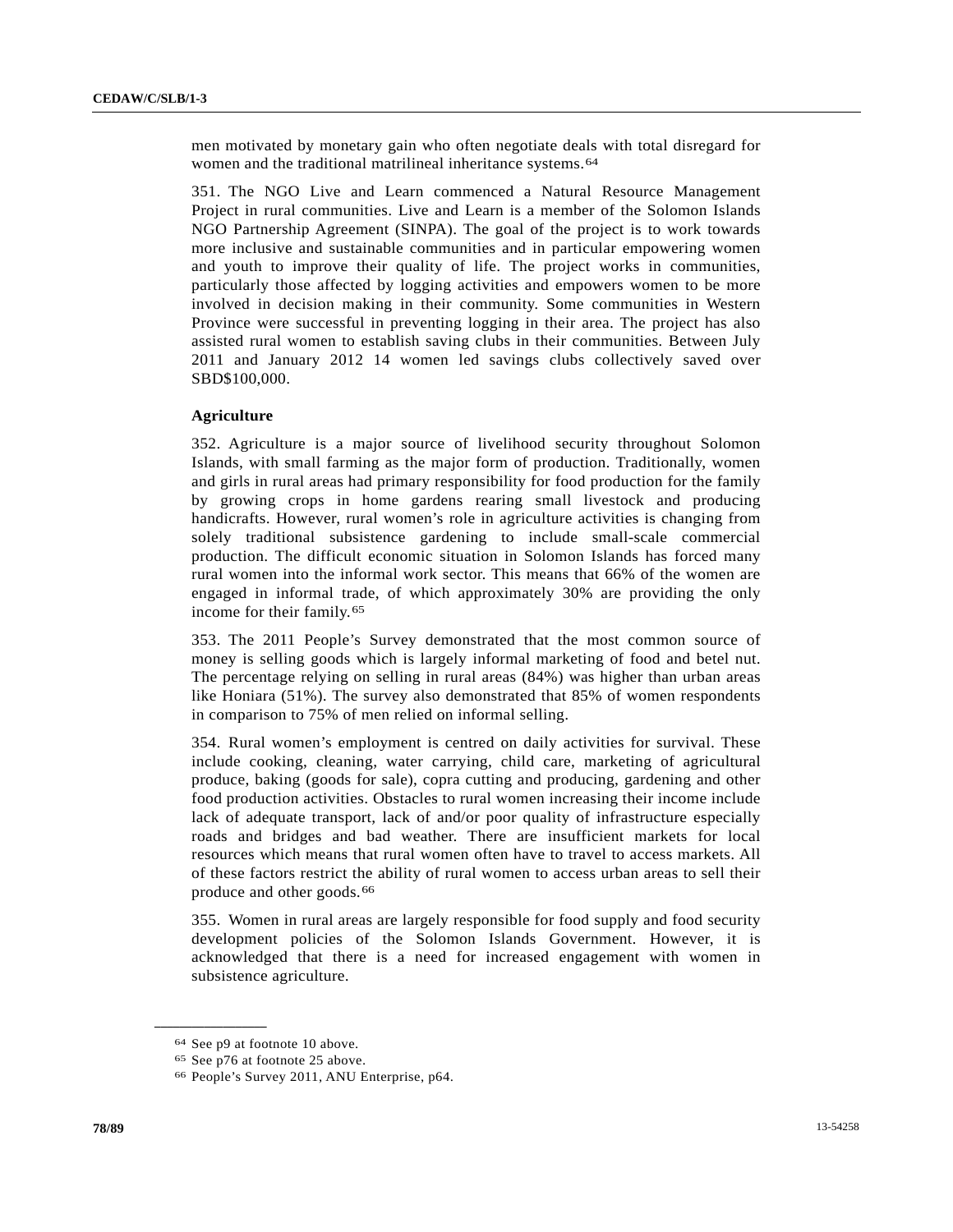men motivated by monetary gain who often negotiate deals with total disregard for women and the traditional matrilineal inheritance systems.[64]

351. The NGO Live and Learn commenced a Natural Resource Management Project in rural communities. Live and Learn is a member of the Solomon Islands NGO Partnership Agreement (SINPA). The goal of the project is to work towards more inclusive and sustainable communities and in particular empowering women and youth to improve their quality of life. The project works in communities, particularly those affected by logging activities and empowers women to be more involved in decision making in their community. Some communities in Western Province were successful in preventing logging in their area. The project has also assisted rural women to establish saving clubs in their communities. Between July 2011 and January 2012 14 women led savings clubs collectively saved over SBD$100,000.

**Agriculture**

352. Agriculture is a major source of livelihood security throughout Solomon Islands, with small farming as the major form of production. Traditionally, women and girls in rural areas had primary responsibility for food production for the family by growing crops in home gardens rearing small livestock and producing handicrafts. However, rural women's role in agriculture activities is changing from solely traditional subsistence gardening to include small-scale commercial production. The difficult economic situation in Solomon Islands has forced many rural women into the informal work sector. This means that 66% of the women are engaged in informal trade, of which approximately 30% are providing the only income for their family.[65]

353. The 2011 People's Survey demonstrated that the most common source of money is selling goods which is largely informal marketing of food and betel nut. The percentage relying on selling in rural areas (84%) was higher than urban areas like Honiara (51%). The survey also demonstrated that 85% of women respondents in comparison to 75% of men relied on informal selling.

354. Rural women's employment is centred on daily activities for survival. These include cooking, cleaning, water carrying, child care, marketing of agricultural produce, baking (goods for sale), copra cutting and producing, gardening and other food production activities. Obstacles to rural women increasing their income include lack of adequate transport, lack of and/or poor quality of infrastructure especially roads and bridges and bad weather. There are insufficient markets for local resources which means that rural women often have to travel to access markets. All of these factors restrict the ability of rural women to access urban areas to sell their produce and other goods.[66]

355. Women in rural areas are largely responsible for food supply and food security development policies of the Solomon Islands Government. However, it is acknowledged that there is a need for increased engagement with women in subsistence agriculture.

---

[64] See p9 at footnote 10 above.

[65] See p76 at footnote 25 above.

[66] People's Survey 2011, ANU Enterprise, p64.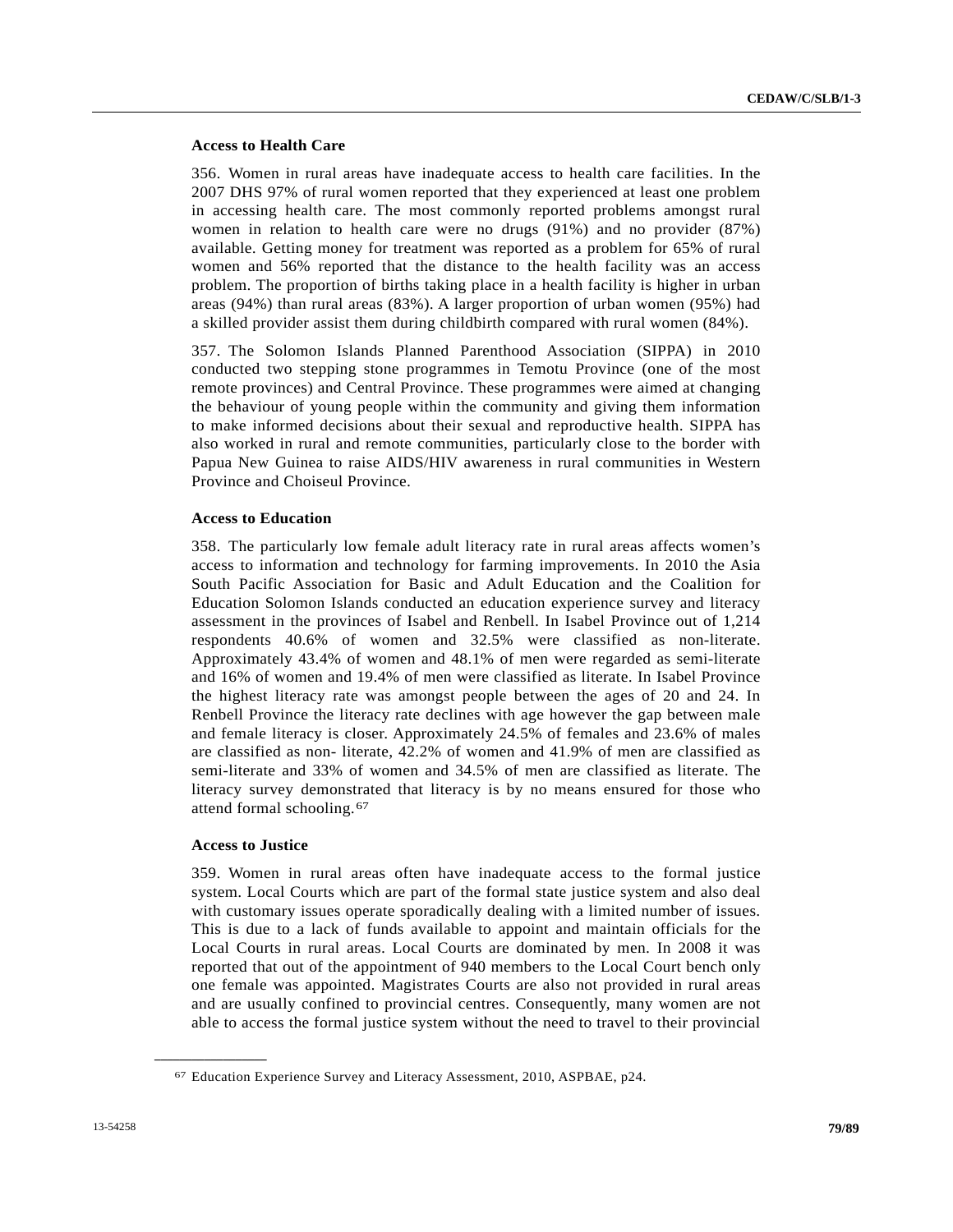**Access to Health Care**

356. Women in rural areas have inadequate access to health care facilities. In the 2007 DHS 97% of rural women reported that they experienced at least one problem in accessing health care. The most commonly reported problems amongst rural women in relation to health care were no drugs (91%) and no provider (87%) available. Getting money for treatment was reported as a problem for 65% of rural women and 56% reported that the distance to the health facility was an access problem. The proportion of births taking place in a health facility is higher in urban areas (94%) than rural areas (83%). A larger proportion of urban women (95%) had a skilled provider assist them during childbirth compared with rural women (84%).

357. The Solomon Islands Planned Parenthood Association (SIPPA) in 2010 conducted two stepping stone programmes in Temotu Province (one of the most remote provinces) and Central Province. These programmes were aimed at changing the behaviour of young people within the community and giving them information to make informed decisions about their sexual and reproductive health. SIPPA has also worked in rural and remote communities, particularly close to the border with Papua New Guinea to raise AIDS/HIV awareness in rural communities in Western Province and Choiseul Province.

**Access to Education**

358. The particularly low female adult literacy rate in rural areas affects women's access to information and technology for farming improvements. In 2010 the Asia South Pacific Association for Basic and Adult Education and the Coalition for Education Solomon Islands conducted an education experience survey and literacy assessment in the provinces of Isabel and Renbell. In Isabel Province out of 1,214 respondents 40.6% of women and 32.5% were classified as non-literate. Approximately 43.4% of women and 48.1% of men were regarded as semi-literate and 16% of women and 19.4% of men were classified as literate. In Isabel Province the highest literacy rate was amongst people between the ages of 20 and 24. In Renbell Province the literacy rate declines with age however the gap between male and female literacy is closer. Approximately 24.5% of females and 23.6% of males are classified as non- literate, 42.2% of women and 41.9% of men are classified as semi-literate and 33% of women and 34.5% of men are classified as literate. The literacy survey demonstrated that literacy is by no means ensured for those who attend formal schooling.[67]

**Access to Justice**

359. Women in rural areas often have inadequate access to the formal justice system. Local Courts which are part of the formal state justice system and also deal with customary issues operate sporadically dealing with a limited number of issues. This is due to a lack of funds available to appoint and maintain officials for the Local Courts in rural areas. Local Courts are dominated by men. In 2008 it was reported that out of the appointment of 940 members to the Local Court bench only one female was appointed. Magistrates Courts are also not provided in rural areas and are usually confined to provincial centres. Consequently, many women are not able to access the formal justice system without the need to travel to their provincial

---

[67] Education Experience Survey and Literacy Assessment, 2010, ASPBAE, p24.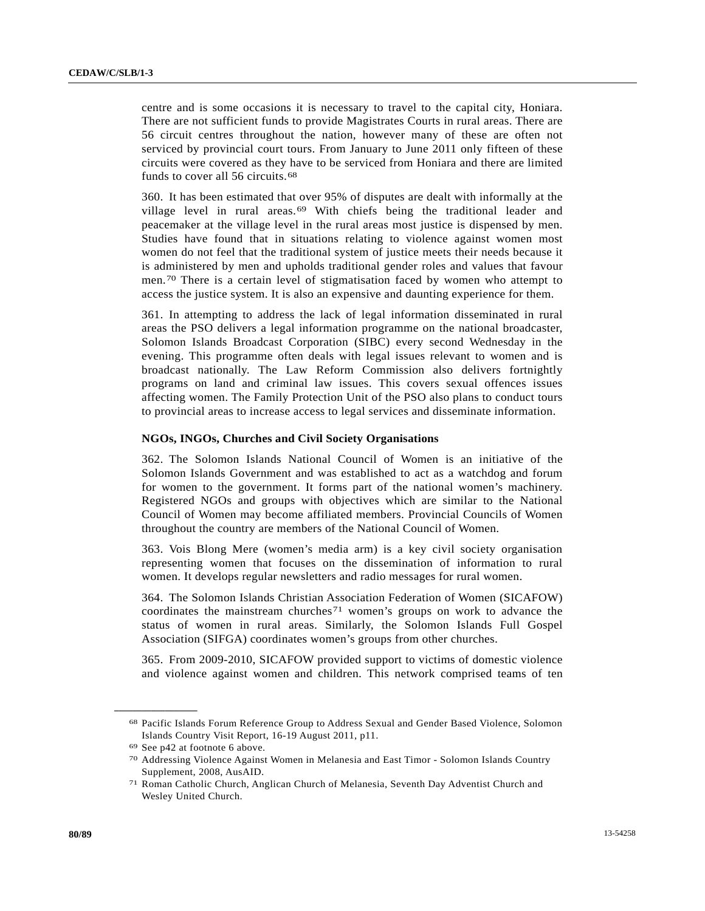centre and is some occasions it is necessary to travel to the capital city, Honiara. There are not sufficient funds to provide Magistrates Courts in rural areas. There are 56 circuit centres throughout the nation, however many of these are often not serviced by provincial court tours. From January to June 2011 only fifteen of these circuits were covered as they have to be serviced from Honiara and there are limited funds to cover all 56 circuits.[68]

360. It has been estimated that over 95% of disputes are dealt with informally at the village level in rural areas.[69] With chiefs being the traditional leader and peacemaker at the village level in the rural areas most justice is dispensed by men. Studies have found that in situations relating to violence against women most women do not feel that the traditional system of justice meets their needs because it is administered by men and upholds traditional gender roles and values that favour men.[70] There is a certain level of stigmatisation faced by women who attempt to access the justice system. It is also an expensive and daunting experience for them.

361. In attempting to address the lack of legal information disseminated in rural areas the PSO delivers a legal information programme on the national broadcaster, Solomon Islands Broadcast Corporation (SIBC) every second Wednesday in the evening. This programme often deals with legal issues relevant to women and is broadcast nationally. The Law Reform Commission also delivers fortnightly programs on land and criminal law issues. This covers sexual offences issues affecting women. The Family Protection Unit of the PSO also plans to conduct tours to provincial areas to increase access to legal services and disseminate information.

**NGOs, INGOs, Churches and Civil Society Organisations**

362. The Solomon Islands National Council of Women is an initiative of the Solomon Islands Government and was established to act as a watchdog and forum for women to the government. It forms part of the national women's machinery. Registered NGOs and groups with objectives which are similar to the National Council of Women may become affiliated members. Provincial Councils of Women throughout the country are members of the National Council of Women.

363. Vois Blong Mere (women's media arm) is a key civil society organisation representing women that focuses on the dissemination of information to rural women. It develops regular newsletters and radio messages for rural women.

364. The Solomon Islands Christian Association Federation of Women (SICAFOW) coordinates the mainstream churches[71] women's groups on work to advance the status of women in rural areas. Similarly, the Solomon Islands Full Gospel Association (SIFGA) coordinates women's groups from other churches.

365. From 2009-2010, SICAFOW provided support to victims of domestic violence and violence against women and children. This network comprised teams of ten

---

[68] Pacific Islands Forum Reference Group to Address Sexual and Gender Based Violence, Solomon Islands Country Visit Report, 16-19 August 2011, p11.

[69] See p42 at footnote 6 above.

[70] Addressing Violence Against Women in Melanesia and East Timor - Solomon Islands Country Supplement, 2008, AusAID.

[71] Roman Catholic Church, Anglican Church of Melanesia, Seventh Day Adventist Church and Wesley United Church.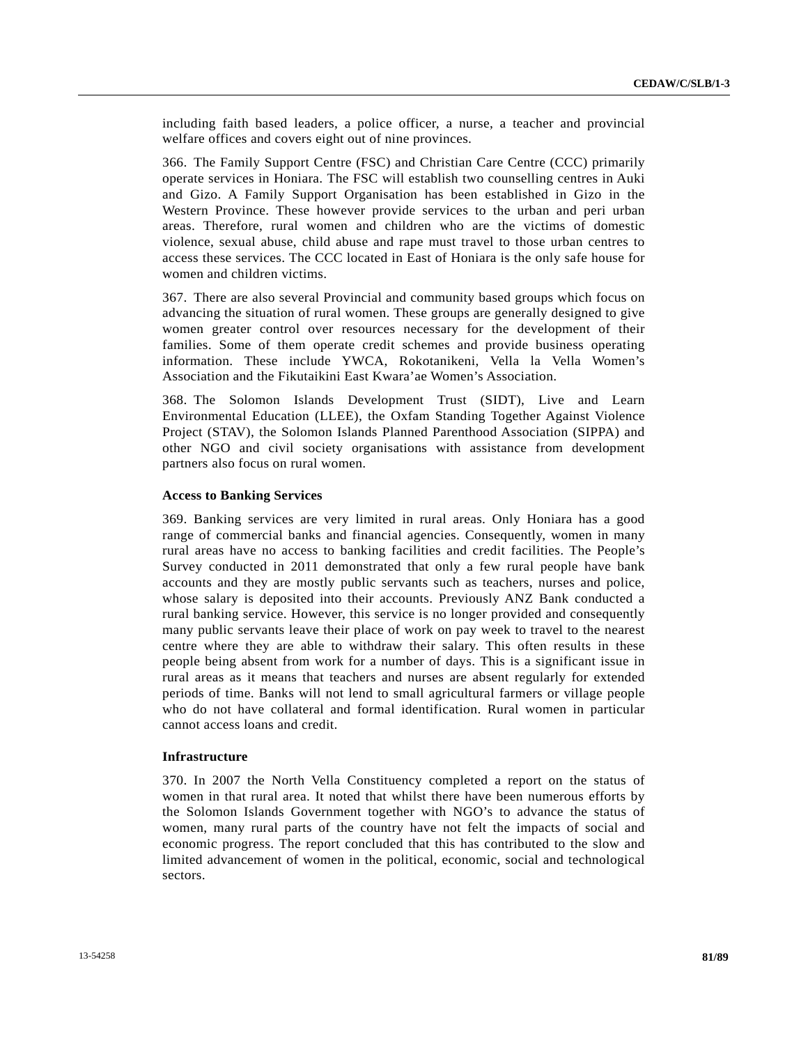including faith based leaders, a police officer, a nurse, a teacher and provincial welfare offices and covers eight out of nine provinces.

366. The Family Support Centre (FSC) and Christian Care Centre (CCC) primarily operate services in Honiara. The FSC will establish two counselling centres in Auki and Gizo. A Family Support Organisation has been established in Gizo in the Western Province. These however provide services to the urban and peri urban areas. Therefore, rural women and children who are the victims of domestic violence, sexual abuse, child abuse and rape must travel to those urban centres to access these services. The CCC located in East of Honiara is the only safe house for women and children victims.

367. There are also several Provincial and community based groups which focus on advancing the situation of rural women. These groups are generally designed to give women greater control over resources necessary for the development of their families. Some of them operate credit schemes and provide business operating information. These include YWCA, Rokotanikeni, Vella la Vella Women's Association and the Fikutaikini East Kwara'ae Women's Association.

368. The Solomon Islands Development Trust (SIDT), Live and Learn Environmental Education (LLEE), the Oxfam Standing Together Against Violence Project (STAV), the Solomon Islands Planned Parenthood Association (SIPPA) and other NGO and civil society organisations with assistance from development partners also focus on rural women.

**Access to Banking Services**

369. Banking services are very limited in rural areas. Only Honiara has a good range of commercial banks and financial agencies. Consequently, women in many rural areas have no access to banking facilities and credit facilities. The People's Survey conducted in 2011 demonstrated that only a few rural people have bank accounts and they are mostly public servants such as teachers, nurses and police, whose salary is deposited into their accounts. Previously ANZ Bank conducted a rural banking service. However, this service is no longer provided and consequently many public servants leave their place of work on pay week to travel to the nearest centre where they are able to withdraw their salary. This often results in these people being absent from work for a number of days. This is a significant issue in rural areas as it means that teachers and nurses are absent regularly for extended periods of time. Banks will not lend to small agricultural farmers or village people who do not have collateral and formal identification. Rural women in particular cannot access loans and credit.

**Infrastructure**

370. In 2007 the North Vella Constituency completed a report on the status of women in that rural area. It noted that whilst there have been numerous efforts by the Solomon Islands Government together with NGO's to advance the status of women, many rural parts of the country have not felt the impacts of social and economic progress. The report concluded that this has contributed to the slow and limited advancement of women in the political, economic, social and technological sectors.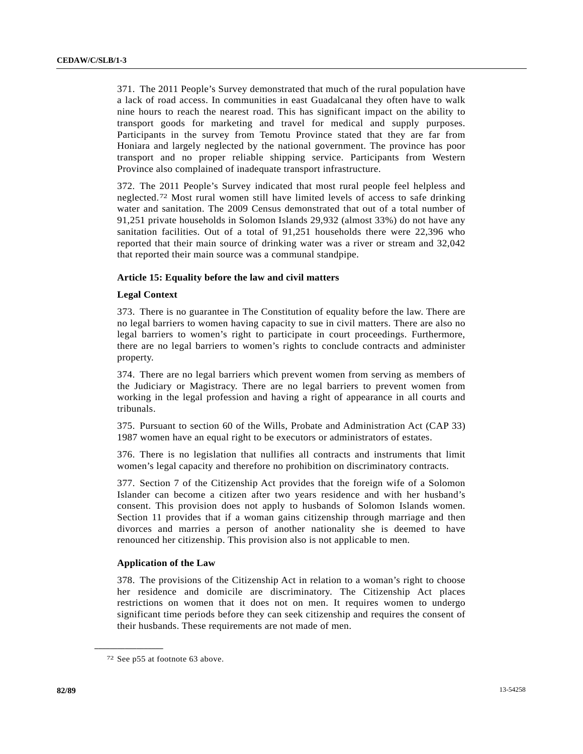371. The 2011 People's Survey demonstrated that much of the rural population have a lack of road access. In communities in east Guadalcanal they often have to walk nine hours to reach the nearest road. This has significant impact on the ability to transport goods for marketing and travel for medical and supply purposes. Participants in the survey from Temotu Province stated that they are far from Honiara and largely neglected by the national government. The province has poor transport and no proper reliable shipping service. Participants from Western Province also complained of inadequate transport infrastructure.

372. The 2011 People's Survey indicated that most rural people feel helpless and neglected.[72] Most rural women still have limited levels of access to safe drinking water and sanitation. The 2009 Census demonstrated that out of a total number of 91,251 private households in Solomon Islands 29,932 (almost 33%) do not have any sanitation facilities. Out of a total of 91,251 households there were 22,396 who reported that their main source of drinking water was a river or stream and 32,042 that reported their main source was a communal standpipe.

### Article 15: Equality before the law and civil matters

#### Legal Context

373. There is no guarantee in The Constitution of equality before the law. There are no legal barriers to women having capacity to sue in civil matters. There are also no legal barriers to women's right to participate in court proceedings. Furthermore, there are no legal barriers to women's rights to conclude contracts and administer property.

374. There are no legal barriers which prevent women from serving as members of the Judiciary or Magistracy. There are no legal barriers to prevent women from working in the legal profession and having a right of appearance in all courts and tribunals.

375. Pursuant to section 60 of the Wills, Probate and Administration Act (CAP 33) 1987 women have an equal right to be executors or administrators of estates.

376. There is no legislation that nullifies all contracts and instruments that limit women's legal capacity and therefore no prohibition on discriminatory contracts.

377. Section 7 of the Citizenship Act provides that the foreign wife of a Solomon Islander can become a citizen after two years residence and with her husband's consent. This provision does not apply to husbands of Solomon Islands women. Section 11 provides that if a woman gains citizenship through marriage and then divorces and marries a person of another nationality she is deemed to have renounced her citizenship. This provision also is not applicable to men.

#### Application of the Law

378. The provisions of the Citizenship Act in relation to a woman's right to choose her residence and domicile are discriminatory. The Citizenship Act places restrictions on women that it does not on men. It requires women to undergo significant time periods before they can seek citizenship and requires the consent of their husbands. These requirements are not made of men.

---

[72] See p55 at footnote 63 above.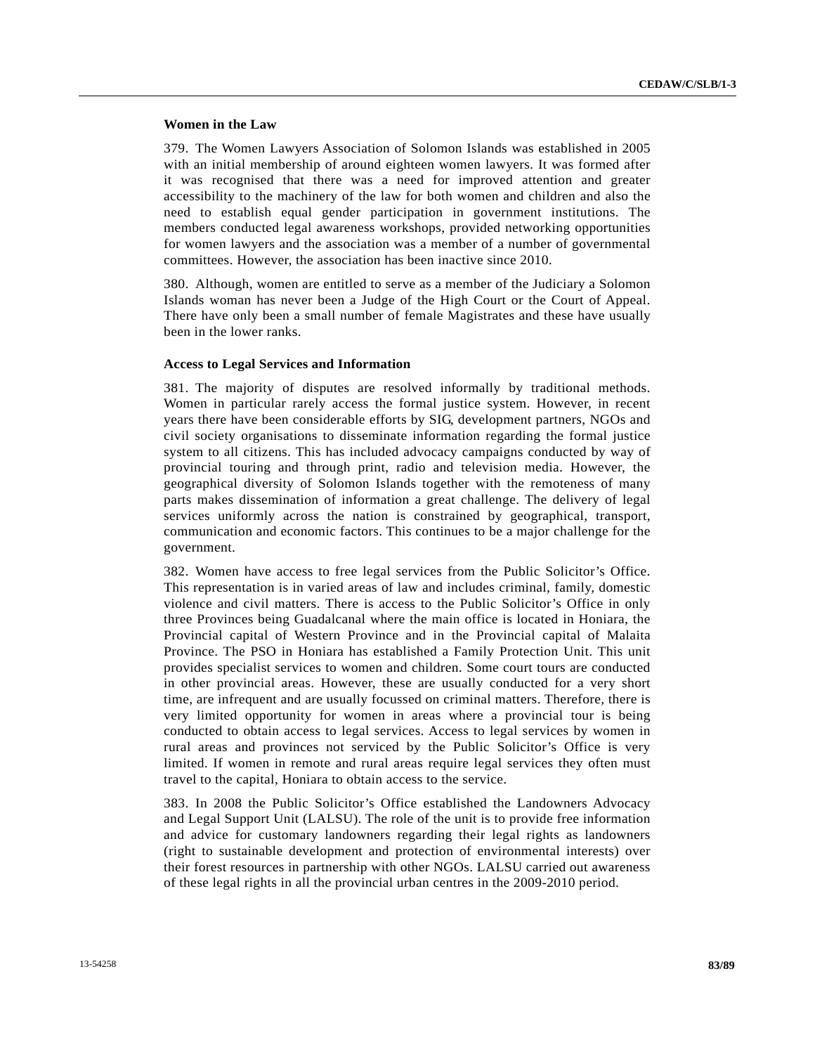**Women in the Law**

379. The Women Lawyers Association of Solomon Islands was established in 2005 with an initial membership of around eighteen women lawyers. It was formed after it was recognised that there was a need for improved attention and greater accessibility to the machinery of the law for both women and children and also the need to establish equal gender participation in government institutions. The members conducted legal awareness workshops, provided networking opportunities for women lawyers and the association was a member of a number of governmental committees. However, the association has been inactive since 2010.

380. Although, women are entitled to serve as a member of the Judiciary a Solomon Islands woman has never been a Judge of the High Court or the Court of Appeal. There have only been a small number of female Magistrates and these have usually been in the lower ranks.

**Access to Legal Services and Information**

381. The majority of disputes are resolved informally by traditional methods. Women in particular rarely access the formal justice system. However, in recent years there have been considerable efforts by SIG, development partners, NGOs and civil society organisations to disseminate information regarding the formal justice system to all citizens. This has included advocacy campaigns conducted by way of provincial touring and through print, radio and television media. However, the geographical diversity of Solomon Islands together with the remoteness of many parts makes dissemination of information a great challenge. The delivery of legal services uniformly across the nation is constrained by geographical, transport, communication and economic factors. This continues to be a major challenge for the government.

382. Women have access to free legal services from the Public Solicitor's Office. This representation is in varied areas of law and includes criminal, family, domestic violence and civil matters. There is access to the Public Solicitor's Office in only three Provinces being Guadalcanal where the main office is located in Honiara, the Provincial capital of Western Province and in the Provincial capital of Malaita Province. The PSO in Honiara has established a Family Protection Unit. This unit provides specialist services to women and children. Some court tours are conducted in other provincial areas. However, these are usually conducted for a very short time, are infrequent and are usually focussed on criminal matters. Therefore, there is very limited opportunity for women in areas where a provincial tour is being conducted to obtain access to legal services. Access to legal services by women in rural areas and provinces not serviced by the Public Solicitor's Office is very limited. If women in remote and rural areas require legal services they often must travel to the capital, Honiara to obtain access to the service.

383. In 2008 the Public Solicitor's Office established the Landowners Advocacy and Legal Support Unit (LALSU). The role of the unit is to provide free information and advice for customary landowners regarding their legal rights as landowners (right to sustainable development and protection of environmental interests) over their forest resources in partnership with other NGOs. LALSU carried out awareness of these legal rights in all the provincial urban centres in the 2009-2010 period.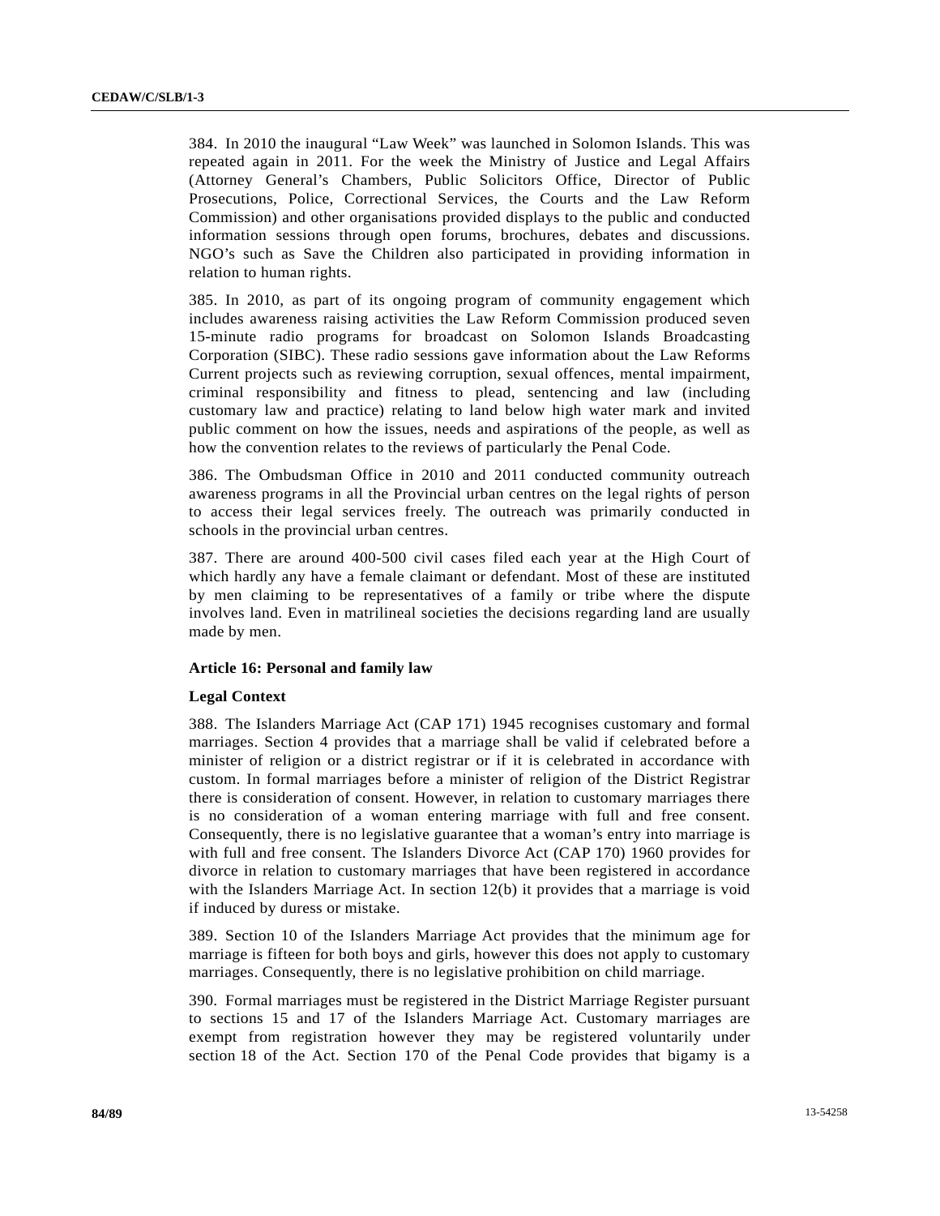384. In 2010 the inaugural "Law Week" was launched in Solomon Islands. This was repeated again in 2011. For the week the Ministry of Justice and Legal Affairs (Attorney General's Chambers, Public Solicitors Office, Director of Public Prosecutions, Police, Correctional Services, the Courts and the Law Reform Commission) and other organisations provided displays to the public and conducted information sessions through open forums, brochures, debates and discussions. NGO's such as Save the Children also participated in providing information in relation to human rights.

385. In 2010, as part of its ongoing program of community engagement which includes awareness raising activities the Law Reform Commission produced seven 15-minute radio programs for broadcast on Solomon Islands Broadcasting Corporation (SIBC). These radio sessions gave information about the Law Reforms Current projects such as reviewing corruption, sexual offences, mental impairment, criminal responsibility and fitness to plead, sentencing and law (including customary law and practice) relating to land below high water mark and invited public comment on how the issues, needs and aspirations of the people, as well as how the convention relates to the reviews of particularly the Penal Code.

386. The Ombudsman Office in 2010 and 2011 conducted community outreach awareness programs in all the Provincial urban centres on the legal rights of person to access their legal services freely. The outreach was primarily conducted in schools in the provincial urban centres.

387. There are around 400-500 civil cases filed each year at the High Court of which hardly any have a female claimant or defendant. Most of these are instituted by men claiming to be representatives of a family or tribe where the dispute involves land. Even in matrilineal societies the decisions regarding land are usually made by men.

### Article 16: Personal and family law

#### Legal Context

388. The Islanders Marriage Act (CAP 171) 1945 recognises customary and formal marriages. Section 4 provides that a marriage shall be valid if celebrated before a minister of religion or a district registrar or if it is celebrated in accordance with custom. In formal marriages before a minister of religion of the District Registrar there is consideration of consent. However, in relation to customary marriages there is no consideration of a woman entering marriage with full and free consent. Consequently, there is no legislative guarantee that a woman's entry into marriage is with full and free consent. The Islanders Divorce Act (CAP 170) 1960 provides for divorce in relation to customary marriages that have been registered in accordance with the Islanders Marriage Act. In section 12(b) it provides that a marriage is void if induced by duress or mistake.

389. Section 10 of the Islanders Marriage Act provides that the minimum age for marriage is fifteen for both boys and girls, however this does not apply to customary marriages. Consequently, there is no legislative prohibition on child marriage.

390. Formal marriages must be registered in the District Marriage Register pursuant to sections 15 and 17 of the Islanders Marriage Act. Customary marriages are exempt from registration however they may be registered voluntarily under section 18 of the Act. Section 170 of the Penal Code provides that bigamy is a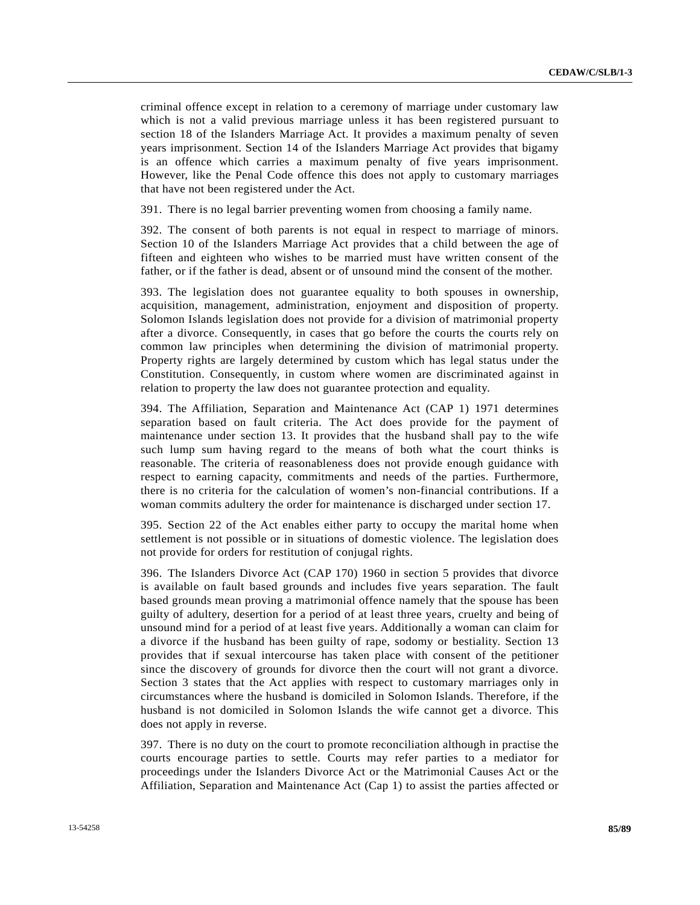criminal offence except in relation to a ceremony of marriage under customary law which is not a valid previous marriage unless it has been registered pursuant to section 18 of the Islanders Marriage Act. It provides a maximum penalty of seven years imprisonment. Section 14 of the Islanders Marriage Act provides that bigamy is an offence which carries a maximum penalty of five years imprisonment. However, like the Penal Code offence this does not apply to customary marriages that have not been registered under the Act.

391. There is no legal barrier preventing women from choosing a family name.

392. The consent of both parents is not equal in respect to marriage of minors. Section 10 of the Islanders Marriage Act provides that a child between the age of fifteen and eighteen who wishes to be married must have written consent of the father, or if the father is dead, absent or of unsound mind the consent of the mother.

393. The legislation does not guarantee equality to both spouses in ownership, acquisition, management, administration, enjoyment and disposition of property. Solomon Islands legislation does not provide for a division of matrimonial property after a divorce. Consequently, in cases that go before the courts the courts rely on common law principles when determining the division of matrimonial property. Property rights are largely determined by custom which has legal status under the Constitution. Consequently, in custom where women are discriminated against in relation to property the law does not guarantee protection and equality.

394. The Affiliation, Separation and Maintenance Act (CAP 1) 1971 determines separation based on fault criteria. The Act does provide for the payment of maintenance under section 13. It provides that the husband shall pay to the wife such lump sum having regard to the means of both what the court thinks is reasonable. The criteria of reasonableness does not provide enough guidance with respect to earning capacity, commitments and needs of the parties. Furthermore, there is no criteria for the calculation of women's non-financial contributions. If a woman commits adultery the order for maintenance is discharged under section 17.

395. Section 22 of the Act enables either party to occupy the marital home when settlement is not possible or in situations of domestic violence. The legislation does not provide for orders for restitution of conjugal rights.

396. The Islanders Divorce Act (CAP 170) 1960 in section 5 provides that divorce is available on fault based grounds and includes five years separation. The fault based grounds mean proving a matrimonial offence namely that the spouse has been guilty of adultery, desertion for a period of at least three years, cruelty and being of unsound mind for a period of at least five years. Additionally a woman can claim for a divorce if the husband has been guilty of rape, sodomy or bestiality. Section 13 provides that if sexual intercourse has taken place with consent of the petitioner since the discovery of grounds for divorce then the court will not grant a divorce. Section 3 states that the Act applies with respect to customary marriages only in circumstances where the husband is domiciled in Solomon Islands. Therefore, if the husband is not domiciled in Solomon Islands the wife cannot get a divorce. This does not apply in reverse.

397. There is no duty on the court to promote reconciliation although in practise the courts encourage parties to settle. Courts may refer parties to a mediator for proceedings under the Islanders Divorce Act or the Matrimonial Causes Act or the Affiliation, Separation and Maintenance Act (Cap 1) to assist the parties affected or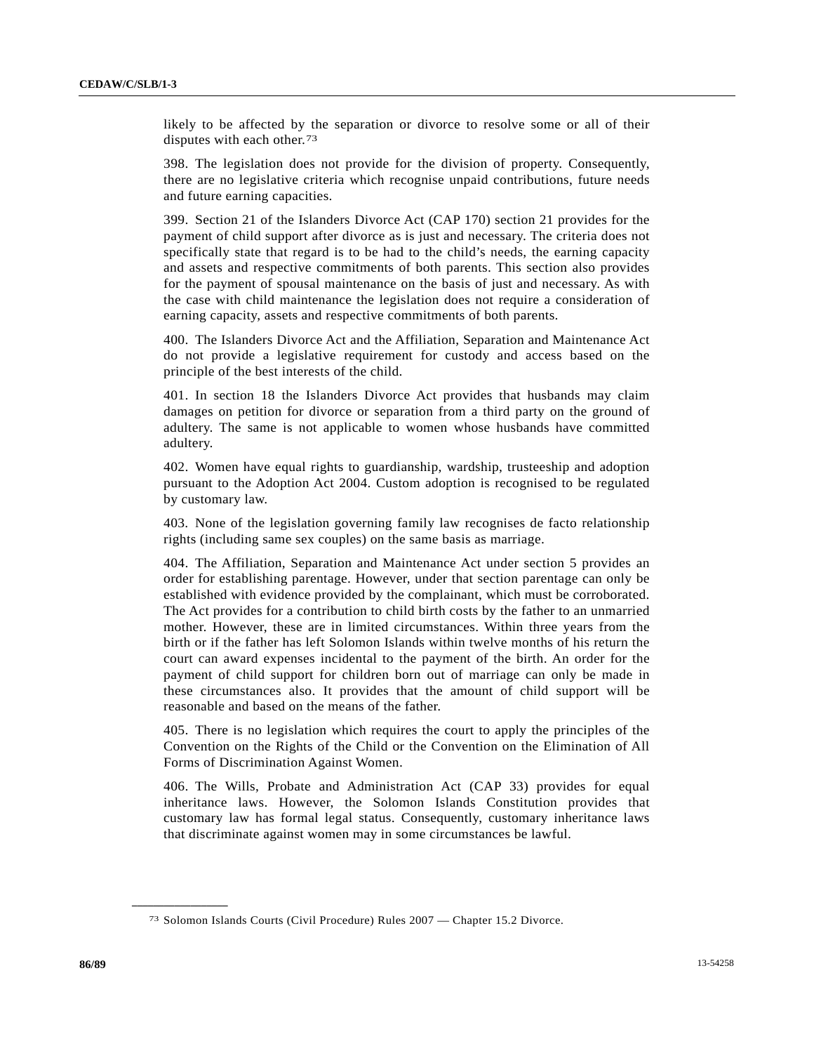likely to be affected by the separation or divorce to resolve some or all of their disputes with each other.[73]

398. The legislation does not provide for the division of property. Consequently, there are no legislative criteria which recognise unpaid contributions, future needs and future earning capacities.

399. Section 21 of the Islanders Divorce Act (CAP 170) section 21 provides for the payment of child support after divorce as is just and necessary. The criteria does not specifically state that regard is to be had to the child's needs, the earning capacity and assets and respective commitments of both parents. This section also provides for the payment of spousal maintenance on the basis of just and necessary. As with the case with child maintenance the legislation does not require a consideration of earning capacity, assets and respective commitments of both parents.

400. The Islanders Divorce Act and the Affiliation, Separation and Maintenance Act do not provide a legislative requirement for custody and access based on the principle of the best interests of the child.

401. In section 18 the Islanders Divorce Act provides that husbands may claim damages on petition for divorce or separation from a third party on the ground of adultery. The same is not applicable to women whose husbands have committed adultery.

402. Women have equal rights to guardianship, wardship, trusteeship and adoption pursuant to the Adoption Act 2004. Custom adoption is recognised to be regulated by customary law.

403. None of the legislation governing family law recognises de facto relationship rights (including same sex couples) on the same basis as marriage.

404. The Affiliation, Separation and Maintenance Act under section 5 provides an order for establishing parentage. However, under that section parentage can only be established with evidence provided by the complainant, which must be corroborated. The Act provides for a contribution to child birth costs by the father to an unmarried mother. However, these are in limited circumstances. Within three years from the birth or if the father has left Solomon Islands within twelve months of his return the court can award expenses incidental to the payment of the birth. An order for the payment of child support for children born out of marriage can only be made in these circumstances also. It provides that the amount of child support will be reasonable and based on the means of the father.

405. There is no legislation which requires the court to apply the principles of the Convention on the Rights of the Child or the Convention on the Elimination of All Forms of Discrimination Against Women.

406. The Wills, Probate and Administration Act (CAP 33) provides for equal inheritance laws. However, the Solomon Islands Constitution provides that customary law has formal legal status. Consequently, customary inheritance laws that discriminate against women may in some circumstances be lawful.

---

[73] Solomon Islands Courts (Civil Procedure) Rules 2007 — Chapter 15.2 Divorce.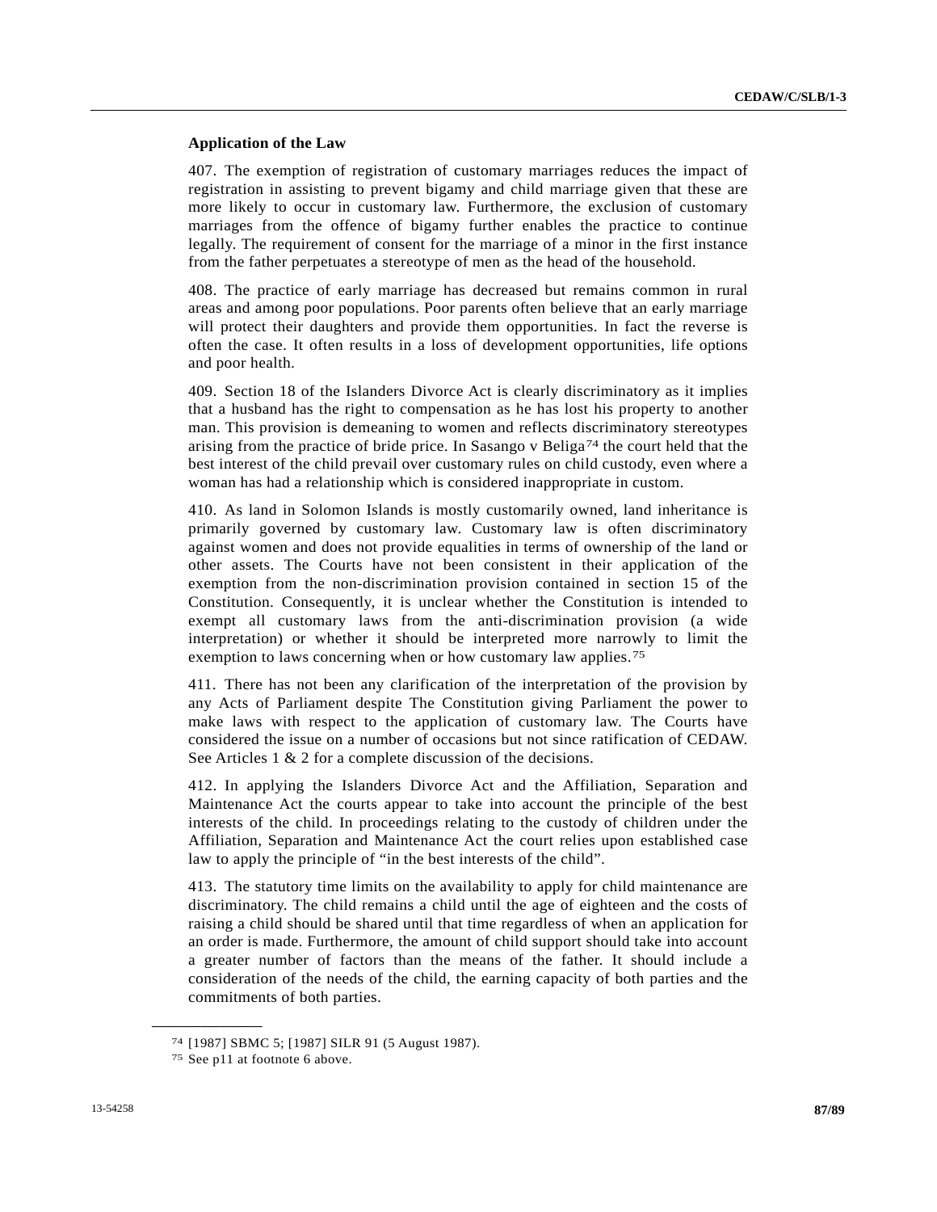**Application of the Law**

407. The exemption of registration of customary marriages reduces the impact of registration in assisting to prevent bigamy and child marriage given that these are more likely to occur in customary law. Furthermore, the exclusion of customary marriages from the offence of bigamy further enables the practice to continue legally. The requirement of consent for the marriage of a minor in the first instance from the father perpetuates a stereotype of men as the head of the household.

408. The practice of early marriage has decreased but remains common in rural areas and among poor populations. Poor parents often believe that an early marriage will protect their daughters and provide them opportunities. In fact the reverse is often the case. It often results in a loss of development opportunities, life options and poor health.

409. Section 18 of the Islanders Divorce Act is clearly discriminatory as it implies that a husband has the right to compensation as he has lost his property to another man. This provision is demeaning to women and reflects discriminatory stereotypes arising from the practice of bride price. In Sasango v Beliga[74] the court held that the best interest of the child prevail over customary rules on child custody, even where a woman has had a relationship which is considered inappropriate in custom.

410. As land in Solomon Islands is mostly customarily owned, land inheritance is primarily governed by customary law. Customary law is often discriminatory against women and does not provide equalities in terms of ownership of the land or other assets. The Courts have not been consistent in their application of the exemption from the non-discrimination provision contained in section 15 of the Constitution. Consequently, it is unclear whether the Constitution is intended to exempt all customary laws from the anti-discrimination provision (a wide interpretation) or whether it should be interpreted more narrowly to limit the exemption to laws concerning when or how customary law applies.[75]

411. There has not been any clarification of the interpretation of the provision by any Acts of Parliament despite The Constitution giving Parliament the power to make laws with respect to the application of customary law. The Courts have considered the issue on a number of occasions but not since ratification of CEDAW. See Articles 1 & 2 for a complete discussion of the decisions.

412. In applying the Islanders Divorce Act and the Affiliation, Separation and Maintenance Act the courts appear to take into account the principle of the best interests of the child. In proceedings relating to the custody of children under the Affiliation, Separation and Maintenance Act the court relies upon established case law to apply the principle of "in the best interests of the child".

413. The statutory time limits on the availability to apply for child maintenance are discriminatory. The child remains a child until the age of eighteen and the costs of raising a child should be shared until that time regardless of when an application for an order is made. Furthermore, the amount of child support should take into account a greater number of factors than the means of the father. It should include a consideration of the needs of the child, the earning capacity of both parties and the commitments of both parties.

---

[74] [1987] SBMC 5; [1987] SILR 91 (5 August 1987).

[75] See p11 at footnote 6 above.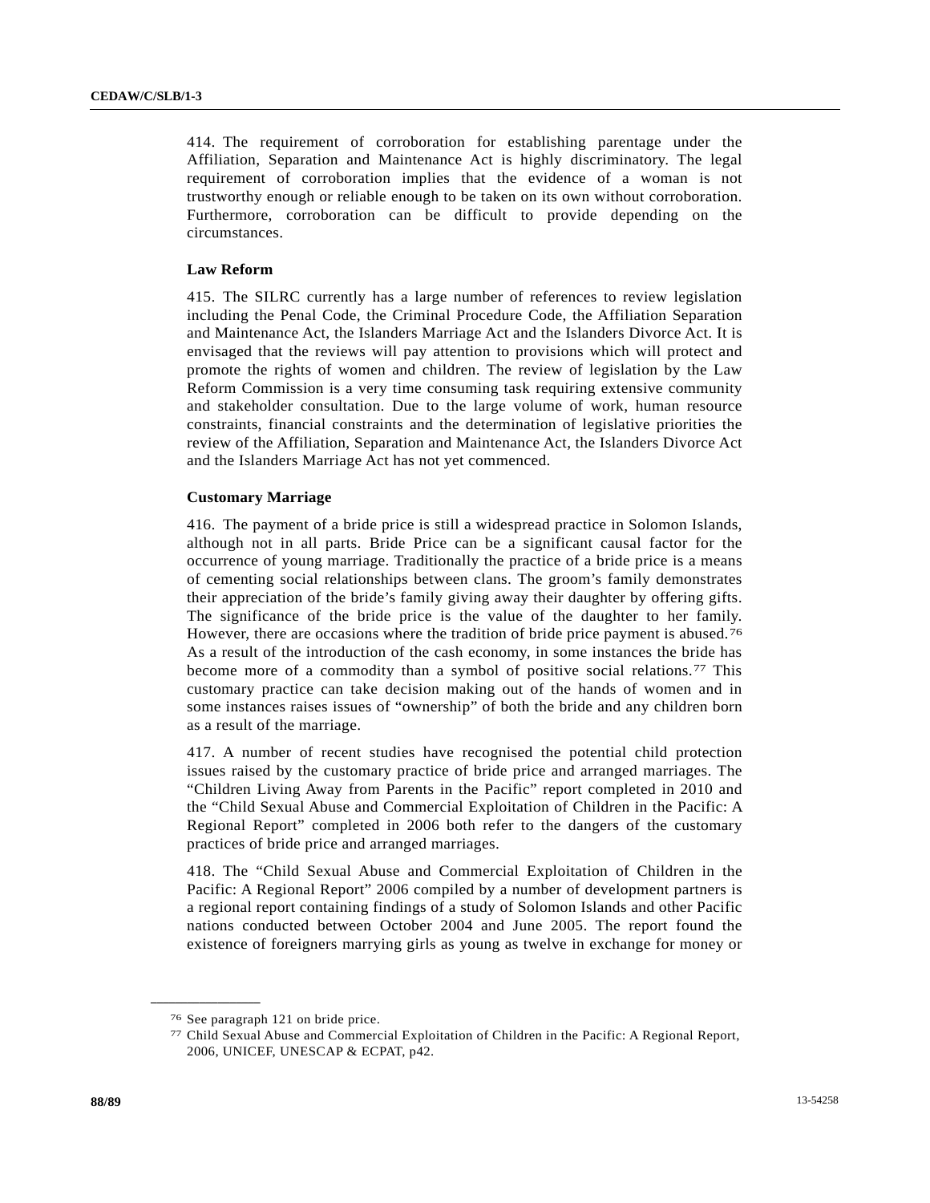414. The requirement of corroboration for establishing parentage under the Affiliation, Separation and Maintenance Act is highly discriminatory. The legal requirement of corroboration implies that the evidence of a woman is not trustworthy enough or reliable enough to be taken on its own without corroboration. Furthermore, corroboration can be difficult to provide depending on the circumstances.

**Law Reform**

415. The SILRC currently has a large number of references to review legislation including the Penal Code, the Criminal Procedure Code, the Affiliation Separation and Maintenance Act, the Islanders Marriage Act and the Islanders Divorce Act. It is envisaged that the reviews will pay attention to provisions which will protect and promote the rights of women and children. The review of legislation by the Law Reform Commission is a very time consuming task requiring extensive community and stakeholder consultation. Due to the large volume of work, human resource constraints, financial constraints and the determination of legislative priorities the review of the Affiliation, Separation and Maintenance Act, the Islanders Divorce Act and the Islanders Marriage Act has not yet commenced.

**Customary Marriage**

416. The payment of a bride price is still a widespread practice in Solomon Islands, although not in all parts. Bride Price can be a significant causal factor for the occurrence of young marriage. Traditionally the practice of a bride price is a means of cementing social relationships between clans. The groom's family demonstrates their appreciation of the bride's family giving away their daughter by offering gifts. The significance of the bride price is the value of the daughter to her family. However, there are occasions where the tradition of bride price payment is abused.[76] As a result of the introduction of the cash economy, in some instances the bride has become more of a commodity than a symbol of positive social relations.[77] This customary practice can take decision making out of the hands of women and in some instances raises issues of "ownership" of both the bride and any children born as a result of the marriage.

417. A number of recent studies have recognised the potential child protection issues raised by the customary practice of bride price and arranged marriages. The "Children Living Away from Parents in the Pacific" report completed in 2010 and the "Child Sexual Abuse and Commercial Exploitation of Children in the Pacific: A Regional Report" completed in 2006 both refer to the dangers of the customary practices of bride price and arranged marriages.

418. The "Child Sexual Abuse and Commercial Exploitation of Children in the Pacific: A Regional Report" 2006 compiled by a number of development partners is a regional report containing findings of a study of Solomon Islands and other Pacific nations conducted between October 2004 and June 2005. The report found the existence of foreigners marrying girls as young as twelve in exchange for money or

---

[76] See paragraph 121 on bride price.

[77] Child Sexual Abuse and Commercial Exploitation of Children in the Pacific: A Regional Report, 2006, UNICEF, UNESCAP & ECPAT, p42.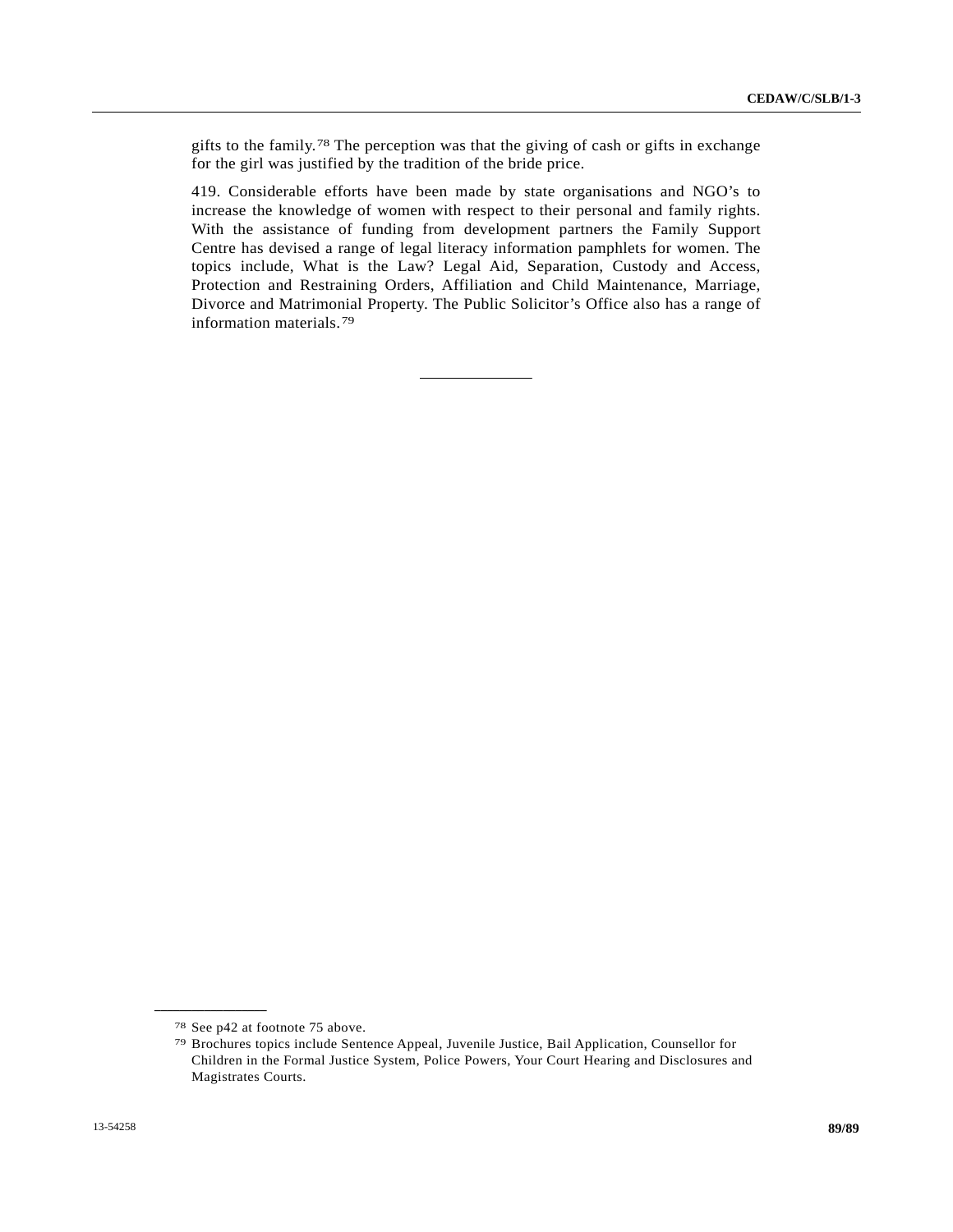gifts to the family.[78] The perception was that the giving of cash or gifts in exchange for the girl was justified by the tradition of the bride price.

419. Considerable efforts have been made by state organisations and NGO's to increase the knowledge of women with respect to their personal and family rights. With the assistance of funding from development partners the Family Support Centre has devised a range of legal literacy information pamphlets for women. The topics include, What is the Law? Legal Aid, Separation, Custody and Access, Protection and Restraining Orders, Affiliation and Child Maintenance, Marriage, Divorce and Matrimonial Property. The Public Solicitor's Office also has a range of information materials.[79]

---

[78] See p42 at footnote 75 above.

[79] Brochures topics include Sentence Appeal, Juvenile Justice, Bail Application, Counsellor for Children in the Formal Justice System, Police Powers, Your Court Hearing and Disclosures and Magistrates Courts.